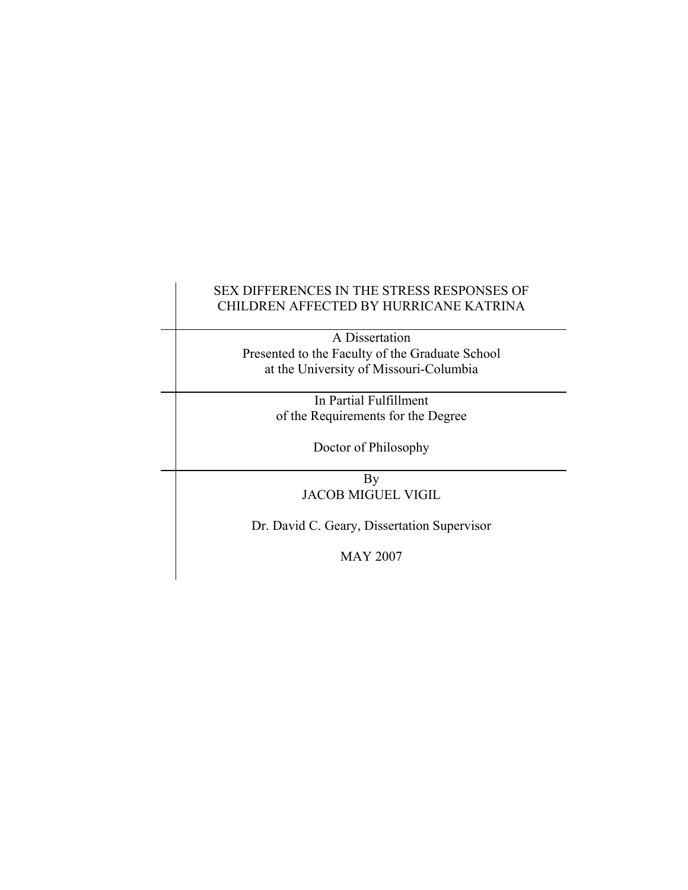# SEX DIFFERENCES IN THE STRESS RESPONSES OF CHILDREN AFFECTED BY HURRICANE KATRINA

A Dissertation
Presented to the Faculty of the Graduate School
at the University of Missouri-Columbia

In Partial Fulfillment
of the Requirements for the Degree

Doctor of Philosophy

By
JACOB MIGUEL VIGIL

Dr. David C. Geary, Dissertation Supervisor

MAY 2007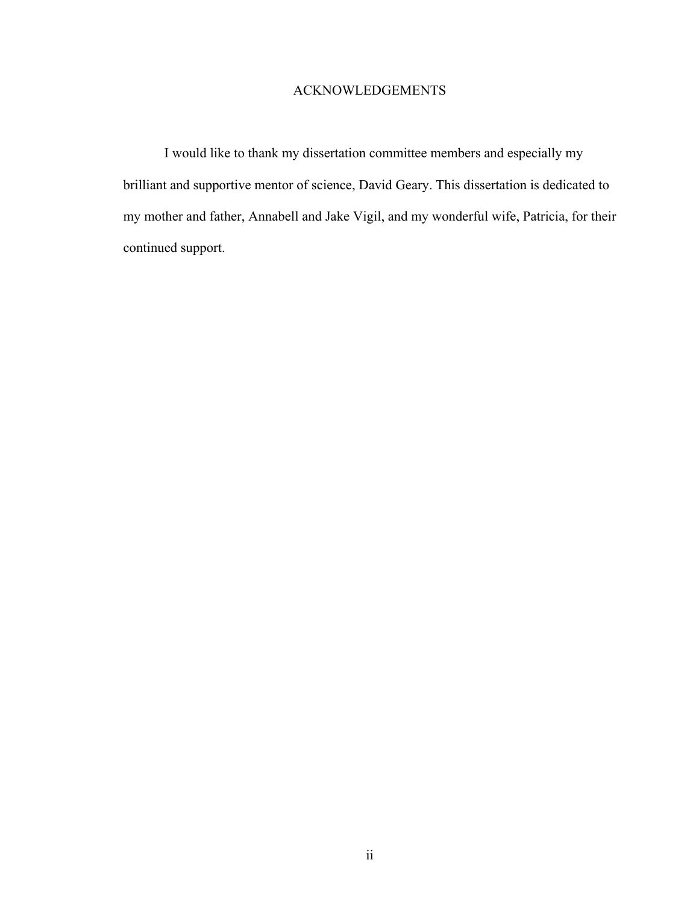# ACKNOWLEDGEMENTS

I would like to thank my dissertation committee members and especially my brilliant and supportive mentor of science, David Geary. This dissertation is dedicated to my mother and father, Annabell and Jake Vigil, and my wonderful wife, Patricia, for their continued support.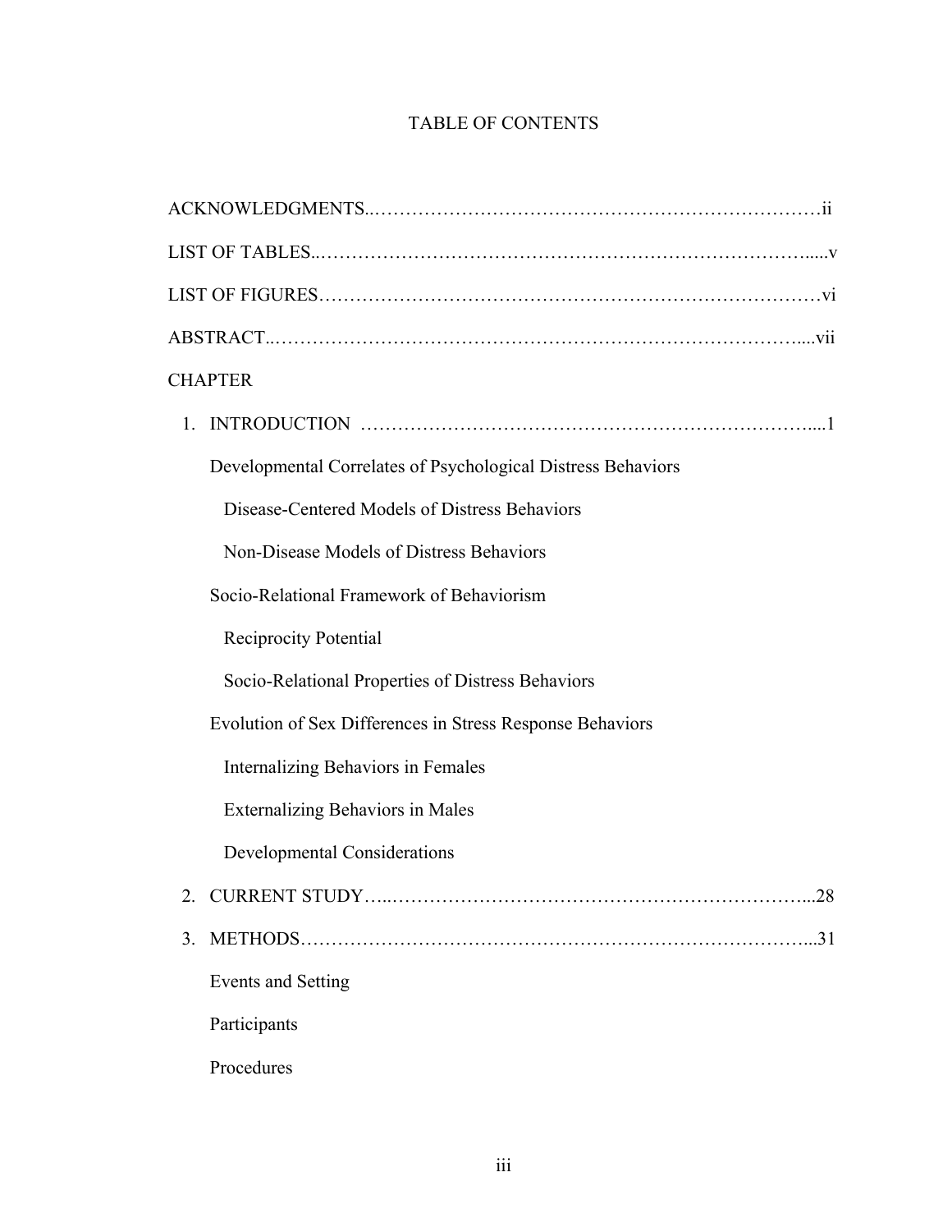# TABLE OF CONTENTS

ACKNOWLEDGMENTS..........................................................................ii

LIST OF TABLES..............................................................................v

LIST OF FIGURES............................................................................vi

ABSTRACT.....................................................................................vii

CHAPTER

1. INTRODUCTION .........................................................................1

   Developmental Correlates of Psychological Distress Behaviors

      Disease-Centered Models of Distress Behaviors

      Non-Disease Models of Distress Behaviors

   Socio-Relational Framework of Behaviorism

      Reciprocity Potential

      Socio-Relational Properties of Distress Behaviors

   Evolution of Sex Differences in Stress Response Behaviors

      Internalizing Behaviors in Females

      Externalizing Behaviors in Males

      Developmental Considerations

2. CURRENT STUDY.......................................................................28

3. METHODS....................................................................................31

   Events and Setting

   Participants

   Procedures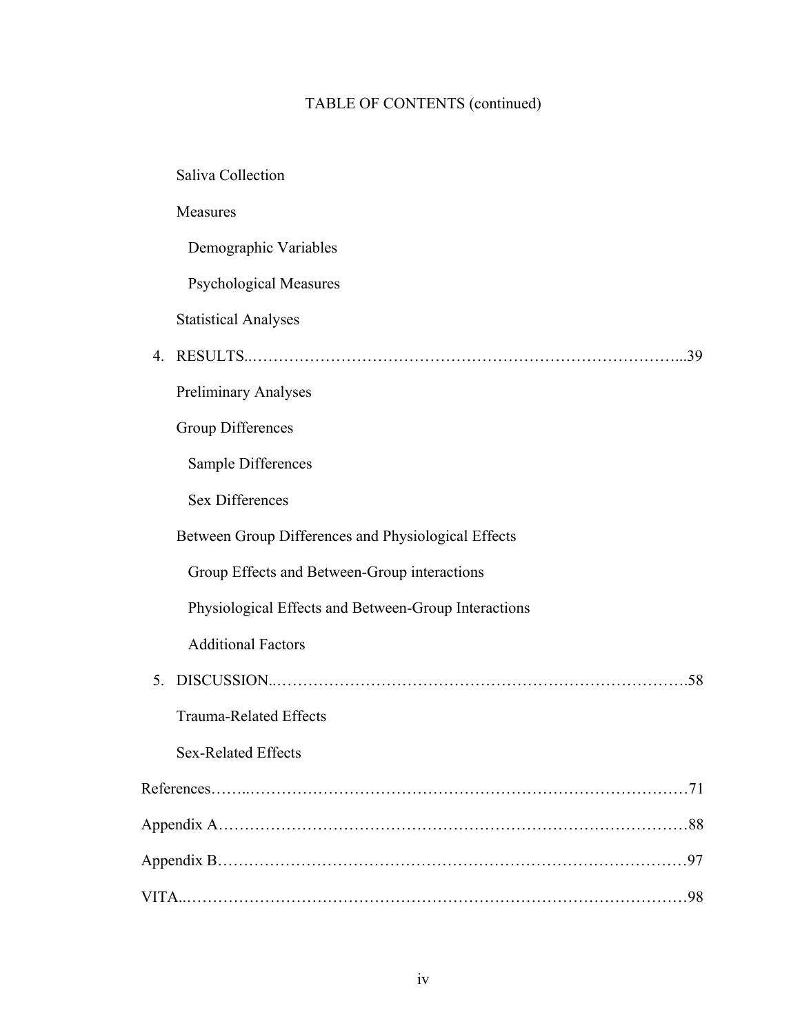## TABLE OF CONTENTS (continued)

Saliva Collection

Measures

Demographic Variables

Psychological Measures

Statistical Analyses

4. RESULTS......................................................................................39

Preliminary Analyses

Group Differences

Sample Differences

Sex Differences

Between Group Differences and Physiological Effects

Group Effects and Between-Group interactions

Physiological Effects and Between-Group Interactions

Additional Factors

5. DISCUSSION.................................................................................58

Trauma-Related Effects

Sex-Related Effects

References.............................................................................................71

Appendix A...........................................................................................88

Appendix B...........................................................................................97

VITA......................................................................................................98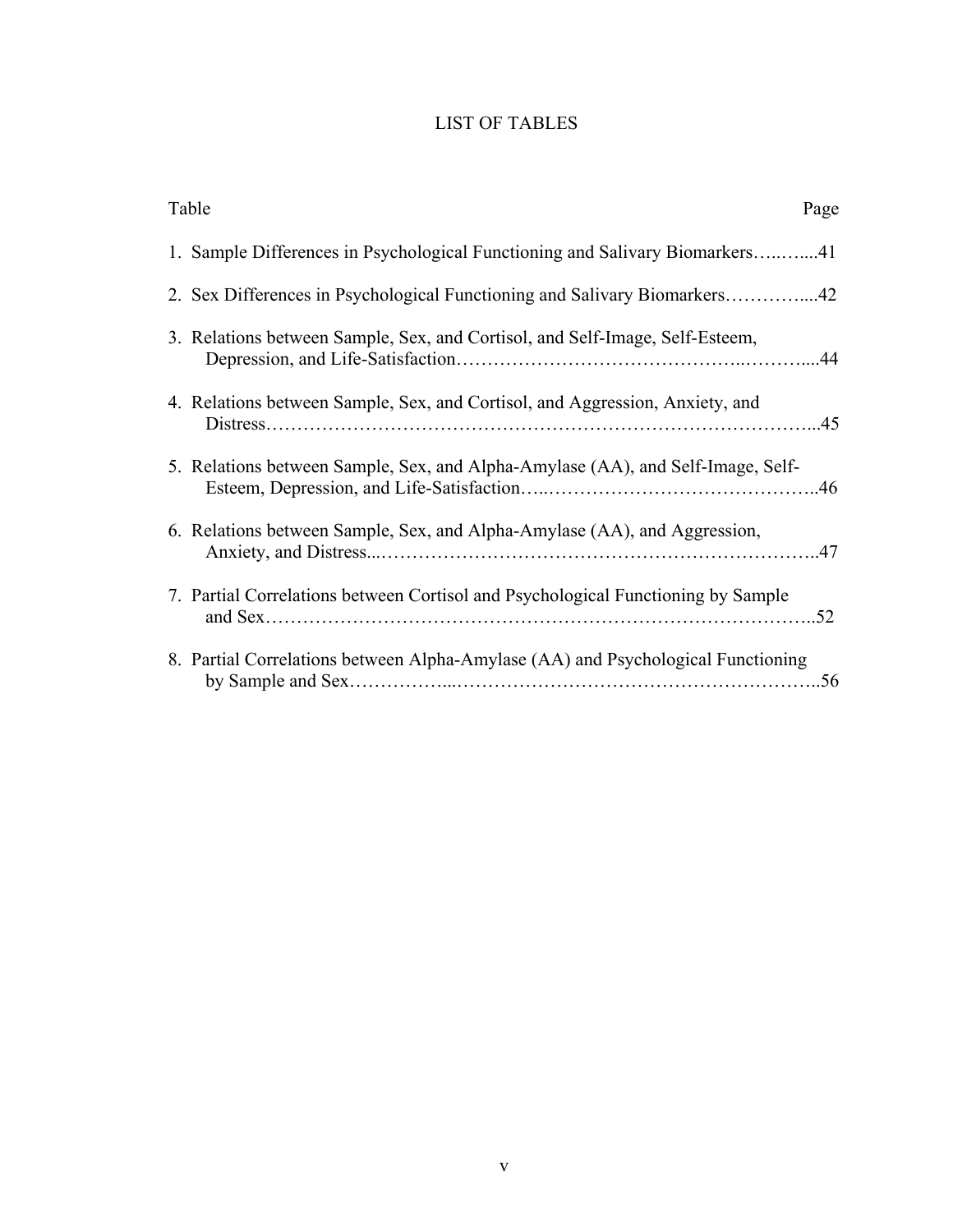# LIST OF TABLES

| Table | Page |
|---|---|
| 1. Sample Differences in Psychological Functioning and Salivary Biomarkers | 41 |
| 2. Sex Differences in Psychological Functioning and Salivary Biomarkers | 42 |
| 3. Relations between Sample, Sex, and Cortisol, and Self-Image, Self-Esteem, Depression, and Life-Satisfaction | 44 |
| 4. Relations between Sample, Sex, and Cortisol, and Aggression, Anxiety, and Distress | 45 |
| 5. Relations between Sample, Sex, and Alpha-Amylase (AA), and Self-Image, Self-Esteem, Depression, and Life-Satisfaction | 46 |
| 6. Relations between Sample, Sex, and Alpha-Amylase (AA), and Aggression, Anxiety, and Distress | 47 |
| 7. Partial Correlations between Cortisol and Psychological Functioning by Sample and Sex | 52 |
| 8. Partial Correlations between Alpha-Amylase (AA) and Psychological Functioning by Sample and Sex | 56 |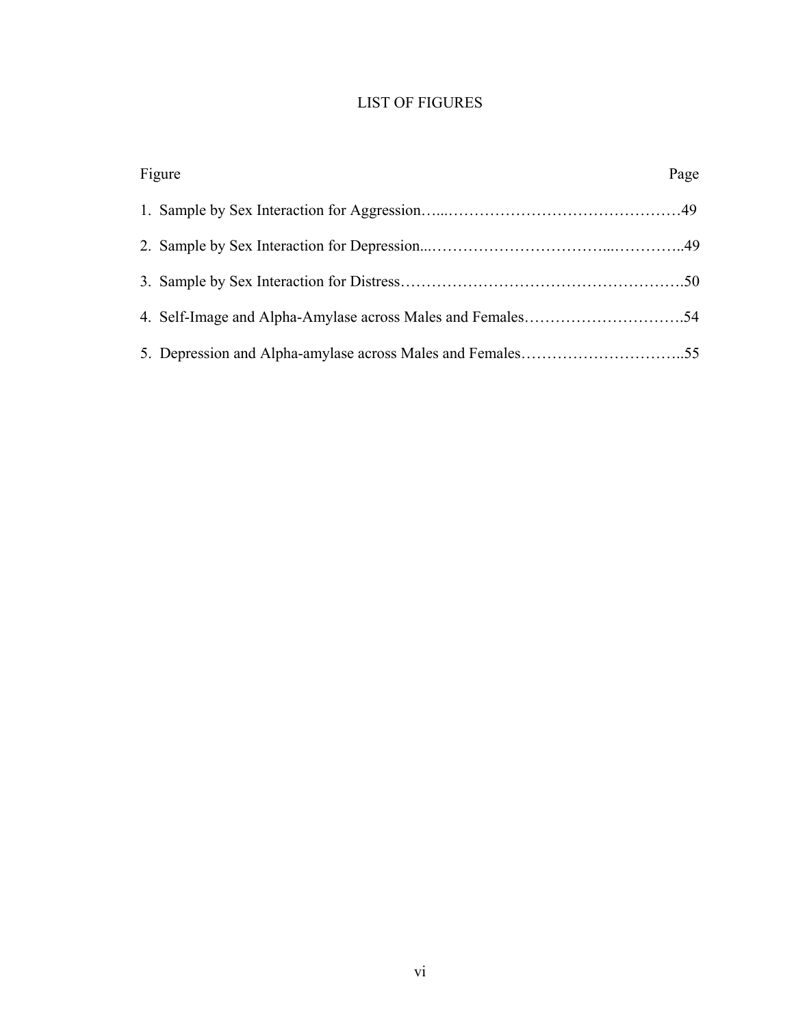# LIST OF FIGURES

| Figure | Page |
| --- | --- |
| 1. Sample by Sex Interaction for Aggression | 49 |
| 2. Sample by Sex Interaction for Depression | 49 |
| 3. Sample by Sex Interaction for Distress | 50 |
| 4. Self-Image and Alpha-Amylase across Males and Females | 54 |
| 5. Depression and Alpha-amylase across Males and Females | 55 |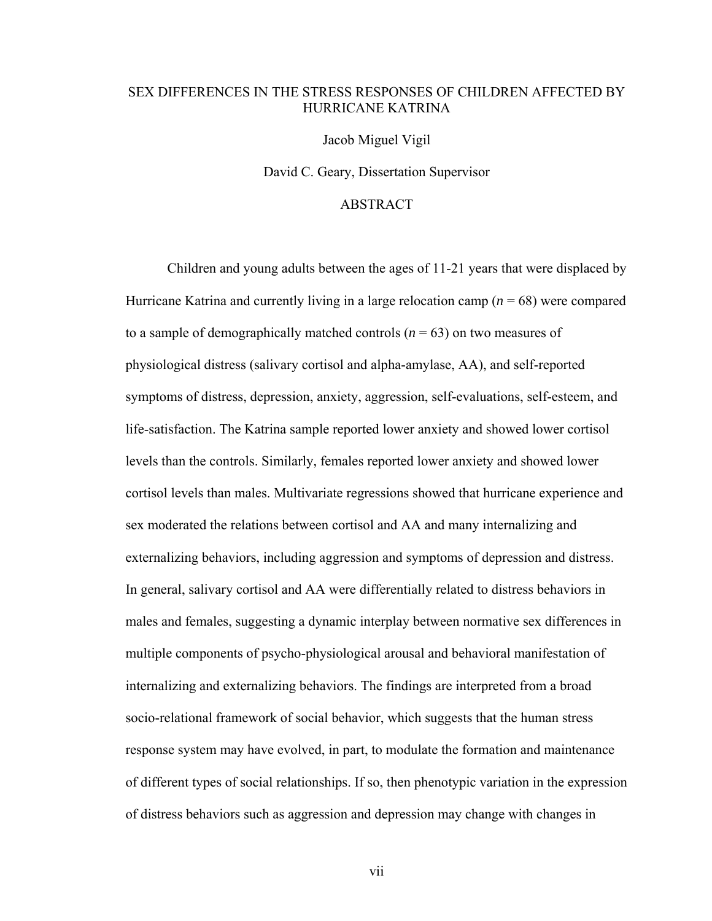# SEX DIFFERENCES IN THE STRESS RESPONSES OF CHILDREN AFFECTED BY HURRICANE KATRINA

Jacob Miguel Vigil

David C. Geary, Dissertation Supervisor

## ABSTRACT

Children and young adults between the ages of 11-21 years that were displaced by Hurricane Katrina and currently living in a large relocation camp ($n$ = 68) were compared to a sample of demographically matched controls ($n$ = 63) on two measures of physiological distress (salivary cortisol and alpha-amylase, AA), and self-reported symptoms of distress, depression, anxiety, aggression, self-evaluations, self-esteem, and life-satisfaction. The Katrina sample reported lower anxiety and showed lower cortisol levels than the controls. Similarly, females reported lower anxiety and showed lower cortisol levels than males. Multivariate regressions showed that hurricane experience and sex moderated the relations between cortisol and AA and many internalizing and externalizing behaviors, including aggression and symptoms of depression and distress. In general, salivary cortisol and AA were differentially related to distress behaviors in males and females, suggesting a dynamic interplay between normative sex differences in multiple components of psycho-physiological arousal and behavioral manifestation of internalizing and externalizing behaviors. The findings are interpreted from a broad socio-relational framework of social behavior, which suggests that the human stress response system may have evolved, in part, to modulate the formation and maintenance of different types of social relationships. If so, then phenotypic variation in the expression of distress behaviors such as aggression and depression may change with changes in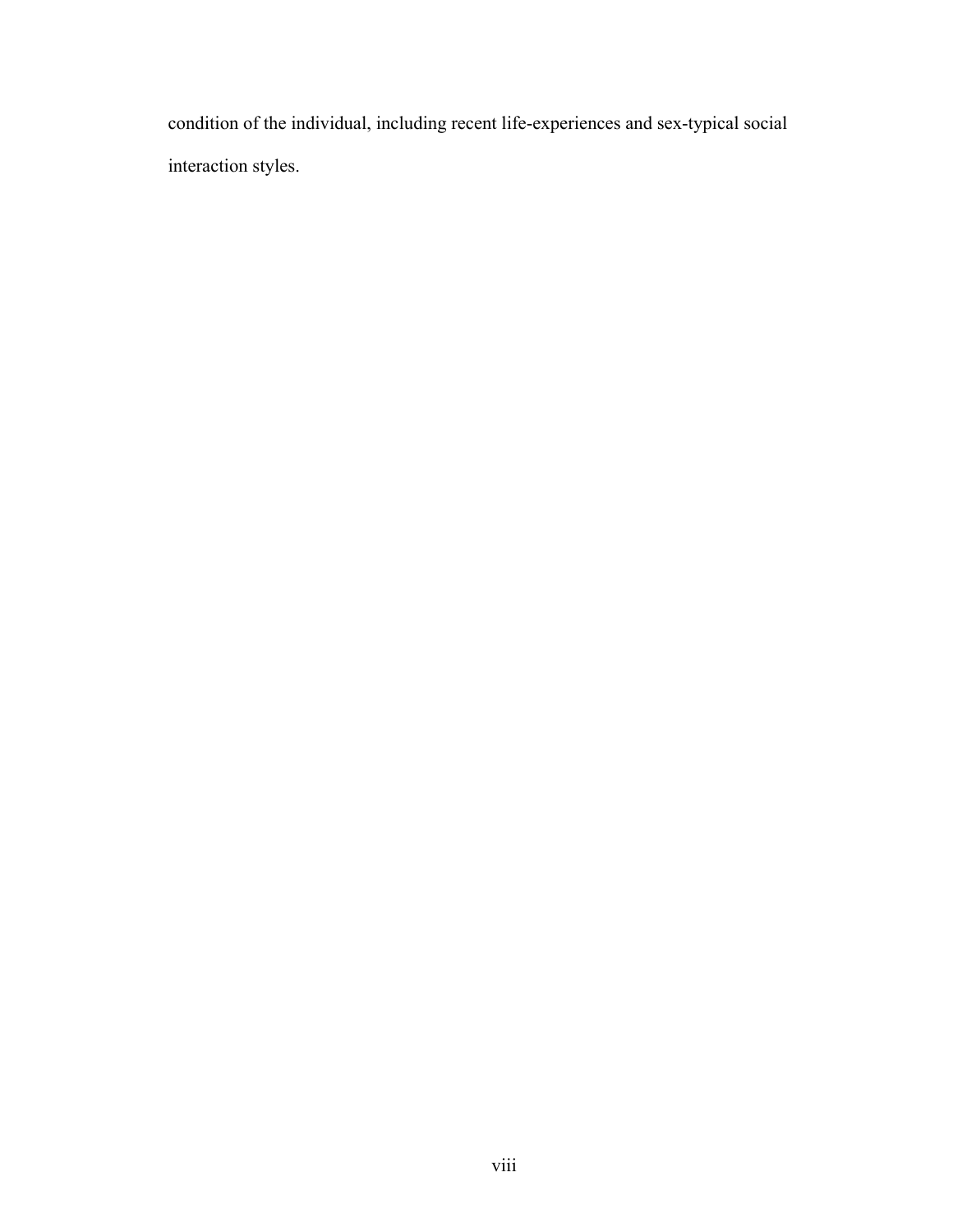condition of the individual, including recent life-experiences and sex-typical social interaction styles.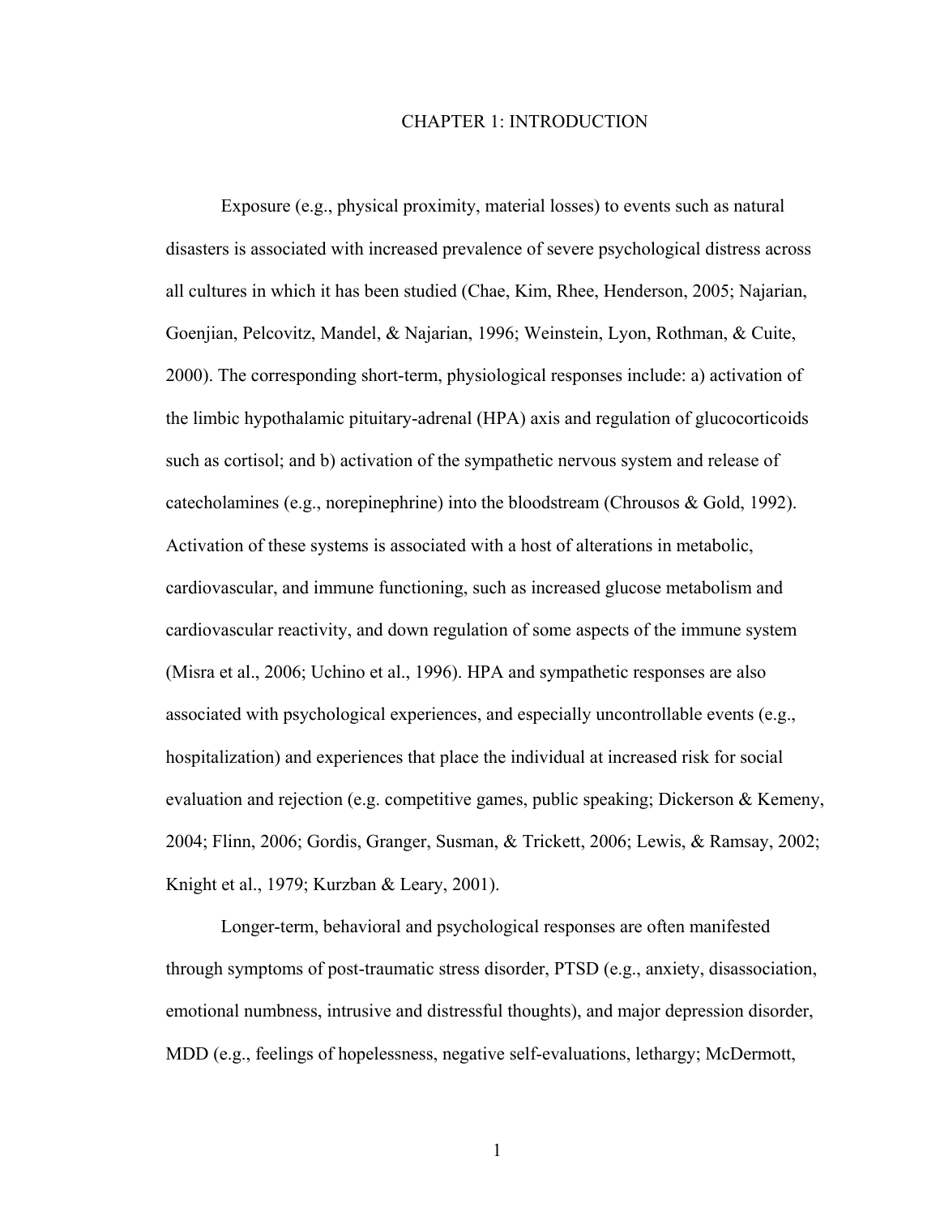# CHAPTER 1: INTRODUCTION

Exposure (e.g., physical proximity, material losses) to events such as natural disasters is associated with increased prevalence of severe psychological distress across all cultures in which it has been studied (Chae, Kim, Rhee, Henderson, 2005; Najarian, Goenjian, Pelcovitz, Mandel, & Najarian, 1996; Weinstein, Lyon, Rothman, & Cuite, 2000). The corresponding short-term, physiological responses include: a) activation of the limbic hypothalamic pituitary-adrenal (HPA) axis and regulation of glucocorticoids such as cortisol; and b) activation of the sympathetic nervous system and release of catecholamines (e.g., norepinephrine) into the bloodstream (Chrousos & Gold, 1992). Activation of these systems is associated with a host of alterations in metabolic, cardiovascular, and immune functioning, such as increased glucose metabolism and cardiovascular reactivity, and down regulation of some aspects of the immune system (Misra et al., 2006; Uchino et al., 1996). HPA and sympathetic responses are also associated with psychological experiences, and especially uncontrollable events (e.g., hospitalization) and experiences that place the individual at increased risk for social evaluation and rejection (e.g. competitive games, public speaking; Dickerson & Kemeny, 2004; Flinn, 2006; Gordis, Granger, Susman, & Trickett, 2006; Lewis, & Ramsay, 2002; Knight et al., 1979; Kurzban & Leary, 2001).

Longer-term, behavioral and psychological responses are often manifested through symptoms of post-traumatic stress disorder, PTSD (e.g., anxiety, disassociation, emotional numbness, intrusive and distressful thoughts), and major depression disorder, MDD (e.g., feelings of hopelessness, negative self-evaluations, lethargy; McDermott,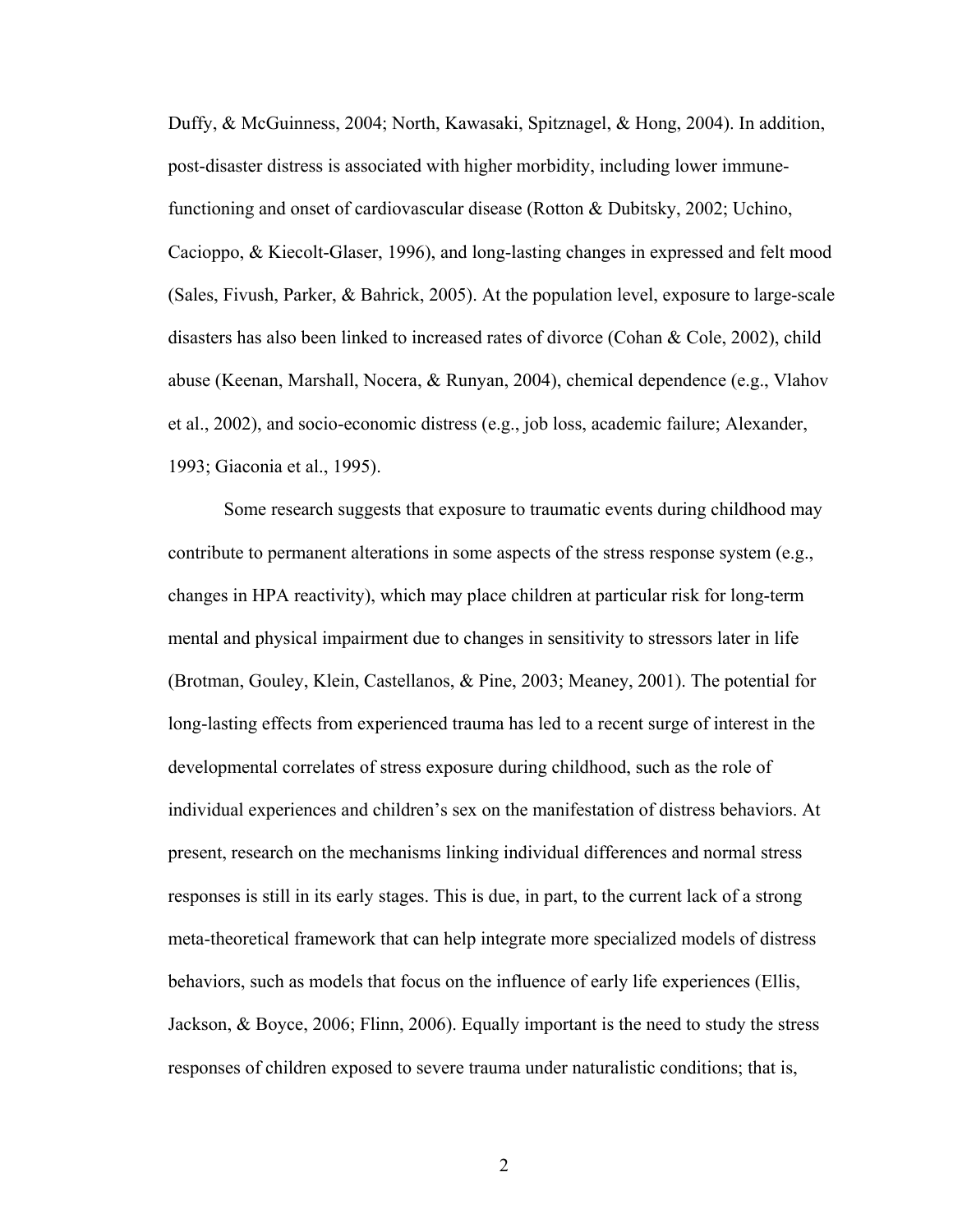Duffy, & McGuinness, 2004; North, Kawasaki, Spitznagel, & Hong, 2004). In addition, post-disaster distress is associated with higher morbidity, including lower immune-functioning and onset of cardiovascular disease (Rotton & Dubitsky, 2002; Uchino, Cacioppo, & Kiecolt-Glaser, 1996), and long-lasting changes in expressed and felt mood (Sales, Fivush, Parker, & Bahrick, 2005). At the population level, exposure to large-scale disasters has also been linked to increased rates of divorce (Cohan & Cole, 2002), child abuse (Keenan, Marshall, Nocera, & Runyan, 2004), chemical dependence (e.g., Vlahov et al., 2002), and socio-economic distress (e.g., job loss, academic failure; Alexander, 1993; Giaconia et al., 1995).

Some research suggests that exposure to traumatic events during childhood may contribute to permanent alterations in some aspects of the stress response system (e.g., changes in HPA reactivity), which may place children at particular risk for long-term mental and physical impairment due to changes in sensitivity to stressors later in life (Brotman, Gouley, Klein, Castellanos, & Pine, 2003; Meaney, 2001). The potential for long-lasting effects from experienced trauma has led to a recent surge of interest in the developmental correlates of stress exposure during childhood, such as the role of individual experiences and children's sex on the manifestation of distress behaviors. At present, research on the mechanisms linking individual differences and normal stress responses is still in its early stages. This is due, in part, to the current lack of a strong meta-theoretical framework that can help integrate more specialized models of distress behaviors, such as models that focus on the influence of early life experiences (Ellis, Jackson, & Boyce, 2006; Flinn, 2006). Equally important is the need to study the stress responses of children exposed to severe trauma under naturalistic conditions; that is,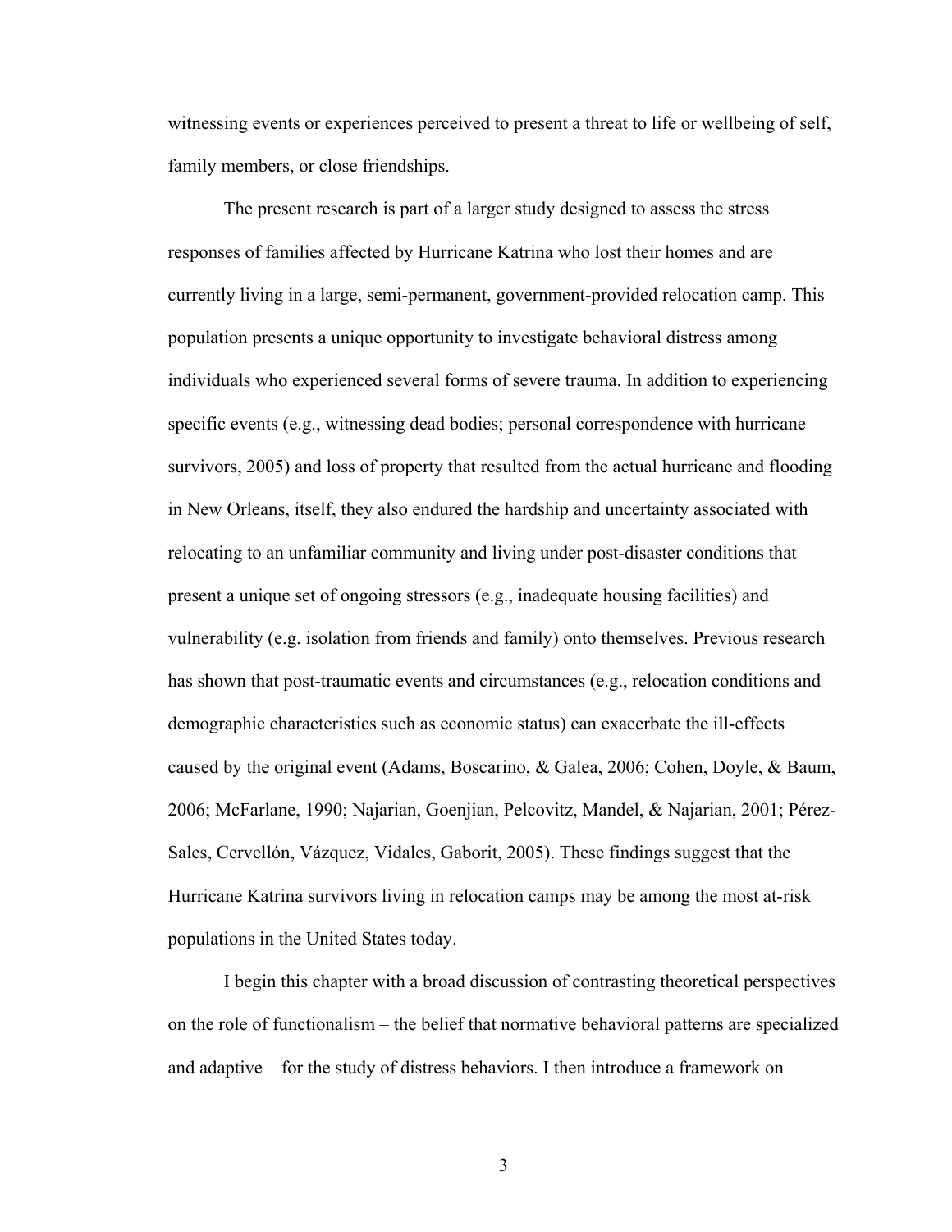witnessing events or experiences perceived to present a threat to life or wellbeing of self, family members, or close friendships.

The present research is part of a larger study designed to assess the stress responses of families affected by Hurricane Katrina who lost their homes and are currently living in a large, semi-permanent, government-provided relocation camp. This population presents a unique opportunity to investigate behavioral distress among individuals who experienced several forms of severe trauma. In addition to experiencing specific events (e.g., witnessing dead bodies; personal correspondence with hurricane survivors, 2005) and loss of property that resulted from the actual hurricane and flooding in New Orleans, itself, they also endured the hardship and uncertainty associated with relocating to an unfamiliar community and living under post-disaster conditions that present a unique set of ongoing stressors (e.g., inadequate housing facilities) and vulnerability (e.g. isolation from friends and family) onto themselves. Previous research has shown that post-traumatic events and circumstances (e.g., relocation conditions and demographic characteristics such as economic status) can exacerbate the ill-effects caused by the original event (Adams, Boscarino, & Galea, 2006; Cohen, Doyle, & Baum, 2006; McFarlane, 1990; Najarian, Goenjian, Pelcovitz, Mandel, & Najarian, 2001; Pérez-Sales, Cervellón, Vázquez, Vidales, Gaborit, 2005). These findings suggest that the Hurricane Katrina survivors living in relocation camps may be among the most at-risk populations in the United States today.

I begin this chapter with a broad discussion of contrasting theoretical perspectives on the role of functionalism – the belief that normative behavioral patterns are specialized and adaptive – for the study of distress behaviors. I then introduce a framework on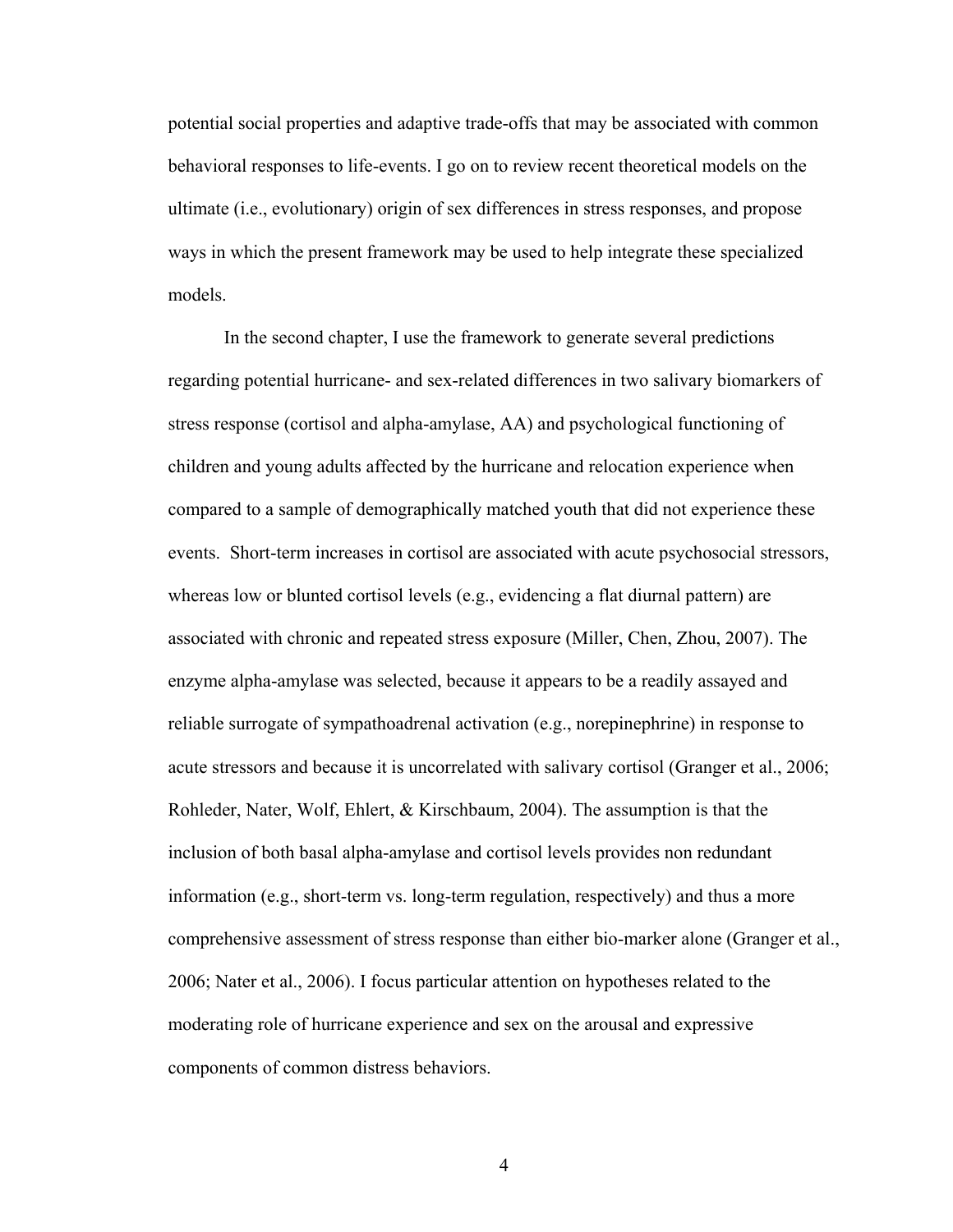potential social properties and adaptive trade-offs that may be associated with common behavioral responses to life-events. I go on to review recent theoretical models on the ultimate (i.e., evolutionary) origin of sex differences in stress responses, and propose ways in which the present framework may be used to help integrate these specialized models.

In the second chapter, I use the framework to generate several predictions regarding potential hurricane- and sex-related differences in two salivary biomarkers of stress response (cortisol and alpha-amylase, AA) and psychological functioning of children and young adults affected by the hurricane and relocation experience when compared to a sample of demographically matched youth that did not experience these events. Short-term increases in cortisol are associated with acute psychosocial stressors, whereas low or blunted cortisol levels (e.g., evidencing a flat diurnal pattern) are associated with chronic and repeated stress exposure (Miller, Chen, Zhou, 2007). The enzyme alpha-amylase was selected, because it appears to be a readily assayed and reliable surrogate of sympathoadrenal activation (e.g., norepinephrine) in response to acute stressors and because it is uncorrelated with salivary cortisol (Granger et al., 2006; Rohleder, Nater, Wolf, Ehlert, & Kirschbaum, 2004). The assumption is that the inclusion of both basal alpha-amylase and cortisol levels provides non redundant information (e.g., short-term vs. long-term regulation, respectively) and thus a more comprehensive assessment of stress response than either bio-marker alone (Granger et al., 2006; Nater et al., 2006). I focus particular attention on hypotheses related to the moderating role of hurricane experience and sex on the arousal and expressive components of common distress behaviors.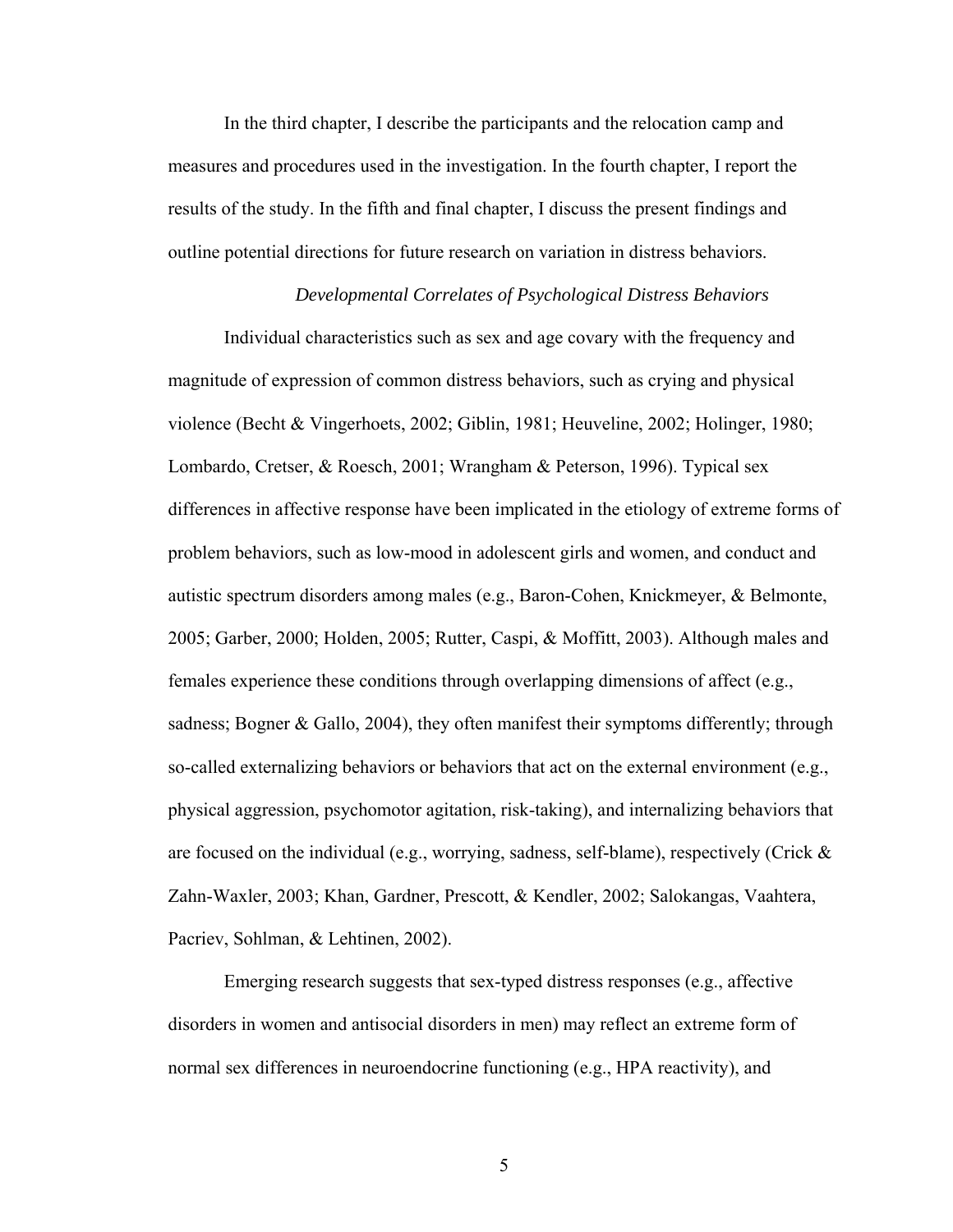In the third chapter, I describe the participants and the relocation camp and measures and procedures used in the investigation. In the fourth chapter, I report the results of the study. In the fifth and final chapter, I discuss the present findings and outline potential directions for future research on variation in distress behaviors.

### *Developmental Correlates of Psychological Distress Behaviors*

Individual characteristics such as sex and age covary with the frequency and magnitude of expression of common distress behaviors, such as crying and physical violence (Becht & Vingerhoets, 2002; Giblin, 1981; Heuveline, 2002; Holinger, 1980; Lombardo, Cretser, & Roesch, 2001; Wrangham & Peterson, 1996). Typical sex differences in affective response have been implicated in the etiology of extreme forms of problem behaviors, such as low-mood in adolescent girls and women, and conduct and autistic spectrum disorders among males (e.g., Baron-Cohen, Knickmeyer, & Belmonte, 2005; Garber, 2000; Holden, 2005; Rutter, Caspi, & Moffitt, 2003). Although males and females experience these conditions through overlapping dimensions of affect (e.g., sadness; Bogner & Gallo, 2004), they often manifest their symptoms differently; through so-called externalizing behaviors or behaviors that act on the external environment (e.g., physical aggression, psychomotor agitation, risk-taking), and internalizing behaviors that are focused on the individual (e.g., worrying, sadness, self-blame), respectively (Crick & Zahn-Waxler, 2003; Khan, Gardner, Prescott, & Kendler, 2002; Salokangas, Vaahtera, Pacriev, Sohlman, & Lehtinen, 2002).

Emerging research suggests that sex-typed distress responses (e.g., affective disorders in women and antisocial disorders in men) may reflect an extreme form of normal sex differences in neuroendocrine functioning (e.g., HPA reactivity), and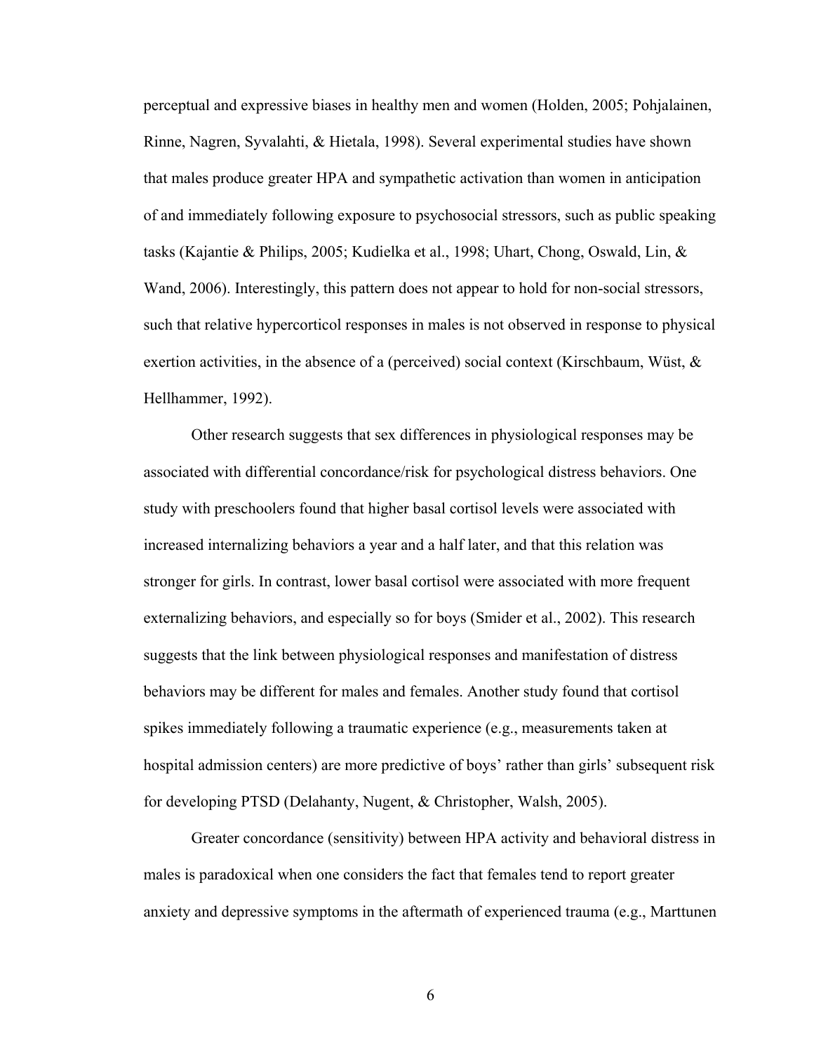perceptual and expressive biases in healthy men and women (Holden, 2005; Pohjalainen, Rinne, Nagren, Syvalahti, & Hietala, 1998). Several experimental studies have shown that males produce greater HPA and sympathetic activation than women in anticipation of and immediately following exposure to psychosocial stressors, such as public speaking tasks (Kajantie & Philips, 2005; Kudielka et al., 1998; Uhart, Chong, Oswald, Lin, & Wand, 2006). Interestingly, this pattern does not appear to hold for non-social stressors, such that relative hypercorticol responses in males is not observed in response to physical exertion activities, in the absence of a (perceived) social context (Kirschbaum, Wüst, & Hellhammer, 1992).

Other research suggests that sex differences in physiological responses may be associated with differential concordance/risk for psychological distress behaviors. One study with preschoolers found that higher basal cortisol levels were associated with increased internalizing behaviors a year and a half later, and that this relation was stronger for girls. In contrast, lower basal cortisol were associated with more frequent externalizing behaviors, and especially so for boys (Smider et al., 2002). This research suggests that the link between physiological responses and manifestation of distress behaviors may be different for males and females. Another study found that cortisol spikes immediately following a traumatic experience (e.g., measurements taken at hospital admission centers) are more predictive of boys' rather than girls' subsequent risk for developing PTSD (Delahanty, Nugent, & Christopher, Walsh, 2005).

Greater concordance (sensitivity) between HPA activity and behavioral distress in males is paradoxical when one considers the fact that females tend to report greater anxiety and depressive symptoms in the aftermath of experienced trauma (e.g., Marttunen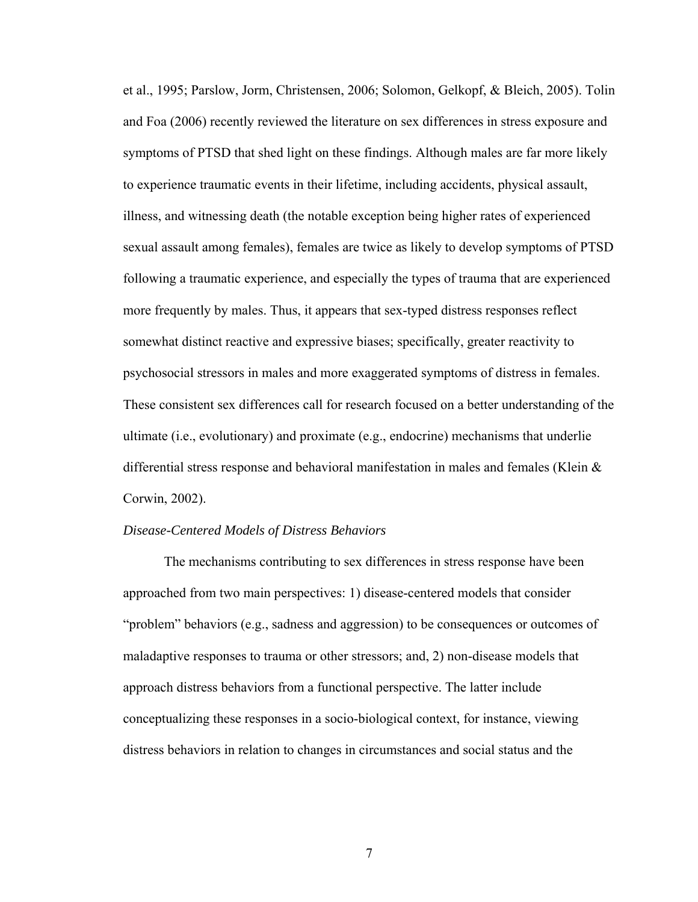et al., 1995; Parslow, Jorm, Christensen, 2006; Solomon, Gelkopf, & Bleich, 2005). Tolin and Foa (2006) recently reviewed the literature on sex differences in stress exposure and symptoms of PTSD that shed light on these findings. Although males are far more likely to experience traumatic events in their lifetime, including accidents, physical assault, illness, and witnessing death (the notable exception being higher rates of experienced sexual assault among females), females are twice as likely to develop symptoms of PTSD following a traumatic experience, and especially the types of trauma that are experienced more frequently by males. Thus, it appears that sex-typed distress responses reflect somewhat distinct reactive and expressive biases; specifically, greater reactivity to psychosocial stressors in males and more exaggerated symptoms of distress in females. These consistent sex differences call for research focused on a better understanding of the ultimate (i.e., evolutionary) and proximate (e.g., endocrine) mechanisms that underlie differential stress response and behavioral manifestation in males and females (Klein & Corwin, 2002).

### *Disease-Centered Models of Distress Behaviors*

The mechanisms contributing to sex differences in stress response have been approached from two main perspectives: 1) disease-centered models that consider "problem" behaviors (e.g., sadness and aggression) to be consequences or outcomes of maladaptive responses to trauma or other stressors; and, 2) non-disease models that approach distress behaviors from a functional perspective. The latter include conceptualizing these responses in a socio-biological context, for instance, viewing distress behaviors in relation to changes in circumstances and social status and the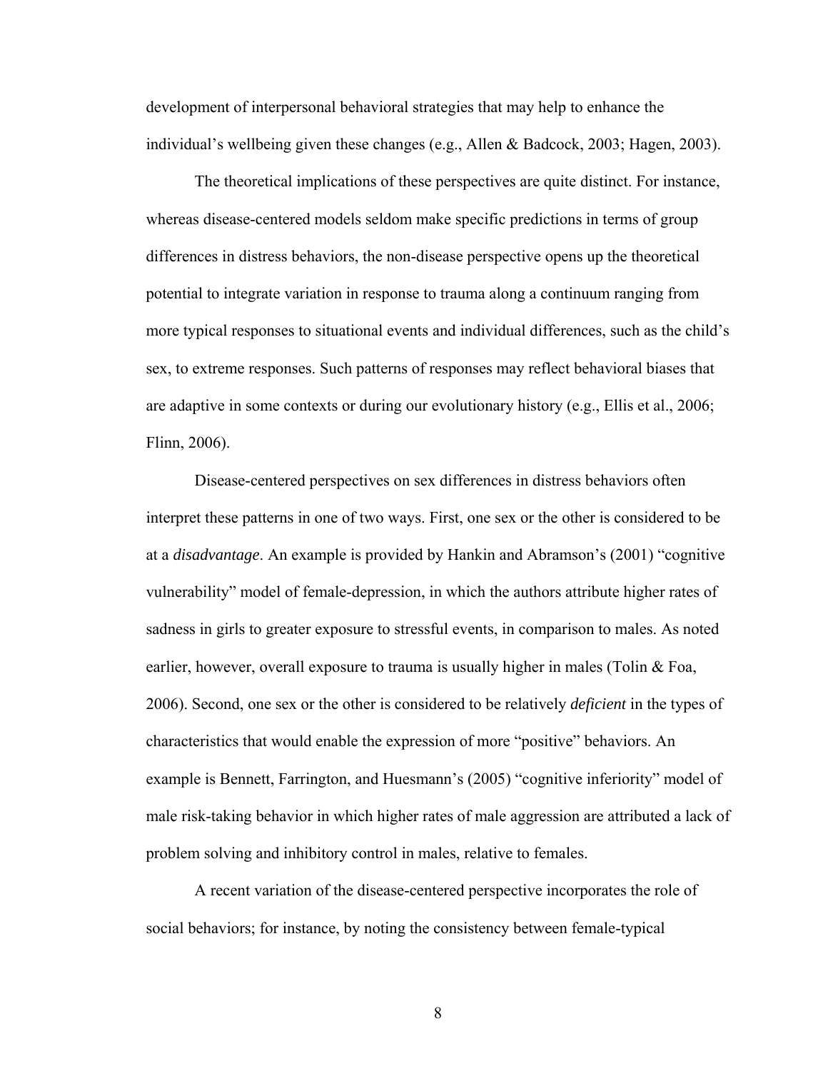development of interpersonal behavioral strategies that may help to enhance the individual's wellbeing given these changes (e.g., Allen & Badcock, 2003; Hagen, 2003).

The theoretical implications of these perspectives are quite distinct. For instance, whereas disease-centered models seldom make specific predictions in terms of group differences in distress behaviors, the non-disease perspective opens up the theoretical potential to integrate variation in response to trauma along a continuum ranging from more typical responses to situational events and individual differences, such as the child's sex, to extreme responses. Such patterns of responses may reflect behavioral biases that are adaptive in some contexts or during our evolutionary history (e.g., Ellis et al., 2006; Flinn, 2006).

Disease-centered perspectives on sex differences in distress behaviors often interpret these patterns in one of two ways. First, one sex or the other is considered to be at a *disadvantage*. An example is provided by Hankin and Abramson's (2001) "cognitive vulnerability" model of female-depression, in which the authors attribute higher rates of sadness in girls to greater exposure to stressful events, in comparison to males. As noted earlier, however, overall exposure to trauma is usually higher in males (Tolin & Foa, 2006). Second, one sex or the other is considered to be relatively *deficient* in the types of characteristics that would enable the expression of more "positive" behaviors. An example is Bennett, Farrington, and Huesmann's (2005) "cognitive inferiority" model of male risk-taking behavior in which higher rates of male aggression are attributed a lack of problem solving and inhibitory control in males, relative to females.

A recent variation of the disease-centered perspective incorporates the role of social behaviors; for instance, by noting the consistency between female-typical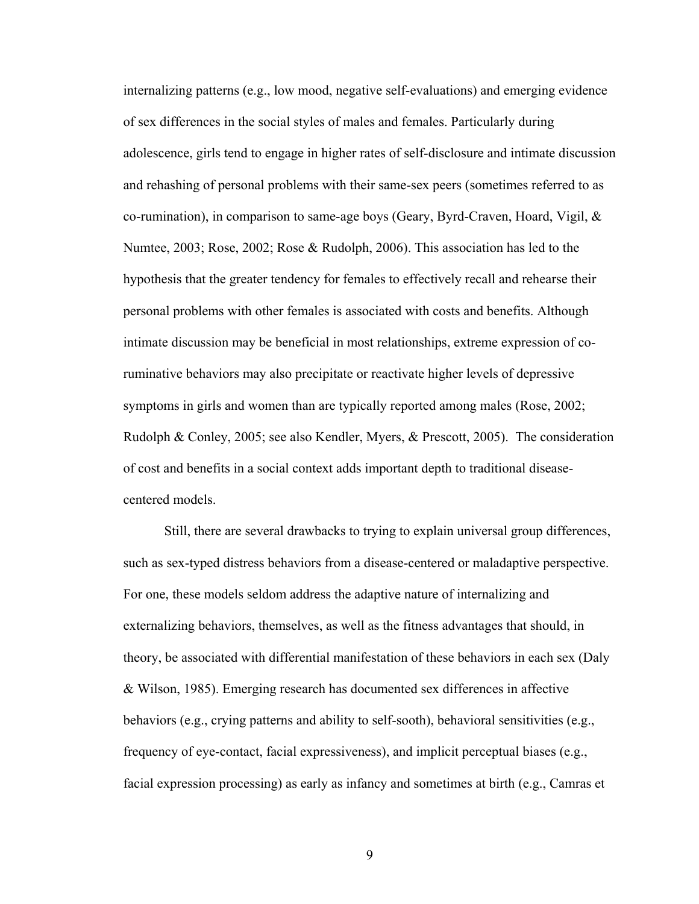internalizing patterns (e.g., low mood, negative self-evaluations) and emerging evidence of sex differences in the social styles of males and females. Particularly during adolescence, girls tend to engage in higher rates of self-disclosure and intimate discussion and rehashing of personal problems with their same-sex peers (sometimes referred to as co-rumination), in comparison to same-age boys (Geary, Byrd-Craven, Hoard, Vigil, & Numtee, 2003; Rose, 2002; Rose & Rudolph, 2006). This association has led to the hypothesis that the greater tendency for females to effectively recall and rehearse their personal problems with other females is associated with costs and benefits. Although intimate discussion may be beneficial in most relationships, extreme expression of co-ruminative behaviors may also precipitate or reactivate higher levels of depressive symptoms in girls and women than are typically reported among males (Rose, 2002; Rudolph & Conley, 2005; see also Kendler, Myers, & Prescott, 2005). The consideration of cost and benefits in a social context adds important depth to traditional disease-centered models.

Still, there are several drawbacks to trying to explain universal group differences, such as sex-typed distress behaviors from a disease-centered or maladaptive perspective. For one, these models seldom address the adaptive nature of internalizing and externalizing behaviors, themselves, as well as the fitness advantages that should, in theory, be associated with differential manifestation of these behaviors in each sex (Daly & Wilson, 1985). Emerging research has documented sex differences in affective behaviors (e.g., crying patterns and ability to self-sooth), behavioral sensitivities (e.g., frequency of eye-contact, facial expressiveness), and implicit perceptual biases (e.g., facial expression processing) as early as infancy and sometimes at birth (e.g., Camras et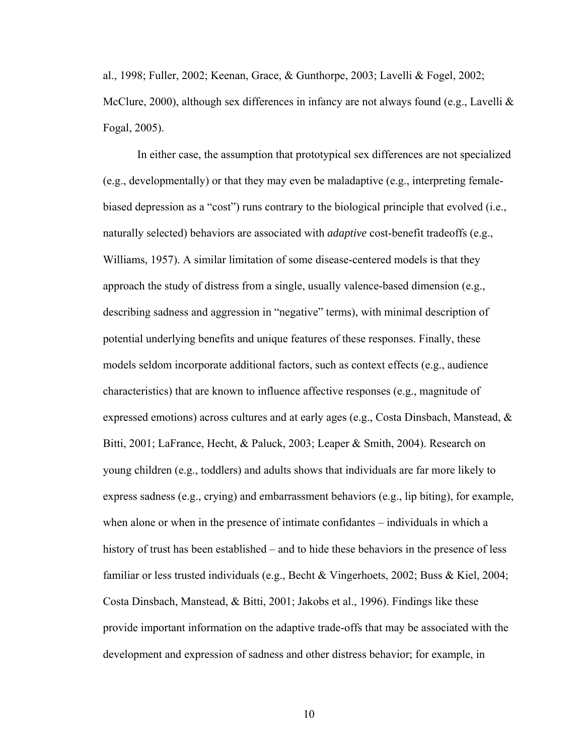al., 1998; Fuller, 2002; Keenan, Grace, & Gunthorpe, 2003; Lavelli & Fogel, 2002; McClure, 2000), although sex differences in infancy are not always found (e.g., Lavelli & Fogal, 2005).

In either case, the assumption that prototypical sex differences are not specialized (e.g., developmentally) or that they may even be maladaptive (e.g., interpreting female-biased depression as a "cost") runs contrary to the biological principle that evolved (i.e., naturally selected) behaviors are associated with *adaptive* cost-benefit tradeoffs (e.g., Williams, 1957). A similar limitation of some disease-centered models is that they approach the study of distress from a single, usually valence-based dimension (e.g., describing sadness and aggression in "negative" terms), with minimal description of potential underlying benefits and unique features of these responses. Finally, these models seldom incorporate additional factors, such as context effects (e.g., audience characteristics) that are known to influence affective responses (e.g., magnitude of expressed emotions) across cultures and at early ages (e.g., Costa Dinsbach, Manstead, & Bitti, 2001; LaFrance, Hecht, & Paluck, 2003; Leaper & Smith, 2004). Research on young children (e.g., toddlers) and adults shows that individuals are far more likely to express sadness (e.g., crying) and embarrassment behaviors (e.g., lip biting), for example, when alone or when in the presence of intimate confidantes – individuals in which a history of trust has been established – and to hide these behaviors in the presence of less familiar or less trusted individuals (e.g., Becht & Vingerhoets, 2002; Buss & Kiel, 2004; Costa Dinsbach, Manstead, & Bitti, 2001; Jakobs et al., 1996). Findings like these provide important information on the adaptive trade-offs that may be associated with the development and expression of sadness and other distress behavior; for example, in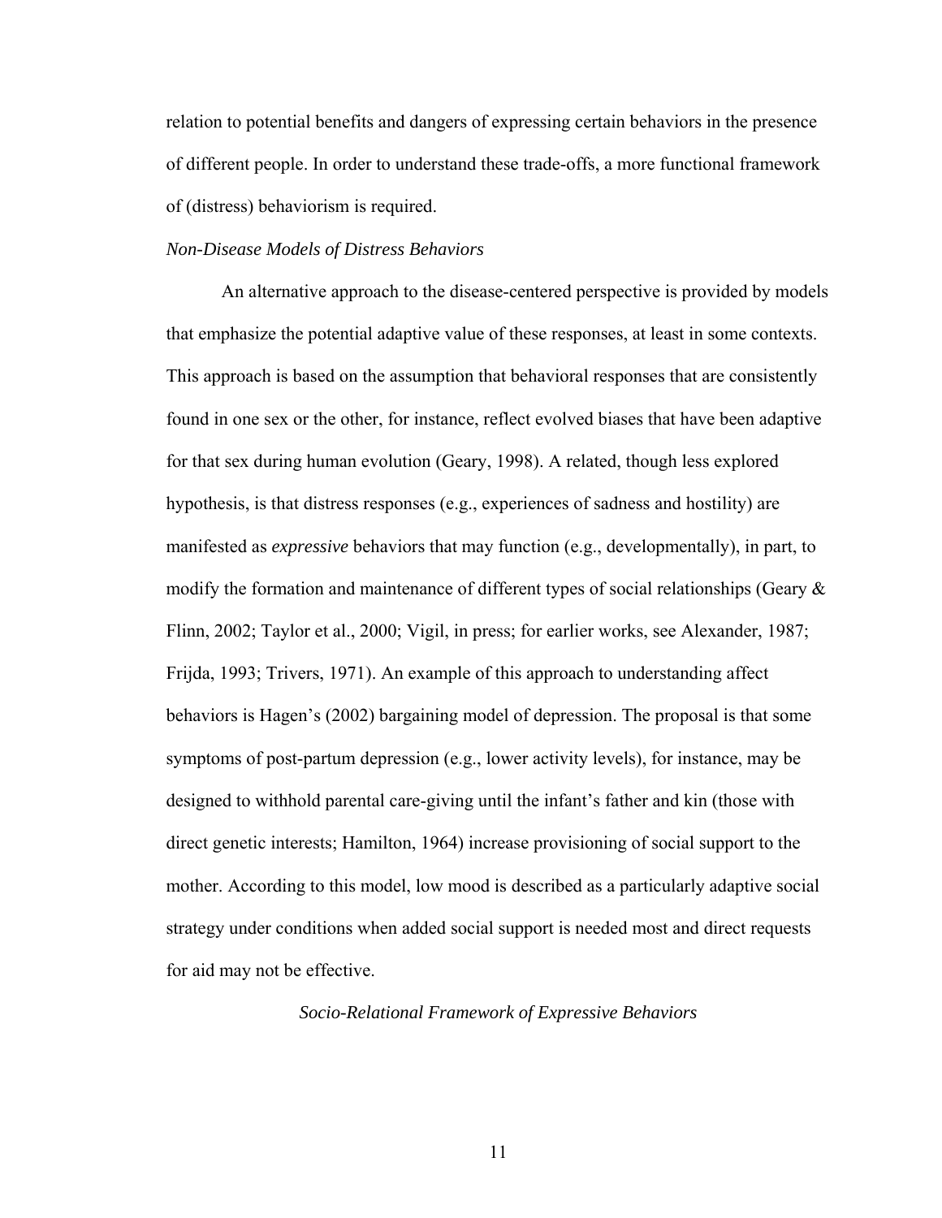relation to potential benefits and dangers of expressing certain behaviors in the presence of different people. In order to understand these trade-offs, a more functional framework of (distress) behaviorism is required.

### *Non-Disease Models of Distress Behaviors*

An alternative approach to the disease-centered perspective is provided by models that emphasize the potential adaptive value of these responses, at least in some contexts. This approach is based on the assumption that behavioral responses that are consistently found in one sex or the other, for instance, reflect evolved biases that have been adaptive for that sex during human evolution (Geary, 1998). A related, though less explored hypothesis, is that distress responses (e.g., experiences of sadness and hostility) are manifested as *expressive* behaviors that may function (e.g., developmentally), in part, to modify the formation and maintenance of different types of social relationships (Geary & Flinn, 2002; Taylor et al., 2000; Vigil, in press; for earlier works, see Alexander, 1987; Frijda, 1993; Trivers, 1971). An example of this approach to understanding affect behaviors is Hagen's (2002) bargaining model of depression. The proposal is that some symptoms of post-partum depression (e.g., lower activity levels), for instance, may be designed to withhold parental care-giving until the infant's father and kin (those with direct genetic interests; Hamilton, 1964) increase provisioning of social support to the mother. According to this model, low mood is described as a particularly adaptive social strategy under conditions when added social support is needed most and direct requests for aid may not be effective.

## *Socio-Relational Framework of Expressive Behaviors*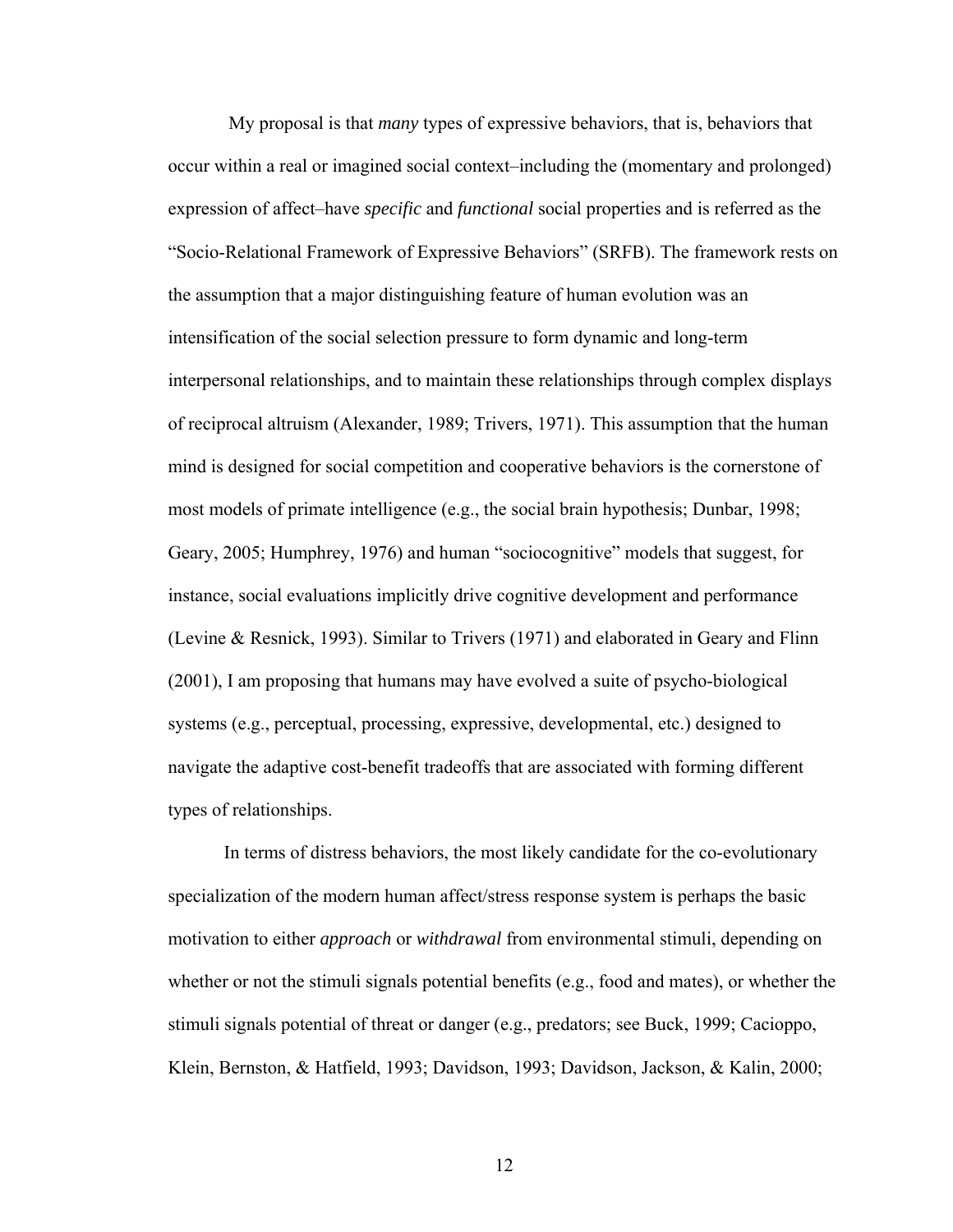My proposal is that *many* types of expressive behaviors, that is, behaviors that occur within a real or imagined social context–including the (momentary and prolonged) expression of affect–have *specific* and *functional* social properties and is referred as the "Socio-Relational Framework of Expressive Behaviors" (SRFB). The framework rests on the assumption that a major distinguishing feature of human evolution was an intensification of the social selection pressure to form dynamic and long-term interpersonal relationships, and to maintain these relationships through complex displays of reciprocal altruism (Alexander, 1989; Trivers, 1971). This assumption that the human mind is designed for social competition and cooperative behaviors is the cornerstone of most models of primate intelligence (e.g., the social brain hypothesis; Dunbar, 1998; Geary, 2005; Humphrey, 1976) and human "sociocognitive" models that suggest, for instance, social evaluations implicitly drive cognitive development and performance (Levine & Resnick, 1993). Similar to Trivers (1971) and elaborated in Geary and Flinn (2001), I am proposing that humans may have evolved a suite of psycho-biological systems (e.g., perceptual, processing, expressive, developmental, etc.) designed to navigate the adaptive cost-benefit tradeoffs that are associated with forming different types of relationships.

In terms of distress behaviors, the most likely candidate for the co-evolutionary specialization of the modern human affect/stress response system is perhaps the basic motivation to either *approach* or *withdrawal* from environmental stimuli, depending on whether or not the stimuli signals potential benefits (e.g., food and mates), or whether the stimuli signals potential of threat or danger (e.g., predators; see Buck, 1999; Cacioppo, Klein, Bernston, & Hatfield, 1993; Davidson, 1993; Davidson, Jackson, & Kalin, 2000;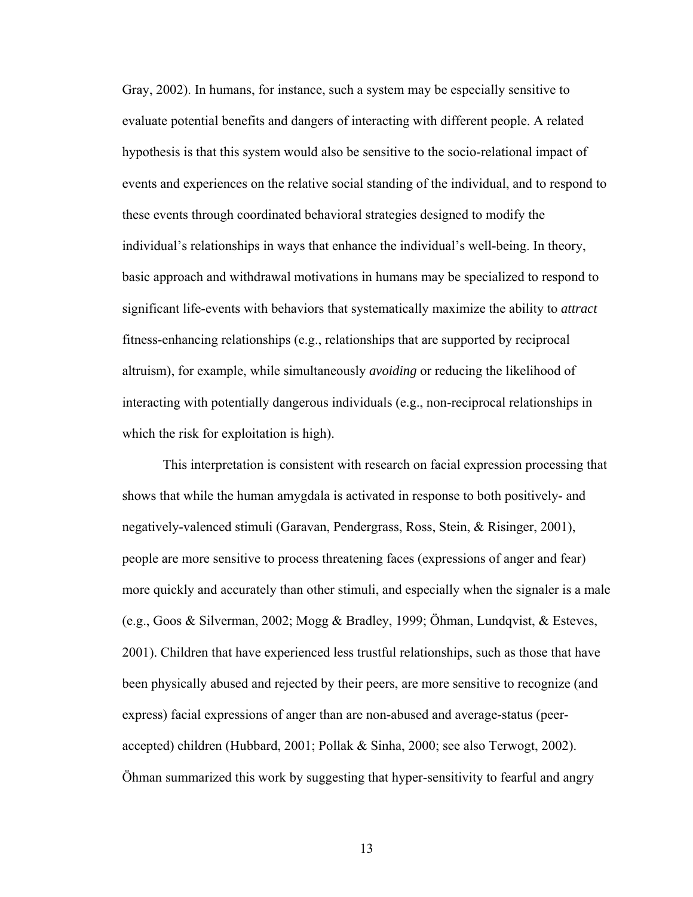Gray, 2002). In humans, for instance, such a system may be especially sensitive to evaluate potential benefits and dangers of interacting with different people. A related hypothesis is that this system would also be sensitive to the socio-relational impact of events and experiences on the relative social standing of the individual, and to respond to these events through coordinated behavioral strategies designed to modify the individual's relationships in ways that enhance the individual's well-being. In theory, basic approach and withdrawal motivations in humans may be specialized to respond to significant life-events with behaviors that systematically maximize the ability to *attract* fitness-enhancing relationships (e.g., relationships that are supported by reciprocal altruism), for example, while simultaneously *avoiding* or reducing the likelihood of interacting with potentially dangerous individuals (e.g., non-reciprocal relationships in which the risk for exploitation is high).

This interpretation is consistent with research on facial expression processing that shows that while the human amygdala is activated in response to both positively- and negatively-valenced stimuli (Garavan, Pendergrass, Ross, Stein, & Risinger, 2001), people are more sensitive to process threatening faces (expressions of anger and fear) more quickly and accurately than other stimuli, and especially when the signaler is a male (e.g., Goos & Silverman, 2002; Mogg & Bradley, 1999; Öhman, Lundqvist, & Esteves, 2001). Children that have experienced less trustful relationships, such as those that have been physically abused and rejected by their peers, are more sensitive to recognize (and express) facial expressions of anger than are non-abused and average-status (peer-accepted) children (Hubbard, 2001; Pollak & Sinha, 2000; see also Terwogt, 2002). Öhman summarized this work by suggesting that hyper-sensitivity to fearful and angry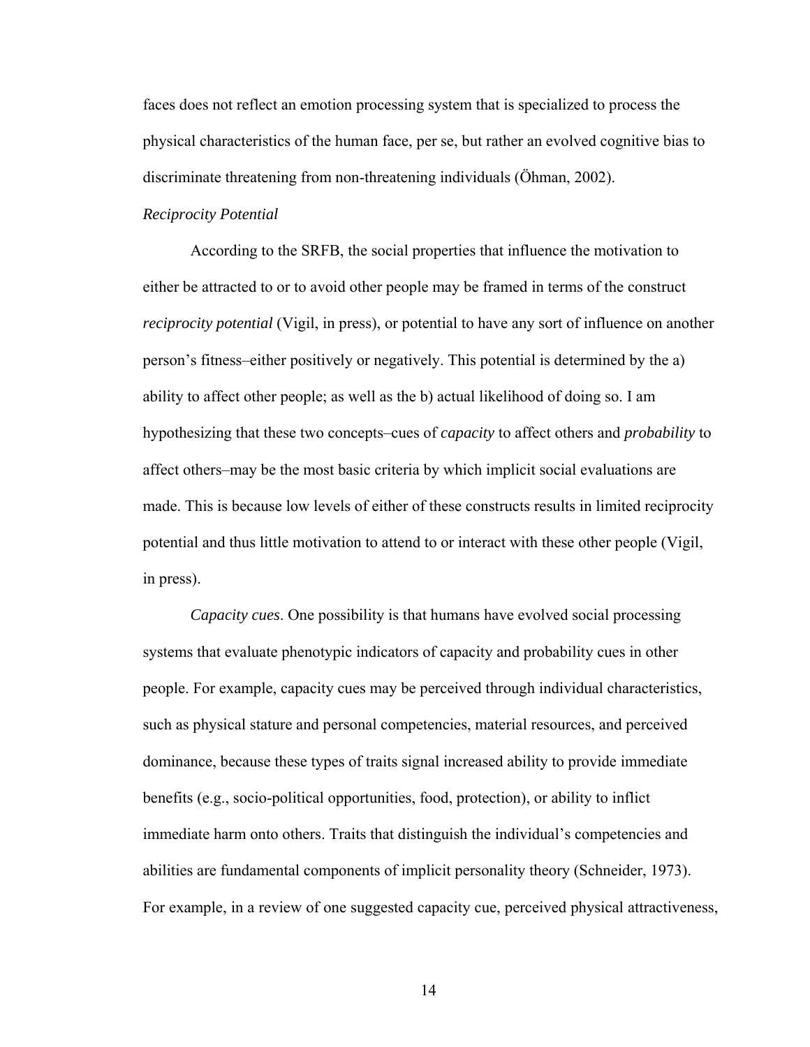faces does not reflect an emotion processing system that is specialized to process the physical characteristics of the human face, per se, but rather an evolved cognitive bias to discriminate threatening from non-threatening individuals (Öhman, 2002).

*Reciprocity Potential*

According to the SRFB, the social properties that influence the motivation to either be attracted to or to avoid other people may be framed in terms of the construct *reciprocity potential* (Vigil, in press), or potential to have any sort of influence on another person's fitness–either positively or negatively. This potential is determined by the a) ability to affect other people; as well as the b) actual likelihood of doing so. I am hypothesizing that these two concepts–cues of *capacity* to affect others and *probability* to affect others–may be the most basic criteria by which implicit social evaluations are made. This is because low levels of either of these constructs results in limited reciprocity potential and thus little motivation to attend to or interact with these other people (Vigil, in press).

*Capacity cues*. One possibility is that humans have evolved social processing systems that evaluate phenotypic indicators of capacity and probability cues in other people. For example, capacity cues may be perceived through individual characteristics, such as physical stature and personal competencies, material resources, and perceived dominance, because these types of traits signal increased ability to provide immediate benefits (e.g., socio-political opportunities, food, protection), or ability to inflict immediate harm onto others. Traits that distinguish the individual's competencies and abilities are fundamental components of implicit personality theory (Schneider, 1973). For example, in a review of one suggested capacity cue, perceived physical attractiveness,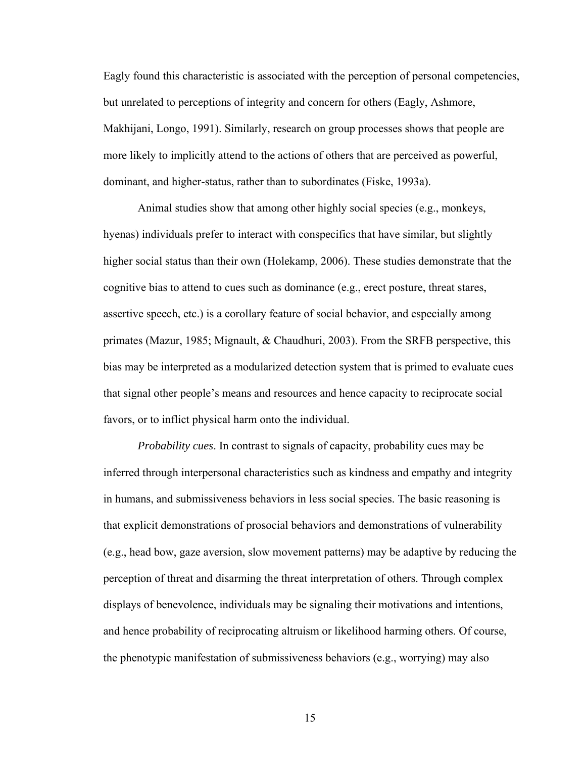Eagly found this characteristic is associated with the perception of personal competencies, but unrelated to perceptions of integrity and concern for others (Eagly, Ashmore, Makhijani, Longo, 1991). Similarly, research on group processes shows that people are more likely to implicitly attend to the actions of others that are perceived as powerful, dominant, and higher-status, rather than to subordinates (Fiske, 1993a).

Animal studies show that among other highly social species (e.g., monkeys, hyenas) individuals prefer to interact with conspecifics that have similar, but slightly higher social status than their own (Holekamp, 2006). These studies demonstrate that the cognitive bias to attend to cues such as dominance (e.g., erect posture, threat stares, assertive speech, etc.) is a corollary feature of social behavior, and especially among primates (Mazur, 1985; Mignault, & Chaudhuri, 2003). From the SRFB perspective, this bias may be interpreted as a modularized detection system that is primed to evaluate cues that signal other people's means and resources and hence capacity to reciprocate social favors, or to inflict physical harm onto the individual.

*Probability cues*. In contrast to signals of capacity, probability cues may be inferred through interpersonal characteristics such as kindness and empathy and integrity in humans, and submissiveness behaviors in less social species. The basic reasoning is that explicit demonstrations of prosocial behaviors and demonstrations of vulnerability (e.g., head bow, gaze aversion, slow movement patterns) may be adaptive by reducing the perception of threat and disarming the threat interpretation of others. Through complex displays of benevolence, individuals may be signaling their motivations and intentions, and hence probability of reciprocating altruism or likelihood harming others. Of course, the phenotypic manifestation of submissiveness behaviors (e.g., worrying) may also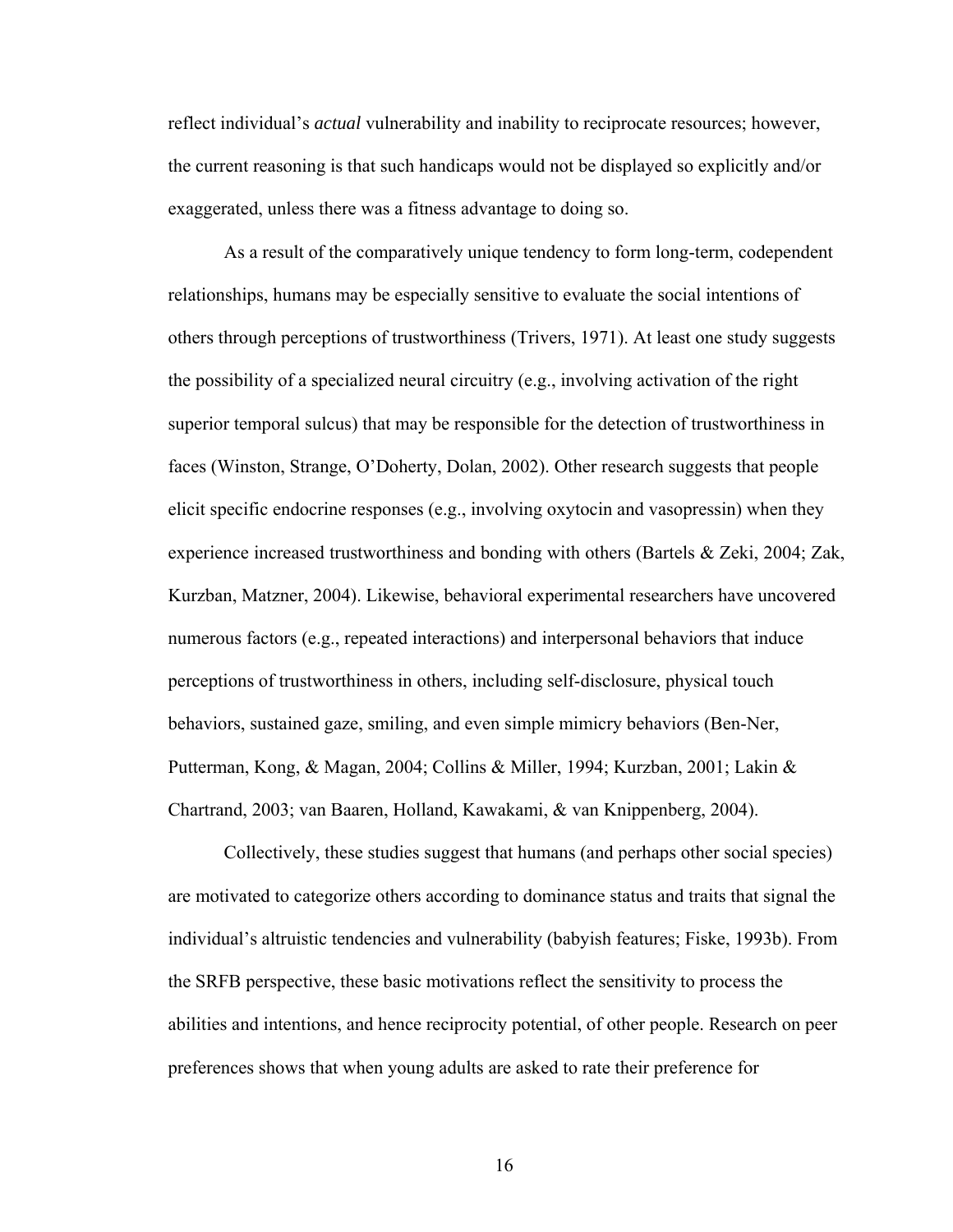reflect individual's *actual* vulnerability and inability to reciprocate resources; however, the current reasoning is that such handicaps would not be displayed so explicitly and/or exaggerated, unless there was a fitness advantage to doing so.

As a result of the comparatively unique tendency to form long-term, codependent relationships, humans may be especially sensitive to evaluate the social intentions of others through perceptions of trustworthiness (Trivers, 1971). At least one study suggests the possibility of a specialized neural circuitry (e.g., involving activation of the right superior temporal sulcus) that may be responsible for the detection of trustworthiness in faces (Winston, Strange, O'Doherty, Dolan, 2002). Other research suggests that people elicit specific endocrine responses (e.g., involving oxytocin and vasopressin) when they experience increased trustworthiness and bonding with others (Bartels & Zeki, 2004; Zak, Kurzban, Matzner, 2004). Likewise, behavioral experimental researchers have uncovered numerous factors (e.g., repeated interactions) and interpersonal behaviors that induce perceptions of trustworthiness in others, including self-disclosure, physical touch behaviors, sustained gaze, smiling, and even simple mimicry behaviors (Ben-Ner, Putterman, Kong, & Magan, 2004; Collins & Miller, 1994; Kurzban, 2001; Lakin & Chartrand, 2003; van Baaren, Holland, Kawakami, & van Knippenberg, 2004).

Collectively, these studies suggest that humans (and perhaps other social species) are motivated to categorize others according to dominance status and traits that signal the individual's altruistic tendencies and vulnerability (babyish features; Fiske, 1993b). From the SRFB perspective, these basic motivations reflect the sensitivity to process the abilities and intentions, and hence reciprocity potential, of other people. Research on peer preferences shows that when young adults are asked to rate their preference for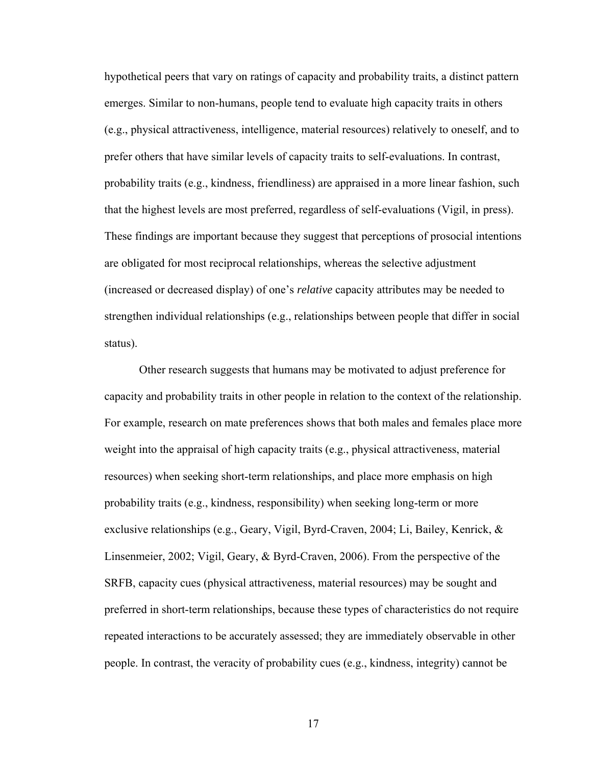hypothetical peers that vary on ratings of capacity and probability traits, a distinct pattern emerges. Similar to non-humans, people tend to evaluate high capacity traits in others (e.g., physical attractiveness, intelligence, material resources) relatively to oneself, and to prefer others that have similar levels of capacity traits to self-evaluations. In contrast, probability traits (e.g., kindness, friendliness) are appraised in a more linear fashion, such that the highest levels are most preferred, regardless of self-evaluations (Vigil, in press). These findings are important because they suggest that perceptions of prosocial intentions are obligated for most reciprocal relationships, whereas the selective adjustment (increased or decreased display) of one's *relative* capacity attributes may be needed to strengthen individual relationships (e.g., relationships between people that differ in social status).

Other research suggests that humans may be motivated to adjust preference for capacity and probability traits in other people in relation to the context of the relationship. For example, research on mate preferences shows that both males and females place more weight into the appraisal of high capacity traits (e.g., physical attractiveness, material resources) when seeking short-term relationships, and place more emphasis on high probability traits (e.g., kindness, responsibility) when seeking long-term or more exclusive relationships (e.g., Geary, Vigil, Byrd-Craven, 2004; Li, Bailey, Kenrick, & Linsenmeier, 2002; Vigil, Geary, & Byrd-Craven, 2006). From the perspective of the SRFB, capacity cues (physical attractiveness, material resources) may be sought and preferred in short-term relationships, because these types of characteristics do not require repeated interactions to be accurately assessed; they are immediately observable in other people. In contrast, the veracity of probability cues (e.g., kindness, integrity) cannot be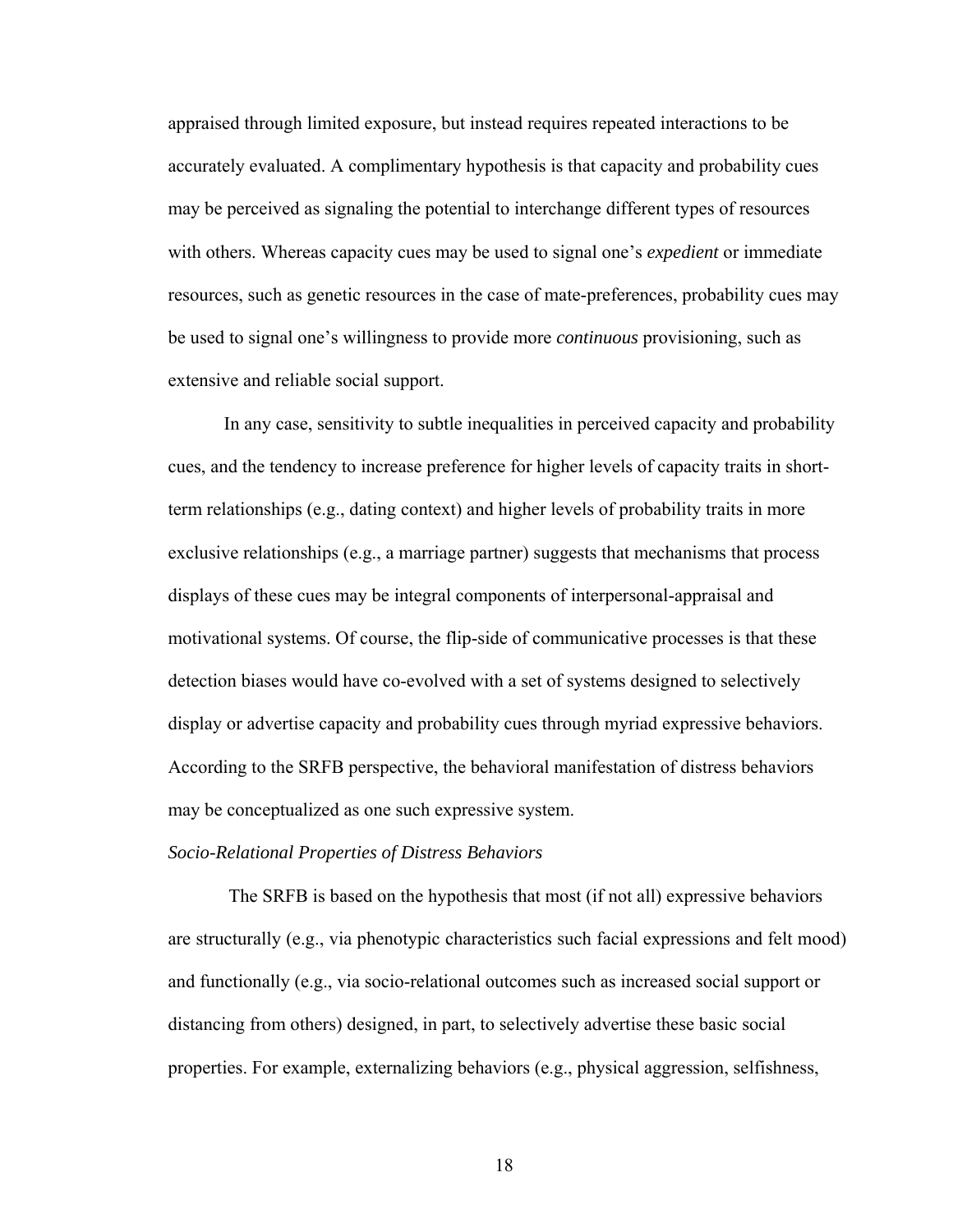appraised through limited exposure, but instead requires repeated interactions to be accurately evaluated. A complimentary hypothesis is that capacity and probability cues may be perceived as signaling the potential to interchange different types of resources with others. Whereas capacity cues may be used to signal one's *expedient* or immediate resources, such as genetic resources in the case of mate-preferences, probability cues may be used to signal one's willingness to provide more *continuous* provisioning, such as extensive and reliable social support.

In any case, sensitivity to subtle inequalities in perceived capacity and probability cues, and the tendency to increase preference for higher levels of capacity traits in short-term relationships (e.g., dating context) and higher levels of probability traits in more exclusive relationships (e.g., a marriage partner) suggests that mechanisms that process displays of these cues may be integral components of interpersonal-appraisal and motivational systems. Of course, the flip-side of communicative processes is that these detection biases would have co-evolved with a set of systems designed to selectively display or advertise capacity and probability cues through myriad expressive behaviors. According to the SRFB perspective, the behavioral manifestation of distress behaviors may be conceptualized as one such expressive system.

*Socio-Relational Properties of Distress Behaviors*

The SRFB is based on the hypothesis that most (if not all) expressive behaviors are structurally (e.g., via phenotypic characteristics such facial expressions and felt mood) and functionally (e.g., via socio-relational outcomes such as increased social support or distancing from others) designed, in part, to selectively advertise these basic social properties. For example, externalizing behaviors (e.g., physical aggression, selfishness,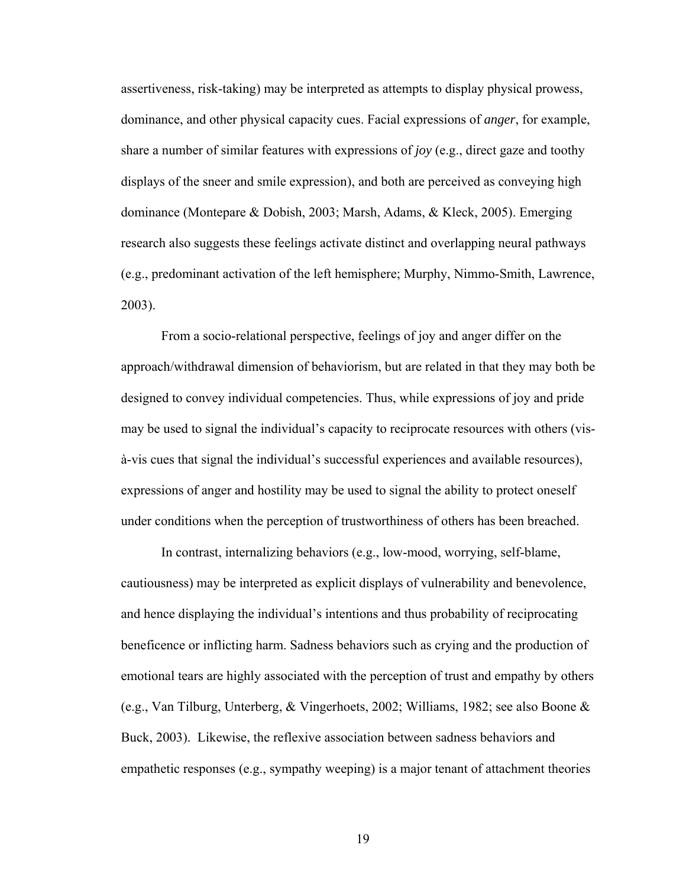assertiveness, risk-taking) may be interpreted as attempts to display physical prowess, dominance, and other physical capacity cues. Facial expressions of *anger*, for example, share a number of similar features with expressions of *joy* (e.g., direct gaze and toothy displays of the sneer and smile expression), and both are perceived as conveying high dominance (Montepare & Dobish, 2003; Marsh, Adams, & Kleck, 2005). Emerging research also suggests these feelings activate distinct and overlapping neural pathways (e.g., predominant activation of the left hemisphere; Murphy, Nimmo-Smith, Lawrence, 2003).

From a socio-relational perspective, feelings of joy and anger differ on the approach/withdrawal dimension of behaviorism, but are related in that they may both be designed to convey individual competencies. Thus, while expressions of joy and pride may be used to signal the individual's capacity to reciprocate resources with others (vis-à-vis cues that signal the individual's successful experiences and available resources), expressions of anger and hostility may be used to signal the ability to protect oneself under conditions when the perception of trustworthiness of others has been breached.

In contrast, internalizing behaviors (e.g., low-mood, worrying, self-blame, cautiousness) may be interpreted as explicit displays of vulnerability and benevolence, and hence displaying the individual's intentions and thus probability of reciprocating beneficence or inflicting harm. Sadness behaviors such as crying and the production of emotional tears are highly associated with the perception of trust and empathy by others (e.g., Van Tilburg, Unterberg, & Vingerhoets, 2002; Williams, 1982; see also Boone & Buck, 2003). Likewise, the reflexive association between sadness behaviors and empathetic responses (e.g., sympathy weeping) is a major tenant of attachment theories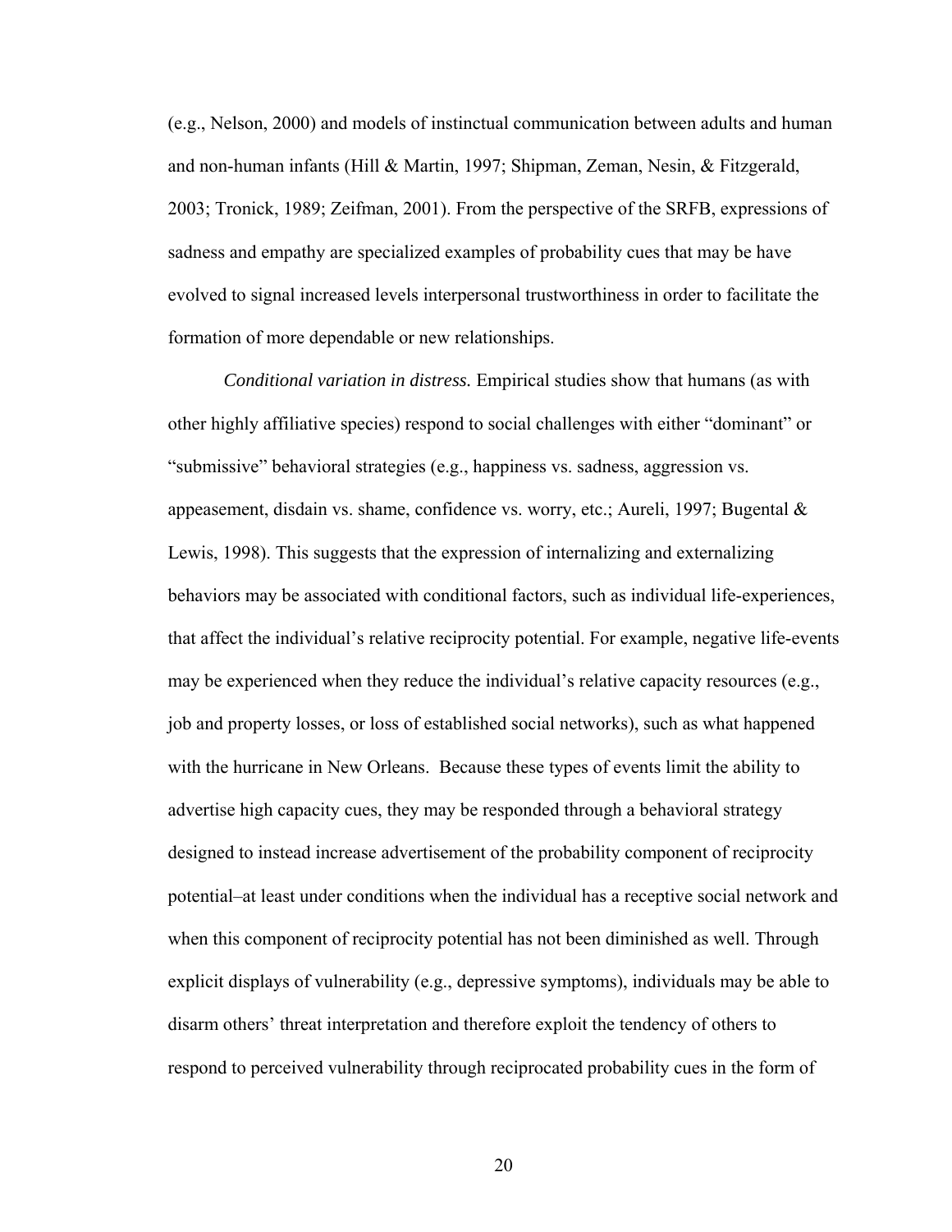(e.g., Nelson, 2000) and models of instinctual communication between adults and human and non-human infants (Hill & Martin, 1997; Shipman, Zeman, Nesin, & Fitzgerald, 2003; Tronick, 1989; Zeifman, 2001). From the perspective of the SRFB, expressions of sadness and empathy are specialized examples of probability cues that may be have evolved to signal increased levels interpersonal trustworthiness in order to facilitate the formation of more dependable or new relationships.

*Conditional variation in distress.* Empirical studies show that humans (as with other highly affiliative species) respond to social challenges with either "dominant" or "submissive" behavioral strategies (e.g., happiness vs. sadness, aggression vs. appeasement, disdain vs. shame, confidence vs. worry, etc.; Aureli, 1997; Bugental & Lewis, 1998). This suggests that the expression of internalizing and externalizing behaviors may be associated with conditional factors, such as individual life-experiences, that affect the individual's relative reciprocity potential. For example, negative life-events may be experienced when they reduce the individual's relative capacity resources (e.g., job and property losses, or loss of established social networks), such as what happened with the hurricane in New Orleans. Because these types of events limit the ability to advertise high capacity cues, they may be responded through a behavioral strategy designed to instead increase advertisement of the probability component of reciprocity potential–at least under conditions when the individual has a receptive social network and when this component of reciprocity potential has not been diminished as well. Through explicit displays of vulnerability (e.g., depressive symptoms), individuals may be able to disarm others' threat interpretation and therefore exploit the tendency of others to respond to perceived vulnerability through reciprocated probability cues in the form of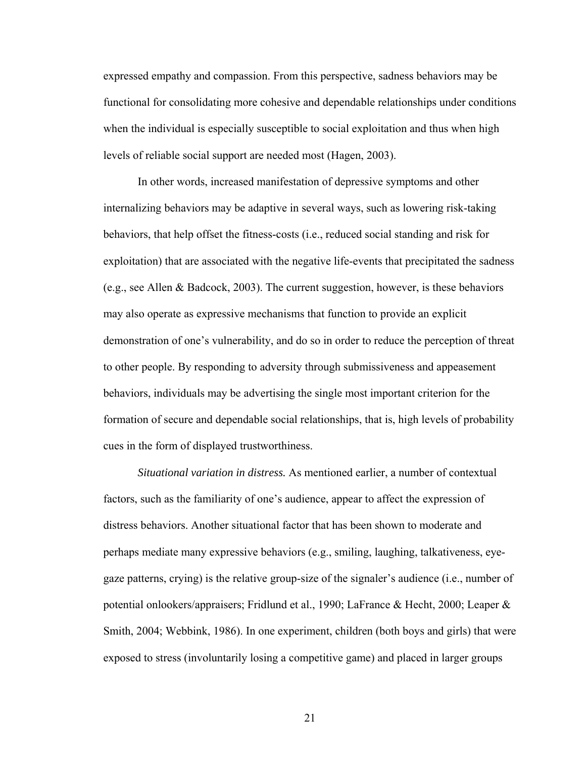expressed empathy and compassion. From this perspective, sadness behaviors may be functional for consolidating more cohesive and dependable relationships under conditions when the individual is especially susceptible to social exploitation and thus when high levels of reliable social support are needed most (Hagen, 2003).

In other words, increased manifestation of depressive symptoms and other internalizing behaviors may be adaptive in several ways, such as lowering risk-taking behaviors, that help offset the fitness-costs (i.e., reduced social standing and risk for exploitation) that are associated with the negative life-events that precipitated the sadness (e.g., see Allen & Badcock, 2003). The current suggestion, however, is these behaviors may also operate as expressive mechanisms that function to provide an explicit demonstration of one's vulnerability, and do so in order to reduce the perception of threat to other people. By responding to adversity through submissiveness and appeasement behaviors, individuals may be advertising the single most important criterion for the formation of secure and dependable social relationships, that is, high levels of probability cues in the form of displayed trustworthiness.

*Situational variation in distress.* As mentioned earlier, a number of contextual factors, such as the familiarity of one's audience, appear to affect the expression of distress behaviors. Another situational factor that has been shown to moderate and perhaps mediate many expressive behaviors (e.g., smiling, laughing, talkativeness, eye-gaze patterns, crying) is the relative group-size of the signaler's audience (i.e., number of potential onlookers/appraisers; Fridlund et al., 1990; LaFrance & Hecht, 2000; Leaper & Smith, 2004; Webbink, 1986). In one experiment, children (both boys and girls) that were exposed to stress (involuntarily losing a competitive game) and placed in larger groups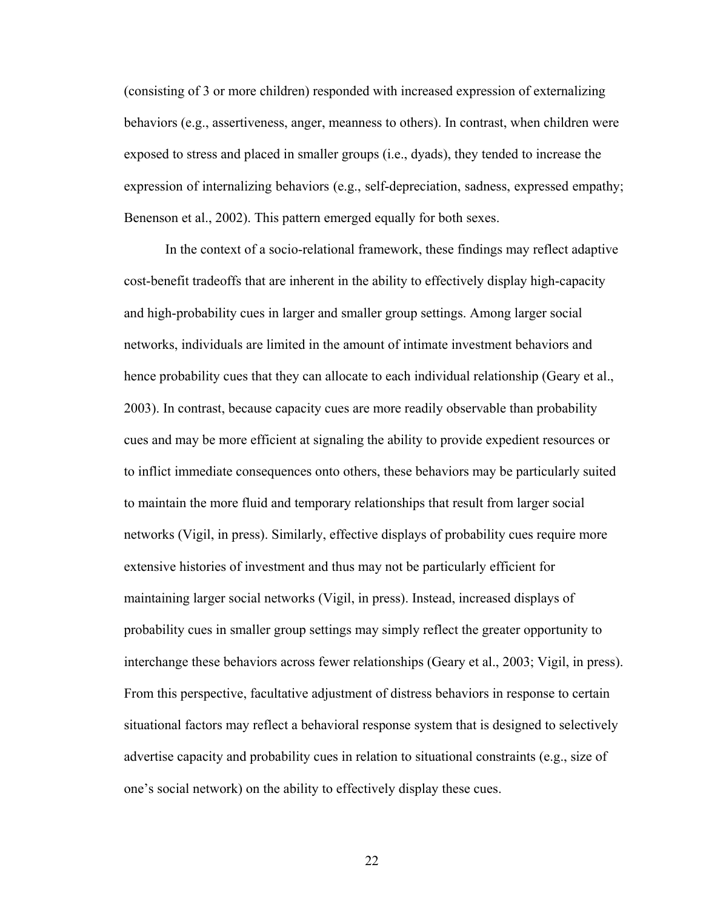(consisting of 3 or more children) responded with increased expression of externalizing behaviors (e.g., assertiveness, anger, meanness to others). In contrast, when children were exposed to stress and placed in smaller groups (i.e., dyads), they tended to increase the expression of internalizing behaviors (e.g., self-depreciation, sadness, expressed empathy; Benenson et al., 2002). This pattern emerged equally for both sexes.

In the context of a socio-relational framework, these findings may reflect adaptive cost-benefit tradeoffs that are inherent in the ability to effectively display high-capacity and high-probability cues in larger and smaller group settings. Among larger social networks, individuals are limited in the amount of intimate investment behaviors and hence probability cues that they can allocate to each individual relationship (Geary et al., 2003). In contrast, because capacity cues are more readily observable than probability cues and may be more efficient at signaling the ability to provide expedient resources or to inflict immediate consequences onto others, these behaviors may be particularly suited to maintain the more fluid and temporary relationships that result from larger social networks (Vigil, in press). Similarly, effective displays of probability cues require more extensive histories of investment and thus may not be particularly efficient for maintaining larger social networks (Vigil, in press). Instead, increased displays of probability cues in smaller group settings may simply reflect the greater opportunity to interchange these behaviors across fewer relationships (Geary et al., 2003; Vigil, in press). From this perspective, facultative adjustment of distress behaviors in response to certain situational factors may reflect a behavioral response system that is designed to selectively advertise capacity and probability cues in relation to situational constraints (e.g., size of one's social network) on the ability to effectively display these cues.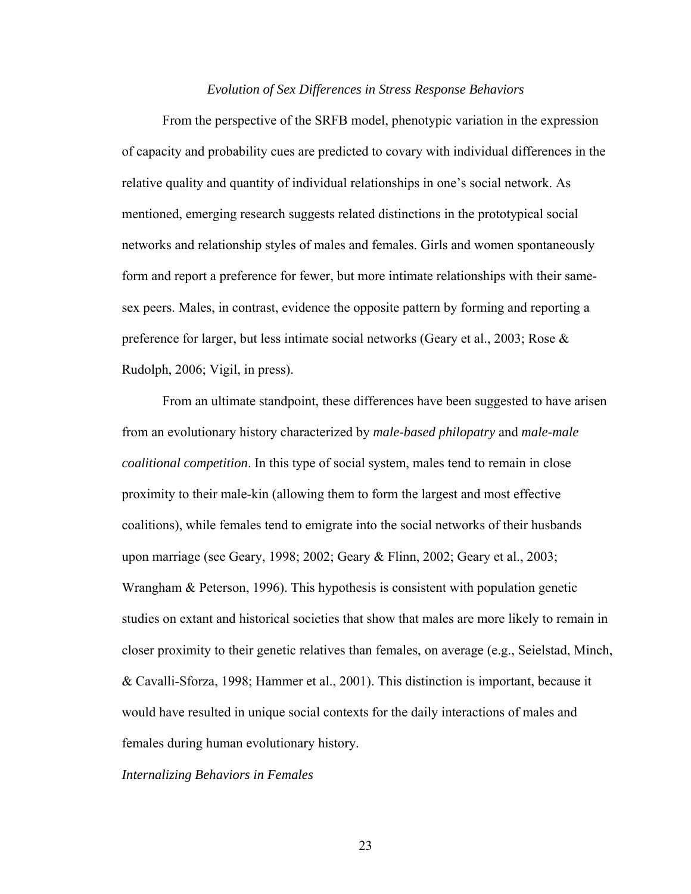### *Evolution of Sex Differences in Stress Response Behaviors*

From the perspective of the SRFB model, phenotypic variation in the expression of capacity and probability cues are predicted to covary with individual differences in the relative quality and quantity of individual relationships in one's social network. As mentioned, emerging research suggests related distinctions in the prototypical social networks and relationship styles of males and females. Girls and women spontaneously form and report a preference for fewer, but more intimate relationships with their same-sex peers. Males, in contrast, evidence the opposite pattern by forming and reporting a preference for larger, but less intimate social networks (Geary et al., 2003; Rose & Rudolph, 2006; Vigil, in press).

From an ultimate standpoint, these differences have been suggested to have arisen from an evolutionary history characterized by *male-based philopatry* and *male-male coalitional competition*. In this type of social system, males tend to remain in close proximity to their male-kin (allowing them to form the largest and most effective coalitions), while females tend to emigrate into the social networks of their husbands upon marriage (see Geary, 1998; 2002; Geary & Flinn, 2002; Geary et al., 2003; Wrangham & Peterson, 1996). This hypothesis is consistent with population genetic studies on extant and historical societies that show that males are more likely to remain in closer proximity to their genetic relatives than females, on average (e.g., Seielstad, Minch, & Cavalli-Sforza, 1998; Hammer et al., 2001). This distinction is important, because it would have resulted in unique social contexts for the daily interactions of males and females during human evolutionary history.

#### *Internalizing Behaviors in Females*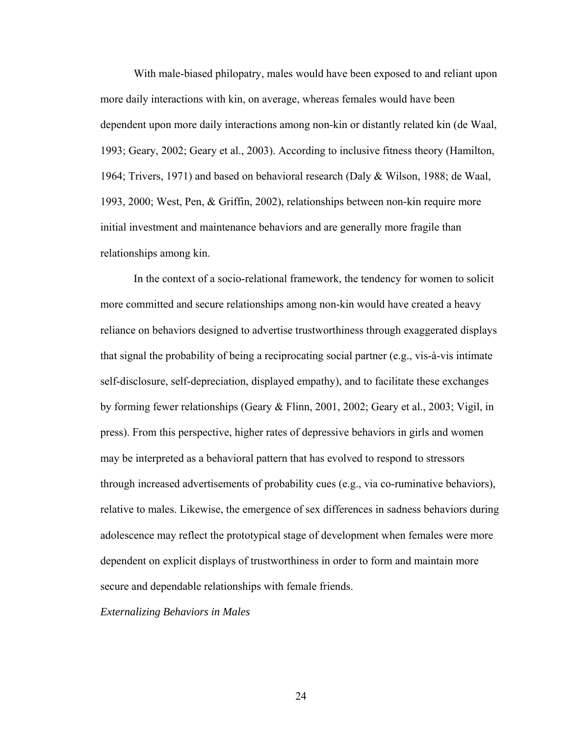With male-biased philopatry, males would have been exposed to and reliant upon more daily interactions with kin, on average, whereas females would have been dependent upon more daily interactions among non-kin or distantly related kin (de Waal, 1993; Geary, 2002; Geary et al., 2003). According to inclusive fitness theory (Hamilton, 1964; Trivers, 1971) and based on behavioral research (Daly & Wilson, 1988; de Waal, 1993, 2000; West, Pen, & Griffin, 2002), relationships between non-kin require more initial investment and maintenance behaviors and are generally more fragile than relationships among kin.

In the context of a socio-relational framework, the tendency for women to solicit more committed and secure relationships among non-kin would have created a heavy reliance on behaviors designed to advertise trustworthiness through exaggerated displays that signal the probability of being a reciprocating social partner (e.g., vis-à-vis intimate self-disclosure, self-depreciation, displayed empathy), and to facilitate these exchanges by forming fewer relationships (Geary & Flinn, 2001, 2002; Geary et al., 2003; Vigil, in press). From this perspective, higher rates of depressive behaviors in girls and women may be interpreted as a behavioral pattern that has evolved to respond to stressors through increased advertisements of probability cues (e.g., via co-ruminative behaviors), relative to males. Likewise, the emergence of sex differences in sadness behaviors during adolescence may reflect the prototypical stage of development when females were more dependent on explicit displays of trustworthiness in order to form and maintain more secure and dependable relationships with female friends.

*Externalizing Behaviors in Males*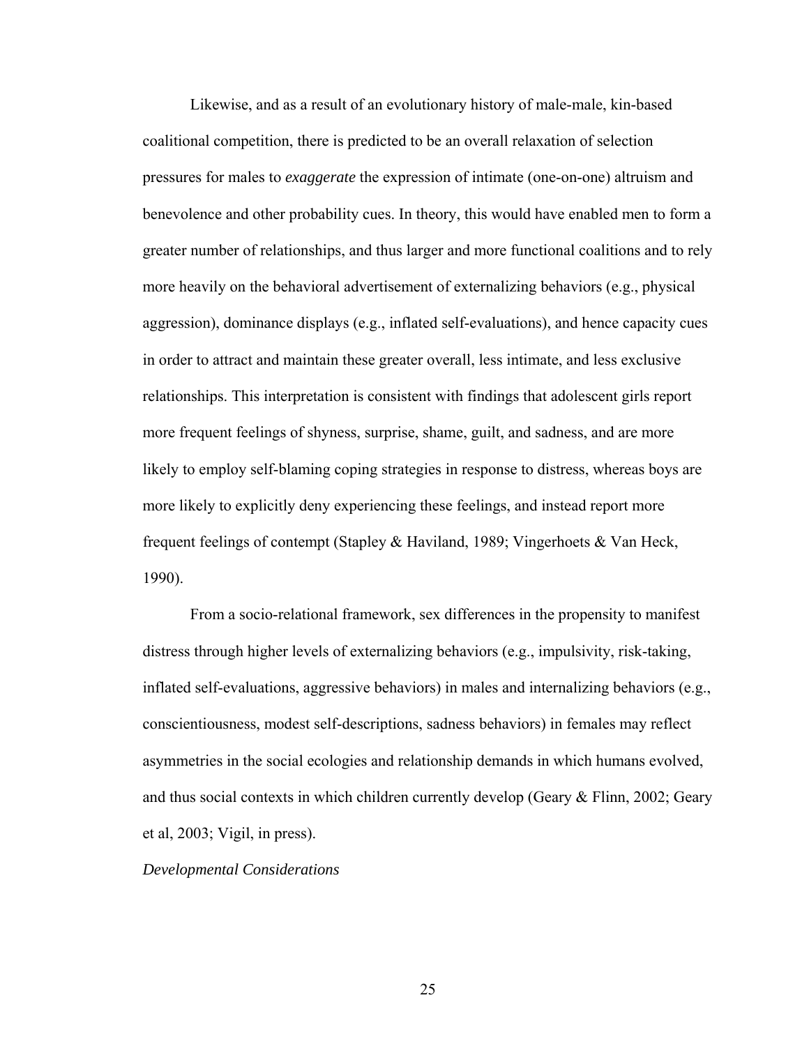Likewise, and as a result of an evolutionary history of male-male, kin-based coalitional competition, there is predicted to be an overall relaxation of selection pressures for males to *exaggerate* the expression of intimate (one-on-one) altruism and benevolence and other probability cues. In theory, this would have enabled men to form a greater number of relationships, and thus larger and more functional coalitions and to rely more heavily on the behavioral advertisement of externalizing behaviors (e.g., physical aggression), dominance displays (e.g., inflated self-evaluations), and hence capacity cues in order to attract and maintain these greater overall, less intimate, and less exclusive relationships. This interpretation is consistent with findings that adolescent girls report more frequent feelings of shyness, surprise, shame, guilt, and sadness, and are more likely to employ self-blaming coping strategies in response to distress, whereas boys are more likely to explicitly deny experiencing these feelings, and instead report more frequent feelings of contempt (Stapley & Haviland, 1989; Vingerhoets & Van Heck, 1990).

From a socio-relational framework, sex differences in the propensity to manifest distress through higher levels of externalizing behaviors (e.g., impulsivity, risk-taking, inflated self-evaluations, aggressive behaviors) in males and internalizing behaviors (e.g., conscientiousness, modest self-descriptions, sadness behaviors) in females may reflect asymmetries in the social ecologies and relationship demands in which humans evolved, and thus social contexts in which children currently develop (Geary & Flinn, 2002; Geary et al, 2003; Vigil, in press).

*Developmental Considerations*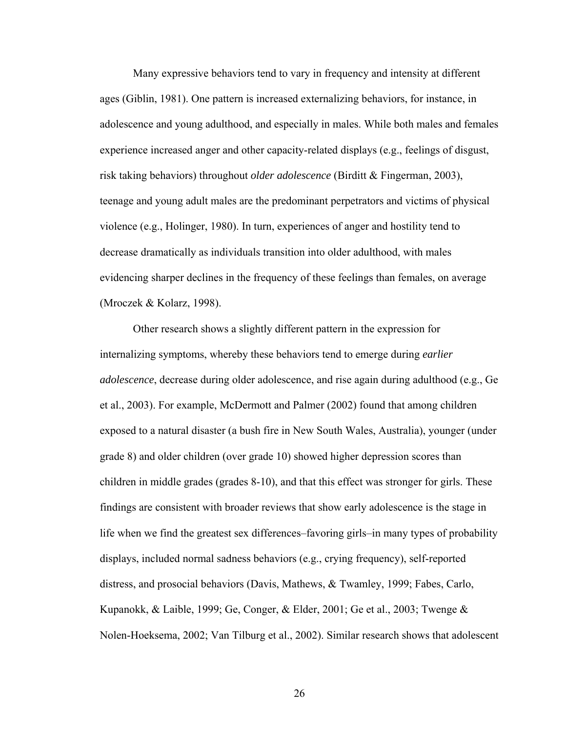Many expressive behaviors tend to vary in frequency and intensity at different ages (Giblin, 1981). One pattern is increased externalizing behaviors, for instance, in adolescence and young adulthood, and especially in males. While both males and females experience increased anger and other capacity-related displays (e.g., feelings of disgust, risk taking behaviors) throughout *older adolescence* (Birditt & Fingerman, 2003), teenage and young adult males are the predominant perpetrators and victims of physical violence (e.g., Holinger, 1980). In turn, experiences of anger and hostility tend to decrease dramatically as individuals transition into older adulthood, with males evidencing sharper declines in the frequency of these feelings than females, on average (Mroczek & Kolarz, 1998).

Other research shows a slightly different pattern in the expression for internalizing symptoms, whereby these behaviors tend to emerge during *earlier adolescence*, decrease during older adolescence, and rise again during adulthood (e.g., Ge et al., 2003). For example, McDermott and Palmer (2002) found that among children exposed to a natural disaster (a bush fire in New South Wales, Australia), younger (under grade 8) and older children (over grade 10) showed higher depression scores than children in middle grades (grades 8-10), and that this effect was stronger for girls. These findings are consistent with broader reviews that show early adolescence is the stage in life when we find the greatest sex differences–favoring girls–in many types of probability displays, included normal sadness behaviors (e.g., crying frequency), self-reported distress, and prosocial behaviors (Davis, Mathews, & Twamley, 1999; Fabes, Carlo, Kupanokk, & Laible, 1999; Ge, Conger, & Elder, 2001; Ge et al., 2003; Twenge & Nolen-Hoeksema, 2002; Van Tilburg et al., 2002). Similar research shows that adolescent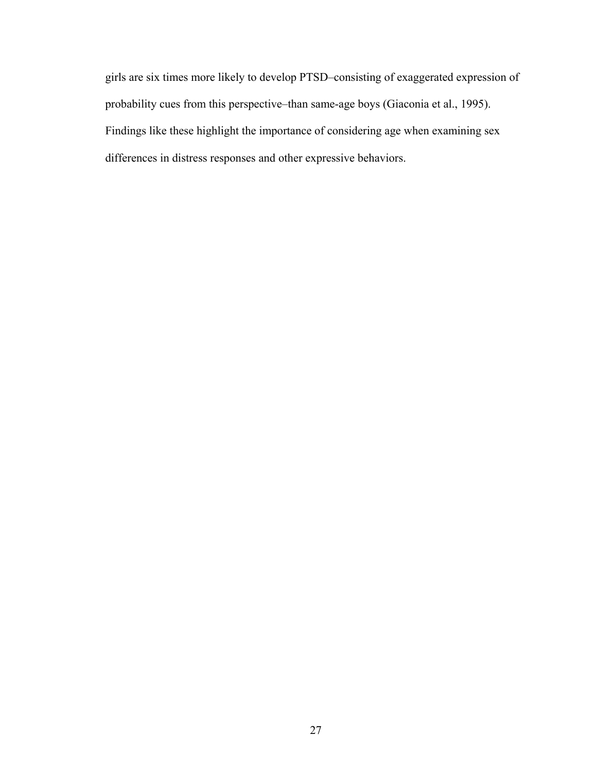girls are six times more likely to develop PTSD–consisting of exaggerated expression of probability cues from this perspective–than same-age boys (Giaconia et al., 1995). Findings like these highlight the importance of considering age when examining sex differences in distress responses and other expressive behaviors.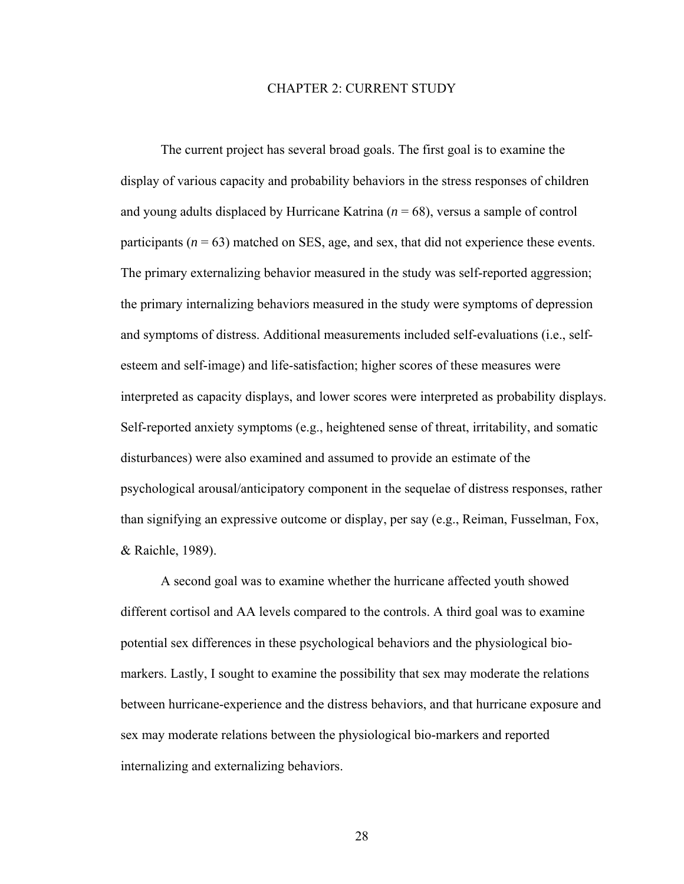# CHAPTER 2: CURRENT STUDY

The current project has several broad goals. The first goal is to examine the display of various capacity and probability behaviors in the stress responses of children and young adults displaced by Hurricane Katrina (*n* = 68), versus a sample of control participants (*n* = 63) matched on SES, age, and sex, that did not experience these events. The primary externalizing behavior measured in the study was self-reported aggression; the primary internalizing behaviors measured in the study were symptoms of depression and symptoms of distress. Additional measurements included self-evaluations (i.e., self-esteem and self-image) and life-satisfaction; higher scores of these measures were interpreted as capacity displays, and lower scores were interpreted as probability displays. Self-reported anxiety symptoms (e.g., heightened sense of threat, irritability, and somatic disturbances) were also examined and assumed to provide an estimate of the psychological arousal/anticipatory component in the sequelae of distress responses, rather than signifying an expressive outcome or display, per say (e.g., Reiman, Fusselman, Fox, & Raichle, 1989).

A second goal was to examine whether the hurricane affected youth showed different cortisol and AA levels compared to the controls. A third goal was to examine potential sex differences in these psychological behaviors and the physiological bio-markers. Lastly, I sought to examine the possibility that sex may moderate the relations between hurricane-experience and the distress behaviors, and that hurricane exposure and sex may moderate relations between the physiological bio-markers and reported internalizing and externalizing behaviors.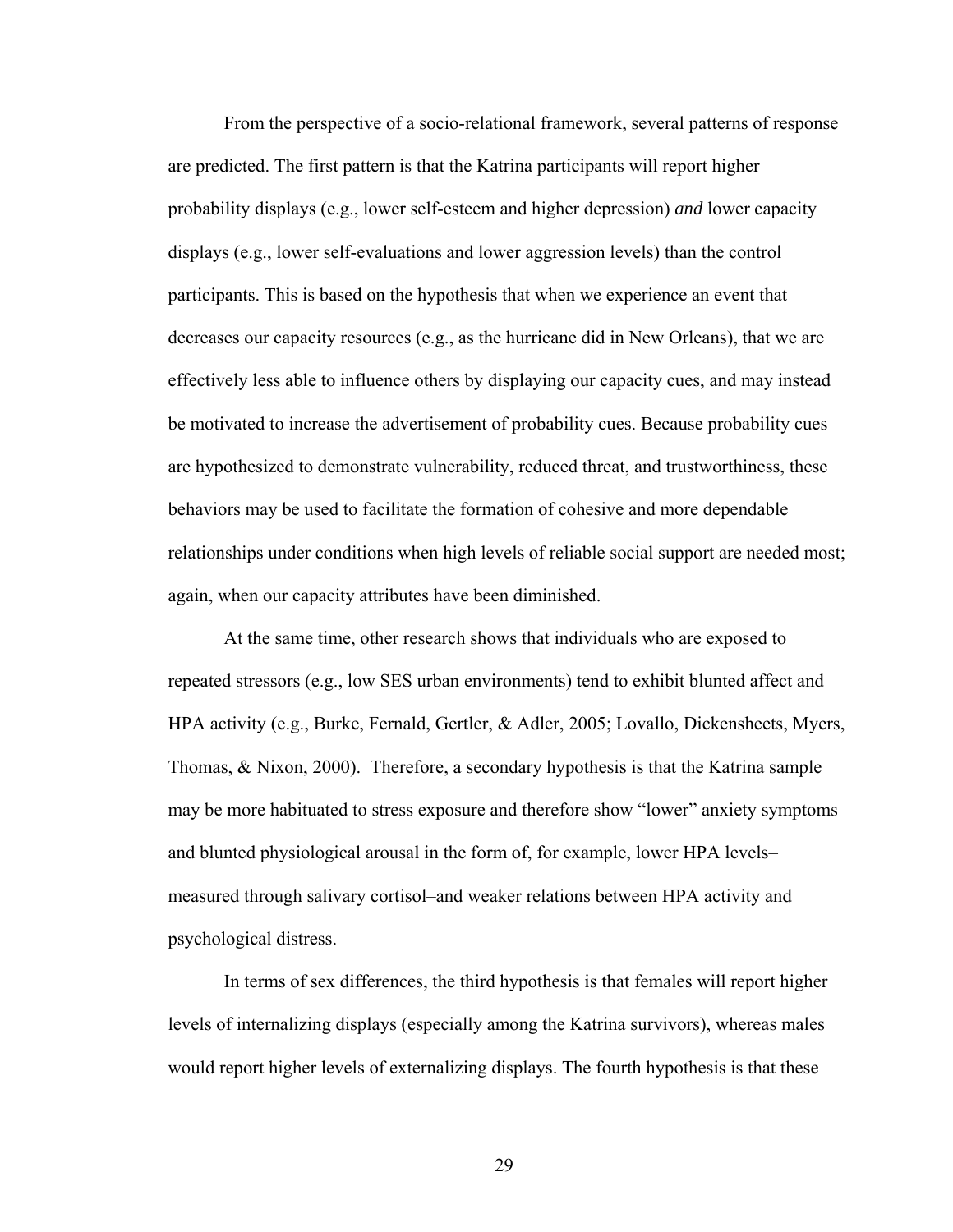From the perspective of a socio-relational framework, several patterns of response are predicted. The first pattern is that the Katrina participants will report higher probability displays (e.g., lower self-esteem and higher depression) *and* lower capacity displays (e.g., lower self-evaluations and lower aggression levels) than the control participants. This is based on the hypothesis that when we experience an event that decreases our capacity resources (e.g., as the hurricane did in New Orleans), that we are effectively less able to influence others by displaying our capacity cues, and may instead be motivated to increase the advertisement of probability cues. Because probability cues are hypothesized to demonstrate vulnerability, reduced threat, and trustworthiness, these behaviors may be used to facilitate the formation of cohesive and more dependable relationships under conditions when high levels of reliable social support are needed most; again, when our capacity attributes have been diminished.

At the same time, other research shows that individuals who are exposed to repeated stressors (e.g., low SES urban environments) tend to exhibit blunted affect and HPA activity (e.g., Burke, Fernald, Gertler, & Adler, 2005; Lovallo, Dickensheets, Myers, Thomas, & Nixon, 2000). Therefore, a secondary hypothesis is that the Katrina sample may be more habituated to stress exposure and therefore show "lower" anxiety symptoms and blunted physiological arousal in the form of, for example, lower HPA levels–measured through salivary cortisol–and weaker relations between HPA activity and psychological distress.

In terms of sex differences, the third hypothesis is that females will report higher levels of internalizing displays (especially among the Katrina survivors), whereas males would report higher levels of externalizing displays. The fourth hypothesis is that these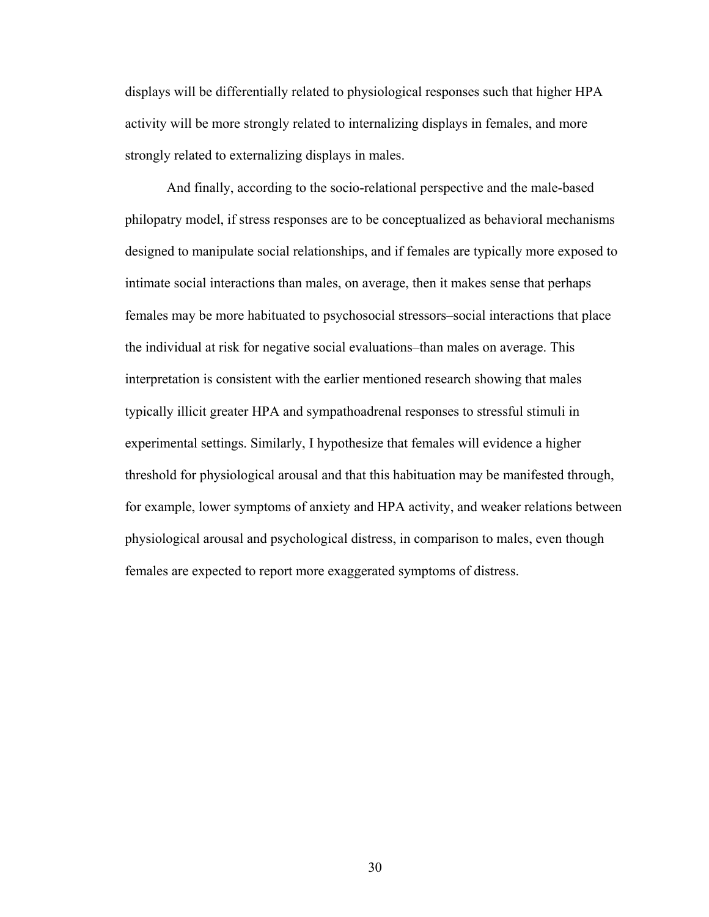displays will be differentially related to physiological responses such that higher HPA activity will be more strongly related to internalizing displays in females, and more strongly related to externalizing displays in males.

And finally, according to the socio-relational perspective and the male-based philopatry model, if stress responses are to be conceptualized as behavioral mechanisms designed to manipulate social relationships, and if females are typically more exposed to intimate social interactions than males, on average, then it makes sense that perhaps females may be more habituated to psychosocial stressors–social interactions that place the individual at risk for negative social evaluations–than males on average. This interpretation is consistent with the earlier mentioned research showing that males typically illicit greater HPA and sympathoadrenal responses to stressful stimuli in experimental settings. Similarly, I hypothesize that females will evidence a higher threshold for physiological arousal and that this habituation may be manifested through, for example, lower symptoms of anxiety and HPA activity, and weaker relations between physiological arousal and psychological distress, in comparison to males, even though females are expected to report more exaggerated symptoms of distress.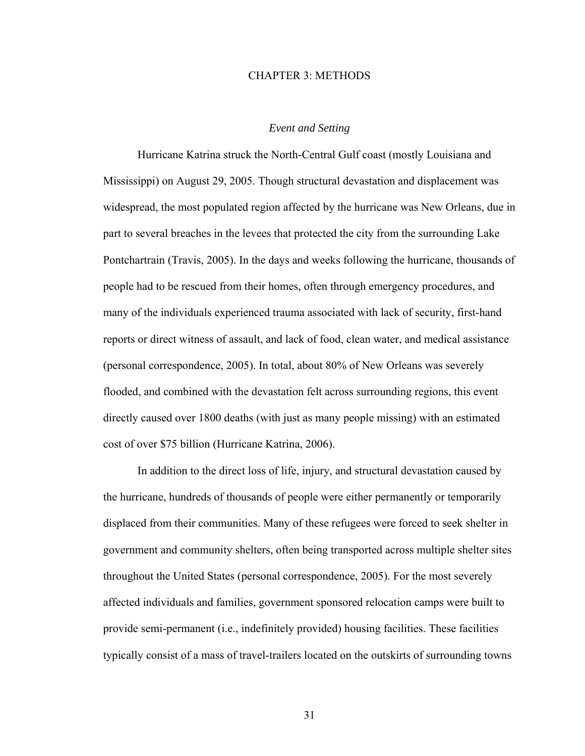# CHAPTER 3: METHODS

### *Event and Setting*

Hurricane Katrina struck the North-Central Gulf coast (mostly Louisiana and Mississippi) on August 29, 2005. Though structural devastation and displacement was widespread, the most populated region affected by the hurricane was New Orleans, due in part to several breaches in the levees that protected the city from the surrounding Lake Pontchartrain (Travis, 2005). In the days and weeks following the hurricane, thousands of people had to be rescued from their homes, often through emergency procedures, and many of the individuals experienced trauma associated with lack of security, first-hand reports or direct witness of assault, and lack of food, clean water, and medical assistance (personal correspondence, 2005). In total, about 80% of New Orleans was severely flooded, and combined with the devastation felt across surrounding regions, this event directly caused over 1800 deaths (with just as many people missing) with an estimated cost of over $75 billion (Hurricane Katrina, 2006).

In addition to the direct loss of life, injury, and structural devastation caused by the hurricane, hundreds of thousands of people were either permanently or temporarily displaced from their communities. Many of these refugees were forced to seek shelter in government and community shelters, often being transported across multiple shelter sites throughout the United States (personal correspondence, 2005). For the most severely affected individuals and families, government sponsored relocation camps were built to provide semi-permanent (i.e., indefinitely provided) housing facilities. These facilities typically consist of a mass of travel-trailers located on the outskirts of surrounding towns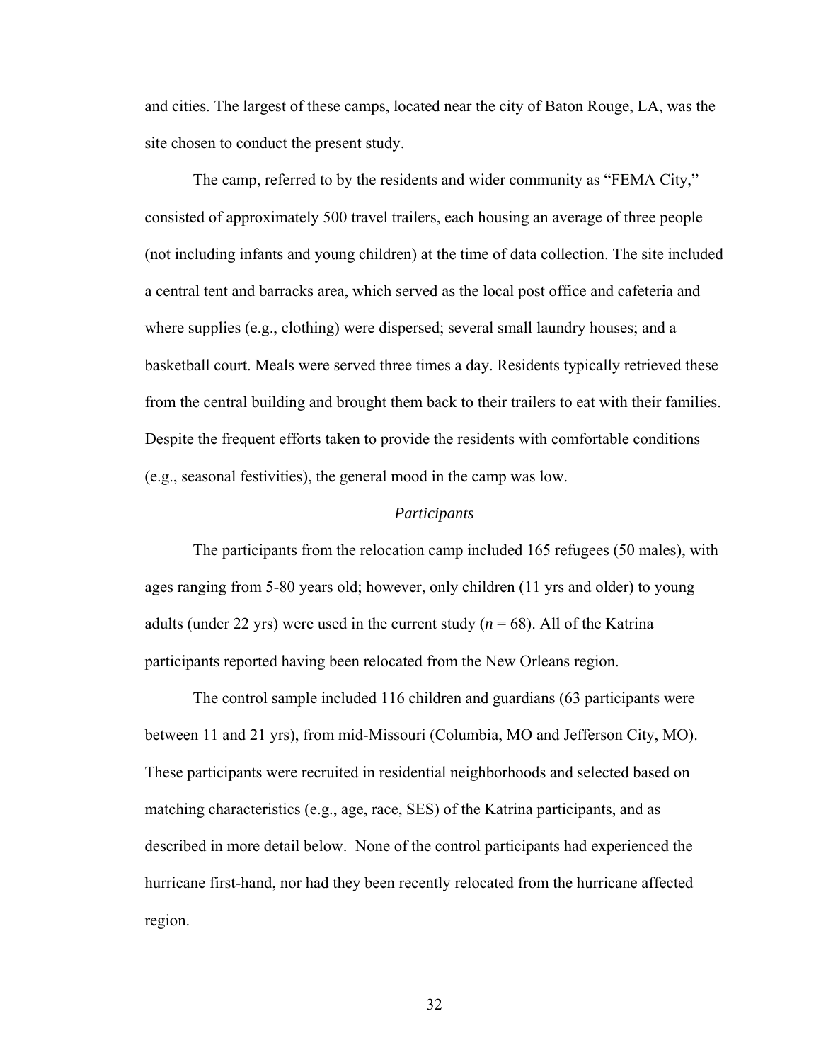and cities. The largest of these camps, located near the city of Baton Rouge, LA, was the site chosen to conduct the present study.

The camp, referred to by the residents and wider community as "FEMA City," consisted of approximately 500 travel trailers, each housing an average of three people (not including infants and young children) at the time of data collection. The site included a central tent and barracks area, which served as the local post office and cafeteria and where supplies (e.g., clothing) were dispersed; several small laundry houses; and a basketball court. Meals were served three times a day. Residents typically retrieved these from the central building and brought them back to their trailers to eat with their families. Despite the frequent efforts taken to provide the residents with comfortable conditions (e.g., seasonal festivities), the general mood in the camp was low.

### *Participants*

The participants from the relocation camp included 165 refugees (50 males), with ages ranging from 5-80 years old; however, only children (11 yrs and older) to young adults (under 22 yrs) were used in the current study ($n = 68$). All of the Katrina participants reported having been relocated from the New Orleans region.

The control sample included 116 children and guardians (63 participants were between 11 and 21 yrs), from mid-Missouri (Columbia, MO and Jefferson City, MO). These participants were recruited in residential neighborhoods and selected based on matching characteristics (e.g., age, race, SES) of the Katrina participants, and as described in more detail below. None of the control participants had experienced the hurricane first-hand, nor had they been recently relocated from the hurricane affected region.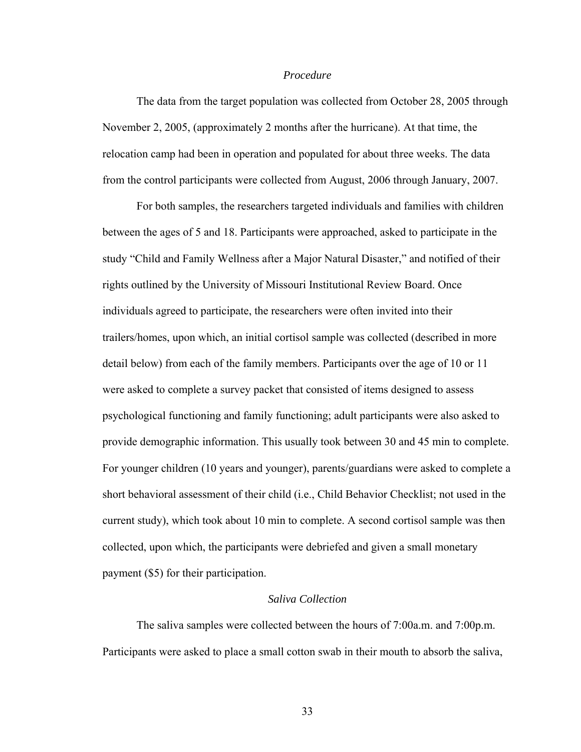### *Procedure*

The data from the target population was collected from October 28, 2005 through November 2, 2005, (approximately 2 months after the hurricane). At that time, the relocation camp had been in operation and populated for about three weeks. The data from the control participants were collected from August, 2006 through January, 2007.

For both samples, the researchers targeted individuals and families with children between the ages of 5 and 18. Participants were approached, asked to participate in the study "Child and Family Wellness after a Major Natural Disaster," and notified of their rights outlined by the University of Missouri Institutional Review Board. Once individuals agreed to participate, the researchers were often invited into their trailers/homes, upon which, an initial cortisol sample was collected (described in more detail below) from each of the family members. Participants over the age of 10 or 11 were asked to complete a survey packet that consisted of items designed to assess psychological functioning and family functioning; adult participants were also asked to provide demographic information. This usually took between 30 and 45 min to complete. For younger children (10 years and younger), parents/guardians were asked to complete a short behavioral assessment of their child (i.e., Child Behavior Checklist; not used in the current study), which took about 10 min to complete. A second cortisol sample was then collected, upon which, the participants were debriefed and given a small monetary payment ($5) for their participation.

### *Saliva Collection*

The saliva samples were collected between the hours of 7:00a.m. and 7:00p.m. Participants were asked to place a small cotton swab in their mouth to absorb the saliva,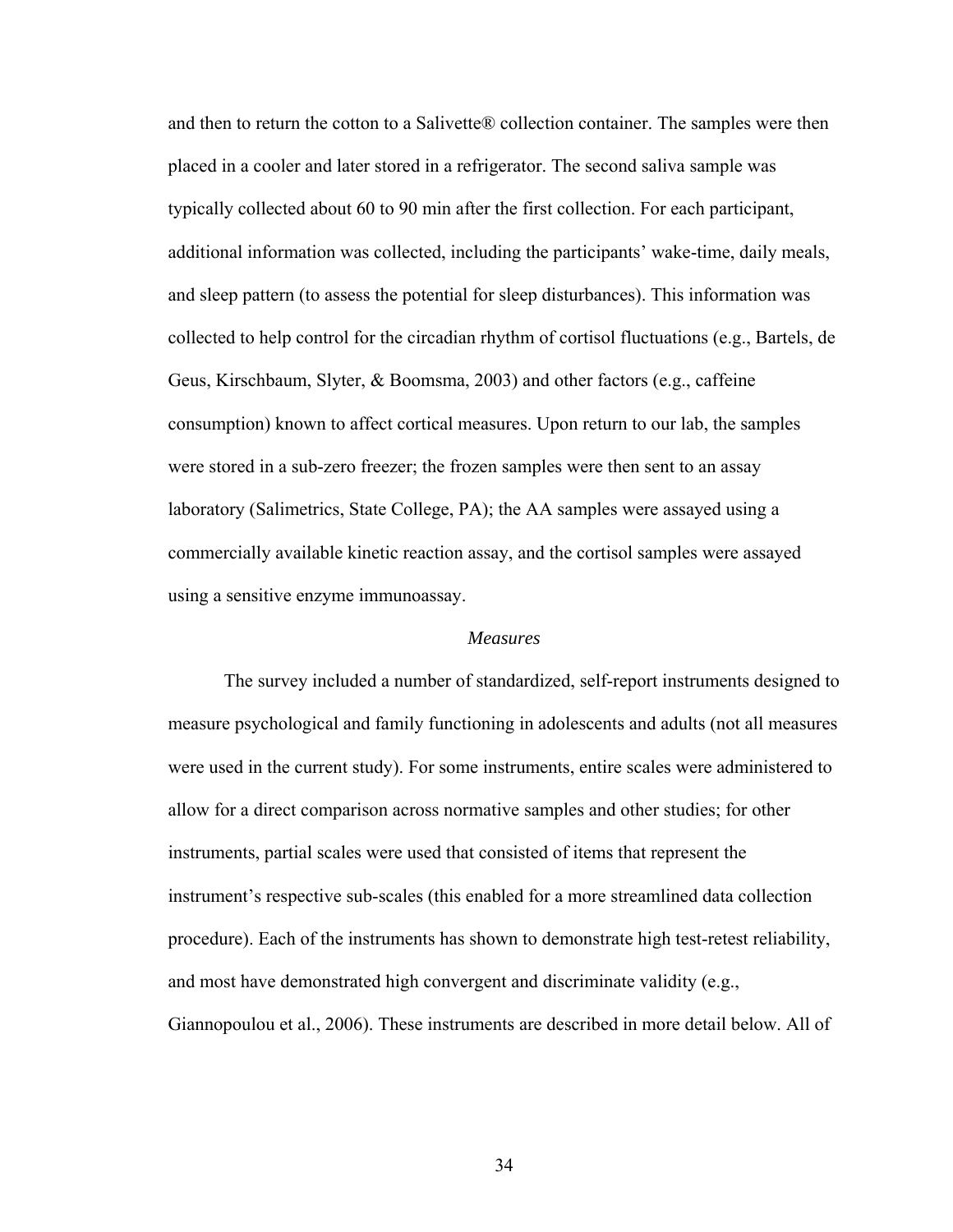and then to return the cotton to a Salivette® collection container. The samples were then placed in a cooler and later stored in a refrigerator. The second saliva sample was typically collected about 60 to 90 min after the first collection. For each participant, additional information was collected, including the participants' wake-time, daily meals, and sleep pattern (to assess the potential for sleep disturbances). This information was collected to help control for the circadian rhythm of cortisol fluctuations (e.g., Bartels, de Geus, Kirschbaum, Slyter, & Boomsma, 2003) and other factors (e.g., caffeine consumption) known to affect cortical measures. Upon return to our lab, the samples were stored in a sub-zero freezer; the frozen samples were then sent to an assay laboratory (Salimetrics, State College, PA); the AA samples were assayed using a commercially available kinetic reaction assay, and the cortisol samples were assayed using a sensitive enzyme immunoassay.

### *Measures*

The survey included a number of standardized, self-report instruments designed to measure psychological and family functioning in adolescents and adults (not all measures were used in the current study). For some instruments, entire scales were administered to allow for a direct comparison across normative samples and other studies; for other instruments, partial scales were used that consisted of items that represent the instrument's respective sub-scales (this enabled for a more streamlined data collection procedure). Each of the instruments has shown to demonstrate high test-retest reliability, and most have demonstrated high convergent and discriminate validity (e.g., Giannopoulou et al., 2006). These instruments are described in more detail below. All of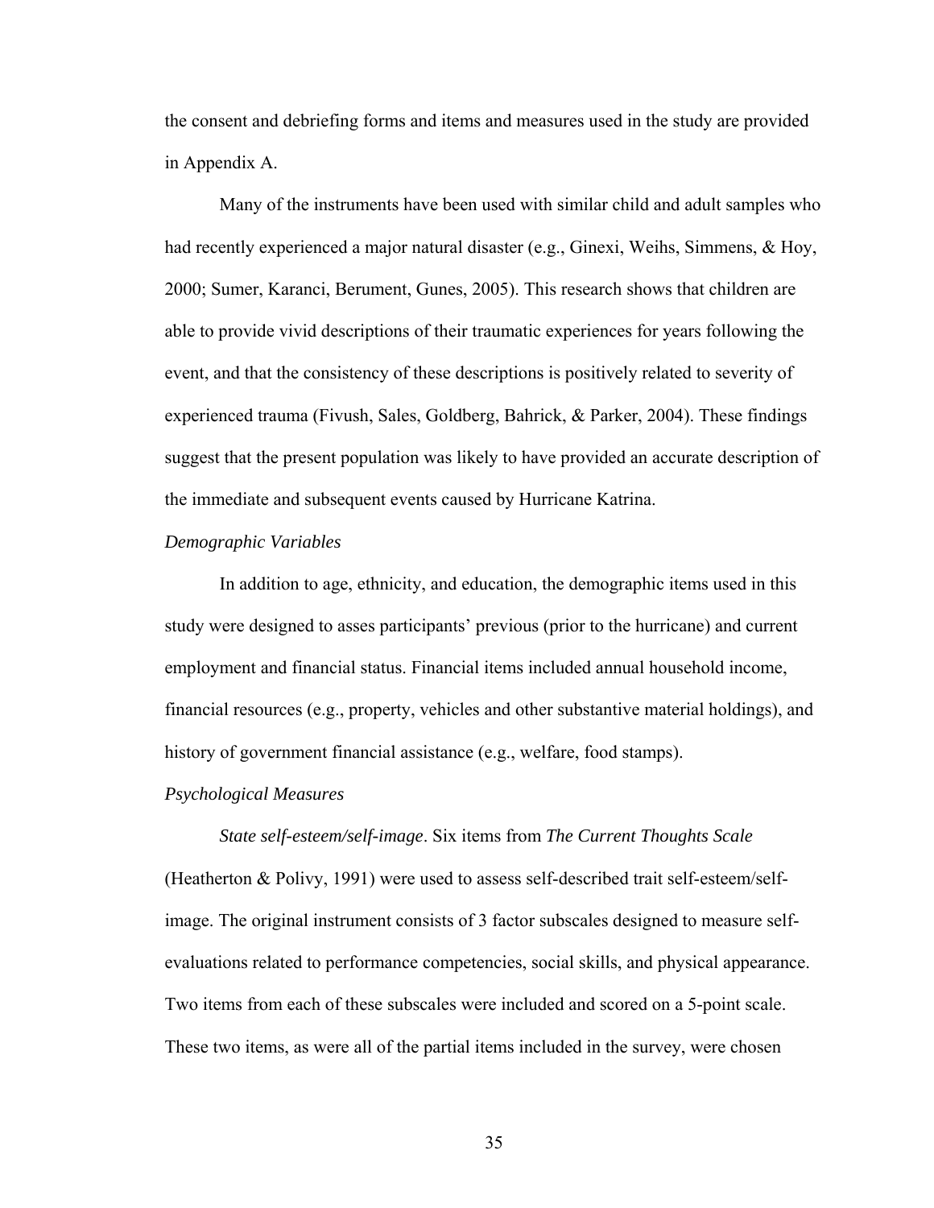the consent and debriefing forms and items and measures used in the study are provided in Appendix A.

Many of the instruments have been used with similar child and adult samples who had recently experienced a major natural disaster (e.g., Ginexi, Weihs, Simmens, & Hoy, 2000; Sumer, Karanci, Berument, Gunes, 2005). This research shows that children are able to provide vivid descriptions of their traumatic experiences for years following the event, and that the consistency of these descriptions is positively related to severity of experienced trauma (Fivush, Sales, Goldberg, Bahrick, & Parker, 2004). These findings suggest that the present population was likely to have provided an accurate description of the immediate and subsequent events caused by Hurricane Katrina.

*Demographic Variables*

In addition to age, ethnicity, and education, the demographic items used in this study were designed to asses participants' previous (prior to the hurricane) and current employment and financial status. Financial items included annual household income, financial resources (e.g., property, vehicles and other substantive material holdings), and history of government financial assistance (e.g., welfare, food stamps).

*Psychological Measures*

*State self-esteem/self-image*. Six items from *The Current Thoughts Scale* (Heatherton & Polivy, 1991) were used to assess self-described trait self-esteem/self-image. The original instrument consists of 3 factor subscales designed to measure self-evaluations related to performance competencies, social skills, and physical appearance. Two items from each of these subscales were included and scored on a 5-point scale. These two items, as were all of the partial items included in the survey, were chosen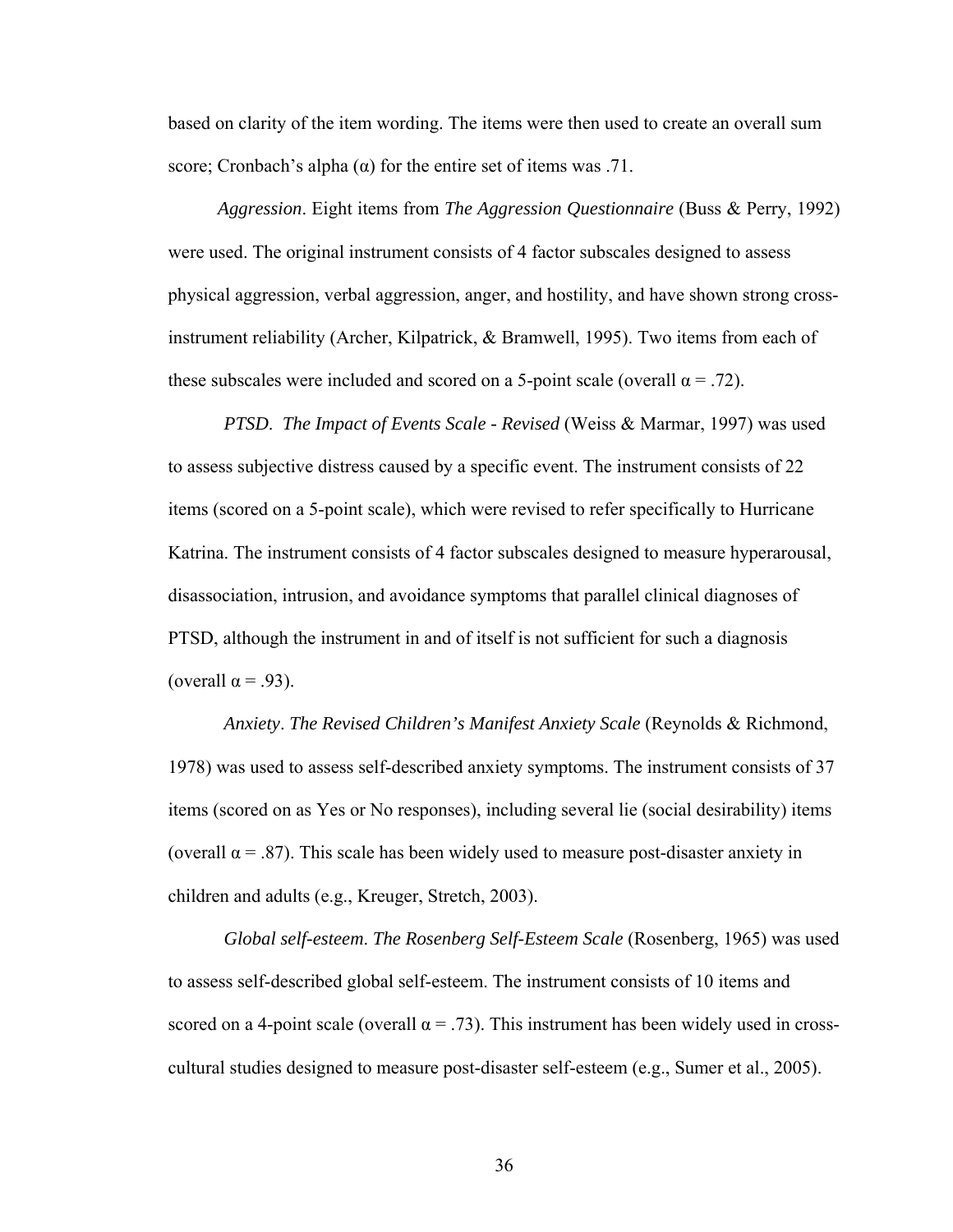based on clarity of the item wording. The items were then used to create an overall sum score; Cronbach's alpha ($\alpha$) for the entire set of items was .71.

*Aggression*. Eight items from *The Aggression Questionnaire* (Buss & Perry, 1992) were used. The original instrument consists of 4 factor subscales designed to assess physical aggression, verbal aggression, anger, and hostility, and have shown strong cross-instrument reliability (Archer, Kilpatrick, & Bramwell, 1995). Two items from each of these subscales were included and scored on a 5-point scale (overall $\alpha = .72$).

*PTSD*. *The Impact of Events Scale - Revised* (Weiss & Marmar, 1997) was used to assess subjective distress caused by a specific event. The instrument consists of 22 items (scored on a 5-point scale), which were revised to refer specifically to Hurricane Katrina. The instrument consists of 4 factor subscales designed to measure hyperarousal, disassociation, intrusion, and avoidance symptoms that parallel clinical diagnoses of PTSD, although the instrument in and of itself is not sufficient for such a diagnosis (overall $\alpha = .93$).

*Anxiety*. *The Revised Children's Manifest Anxiety Scale* (Reynolds & Richmond, 1978) was used to assess self-described anxiety symptoms. The instrument consists of 37 items (scored on as Yes or No responses), including several lie (social desirability) items (overall $\alpha = .87$). This scale has been widely used to measure post-disaster anxiety in children and adults (e.g., Kreuger, Stretch, 2003).

*Global self-esteem*. *The Rosenberg Self-Esteem Scale* (Rosenberg, 1965) was used to assess self-described global self-esteem. The instrument consists of 10 items and scored on a 4-point scale (overall $\alpha = .73$). This instrument has been widely used in cross-cultural studies designed to measure post-disaster self-esteem (e.g., Sumer et al., 2005).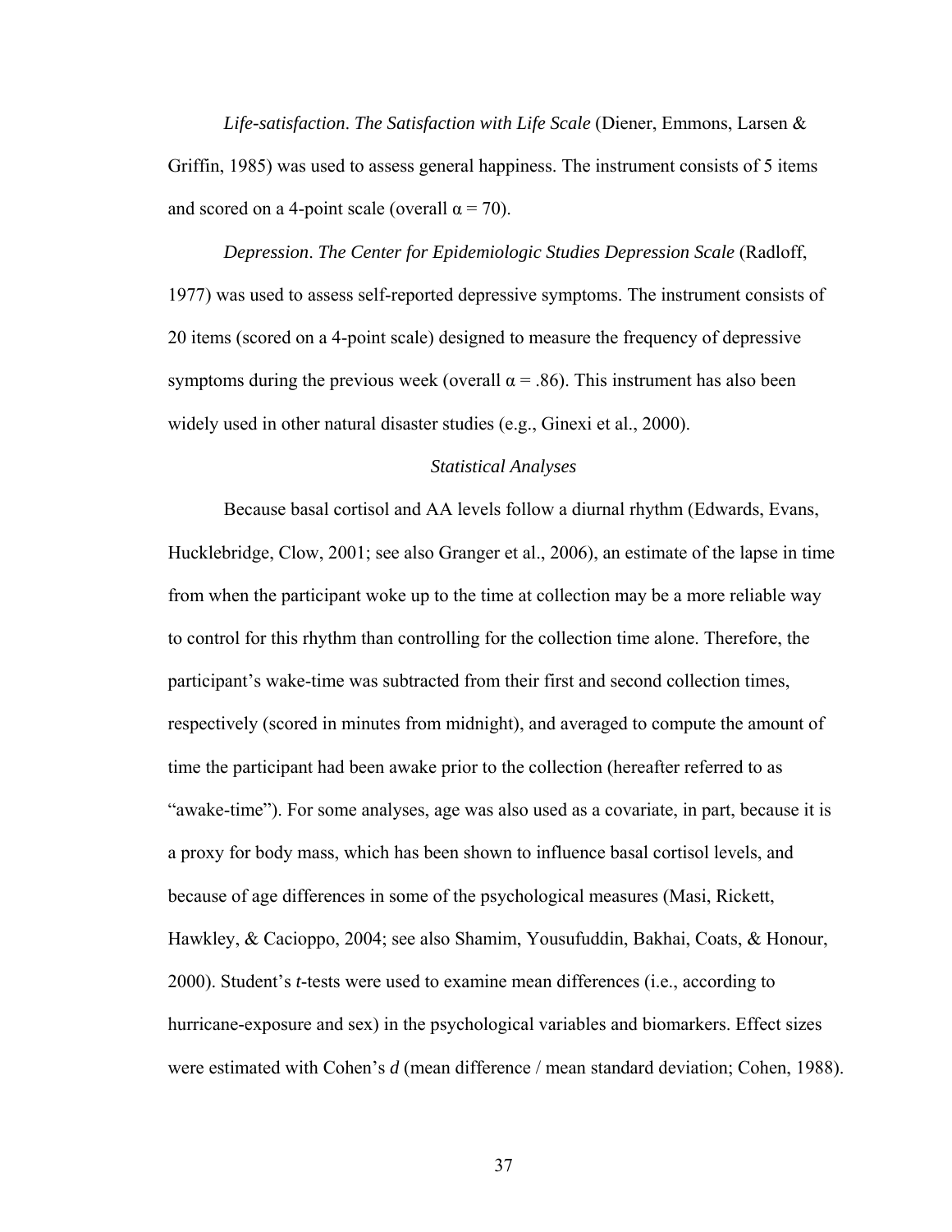*Life-satisfaction*. *The Satisfaction with Life Scale* (Diener, Emmons, Larsen & Griffin, 1985) was used to assess general happiness. The instrument consists of 5 items and scored on a 4-point scale (overall α = 70).

*Depression*. *The Center for Epidemiologic Studies Depression Scale* (Radloff, 1977) was used to assess self-reported depressive symptoms. The instrument consists of 20 items (scored on a 4-point scale) designed to measure the frequency of depressive symptoms during the previous week (overall α = .86). This instrument has also been widely used in other natural disaster studies (e.g., Ginexi et al., 2000).

*Statistical Analyses*

Because basal cortisol and AA levels follow a diurnal rhythm (Edwards, Evans, Hucklebridge, Clow, 2001; see also Granger et al., 2006), an estimate of the lapse in time from when the participant woke up to the time at collection may be a more reliable way to control for this rhythm than controlling for the collection time alone. Therefore, the participant's wake-time was subtracted from their first and second collection times, respectively (scored in minutes from midnight), and averaged to compute the amount of time the participant had been awake prior to the collection (hereafter referred to as "awake-time"). For some analyses, age was also used as a covariate, in part, because it is a proxy for body mass, which has been shown to influence basal cortisol levels, and because of age differences in some of the psychological measures (Masi, Rickett, Hawkley, & Cacioppo, 2004; see also Shamim, Yousufuddin, Bakhai, Coats, & Honour, 2000). Student's *t*-tests were used to examine mean differences (i.e., according to hurricane-exposure and sex) in the psychological variables and biomarkers. Effect sizes were estimated with Cohen's *d* (mean difference / mean standard deviation; Cohen, 1988).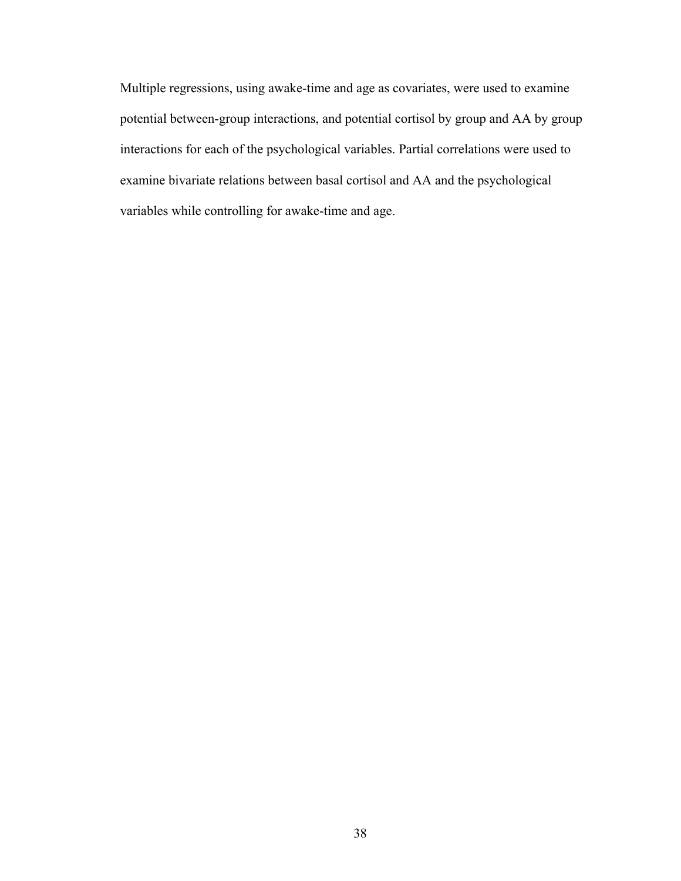Multiple regressions, using awake-time and age as covariates, were used to examine potential between-group interactions, and potential cortisol by group and AA by group interactions for each of the psychological variables. Partial correlations were used to examine bivariate relations between basal cortisol and AA and the psychological variables while controlling for awake-time and age.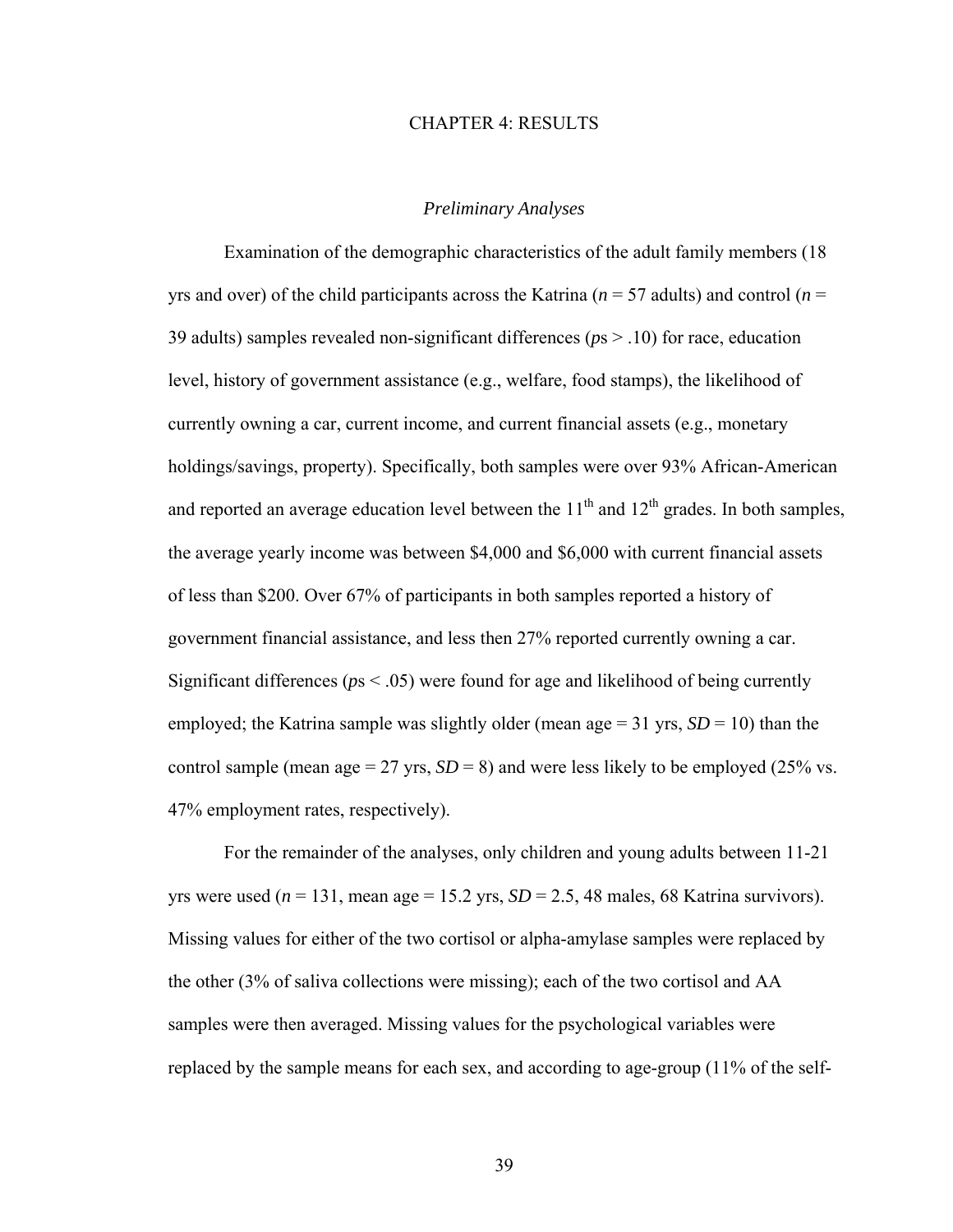# CHAPTER 4: RESULTS

## *Preliminary Analyses*

Examination of the demographic characteristics of the adult family members (18 yrs and over) of the child participants across the Katrina ($n$ = 57 adults) and control ($n$ = 39 adults) samples revealed non-significant differences ($p$s > .10) for race, education level, history of government assistance (e.g., welfare, food stamps), the likelihood of currently owning a car, current income, and current financial assets (e.g., monetary holdings/savings, property). Specifically, both samples were over 93% African-American and reported an average education level between the 11th and 12th grades. In both samples, the average yearly income was between $4,000 and $6,000 with current financial assets of less than $200. Over 67% of participants in both samples reported a history of government financial assistance, and less then 27% reported currently owning a car. Significant differences ($p$s < .05) were found for age and likelihood of being currently employed; the Katrina sample was slightly older (mean age = 31 yrs, $SD$ = 10) than the control sample (mean age = 27 yrs, $SD$ = 8) and were less likely to be employed (25% vs. 47% employment rates, respectively).

For the remainder of the analyses, only children and young adults between 11-21 yrs were used ($n$ = 131, mean age = 15.2 yrs, $SD$ = 2.5, 48 males, 68 Katrina survivors). Missing values for either of the two cortisol or alpha-amylase samples were replaced by the other (3% of saliva collections were missing); each of the two cortisol and AA samples were then averaged. Missing values for the psychological variables were replaced by the sample means for each sex, and according to age-group (11% of the self-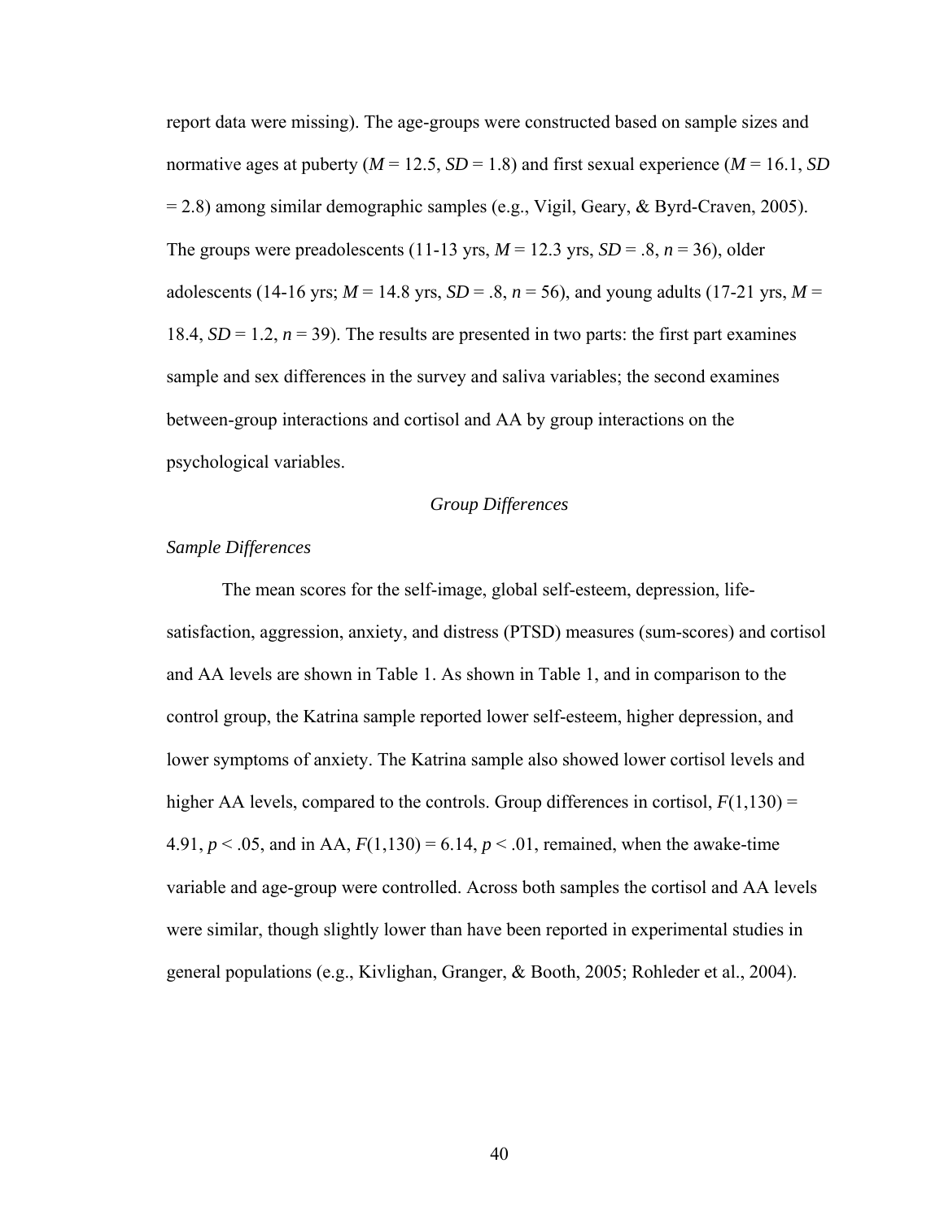report data were missing). The age-groups were constructed based on sample sizes and normative ages at puberty (*M* = 12.5, *SD* = 1.8) and first sexual experience (*M* = 16.1, *SD* = 2.8) among similar demographic samples (e.g., Vigil, Geary, & Byrd-Craven, 2005). The groups were preadolescents (11-13 yrs, *M* = 12.3 yrs, *SD* = .8, *n* = 36), older adolescents (14-16 yrs; *M* = 14.8 yrs, *SD* = .8, *n* = 56), and young adults (17-21 yrs, *M* = 18.4, *SD* = 1.2, *n* = 39). The results are presented in two parts: the first part examines sample and sex differences in the survey and saliva variables; the second examines between-group interactions and cortisol and AA by group interactions on the psychological variables.

## *Group Differences*

### *Sample Differences*

The mean scores for the self-image, global self-esteem, depression, life-satisfaction, aggression, anxiety, and distress (PTSD) measures (sum-scores) and cortisol and AA levels are shown in Table 1. As shown in Table 1, and in comparison to the control group, the Katrina sample reported lower self-esteem, higher depression, and lower symptoms of anxiety. The Katrina sample also showed lower cortisol levels and higher AA levels, compared to the controls. Group differences in cortisol, $F(1,130) = 4.91$, $p < .05$, and in AA, $F(1,130) = 6.14$, $p < .01$, remained, when the awake-time variable and age-group were controlled. Across both samples the cortisol and AA levels were similar, though slightly lower than have been reported in experimental studies in general populations (e.g., Kivlighan, Granger, & Booth, 2005; Rohleder et al., 2004).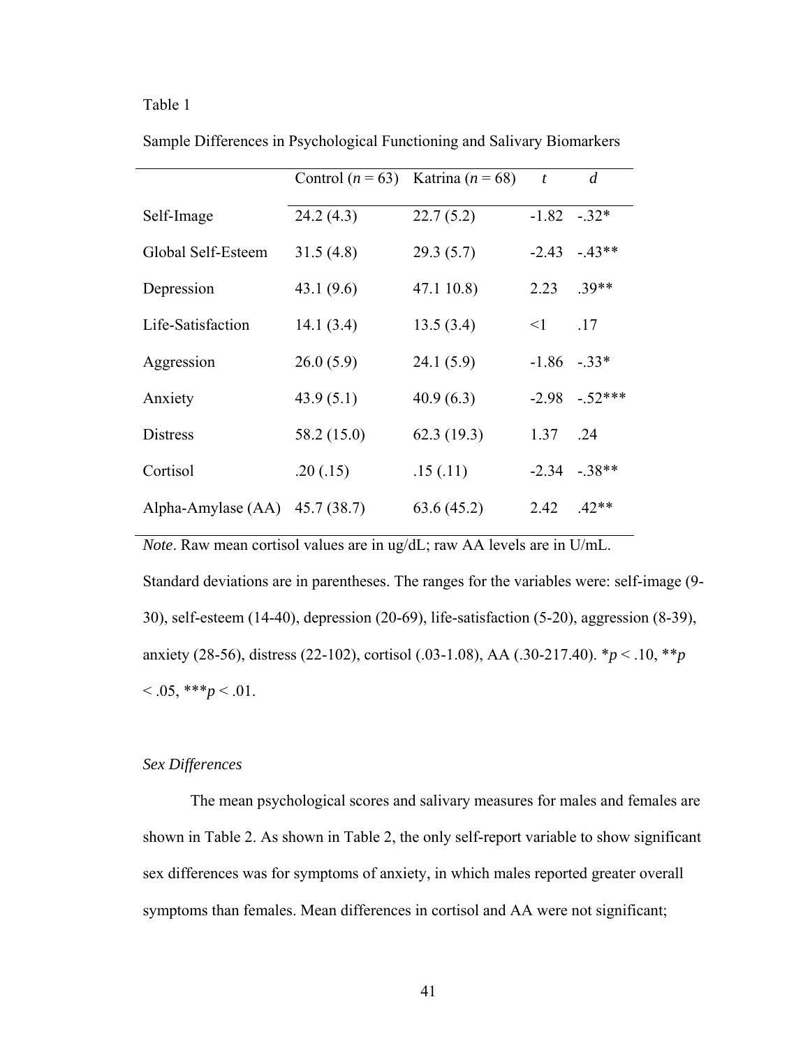Table 1

Sample Differences in Psychological Functioning and Salivary Biomarkers

| | Control (*n* = 63) | Katrina (*n* = 68) | *t* | *d* |
|---|---|---|---|---|
| Self-Image | 24.2 (4.3) | 22.7 (5.2) | -1.82 | -.32* |
| Global Self-Esteem | 31.5 (4.8) | 29.3 (5.7) | -2.43 | -.43** |
| Depression | 43.1 (9.6) | 47.1 10.8) | 2.23 | .39** |
| Life-Satisfaction | 14.1 (3.4) | 13.5 (3.4) | <1 | .17 |
| Aggression | 26.0 (5.9) | 24.1 (5.9) | -1.86 | -.33* |
| Anxiety | 43.9 (5.1) | 40.9 (6.3) | -2.98 | -.52*** |
| Distress | 58.2 (15.0) | 62.3 (19.3) | 1.37 | .24 |
| Cortisol | .20 (.15) | .15 (.11) | -2.34 | -.38** |
| Alpha-Amylase (AA) | 45.7 (38.7) | 63.6 (45.2) | 2.42 | .42** |

*Note*. Raw mean cortisol values are in ug/dL; raw AA levels are in U/mL. Standard deviations are in parentheses. The ranges for the variables were: self-image (9-30), self-esteem (14-40), depression (20-69), life-satisfaction (5-20), aggression (8-39), anxiety (28-56), distress (22-102), cortisol (.03-1.08), AA (.30-217.40). *$p < .10$, **$p < .05$, ***$p < .01$.

### *Sex Differences*

The mean psychological scores and salivary measures for males and females are shown in Table 2. As shown in Table 2, the only self-report variable to show significant sex differences was for symptoms of anxiety, in which males reported greater overall symptoms than females. Mean differences in cortisol and AA were not significant;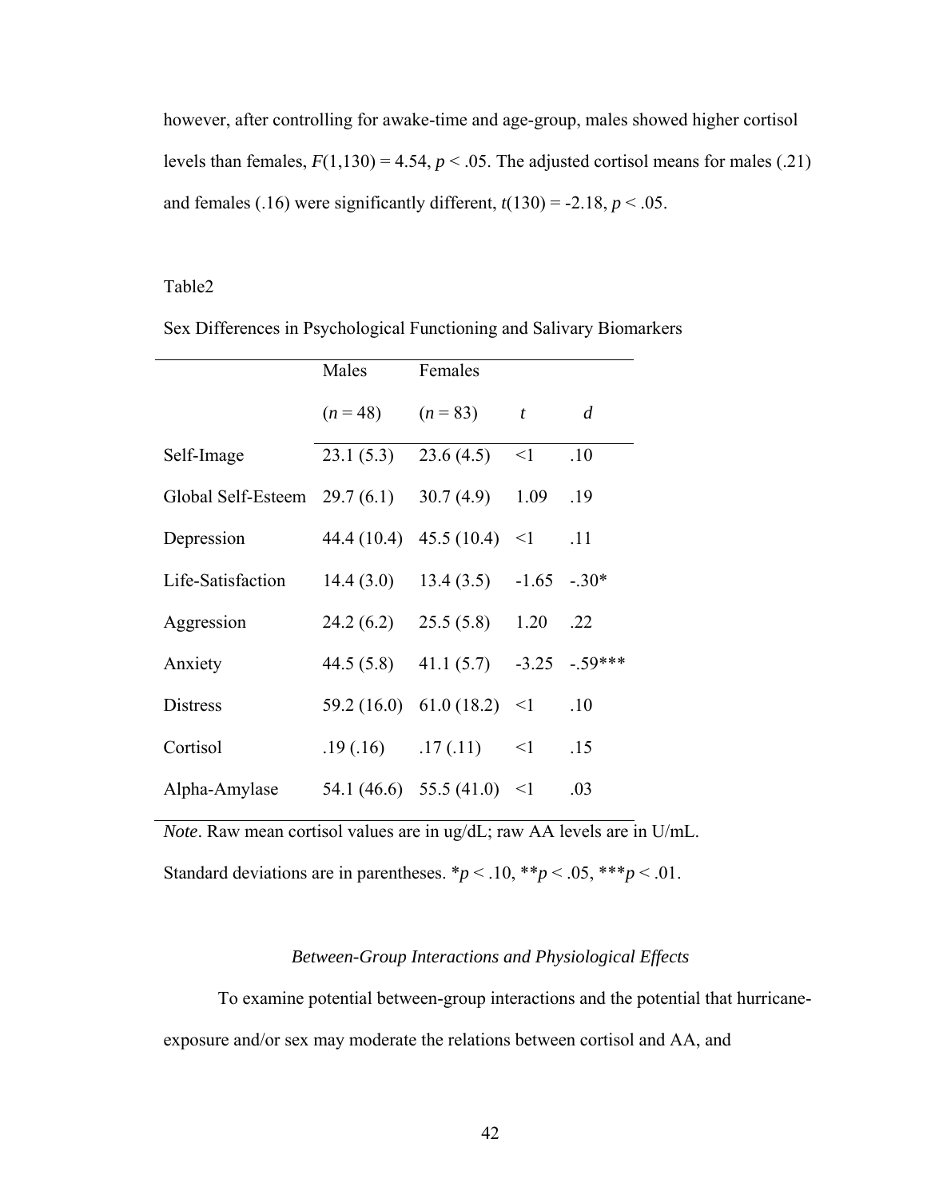however, after controlling for awake-time and age-group, males showed higher cortisol levels than females, $F(1,130) = 4.54$, $p < .05$. The adjusted cortisol means for males (.21) and females (.16) were significantly different, $t(130) = -2.18$, $p < .05$.

Table2

Sex Differences in Psychological Functioning and Salivary Biomarkers

| | Males ($n$ = 48) | Females ($n$ = 83) | $t$ | $d$ |
|---|---|---|---|---|
| Self-Image | 23.1 (5.3) | 23.6 (4.5) | <1 | .10 |
| Global Self-Esteem | 29.7 (6.1) | 30.7 (4.9) | 1.09 | .19 |
| Depression | 44.4 (10.4) | 45.5 (10.4) | <1 | .11 |
| Life-Satisfaction | 14.4 (3.0) | 13.4 (3.5) | -1.65 | -.30* |
| Aggression | 24.2 (6.2) | 25.5 (5.8) | 1.20 | .22 |
| Anxiety | 44.5 (5.8) | 41.1 (5.7) | -3.25 | -.59*** |
| Distress | 59.2 (16.0) | 61.0 (18.2) | <1 | .10 |
| Cortisol | .19 (.16) | .17 (.11) | <1 | .15 |
| Alpha-Amylase | 54.1 (46.6) | 55.5 (41.0) | <1 | .03 |

*Note*. Raw mean cortisol values are in ug/dL; raw AA levels are in U/mL. Standard deviations are in parentheses. *$p < .10$, **$p < .05$, ***$p < .01$.

### *Between-Group Interactions and Physiological Effects*

To examine potential between-group interactions and the potential that hurricane-exposure and/or sex may moderate the relations between cortisol and AA, and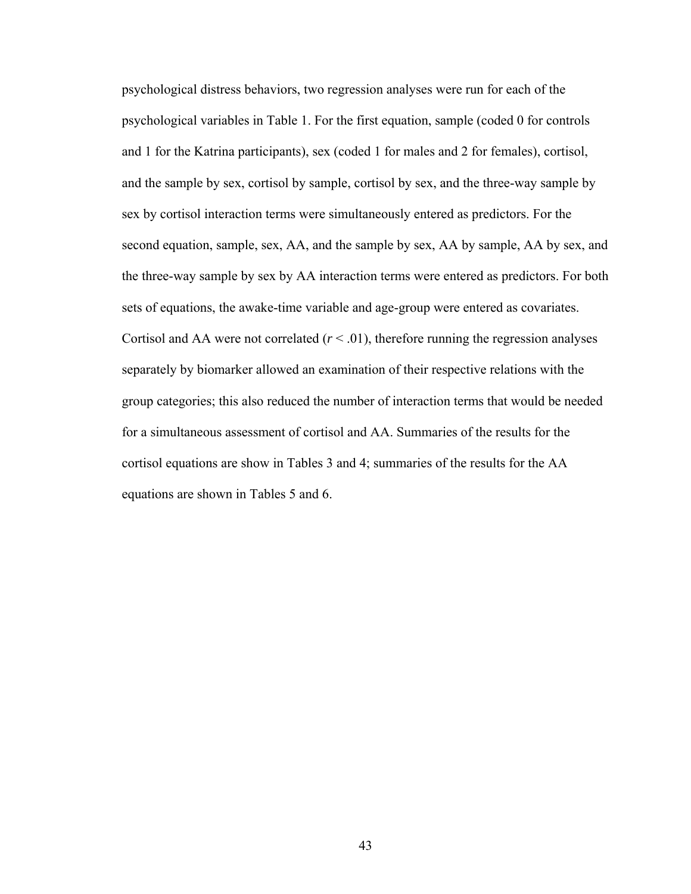psychological distress behaviors, two regression analyses were run for each of the psychological variables in Table 1. For the first equation, sample (coded 0 for controls and 1 for the Katrina participants), sex (coded 1 for males and 2 for females), cortisol, and the sample by sex, cortisol by sample, cortisol by sex, and the three-way sample by sex by cortisol interaction terms were simultaneously entered as predictors. For the second equation, sample, sex, AA, and the sample by sex, AA by sample, AA by sex, and the three-way sample by sex by AA interaction terms were entered as predictors. For both sets of equations, the awake-time variable and age-group were entered as covariates. Cortisol and AA were not correlated ($r < .01$), therefore running the regression analyses separately by biomarker allowed an examination of their respective relations with the group categories; this also reduced the number of interaction terms that would be needed for a simultaneous assessment of cortisol and AA. Summaries of the results for the cortisol equations are show in Tables 3 and 4; summaries of the results for the AA equations are shown in Tables 5 and 6.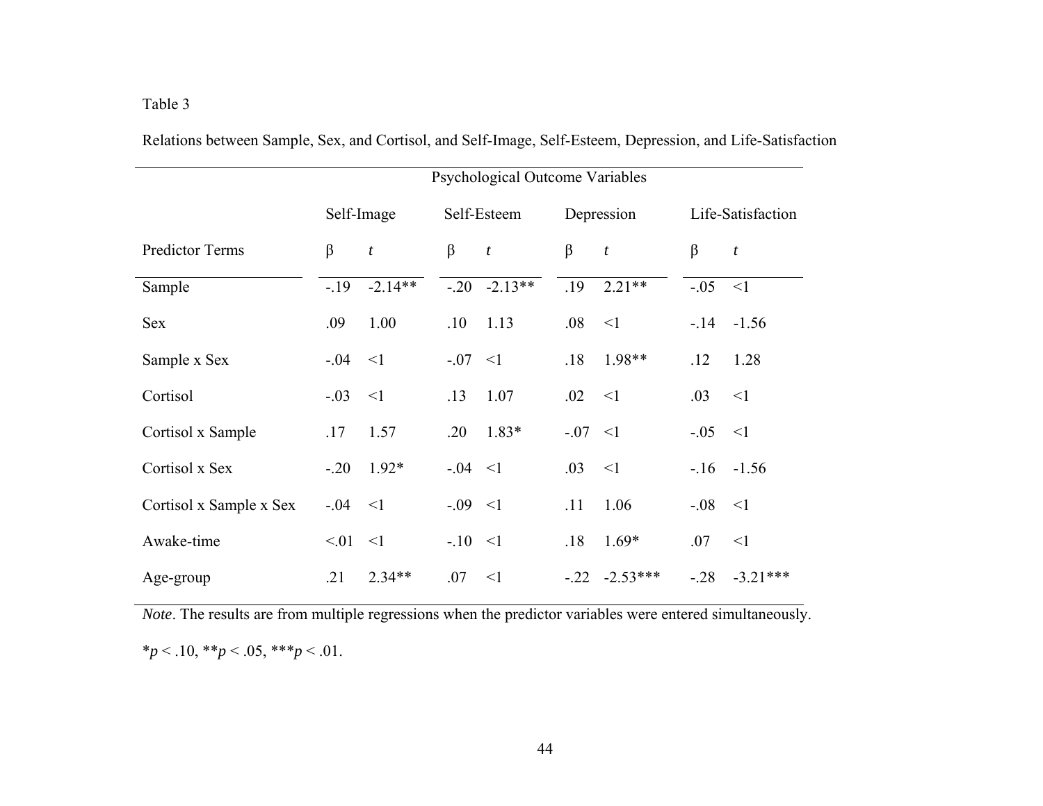Table 3

Relations between Sample, Sex, and Cortisol, and Self-Image, Self-Esteem, Depression, and Life-Satisfaction

| | Psychological Outcome Variables | | | | | | | |
|---|---|---|---|---|---|---|---|---|
| | Self-Image | | Self-Esteem | | Depression | | Life-Satisfaction | |
| Predictor Terms | β | *t* | β | *t* | β | *t* | β | *t* |
| Sample | -.19 | -2.14** | -.20 | -2.13** | .19 | 2.21** | -.05 | <1 |
| Sex | .09 | 1.00 | .10 | 1.13 | .08 | <1 | -.14 | -1.56 |
| Sample x Sex | -.04 | <1 | -.07 | <1 | .18 | 1.98** | .12 | 1.28 |
| Cortisol | -.03 | <1 | .13 | 1.07 | .02 | <1 | .03 | <1 |
| Cortisol x Sample | .17 | 1.57 | .20 | 1.83* | -.07 | <1 | -.05 | <1 |
| Cortisol x Sex | -.20 | 1.92* | -.04 | <1 | .03 | <1 | -.16 | -1.56 |
| Cortisol x Sample x Sex | -.04 | <1 | -.09 | <1 | .11 | 1.06 | -.08 | <1 |
| Awake-time | <.01 | <1 | -.10 | <1 | .18 | 1.69* | .07 | <1 |
| Age-group | .21 | 2.34** | .07 | <1 | -.22 | -2.53*** | -.28 | -3.21*** |

*Note*. The results are from multiple regressions when the predictor variables were entered simultaneously.

$^{*}p < .10$, $^{**}p < .05$, $^{***}p < .01$.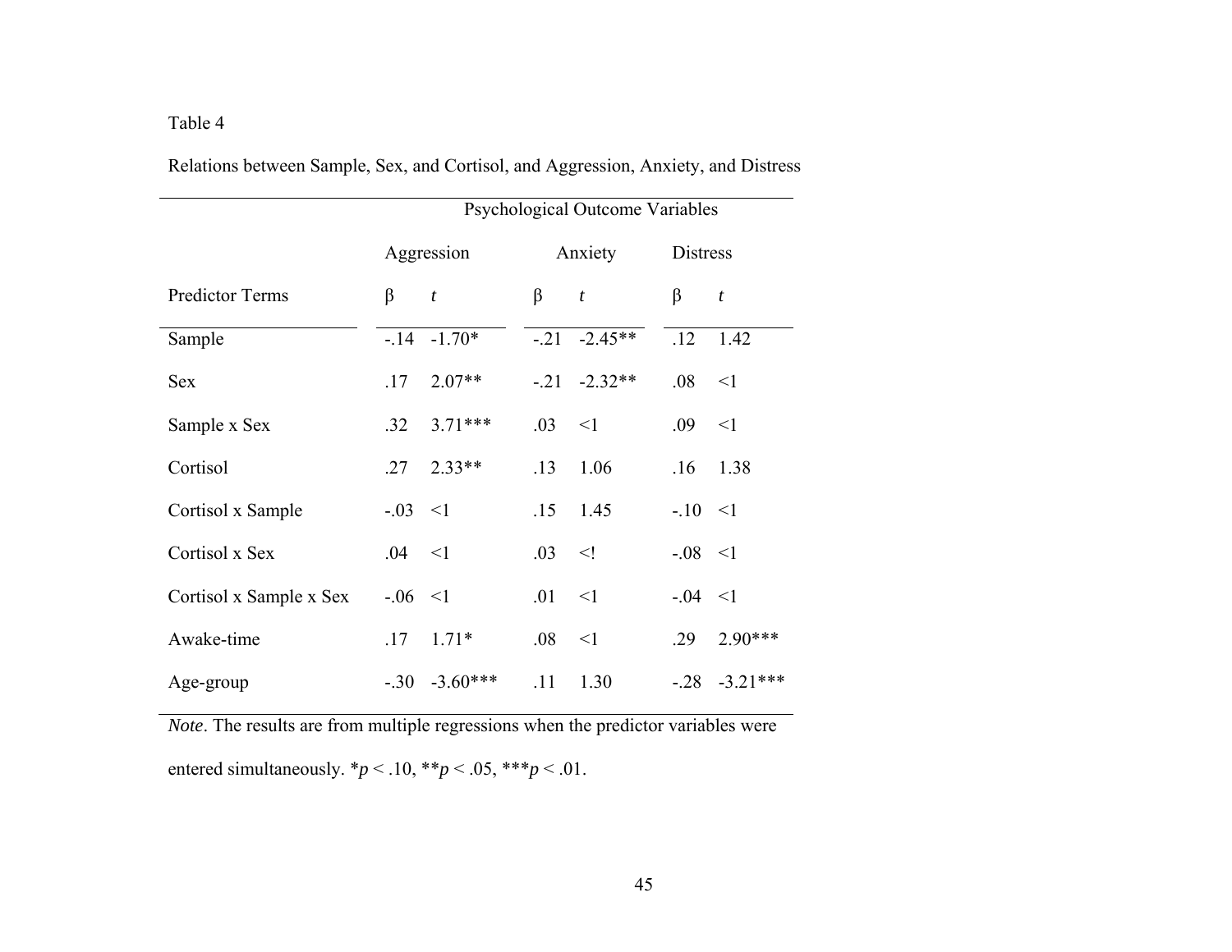Table 4

Relations between Sample, Sex, and Cortisol, and Aggression, Anxiety, and Distress

| | Psychological Outcome Variables | | | | | |
|---|---|---|---|---|---|---|
| | Aggression | | Anxiety | | Distress | |
| Predictor Terms | β | *t* | β | *t* | β | *t* |
| Sample | -.14 | -1.70* | -.21 | -2.45** | .12 | 1.42 |
| Sex | .17 | 2.07** | -.21 | -2.32** | .08 | <1 |
| Sample x Sex | .32 | 3.71*** | .03 | <1 | .09 | <1 |
| Cortisol | .27 | 2.33** | .13 | 1.06 | .16 | 1.38 |
| Cortisol x Sample | -.03 | <1 | .15 | 1.45 | -.10 | <1 |
| Cortisol x Sex | .04 | <1 | .03 | <! | -.08 | <1 |
| Cortisol x Sample x Sex | -.06 | <1 | .01 | <1 | -.04 | <1 |
| Awake-time | .17 | 1.71* | .08 | <1 | .29 | 2.90*** |
| Age-group | -.30 | -3.60*** | .11 | 1.30 | -.28 | -3.21*** |

*Note*. The results are from multiple regressions when the predictor variables were entered simultaneously. \**p* < .10, \*\**p* < .05, \*\*\**p* < .01.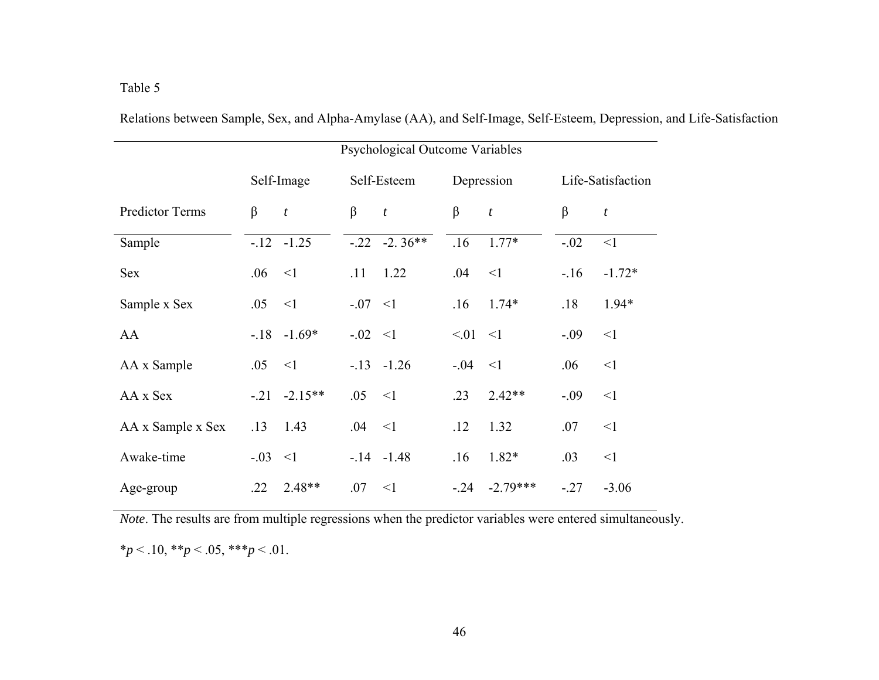Table 5

Relations between Sample, Sex, and Alpha-Amylase (AA), and Self-Image, Self-Esteem, Depression, and Life-Satisfaction

| | Psychological Outcome Variables | | | | | | | |
|---|---|---|---|---|---|---|---|---|
| | Self-Image | | Self-Esteem | | Depression | | Life-Satisfaction | |
| Predictor Terms | β | *t* | β | *t* | β | *t* | β | *t* |
| Sample | -.12 | -1.25 | -.22 | -2. 36** | .16 | 1.77* | -.02 | <1 |
| Sex | .06 | <1 | .11 | 1.22 | .04 | <1 | -.16 | -1.72* |
| Sample x Sex | .05 | <1 | -.07 | <1 | .16 | 1.74* | .18 | 1.94* |
| AA | -.18 | -1.69* | -.02 | <1 | <.01 | <1 | -.09 | <1 |
| AA x Sample | .05 | <1 | -.13 | -1.26 | -.04 | <1 | .06 | <1 |
| AA x Sex | -.21 | -2.15** | .05 | <1 | .23 | 2.42** | -.09 | <1 |
| AA x Sample x Sex | .13 | 1.43 | .04 | <1 | .12 | 1.32 | .07 | <1 |
| Awake-time | -.03 | <1 | -.14 | -1.48 | .16 | 1.82* | .03 | <1 |
| Age-group | .22 | 2.48** | .07 | <1 | -.24 | -2.79*** | -.27 | -3.06 |

*Note*. The results are from multiple regressions when the predictor variables were entered simultaneously.

\**p* < .10, \*\**p* < .05, \*\*\**p* < .01.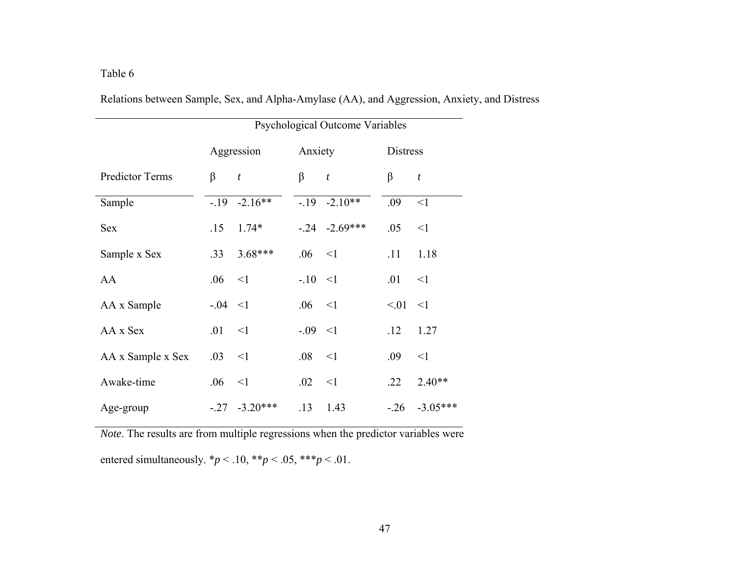Table 6

Relations between Sample, Sex, and Alpha-Amylase (AA), and Aggression, Anxiety, and Distress

| | Psychological Outcome Variables | | | | | |
|---|---|---|---|---|---|---|
| | Aggression | | Anxiety | | Distress | |
| Predictor Terms | β | *t* | β | *t* | β | *t* |
| Sample | -.19 | -2.16** | -.19 | -2.10** | .09 | <1 |
| Sex | .15 | 1.74* | -.24 | -2.69*** | .05 | <1 |
| Sample x Sex | .33 | 3.68*** | .06 | <1 | .11 | 1.18 |
| AA | .06 | <1 | -.10 | <1 | .01 | <1 |
| AA x Sample | -.04 | <1 | .06 | <1 | <.01 | <1 |
| AA x Sex | .01 | <1 | -.09 | <1 | .12 | 1.27 |
| AA x Sample x Sex | .03 | <1 | .08 | <1 | .09 | <1 |
| Awake-time | .06 | <1 | .02 | <1 | .22 | 2.40** |
| Age-group | -.27 | -3.20*** | .13 | 1.43 | -.26 | -3.05*** |

*Note*. The results are from multiple regressions when the predictor variables were entered simultaneously. \**p* < .10, \*\**p* < .05, \*\*\**p* < .01.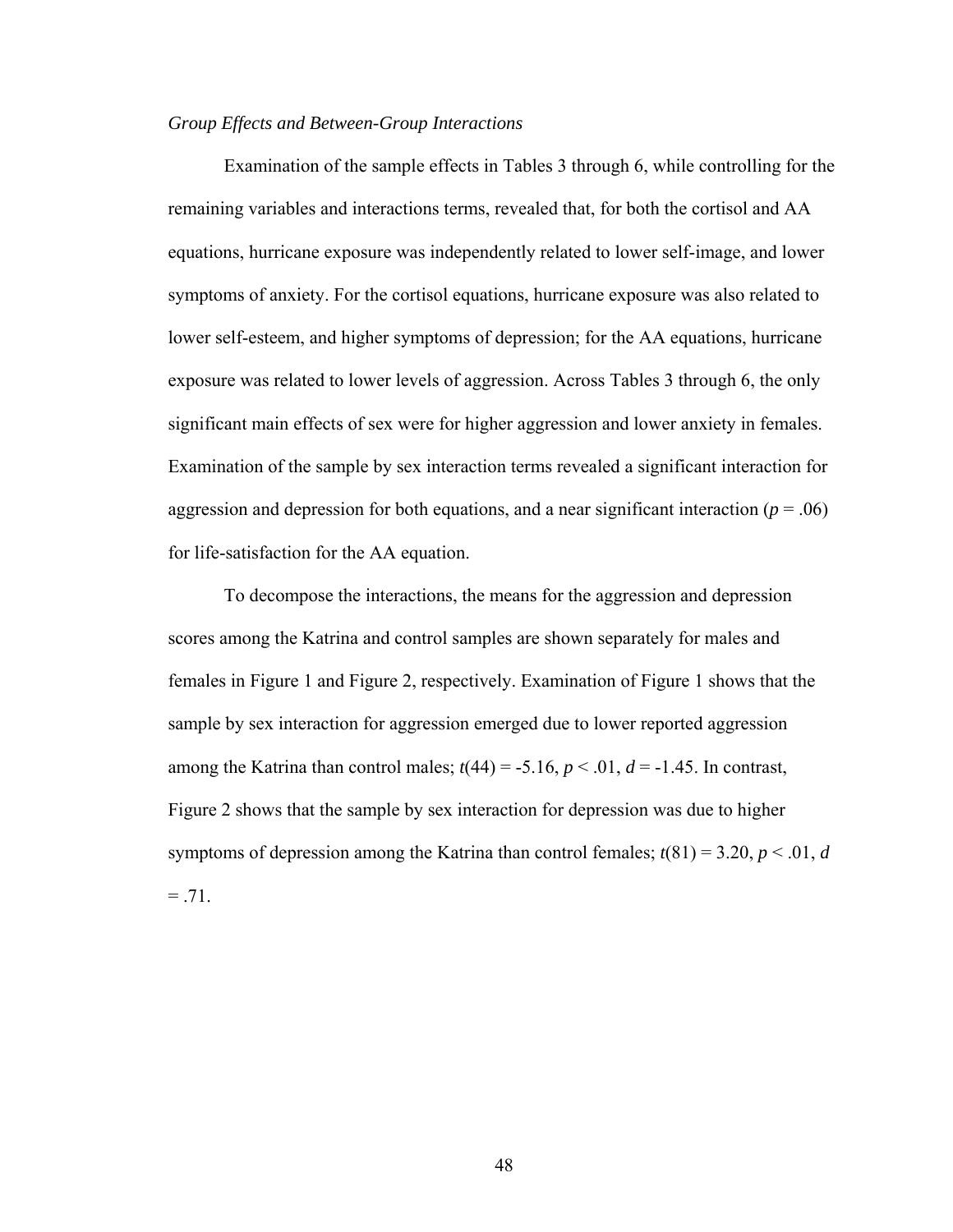*Group Effects and Between-Group Interactions*

Examination of the sample effects in Tables 3 through 6, while controlling for the remaining variables and interactions terms, revealed that, for both the cortisol and AA equations, hurricane exposure was independently related to lower self-image, and lower symptoms of anxiety. For the cortisol equations, hurricane exposure was also related to lower self-esteem, and higher symptoms of depression; for the AA equations, hurricane exposure was related to lower levels of aggression. Across Tables 3 through 6, the only significant main effects of sex were for higher aggression and lower anxiety in females. Examination of the sample by sex interaction terms revealed a significant interaction for aggression and depression for both equations, and a near significant interaction ($p = .06$) for life-satisfaction for the AA equation.

To decompose the interactions, the means for the aggression and depression scores among the Katrina and control samples are shown separately for males and females in Figure 1 and Figure 2, respectively. Examination of Figure 1 shows that the sample by sex interaction for aggression emerged due to lower reported aggression among the Katrina than control males; $t(44) = -5.16$, $p < .01$, $d = -1.45$. In contrast, Figure 2 shows that the sample by sex interaction for depression was due to higher symptoms of depression among the Katrina than control females; $t(81) = 3.20$, $p < .01$, $d = .71$.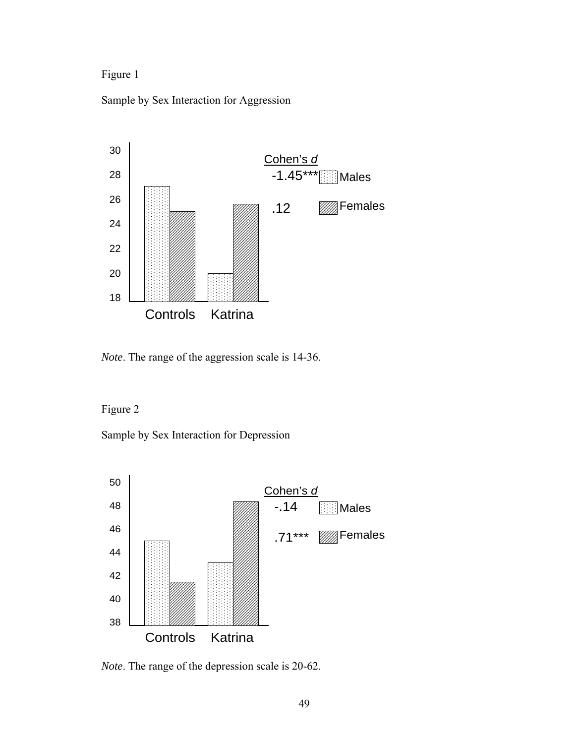Figure 1

Sample by Sex Interaction for Aggression

*Note*. The range of the aggression scale is 14-36.

Figure 2

Sample by Sex Interaction for Depression

*Note*. The range of the depression scale is 20-62.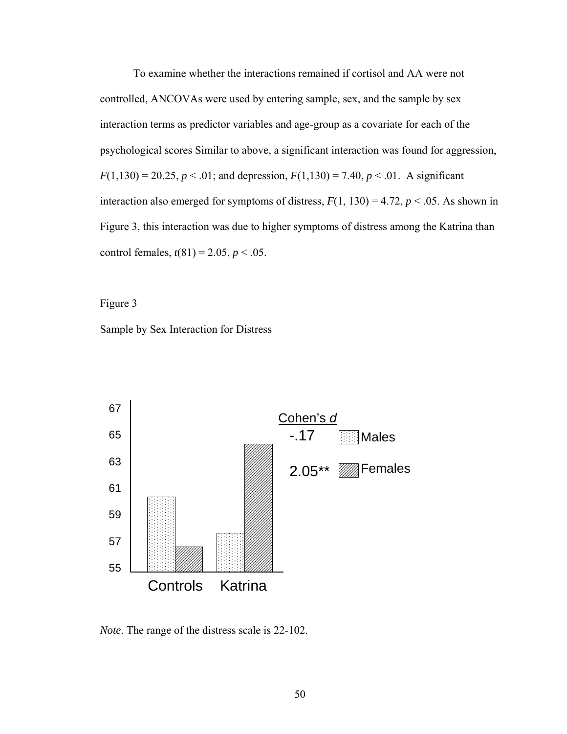To examine whether the interactions remained if cortisol and AA were not controlled, ANCOVAs were used by entering sample, sex, and the sample by sex interaction terms as predictor variables and age-group as a covariate for each of the psychological scores Similar to above, a significant interaction was found for aggression, $F(1,130) = 20.25$, $p < .01$; and depression, $F(1,130) = 7.40$, $p < .01$. A significant interaction also emerged for symptoms of distress, $F(1, 130) = 4.72$, $p < .05$. As shown in Figure 3, this interaction was due to higher symptoms of distress among the Katrina than control females, $t(81) = 2.05$, $p < .05$.

Figure 3

Sample by Sex Interaction for Distress

*Note*. The range of the distress scale is 22-102.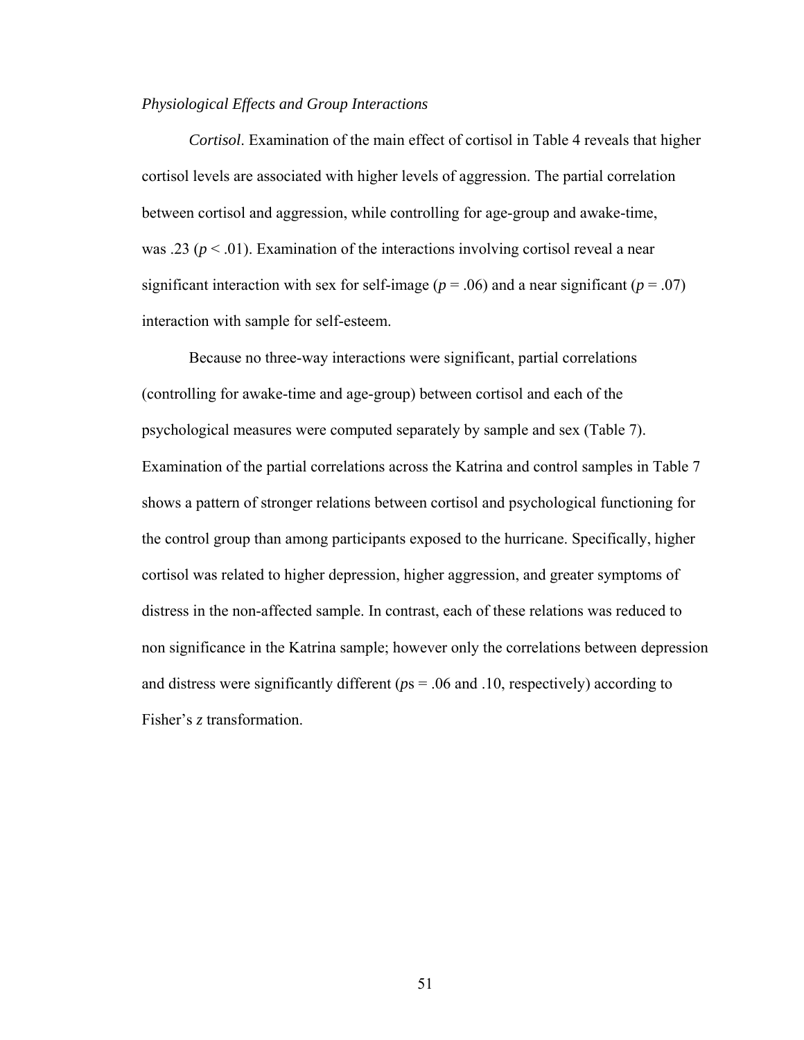*Physiological Effects and Group Interactions*

*Cortisol*. Examination of the main effect of cortisol in Table 4 reveals that higher cortisol levels are associated with higher levels of aggression. The partial correlation between cortisol and aggression, while controlling for age-group and awake-time, was .23 ($p < .01$). Examination of the interactions involving cortisol reveal a near significant interaction with sex for self-image ($p = .06$) and a near significant ($p = .07$) interaction with sample for self-esteem.

Because no three-way interactions were significant, partial correlations (controlling for awake-time and age-group) between cortisol and each of the psychological measures were computed separately by sample and sex (Table 7). Examination of the partial correlations across the Katrina and control samples in Table 7 shows a pattern of stronger relations between cortisol and psychological functioning for the control group than among participants exposed to the hurricane. Specifically, higher cortisol was related to higher depression, higher aggression, and greater symptoms of distress in the non-affected sample. In contrast, each of these relations was reduced to non significance in the Katrina sample; however only the correlations between depression and distress were significantly different ($p$s = .06 and .10, respectively) according to Fisher's $z$ transformation.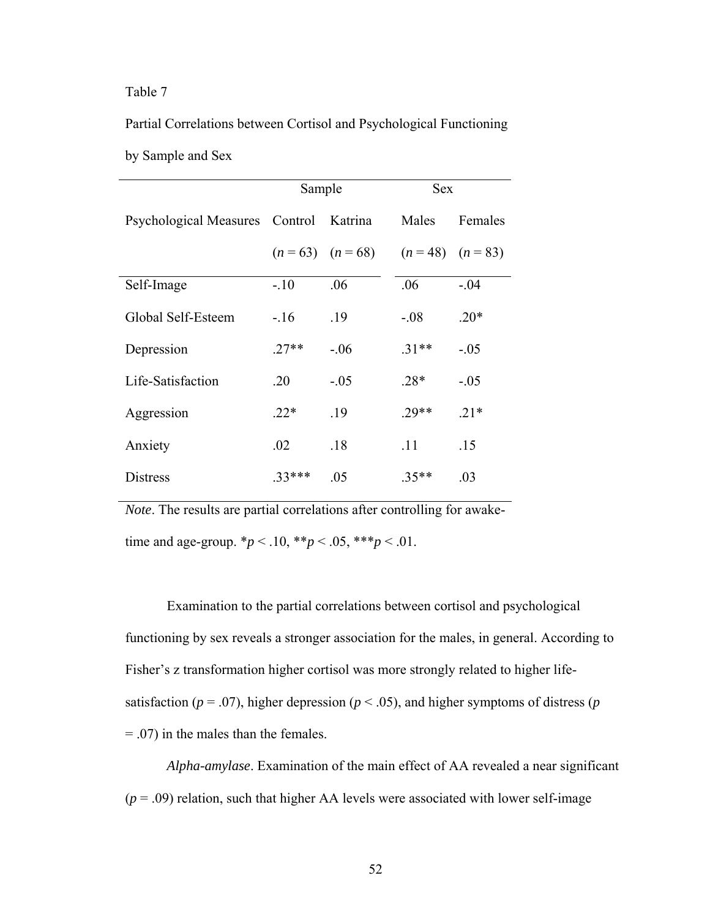Table 7

Partial Correlations between Cortisol and Psychological Functioning by Sample and Sex

| | Sample | | Sex | |
|---|---|---|---|---|
| Psychological Measures | Control | Katrina | Males | Females |
| | ($n$ = 63) | ($n$ = 68) | ($n$ = 48) | ($n$ = 83) |
| Self-Image | -.10 | .06 | .06 | -.04 |
| Global Self-Esteem | -.16 | .19 | -.08 | .20* |
| Depression | .27** | -.06 | .31** | -.05 |
| Life-Satisfaction | .20 | -.05 | .28* | -.05 |
| Aggression | .22* | .19 | .29** | .21* |
| Anxiety | .02 | .18 | .11 | .15 |
| Distress | .33*** | .05 | .35** | .03 |

*Note*. The results are partial correlations after controlling for awake-time and age-group. *$p < .10$, **$p < .05$, ***$p < .01$.

Examination to the partial correlations between cortisol and psychological functioning by sex reveals a stronger association for the males, in general. According to Fisher's z transformation higher cortisol was more strongly related to higher life-satisfaction ($p = .07$), higher depression ($p < .05$), and higher symptoms of distress ($p = .07$) in the males than the females.

*Alpha-amylase*. Examination of the main effect of AA revealed a near significant ($p = .09$) relation, such that higher AA levels were associated with lower self-image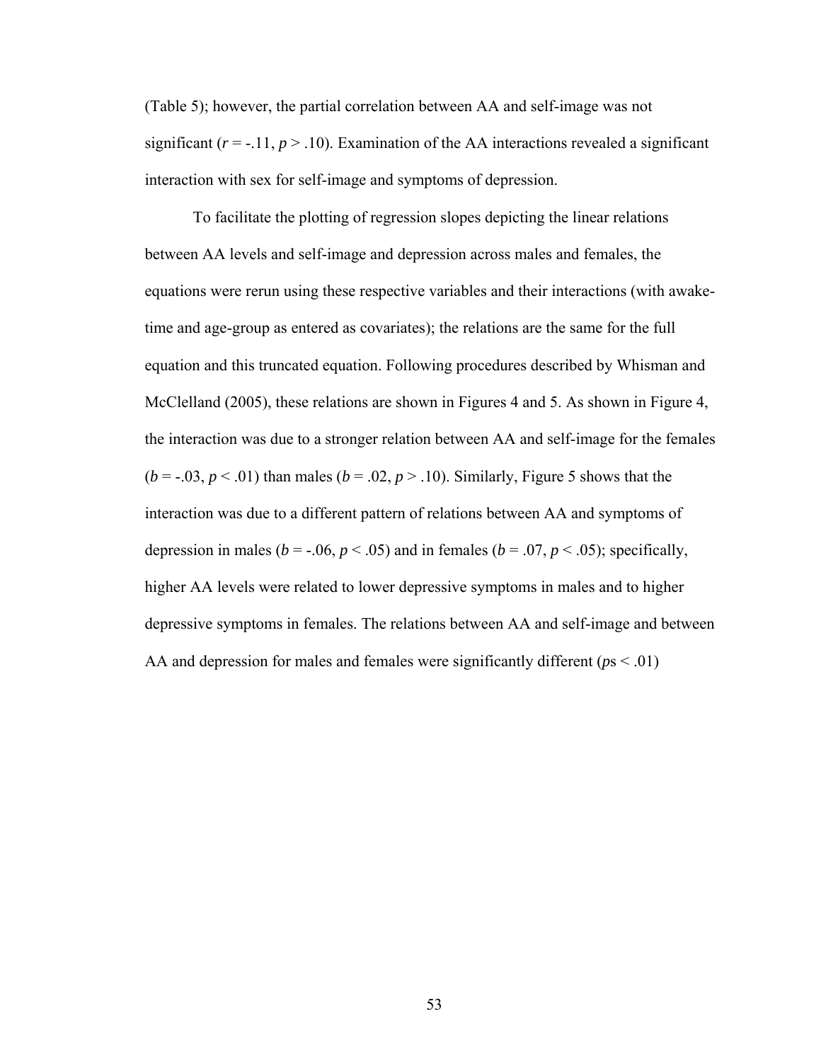(Table 5); however, the partial correlation between AA and self-image was not significant ($r = -.11$, $p > .10$). Examination of the AA interactions revealed a significant interaction with sex for self-image and symptoms of depression.

To facilitate the plotting of regression slopes depicting the linear relations between AA levels and self-image and depression across males and females, the equations were rerun using these respective variables and their interactions (with awake-time and age-group as entered as covariates); the relations are the same for the full equation and this truncated equation. Following procedures described by Whisman and McClelland (2005), these relations are shown in Figures 4 and 5. As shown in Figure 4, the interaction was due to a stronger relation between AA and self-image for the females ($b = -.03$, $p < .01$) than males ($b = .02$, $p > .10$). Similarly, Figure 5 shows that the interaction was due to a different pattern of relations between AA and symptoms of depression in males ($b = -.06$, $p < .05$) and in females ($b = .07$, $p < .05$); specifically, higher AA levels were related to lower depressive symptoms in males and to higher depressive symptoms in females. The relations between AA and self-image and between AA and depression for males and females were significantly different ($p$s $< .01$)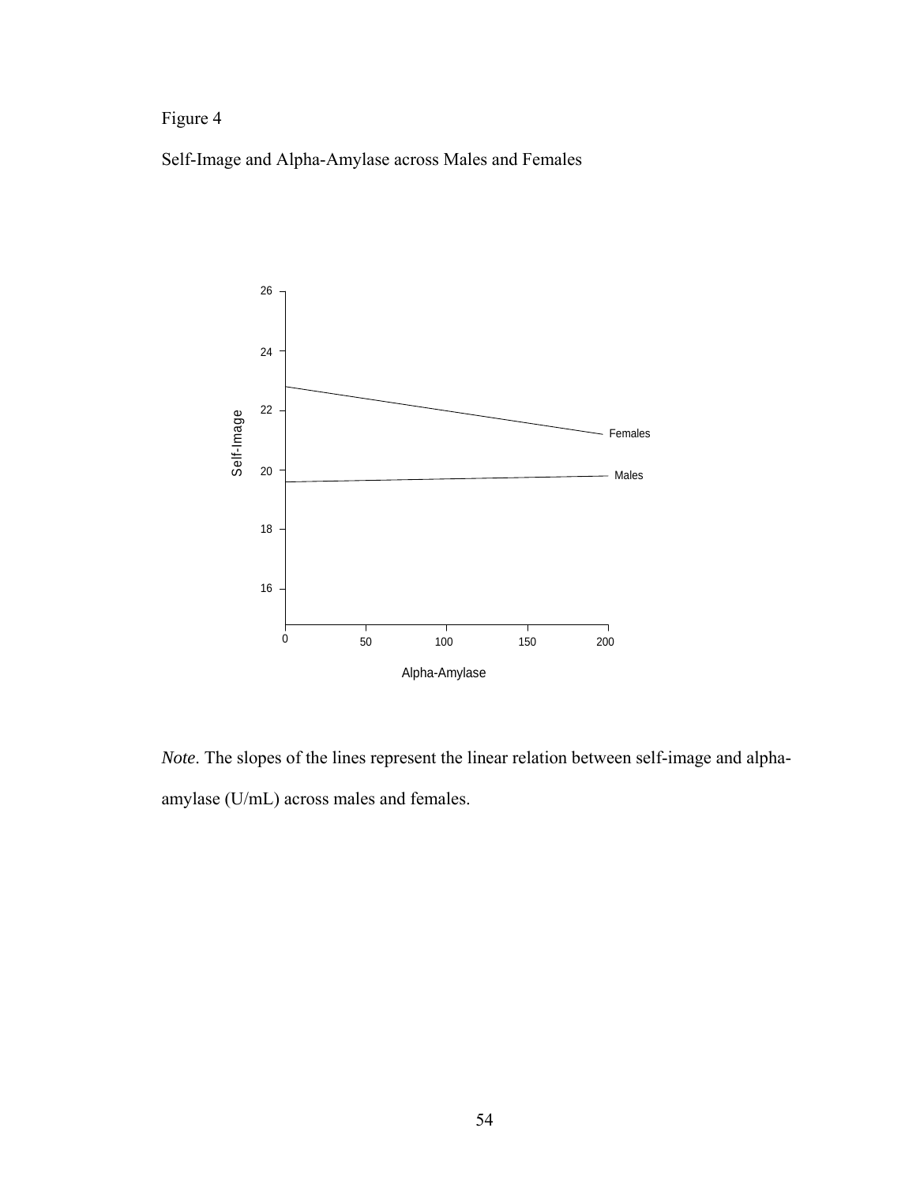Figure 4

Self-Image and Alpha-Amylase across Males and Females

*Note*. The slopes of the lines represent the linear relation between self-image and alpha-amylase (U/mL) across males and females.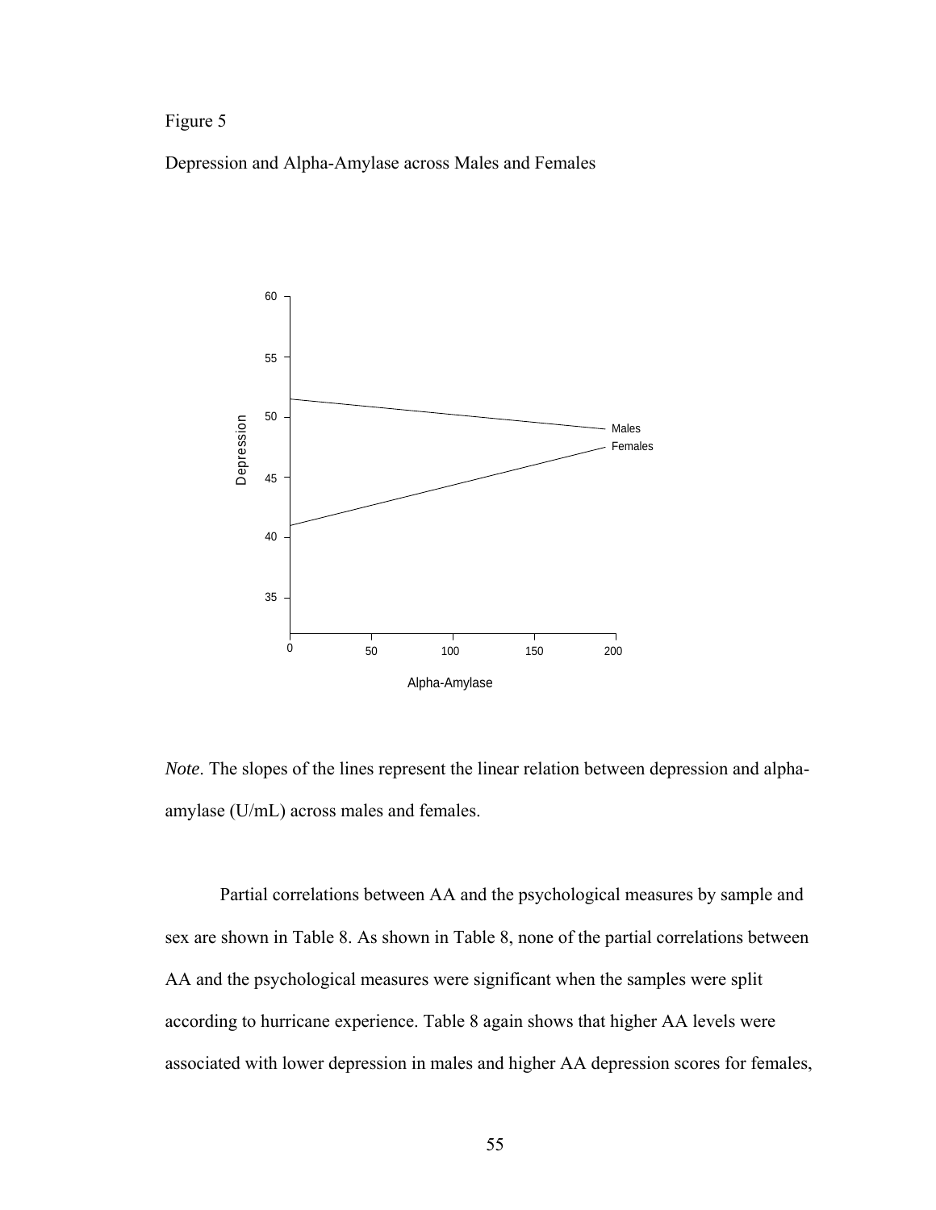Figure 5

Depression and Alpha-Amylase across Males and Females

*Note*. The slopes of the lines represent the linear relation between depression and alpha-amylase (U/mL) across males and females.

Partial correlations between AA and the psychological measures by sample and sex are shown in Table 8. As shown in Table 8, none of the partial correlations between AA and the psychological measures were significant when the samples were split according to hurricane experience. Table 8 again shows that higher AA levels were associated with lower depression in males and higher AA depression scores for females,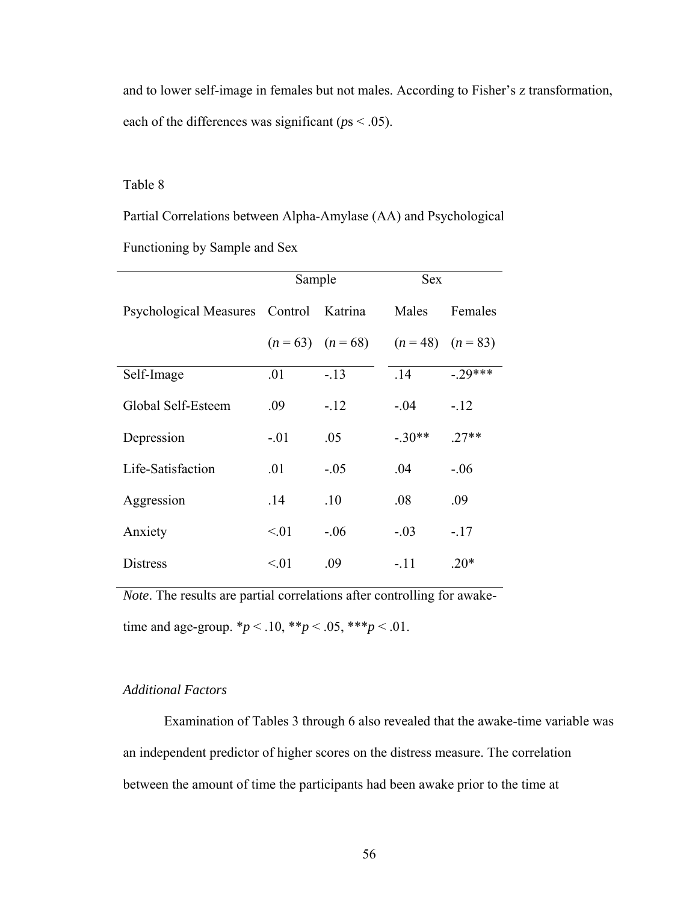and to lower self-image in females but not males. According to Fisher's z transformation, each of the differences was significant (*p*s < .05).

Table 8

Partial Correlations between Alpha-Amylase (AA) and Psychological Functioning by Sample and Sex

| | Sample | | Sex | |
|---|---|---|---|---|
| Psychological Measures | Control ($n$ = 63) | Katrina ($n$ = 68) | Males ($n$ = 48) | Females ($n$ = 83) |
| Self-Image | .01 | -.13 | .14 | -.29*** |
| Global Self-Esteem | .09 | -.12 | -.04 | -.12 |
| Depression | -.01 | .05 | -.30** | .27** |
| Life-Satisfaction | .01 | -.05 | .04 | -.06 |
| Aggression | .14 | .10 | .08 | .09 |
| Anxiety | <.01 | -.06 | -.03 | -.17 |
| Distress | <.01 | .09 | -.11 | .20* |

*Note*. The results are partial correlations after controlling for awake-time and age-group. *$p < .10$, **$p < .05$, ***$p < .01$.

### *Additional Factors*

Examination of Tables 3 through 6 also revealed that the awake-time variable was an independent predictor of higher scores on the distress measure. The correlation between the amount of time the participants had been awake prior to the time at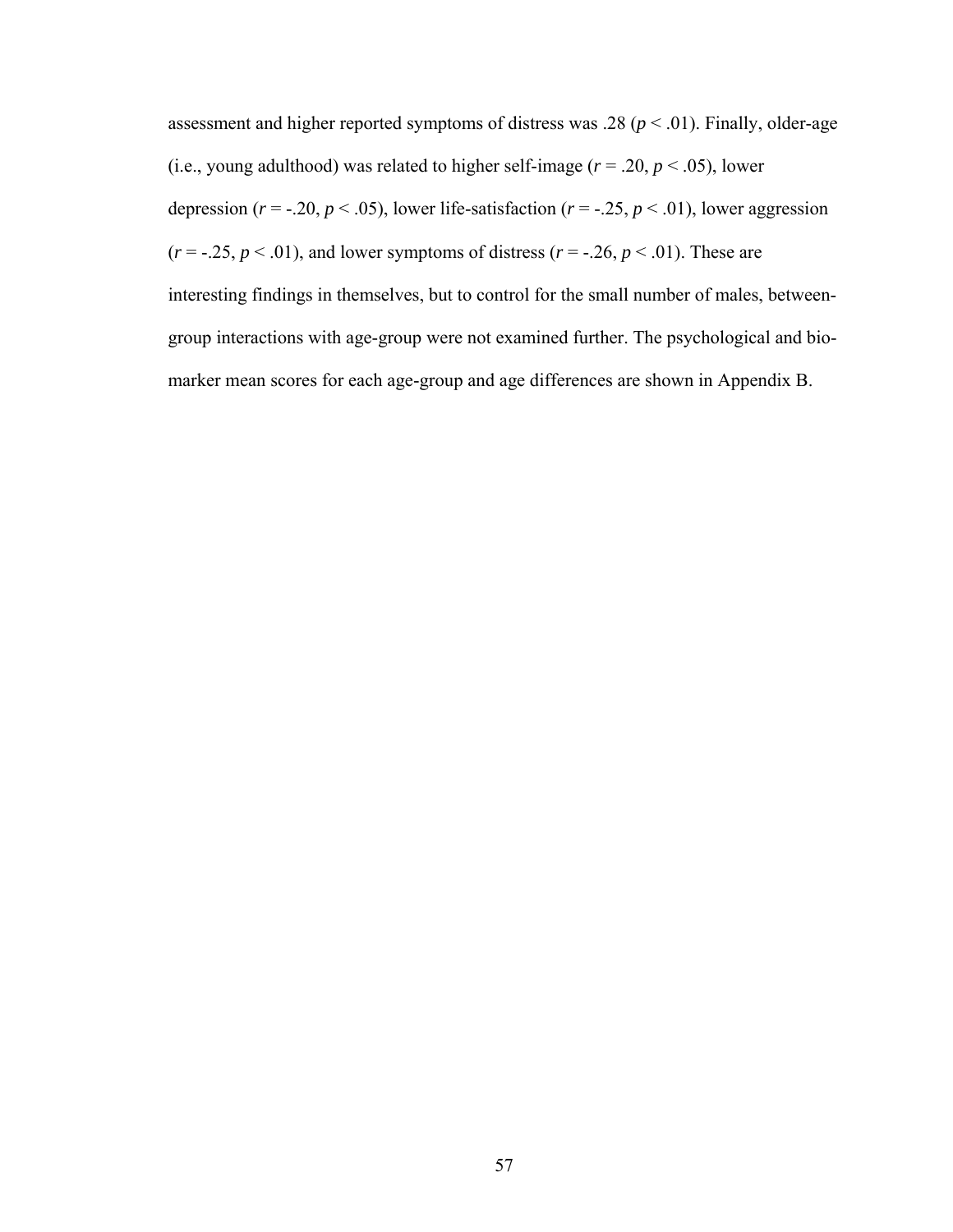assessment and higher reported symptoms of distress was .28 ($p < .01$). Finally, older-age (i.e., young adulthood) was related to higher self-image ($r = .20$, $p < .05$), lower depression ($r = -.20$, $p < .05$), lower life-satisfaction ($r = -.25$, $p < .01$), lower aggression ($r = -.25$, $p < .01$), and lower symptoms of distress ($r = -.26$, $p < .01$). These are interesting findings in themselves, but to control for the small number of males, between-group interactions with age-group were not examined further. The psychological and bio-marker mean scores for each age-group and age differences are shown in Appendix B.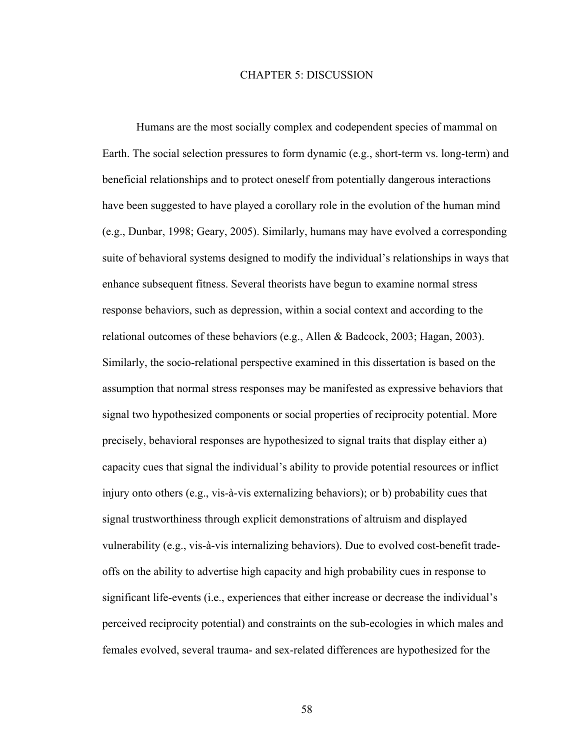# CHAPTER 5: DISCUSSION

Humans are the most socially complex and codependent species of mammal on Earth. The social selection pressures to form dynamic (e.g., short-term vs. long-term) and beneficial relationships and to protect oneself from potentially dangerous interactions have been suggested to have played a corollary role in the evolution of the human mind (e.g., Dunbar, 1998; Geary, 2005). Similarly, humans may have evolved a corresponding suite of behavioral systems designed to modify the individual's relationships in ways that enhance subsequent fitness. Several theorists have begun to examine normal stress response behaviors, such as depression, within a social context and according to the relational outcomes of these behaviors (e.g., Allen & Badcock, 2003; Hagan, 2003). Similarly, the socio-relational perspective examined in this dissertation is based on the assumption that normal stress responses may be manifested as expressive behaviors that signal two hypothesized components or social properties of reciprocity potential. More precisely, behavioral responses are hypothesized to signal traits that display either a) capacity cues that signal the individual's ability to provide potential resources or inflict injury onto others (e.g., vis-à-vis externalizing behaviors); or b) probability cues that signal trustworthiness through explicit demonstrations of altruism and displayed vulnerability (e.g., vis-à-vis internalizing behaviors). Due to evolved cost-benefit trade-offs on the ability to advertise high capacity and high probability cues in response to significant life-events (i.e., experiences that either increase or decrease the individual's perceived reciprocity potential) and constraints on the sub-ecologies in which males and females evolved, several trauma- and sex-related differences are hypothesized for the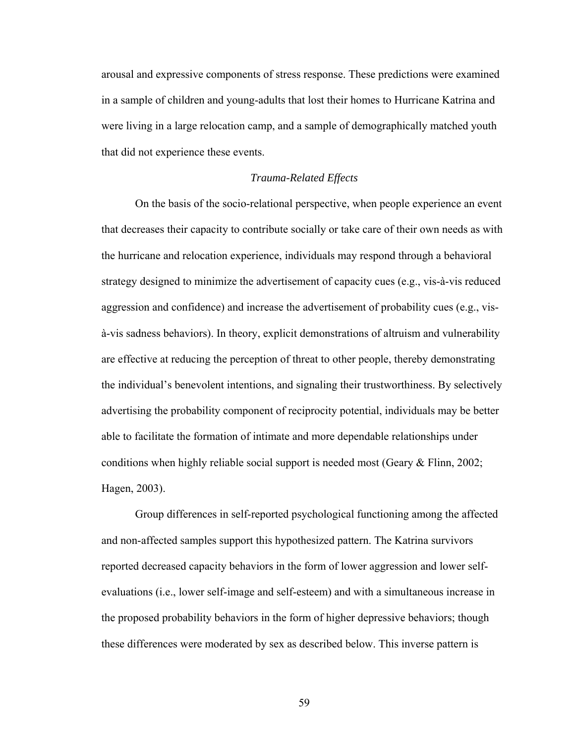arousal and expressive components of stress response. These predictions were examined in a sample of children and young-adults that lost their homes to Hurricane Katrina and were living in a large relocation camp, and a sample of demographically matched youth that did not experience these events.

### *Trauma-Related Effects*

On the basis of the socio-relational perspective, when people experience an event that decreases their capacity to contribute socially or take care of their own needs as with the hurricane and relocation experience, individuals may respond through a behavioral strategy designed to minimize the advertisement of capacity cues (e.g., vis-à-vis reduced aggression and confidence) and increase the advertisement of probability cues (e.g., vis-à-vis sadness behaviors). In theory, explicit demonstrations of altruism and vulnerability are effective at reducing the perception of threat to other people, thereby demonstrating the individual's benevolent intentions, and signaling their trustworthiness. By selectively advertising the probability component of reciprocity potential, individuals may be better able to facilitate the formation of intimate and more dependable relationships under conditions when highly reliable social support is needed most (Geary & Flinn, 2002; Hagen, 2003).

Group differences in self-reported psychological functioning among the affected and non-affected samples support this hypothesized pattern. The Katrina survivors reported decreased capacity behaviors in the form of lower aggression and lower self-evaluations (i.e., lower self-image and self-esteem) and with a simultaneous increase in the proposed probability behaviors in the form of higher depressive behaviors; though these differences were moderated by sex as described below. This inverse pattern is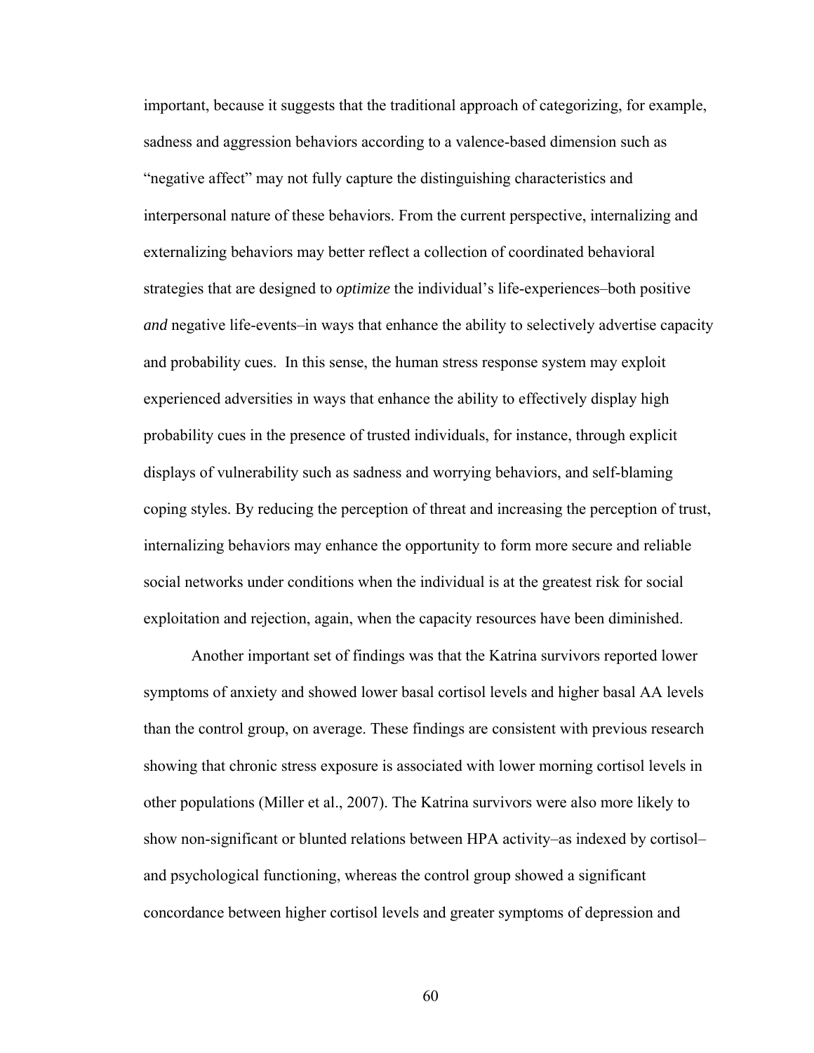important, because it suggests that the traditional approach of categorizing, for example, sadness and aggression behaviors according to a valence-based dimension such as "negative affect" may not fully capture the distinguishing characteristics and interpersonal nature of these behaviors. From the current perspective, internalizing and externalizing behaviors may better reflect a collection of coordinated behavioral strategies that are designed to *optimize* the individual's life-experiences–both positive *and* negative life-events–in ways that enhance the ability to selectively advertise capacity and probability cues. In this sense, the human stress response system may exploit experienced adversities in ways that enhance the ability to effectively display high probability cues in the presence of trusted individuals, for instance, through explicit displays of vulnerability such as sadness and worrying behaviors, and self-blaming coping styles. By reducing the perception of threat and increasing the perception of trust, internalizing behaviors may enhance the opportunity to form more secure and reliable social networks under conditions when the individual is at the greatest risk for social exploitation and rejection, again, when the capacity resources have been diminished.

Another important set of findings was that the Katrina survivors reported lower symptoms of anxiety and showed lower basal cortisol levels and higher basal AA levels than the control group, on average. These findings are consistent with previous research showing that chronic stress exposure is associated with lower morning cortisol levels in other populations (Miller et al., 2007). The Katrina survivors were also more likely to show non-significant or blunted relations between HPA activity–as indexed by cortisol–and psychological functioning, whereas the control group showed a significant concordance between higher cortisol levels and greater symptoms of depression and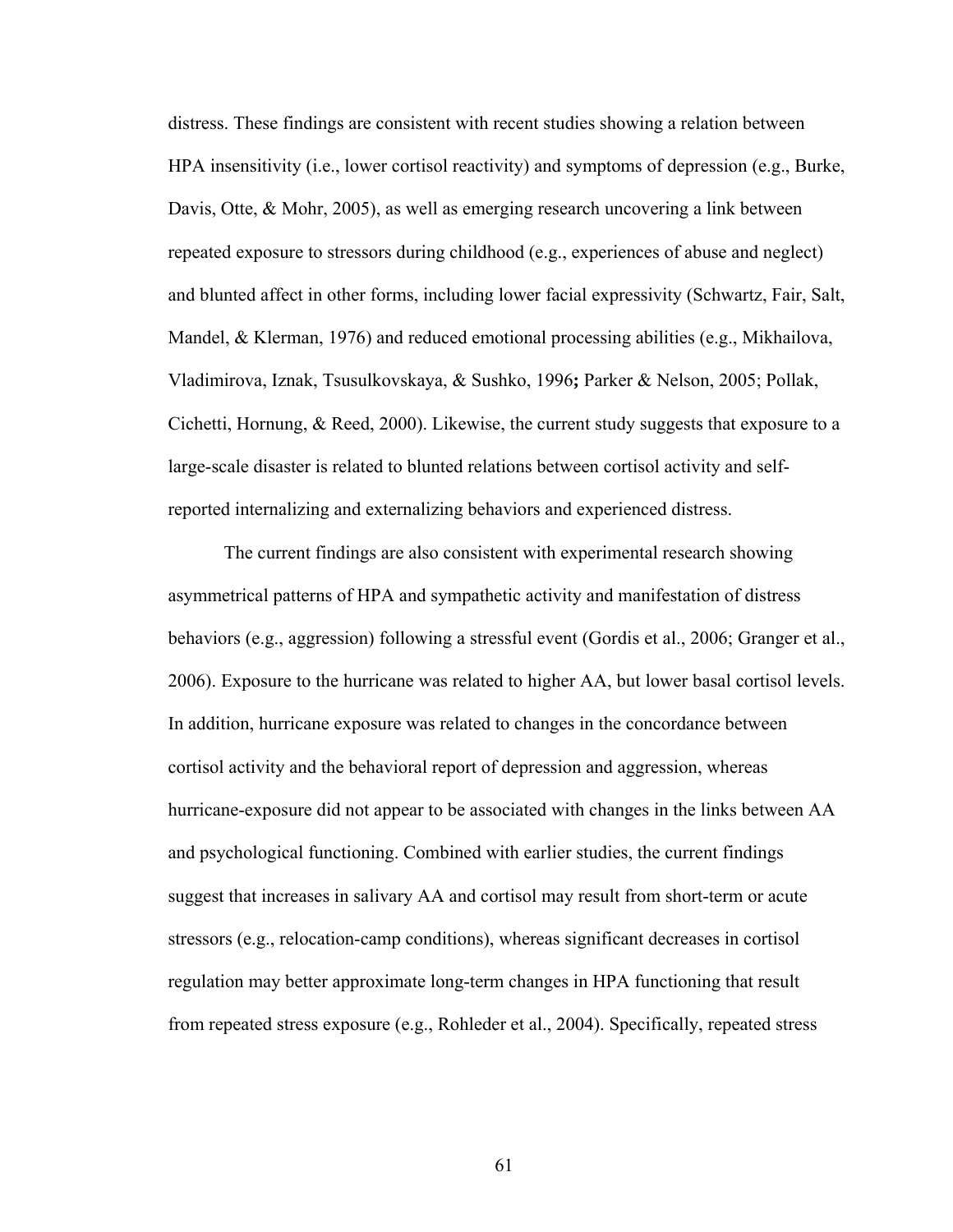distress. These findings are consistent with recent studies showing a relation between HPA insensitivity (i.e., lower cortisol reactivity) and symptoms of depression (e.g., Burke, Davis, Otte, & Mohr, 2005), as well as emerging research uncovering a link between repeated exposure to stressors during childhood (e.g., experiences of abuse and neglect) and blunted affect in other forms, including lower facial expressivity (Schwartz, Fair, Salt, Mandel, & Klerman, 1976) and reduced emotional processing abilities (e.g., Mikhailova, Vladimirova, Iznak, Tsusulkovskaya, & Sushko, 1996**;** Parker & Nelson, 2005; Pollak, Cichetti, Hornung, & Reed, 2000). Likewise, the current study suggests that exposure to a large-scale disaster is related to blunted relations between cortisol activity and self-reported internalizing and externalizing behaviors and experienced distress.

The current findings are also consistent with experimental research showing asymmetrical patterns of HPA and sympathetic activity and manifestation of distress behaviors (e.g., aggression) following a stressful event (Gordis et al., 2006; Granger et al., 2006). Exposure to the hurricane was related to higher AA, but lower basal cortisol levels. In addition, hurricane exposure was related to changes in the concordance between cortisol activity and the behavioral report of depression and aggression, whereas hurricane-exposure did not appear to be associated with changes in the links between AA and psychological functioning. Combined with earlier studies, the current findings suggest that increases in salivary AA and cortisol may result from short-term or acute stressors (e.g., relocation-camp conditions), whereas significant decreases in cortisol regulation may better approximate long-term changes in HPA functioning that result from repeated stress exposure (e.g., Rohleder et al., 2004). Specifically, repeated stress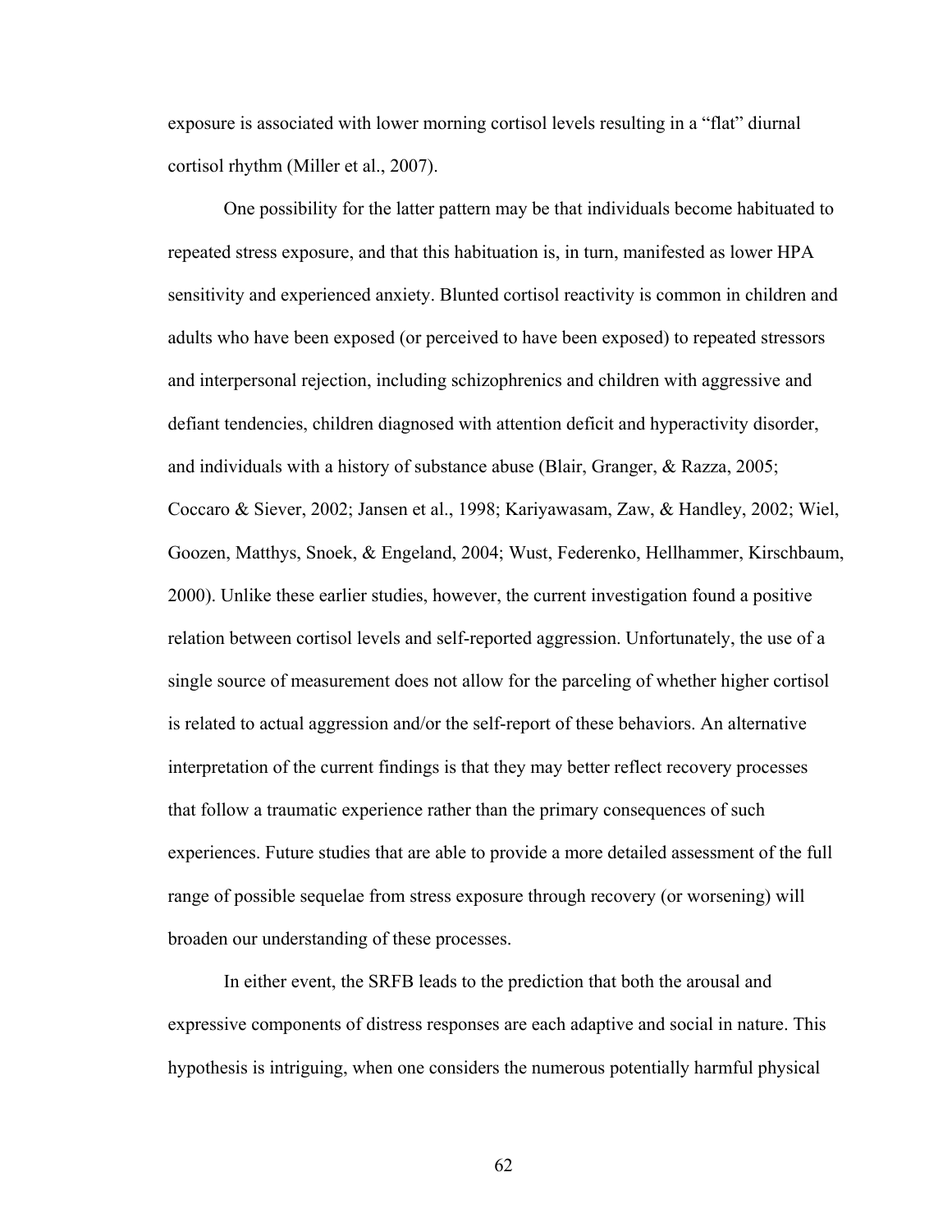exposure is associated with lower morning cortisol levels resulting in a "flat" diurnal cortisol rhythm (Miller et al., 2007).

One possibility for the latter pattern may be that individuals become habituated to repeated stress exposure, and that this habituation is, in turn, manifested as lower HPA sensitivity and experienced anxiety. Blunted cortisol reactivity is common in children and adults who have been exposed (or perceived to have been exposed) to repeated stressors and interpersonal rejection, including schizophrenics and children with aggressive and defiant tendencies, children diagnosed with attention deficit and hyperactivity disorder, and individuals with a history of substance abuse (Blair, Granger, & Razza, 2005; Coccaro & Siever, 2002; Jansen et al., 1998; Kariyawasam, Zaw, & Handley, 2002; Wiel, Goozen, Matthys, Snoek, & Engeland, 2004; Wust, Federenko, Hellhammer, Kirschbaum, 2000). Unlike these earlier studies, however, the current investigation found a positive relation between cortisol levels and self-reported aggression. Unfortunately, the use of a single source of measurement does not allow for the parceling of whether higher cortisol is related to actual aggression and/or the self-report of these behaviors. An alternative interpretation of the current findings is that they may better reflect recovery processes that follow a traumatic experience rather than the primary consequences of such experiences. Future studies that are able to provide a more detailed assessment of the full range of possible sequelae from stress exposure through recovery (or worsening) will broaden our understanding of these processes.

In either event, the SRFB leads to the prediction that both the arousal and expressive components of distress responses are each adaptive and social in nature. This hypothesis is intriguing, when one considers the numerous potentially harmful physical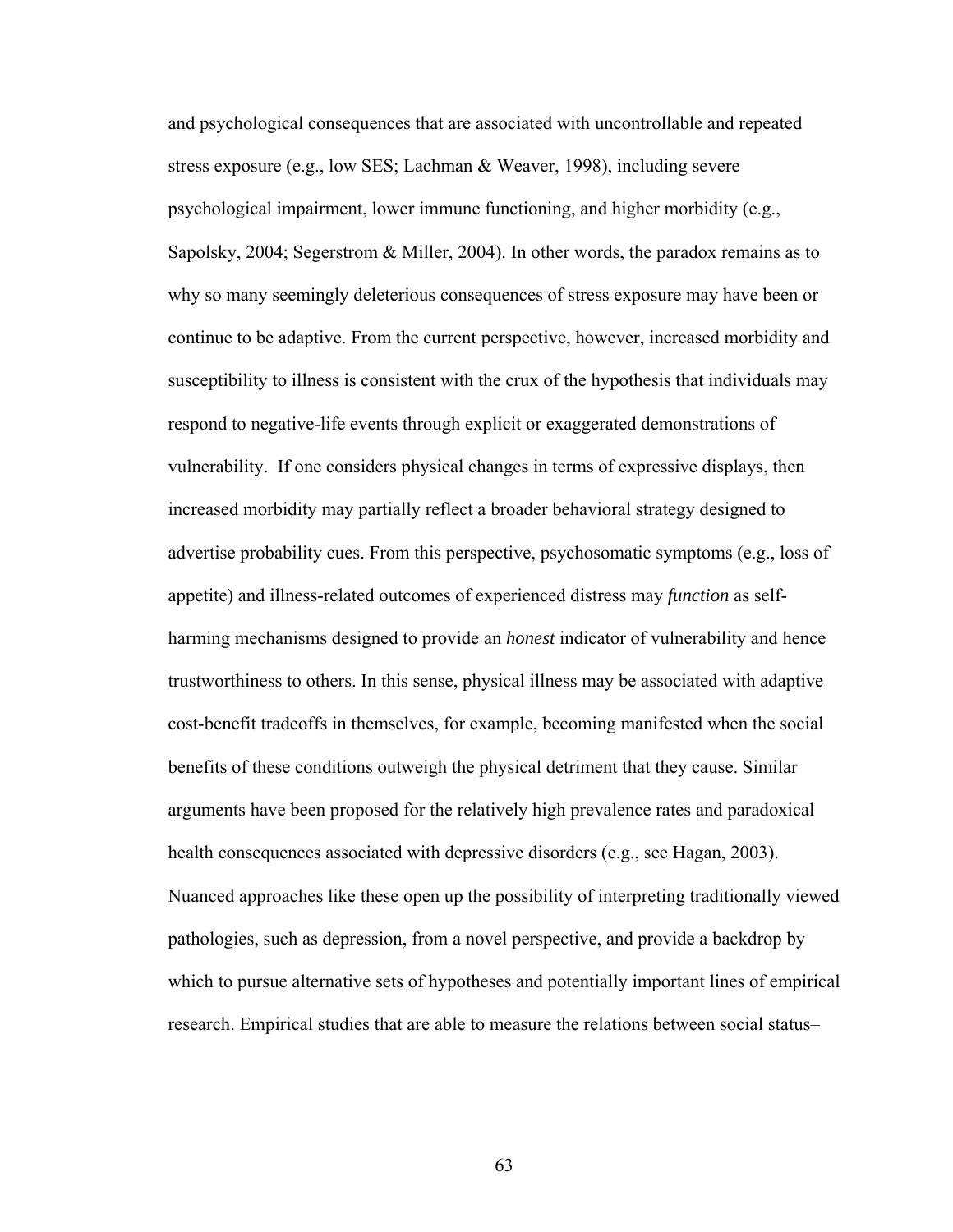and psychological consequences that are associated with uncontrollable and repeated stress exposure (e.g., low SES; Lachman & Weaver, 1998), including severe psychological impairment, lower immune functioning, and higher morbidity (e.g., Sapolsky, 2004; Segerstrom & Miller, 2004). In other words, the paradox remains as to why so many seemingly deleterious consequences of stress exposure may have been or continue to be adaptive. From the current perspective, however, increased morbidity and susceptibility to illness is consistent with the crux of the hypothesis that individuals may respond to negative-life events through explicit or exaggerated demonstrations of vulnerability. If one considers physical changes in terms of expressive displays, then increased morbidity may partially reflect a broader behavioral strategy designed to advertise probability cues. From this perspective, psychosomatic symptoms (e.g., loss of appetite) and illness-related outcomes of experienced distress may *function* as self-harming mechanisms designed to provide an *honest* indicator of vulnerability and hence trustworthiness to others. In this sense, physical illness may be associated with adaptive cost-benefit tradeoffs in themselves, for example, becoming manifested when the social benefits of these conditions outweigh the physical detriment that they cause. Similar arguments have been proposed for the relatively high prevalence rates and paradoxical health consequences associated with depressive disorders (e.g., see Hagan, 2003). Nuanced approaches like these open up the possibility of interpreting traditionally viewed pathologies, such as depression, from a novel perspective, and provide a backdrop by which to pursue alternative sets of hypotheses and potentially important lines of empirical research. Empirical studies that are able to measure the relations between social status–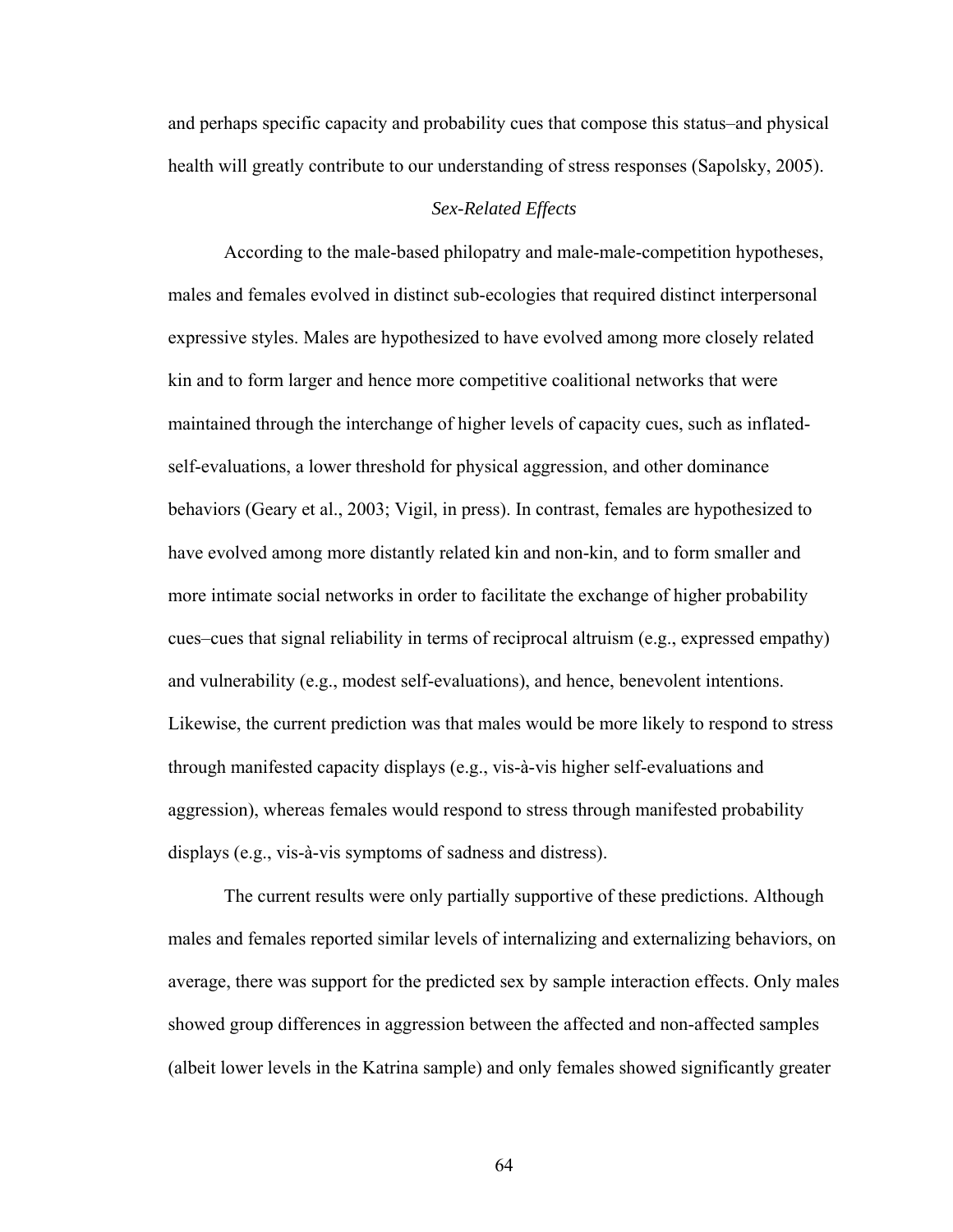and perhaps specific capacity and probability cues that compose this status–and physical health will greatly contribute to our understanding of stress responses (Sapolsky, 2005).

### *Sex-Related Effects*

According to the male-based philopatry and male-male-competition hypotheses, males and females evolved in distinct sub-ecologies that required distinct interpersonal expressive styles. Males are hypothesized to have evolved among more closely related kin and to form larger and hence more competitive coalitional networks that were maintained through the interchange of higher levels of capacity cues, such as inflated-self-evaluations, a lower threshold for physical aggression, and other dominance behaviors (Geary et al., 2003; Vigil, in press). In contrast, females are hypothesized to have evolved among more distantly related kin and non-kin, and to form smaller and more intimate social networks in order to facilitate the exchange of higher probability cues–cues that signal reliability in terms of reciprocal altruism (e.g., expressed empathy) and vulnerability (e.g., modest self-evaluations), and hence, benevolent intentions. Likewise, the current prediction was that males would be more likely to respond to stress through manifested capacity displays (e.g., vis-à-vis higher self-evaluations and aggression), whereas females would respond to stress through manifested probability displays (e.g., vis-à-vis symptoms of sadness and distress).

The current results were only partially supportive of these predictions. Although males and females reported similar levels of internalizing and externalizing behaviors, on average, there was support for the predicted sex by sample interaction effects. Only males showed group differences in aggression between the affected and non-affected samples (albeit lower levels in the Katrina sample) and only females showed significantly greater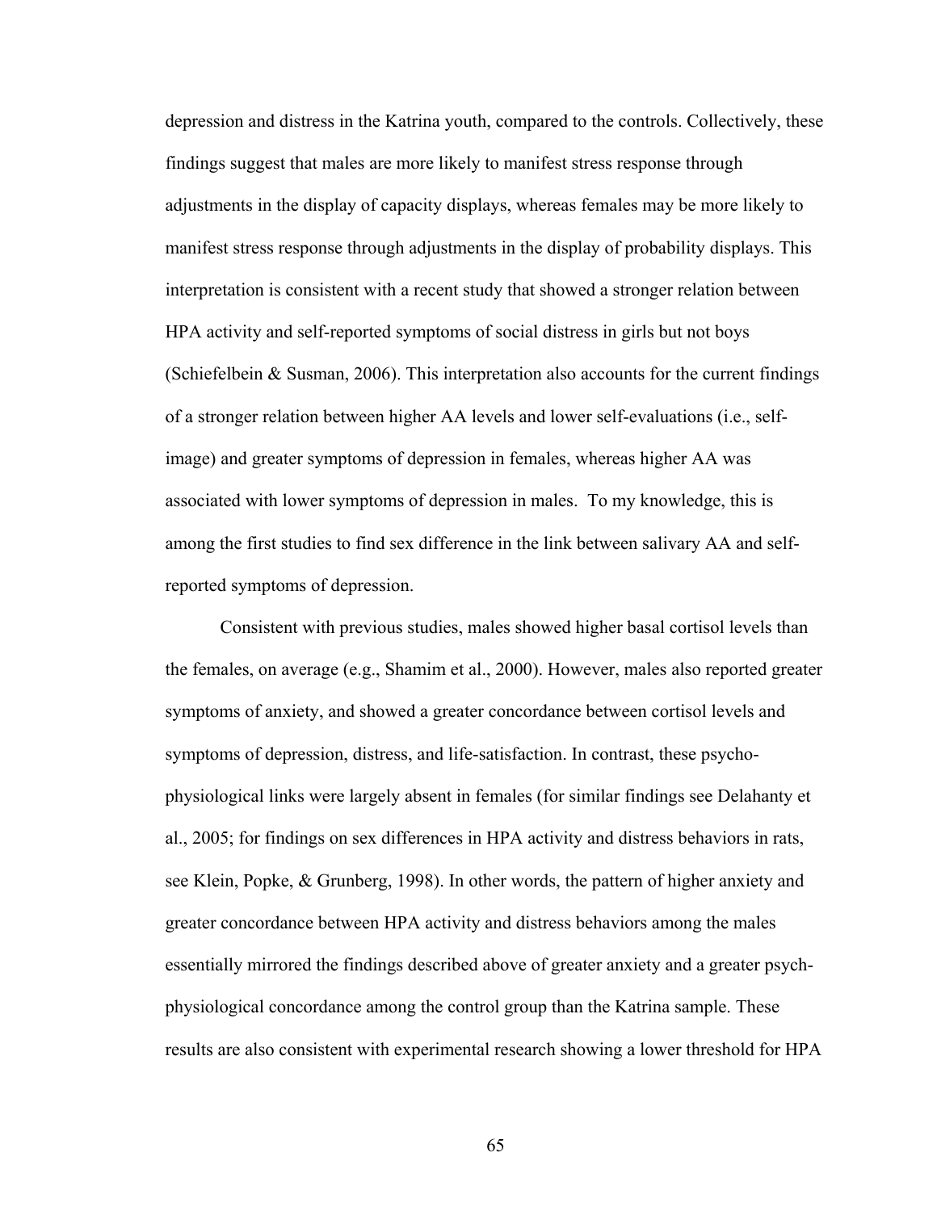depression and distress in the Katrina youth, compared to the controls. Collectively, these findings suggest that males are more likely to manifest stress response through adjustments in the display of capacity displays, whereas females may be more likely to manifest stress response through adjustments in the display of probability displays. This interpretation is consistent with a recent study that showed a stronger relation between HPA activity and self-reported symptoms of social distress in girls but not boys (Schiefelbein & Susman, 2006). This interpretation also accounts for the current findings of a stronger relation between higher AA levels and lower self-evaluations (i.e., self-image) and greater symptoms of depression in females, whereas higher AA was associated with lower symptoms of depression in males. To my knowledge, this is among the first studies to find sex difference in the link between salivary AA and self-reported symptoms of depression.

Consistent with previous studies, males showed higher basal cortisol levels than the females, on average (e.g., Shamim et al., 2000). However, males also reported greater symptoms of anxiety, and showed a greater concordance between cortisol levels and symptoms of depression, distress, and life-satisfaction. In contrast, these psycho-physiological links were largely absent in females (for similar findings see Delahanty et al., 2005; for findings on sex differences in HPA activity and distress behaviors in rats, see Klein, Popke, & Grunberg, 1998). In other words, the pattern of higher anxiety and greater concordance between HPA activity and distress behaviors among the males essentially mirrored the findings described above of greater anxiety and a greater psych-physiological concordance among the control group than the Katrina sample. These results are also consistent with experimental research showing a lower threshold for HPA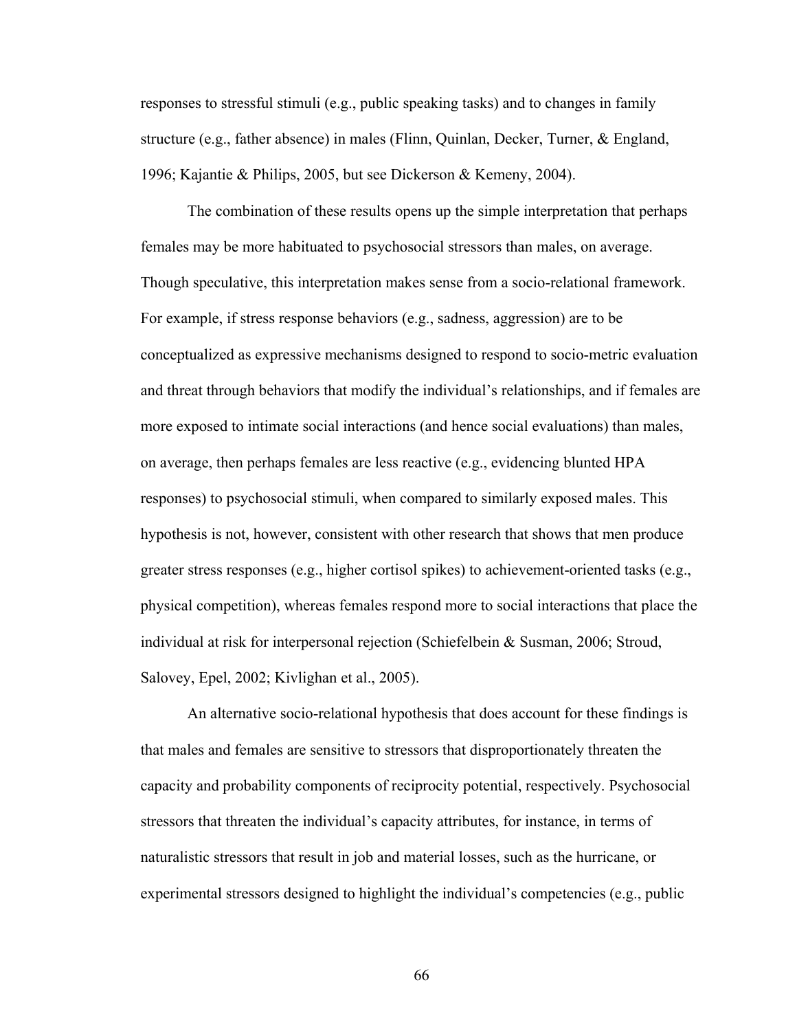responses to stressful stimuli (e.g., public speaking tasks) and to changes in family structure (e.g., father absence) in males (Flinn, Quinlan, Decker, Turner, & England, 1996; Kajantie & Philips, 2005, but see Dickerson & Kemeny, 2004).

The combination of these results opens up the simple interpretation that perhaps females may be more habituated to psychosocial stressors than males, on average. Though speculative, this interpretation makes sense from a socio-relational framework. For example, if stress response behaviors (e.g., sadness, aggression) are to be conceptualized as expressive mechanisms designed to respond to socio-metric evaluation and threat through behaviors that modify the individual's relationships, and if females are more exposed to intimate social interactions (and hence social evaluations) than males, on average, then perhaps females are less reactive (e.g., evidencing blunted HPA responses) to psychosocial stimuli, when compared to similarly exposed males. This hypothesis is not, however, consistent with other research that shows that men produce greater stress responses (e.g., higher cortisol spikes) to achievement-oriented tasks (e.g., physical competition), whereas females respond more to social interactions that place the individual at risk for interpersonal rejection (Schiefelbein & Susman, 2006; Stroud, Salovey, Epel, 2002; Kivlighan et al., 2005).

An alternative socio-relational hypothesis that does account for these findings is that males and females are sensitive to stressors that disproportionately threaten the capacity and probability components of reciprocity potential, respectively. Psychosocial stressors that threaten the individual's capacity attributes, for instance, in terms of naturalistic stressors that result in job and material losses, such as the hurricane, or experimental stressors designed to highlight the individual's competencies (e.g., public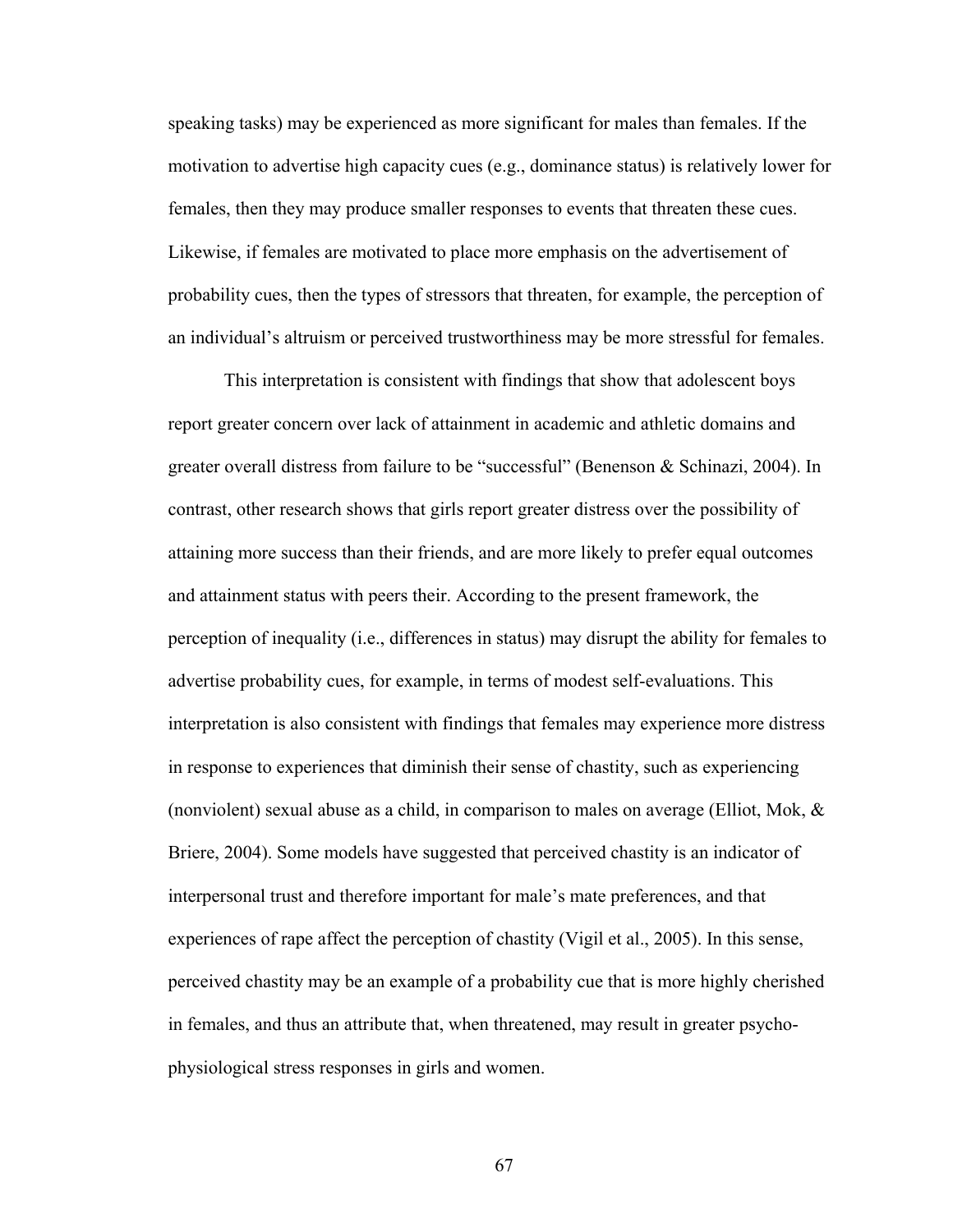speaking tasks) may be experienced as more significant for males than females. If the motivation to advertise high capacity cues (e.g., dominance status) is relatively lower for females, then they may produce smaller responses to events that threaten these cues. Likewise, if females are motivated to place more emphasis on the advertisement of probability cues, then the types of stressors that threaten, for example, the perception of an individual's altruism or perceived trustworthiness may be more stressful for females.

This interpretation is consistent with findings that show that adolescent boys report greater concern over lack of attainment in academic and athletic domains and greater overall distress from failure to be "successful" (Benenson & Schinazi, 2004). In contrast, other research shows that girls report greater distress over the possibility of attaining more success than their friends, and are more likely to prefer equal outcomes and attainment status with peers their. According to the present framework, the perception of inequality (i.e., differences in status) may disrupt the ability for females to advertise probability cues, for example, in terms of modest self-evaluations. This interpretation is also consistent with findings that females may experience more distress in response to experiences that diminish their sense of chastity, such as experiencing (nonviolent) sexual abuse as a child, in comparison to males on average (Elliot, Mok, & Briere, 2004). Some models have suggested that perceived chastity is an indicator of interpersonal trust and therefore important for male's mate preferences, and that experiences of rape affect the perception of chastity (Vigil et al., 2005). In this sense, perceived chastity may be an example of a probability cue that is more highly cherished in females, and thus an attribute that, when threatened, may result in greater psycho-physiological stress responses in girls and women.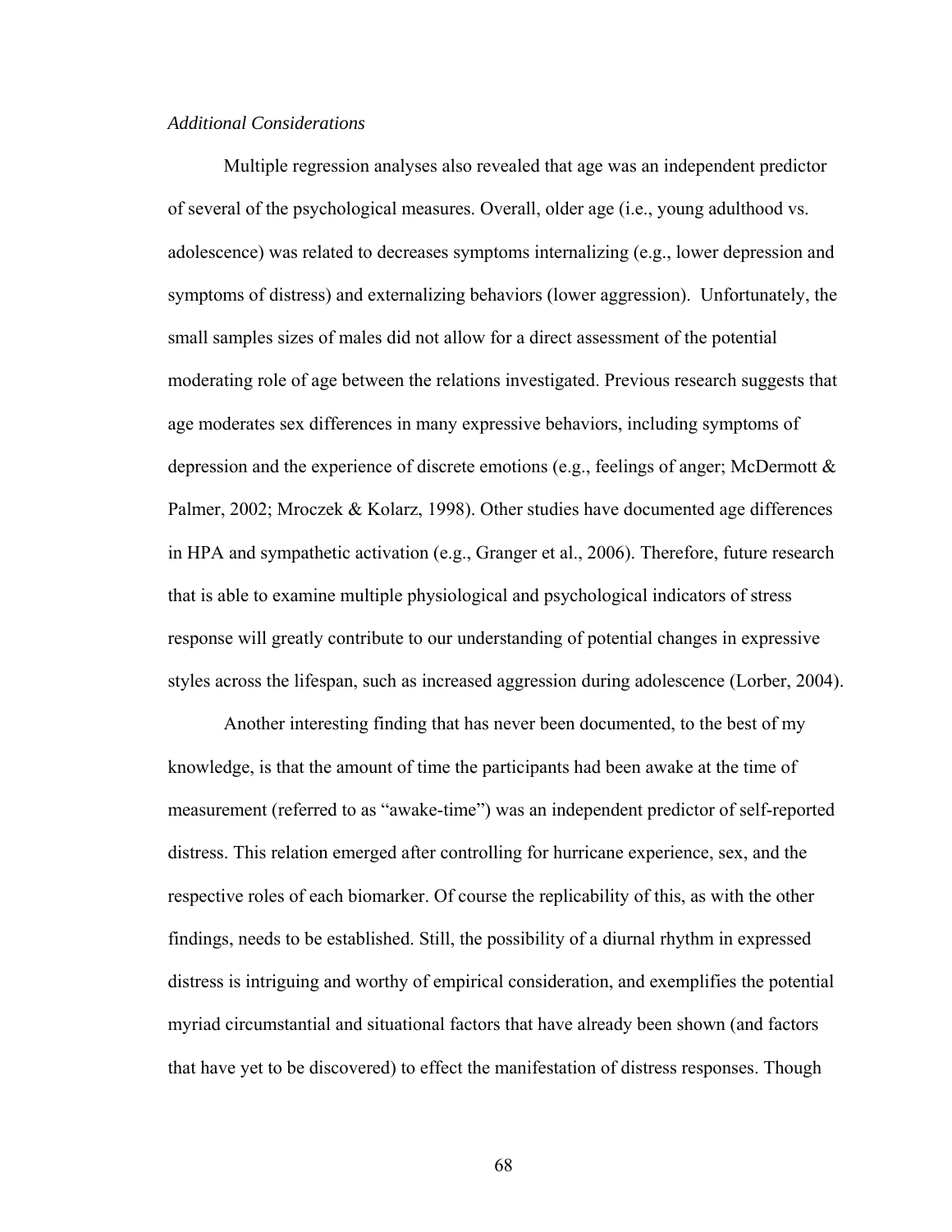*Additional Considerations*

Multiple regression analyses also revealed that age was an independent predictor of several of the psychological measures. Overall, older age (i.e., young adulthood vs. adolescence) was related to decreases symptoms internalizing (e.g., lower depression and symptoms of distress) and externalizing behaviors (lower aggression). Unfortunately, the small samples sizes of males did not allow for a direct assessment of the potential moderating role of age between the relations investigated. Previous research suggests that age moderates sex differences in many expressive behaviors, including symptoms of depression and the experience of discrete emotions (e.g., feelings of anger; McDermott & Palmer, 2002; Mroczek & Kolarz, 1998). Other studies have documented age differences in HPA and sympathetic activation (e.g., Granger et al., 2006). Therefore, future research that is able to examine multiple physiological and psychological indicators of stress response will greatly contribute to our understanding of potential changes in expressive styles across the lifespan, such as increased aggression during adolescence (Lorber, 2004).

Another interesting finding that has never been documented, to the best of my knowledge, is that the amount of time the participants had been awake at the time of measurement (referred to as "awake-time") was an independent predictor of self-reported distress. This relation emerged after controlling for hurricane experience, sex, and the respective roles of each biomarker. Of course the replicability of this, as with the other findings, needs to be established. Still, the possibility of a diurnal rhythm in expressed distress is intriguing and worthy of empirical consideration, and exemplifies the potential myriad circumstantial and situational factors that have already been shown (and factors that have yet to be discovered) to effect the manifestation of distress responses. Though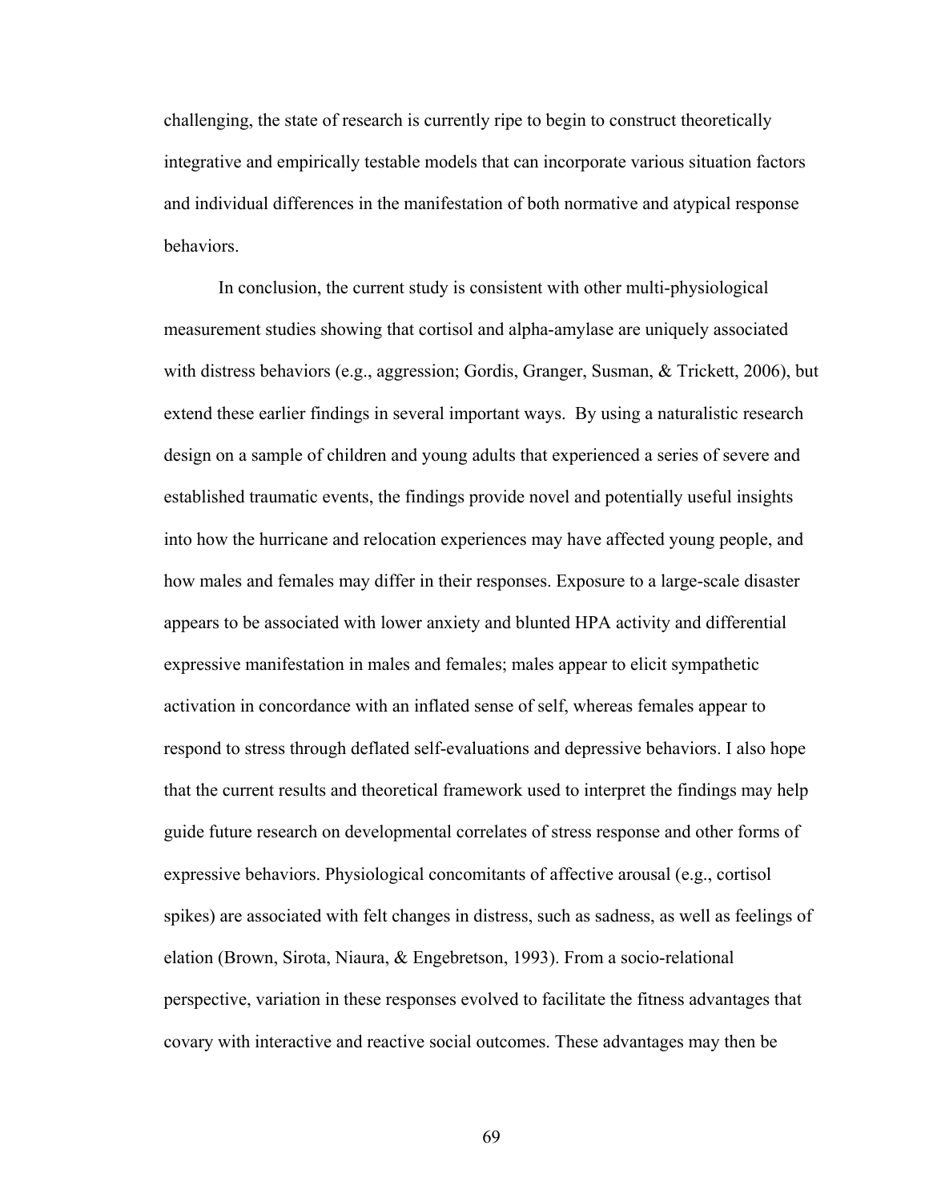challenging, the state of research is currently ripe to begin to construct theoretically integrative and empirically testable models that can incorporate various situation factors and individual differences in the manifestation of both normative and atypical response behaviors.

In conclusion, the current study is consistent with other multi-physiological measurement studies showing that cortisol and alpha-amylase are uniquely associated with distress behaviors (e.g., aggression; Gordis, Granger, Susman, & Trickett, 2006), but extend these earlier findings in several important ways. By using a naturalistic research design on a sample of children and young adults that experienced a series of severe and established traumatic events, the findings provide novel and potentially useful insights into how the hurricane and relocation experiences may have affected young people, and how males and females may differ in their responses. Exposure to a large-scale disaster appears to be associated with lower anxiety and blunted HPA activity and differential expressive manifestation in males and females; males appear to elicit sympathetic activation in concordance with an inflated sense of self, whereas females appear to respond to stress through deflated self-evaluations and depressive behaviors. I also hope that the current results and theoretical framework used to interpret the findings may help guide future research on developmental correlates of stress response and other forms of expressive behaviors. Physiological concomitants of affective arousal (e.g., cortisol spikes) are associated with felt changes in distress, such as sadness, as well as feelings of elation (Brown, Sirota, Niaura, & Engebretson, 1993). From a socio-relational perspective, variation in these responses evolved to facilitate the fitness advantages that covary with interactive and reactive social outcomes. These advantages may then be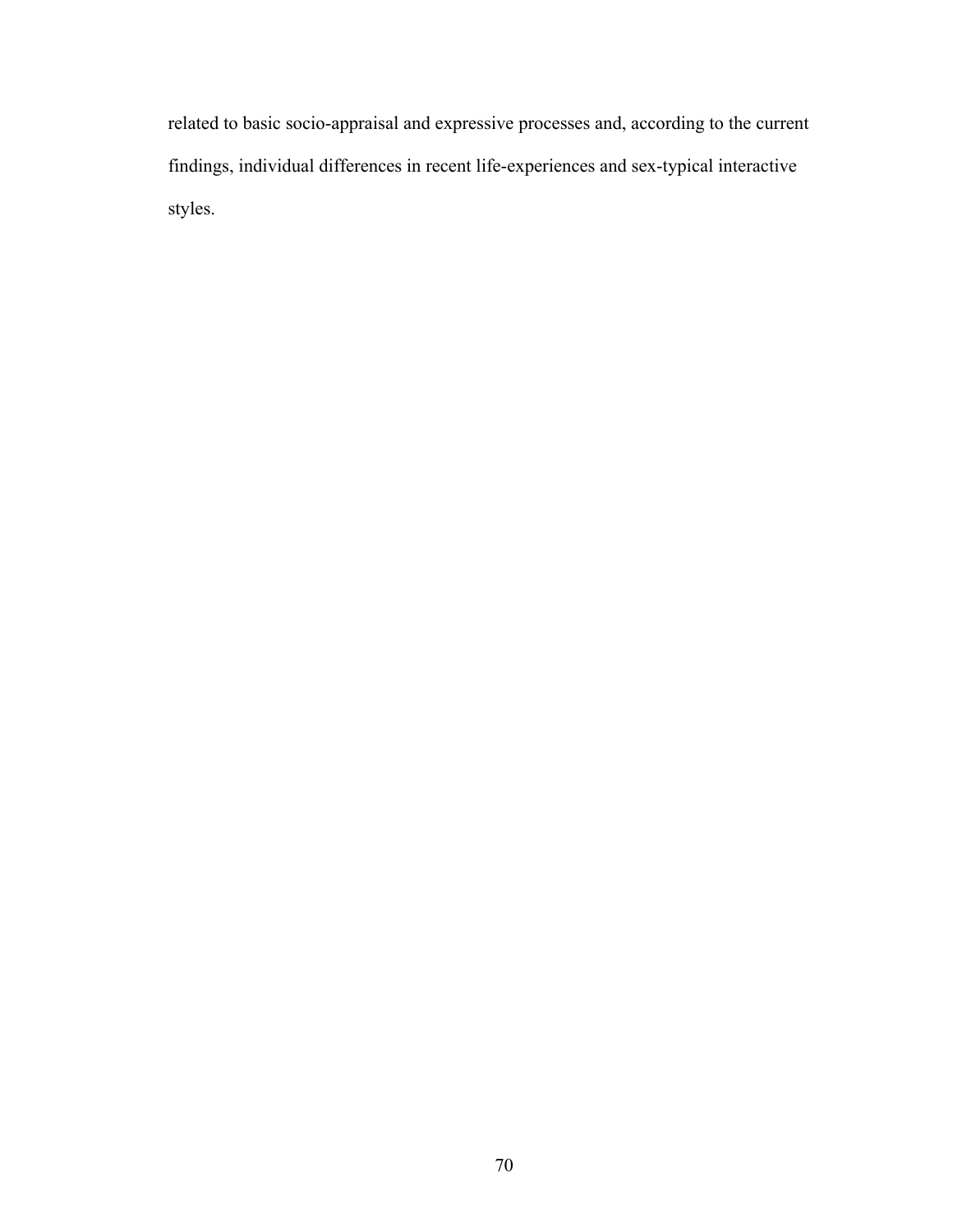related to basic socio-appraisal and expressive processes and, according to the current findings, individual differences in recent life-experiences and sex-typical interactive styles.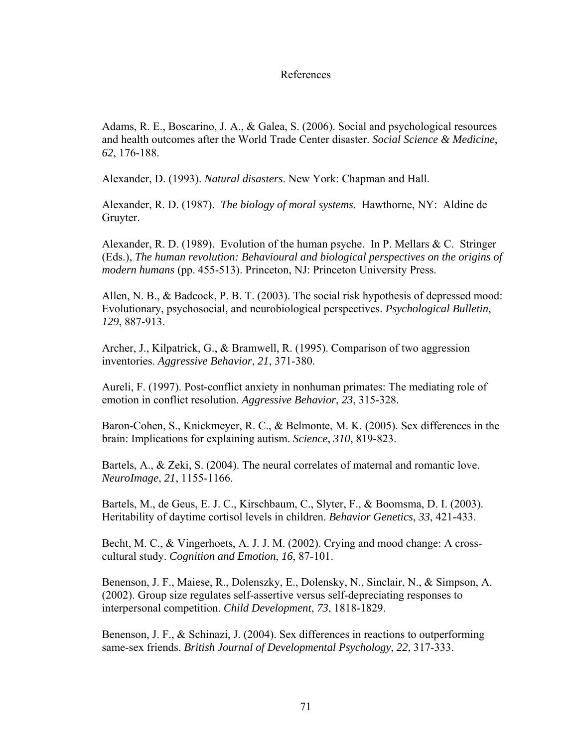# References

Adams, R. E., Boscarino, J. A., & Galea, S. (2006). Social and psychological resources and health outcomes after the World Trade Center disaster. *Social Science & Medicine*, *62*, 176-188.

Alexander, D. (1993). *Natural disasters*. New York: Chapman and Hall.

Alexander, R. D. (1987). *The biology of moral systems*. Hawthorne, NY: Aldine de Gruyter.

Alexander, R. D. (1989). Evolution of the human psyche. In P. Mellars & C. Stringer (Eds.), *The human revolution: Behavioural and biological perspectives on the origins of modern humans* (pp. 455-513). Princeton, NJ: Princeton University Press.

Allen, N. B., & Badcock, P. B. T. (2003). The social risk hypothesis of depressed mood: Evolutionary, psychosocial, and neurobiological perspectives. *Psychological Bulletin*, *129*, 887-913.

Archer, J., Kilpatrick, G., & Bramwell, R. (1995). Comparison of two aggression inventories. *Aggressive Behavior*, *21*, 371-380.

Aureli, F. (1997). Post-conflict anxiety in nonhuman primates: The mediating role of emotion in conflict resolution. *Aggressive Behavior*, *23*, 315-328.

Baron-Cohen, S., Knickmeyer, R. C., & Belmonte, M. K. (2005). Sex differences in the brain: Implications for explaining autism. *Science*, *310*, 819-823.

Bartels, A., & Zeki, S. (2004). The neural correlates of maternal and romantic love. *NeuroImage*, *21*, 1155-1166.

Bartels, M., de Geus, E. J. C., Kirschbaum, C., Slyter, F., & Boomsma, D. I. (2003). Heritability of daytime cortisol levels in children. *Behavior Genetics*, *33*, 421-433.

Becht, M. C., & Vingerhoets, A. J. J. M. (2002). Crying and mood change: A cross-cultural study. *Cognition and Emotion*, *16*, 87-101.

Benenson, J. F., Maiese, R., Dolenszky, E., Dolensky, N., Sinclair, N., & Simpson, A. (2002). Group size regulates self-assertive versus self-depreciating responses to interpersonal competition. *Child Development*, *73*, 1818-1829.

Benenson, J. F., & Schinazi, J. (2004). Sex differences in reactions to outperforming same-sex friends. *British Journal of Developmental Psychology*, *22*, 317-333.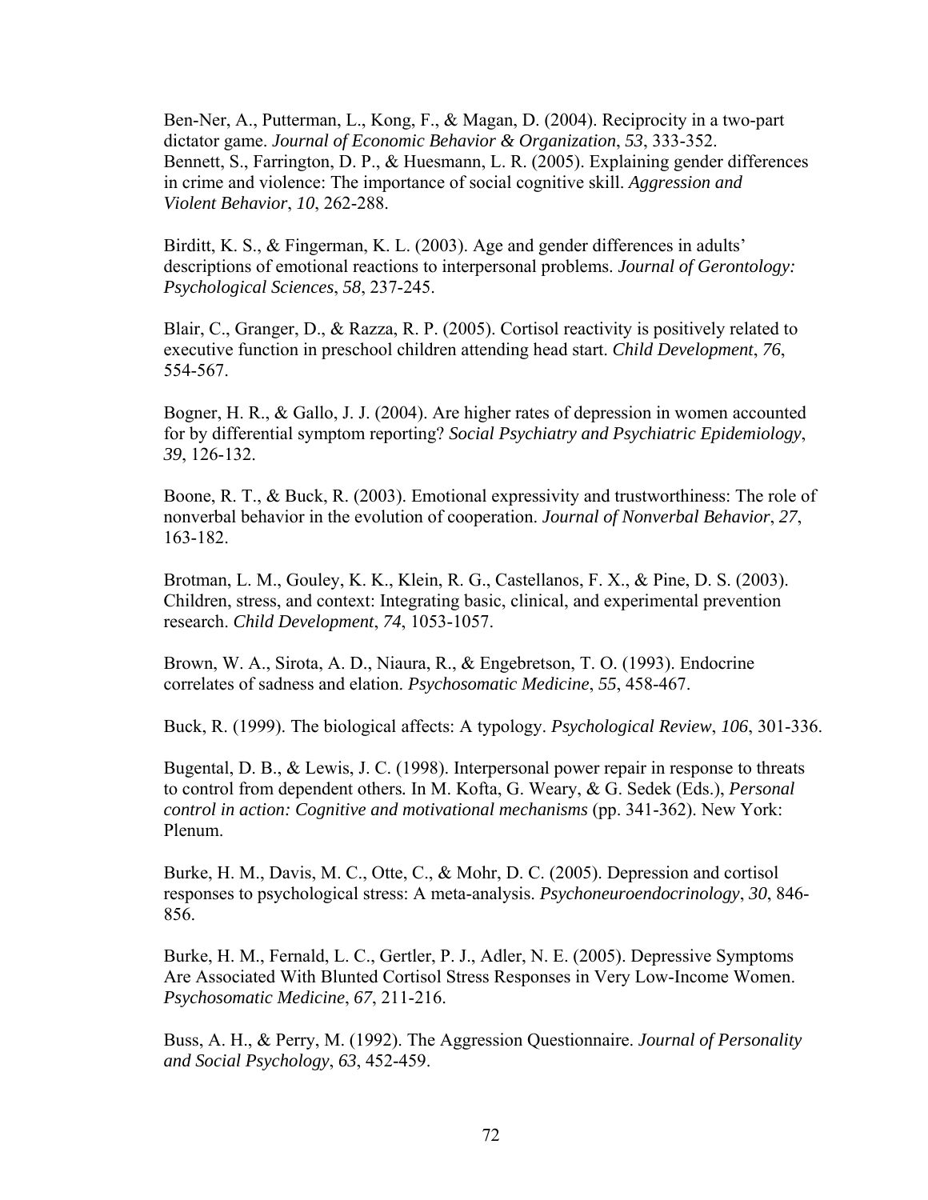Ben-Ner, A., Putterman, L., Kong, F., & Magan, D. (2004). Reciprocity in a two-part dictator game. *Journal of Economic Behavior & Organization*, *53*, 333-352.
Bennett, S., Farrington, D. P., & Huesmann, L. R. (2005). Explaining gender differences in crime and violence: The importance of social cognitive skill. *Aggression and Violent Behavior*, *10*, 262-288.

Birditt, K. S., & Fingerman, K. L. (2003). Age and gender differences in adults' descriptions of emotional reactions to interpersonal problems. *Journal of Gerontology: Psychological Sciences*, *58*, 237-245.

Blair, C., Granger, D., & Razza, R. P. (2005). Cortisol reactivity is positively related to executive function in preschool children attending head start. *Child Development*, *76*, 554-567.

Bogner, H. R., & Gallo, J. J. (2004). Are higher rates of depression in women accounted for by differential symptom reporting? *Social Psychiatry and Psychiatric Epidemiology*, *39*, 126-132.

Boone, R. T., & Buck, R. (2003). Emotional expressivity and trustworthiness: The role of nonverbal behavior in the evolution of cooperation. *Journal of Nonverbal Behavior*, *27*, 163-182.

Brotman, L. M., Gouley, K. K., Klein, R. G., Castellanos, F. X., & Pine, D. S. (2003). Children, stress, and context: Integrating basic, clinical, and experimental prevention research. *Child Development*, *74*, 1053-1057.

Brown, W. A., Sirota, A. D., Niaura, R., & Engebretson, T. O. (1993). Endocrine correlates of sadness and elation. *Psychosomatic Medicine*, *55*, 458-467.

Buck, R. (1999). The biological affects: A typology. *Psychological Review*, *106*, 301-336.

Bugental, D. B., & Lewis, J. C. (1998). Interpersonal power repair in response to threats to control from dependent others. In M. Kofta, G. Weary, & G. Sedek (Eds.), *Personal control in action: Cognitive and motivational mechanisms* (pp. 341-362). New York: Plenum.

Burke, H. M., Davis, M. C., Otte, C., & Mohr, D. C. (2005). Depression and cortisol responses to psychological stress: A meta-analysis. *Psychoneuroendocrinology*, *30*, 846-856.

Burke, H. M., Fernald, L. C., Gertler, P. J., Adler, N. E. (2005). Depressive Symptoms Are Associated With Blunted Cortisol Stress Responses in Very Low-Income Women. *Psychosomatic Medicine*, *67*, 211-216.

Buss, A. H., & Perry, M. (1992). The Aggression Questionnaire. *Journal of Personality and Social Psychology*, *63*, 452-459.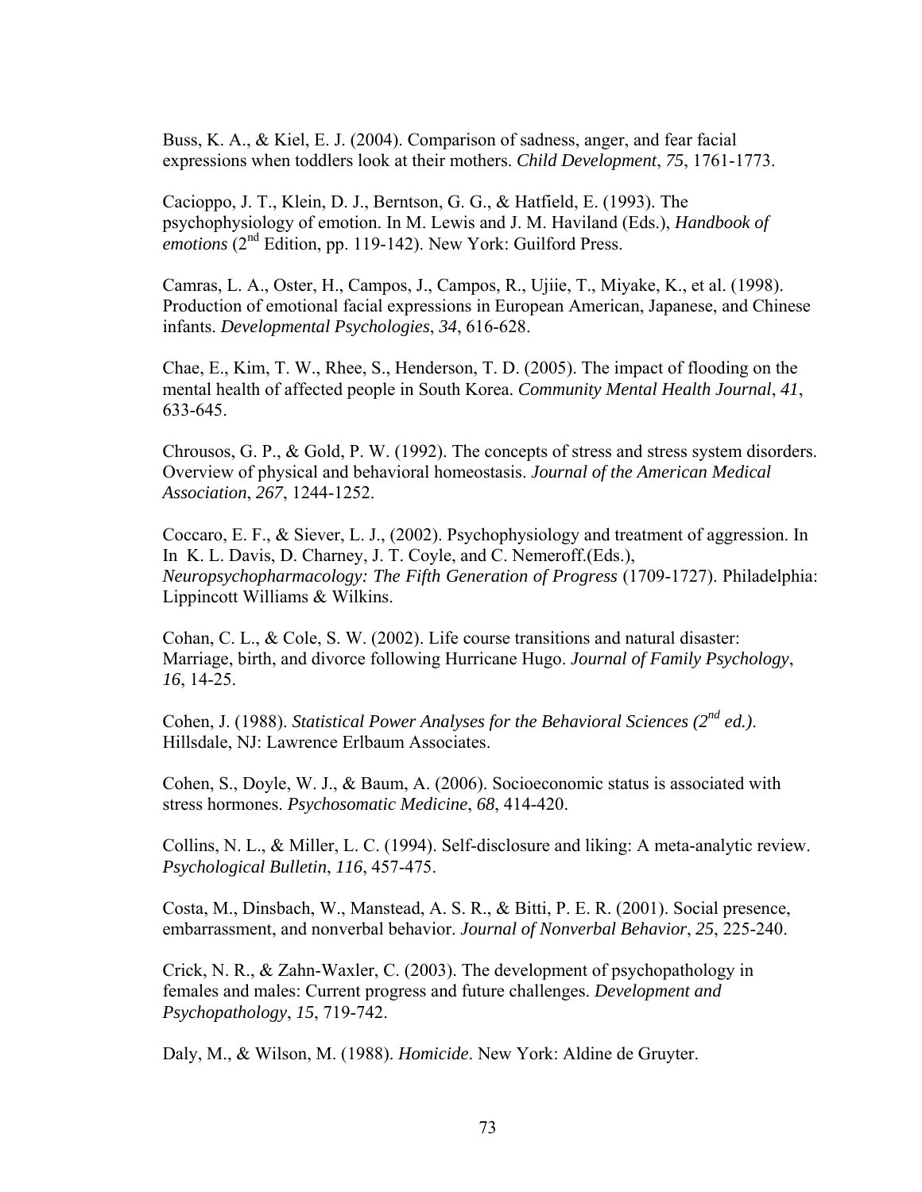Buss, K. A., & Kiel, E. J. (2004). Comparison of sadness, anger, and fear facial expressions when toddlers look at their mothers. *Child Development*, *75*, 1761-1773.

Cacioppo, J. T., Klein, D. J., Berntson, G. G., & Hatfield, E. (1993). The psychophysiology of emotion. In M. Lewis and J. M. Haviland (Eds.), *Handbook of emotions* (2nd Edition, pp. 119-142). New York: Guilford Press.

Camras, L. A., Oster, H., Campos, J., Campos, R., Ujiie, T., Miyake, K., et al. (1998). Production of emotional facial expressions in European American, Japanese, and Chinese infants. *Developmental Psychologies*, *34*, 616-628.

Chae, E., Kim, T. W., Rhee, S., Henderson, T. D. (2005). The impact of flooding on the mental health of affected people in South Korea. *Community Mental Health Journal*, *41*, 633-645.

Chrousos, G. P., & Gold, P. W. (1992). The concepts of stress and stress system disorders. Overview of physical and behavioral homeostasis. *Journal of the American Medical Association*, *267*, 1244-1252.

Coccaro, E. F., & Siever, L. J., (2002). Psychophysiology and treatment of aggression. In In K. L. Davis, D. Charney, J. T. Coyle, and C. Nemeroff.(Eds.), *Neuropsychopharmacology: The Fifth Generation of Progress* (1709-1727). Philadelphia: Lippincott Williams & Wilkins.

Cohan, C. L., & Cole, S. W. (2002). Life course transitions and natural disaster: Marriage, birth, and divorce following Hurricane Hugo. *Journal of Family Psychology*, *16*, 14-25.

Cohen, J. (1988). *Statistical Power Analyses for the Behavioral Sciences (2nd ed.)*. Hillsdale, NJ: Lawrence Erlbaum Associates.

Cohen, S., Doyle, W. J., & Baum, A. (2006). Socioeconomic status is associated with stress hormones. *Psychosomatic Medicine*, *68*, 414-420.

Collins, N. L., & Miller, L. C. (1994). Self-disclosure and liking: A meta-analytic review. *Psychological Bulletin*, *116*, 457-475.

Costa, M., Dinsbach, W., Manstead, A. S. R., & Bitti, P. E. R. (2001). Social presence, embarrassment, and nonverbal behavior. *Journal of Nonverbal Behavior*, *25*, 225-240.

Crick, N. R., & Zahn-Waxler, C. (2003). The development of psychopathology in females and males: Current progress and future challenges. *Development and Psychopathology*, *15*, 719-742.

Daly, M., & Wilson, M. (1988). *Homicide*. New York: Aldine de Gruyter.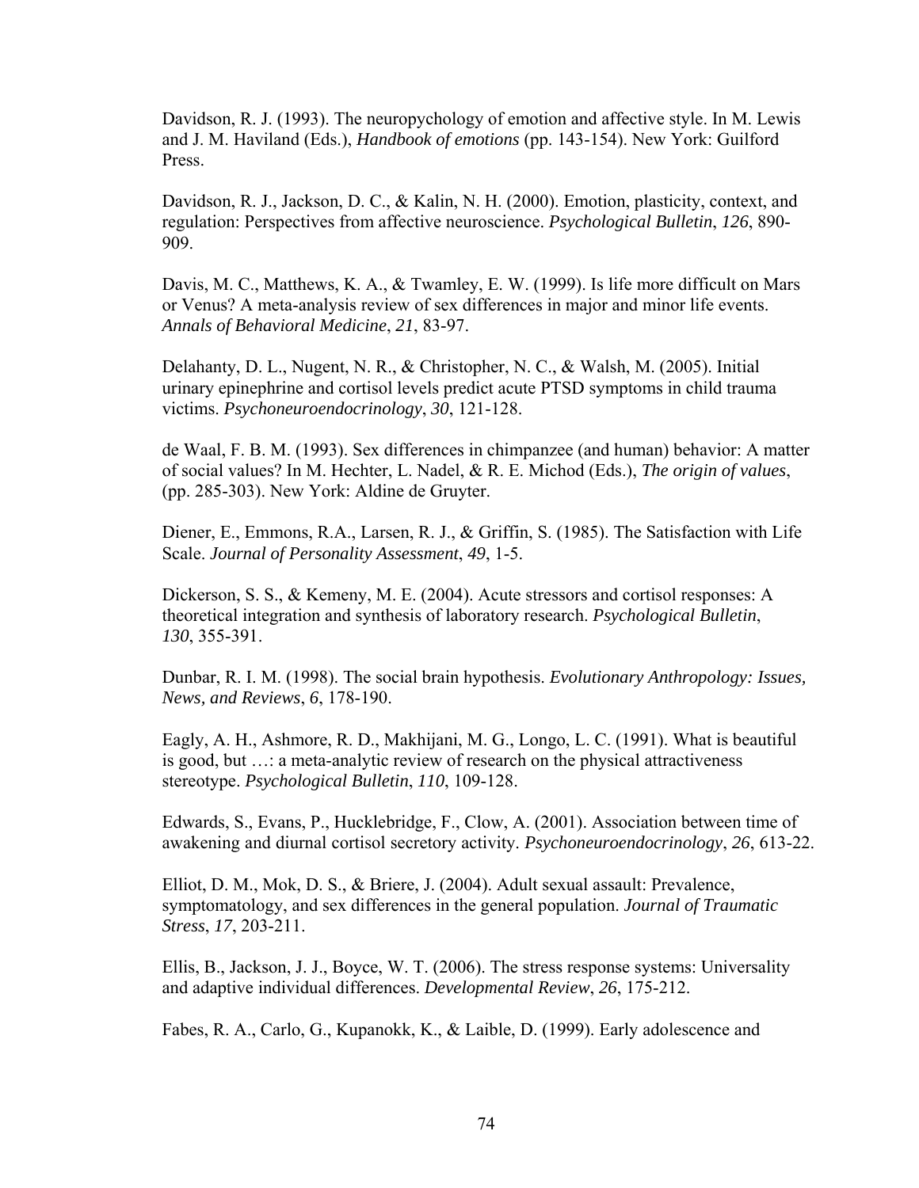Davidson, R. J. (1993). The neuropychology of emotion and affective style. In M. Lewis and J. M. Haviland (Eds.), *Handbook of emotions* (pp. 143-154). New York: Guilford Press.

Davidson, R. J., Jackson, D. C., & Kalin, N. H. (2000). Emotion, plasticity, context, and regulation: Perspectives from affective neuroscience. *Psychological Bulletin*, *126*, 890-909.

Davis, M. C., Matthews, K. A., & Twamley, E. W. (1999). Is life more difficult on Mars or Venus? A meta-analysis review of sex differences in major and minor life events. *Annals of Behavioral Medicine*, *21*, 83-97.

Delahanty, D. L., Nugent, N. R., & Christopher, N. C., & Walsh, M. (2005). Initial urinary epinephrine and cortisol levels predict acute PTSD symptoms in child trauma victims. *Psychoneuroendocrinology*, *30*, 121-128.

de Waal, F. B. M. (1993). Sex differences in chimpanzee (and human) behavior: A matter of social values? In M. Hechter, L. Nadel, & R. E. Michod (Eds.), *The origin of values*, (pp. 285-303). New York: Aldine de Gruyter.

Diener, E., Emmons, R.A., Larsen, R. J., & Griffin, S. (1985). The Satisfaction with Life Scale. *Journal of Personality Assessment*, *49*, 1-5.

Dickerson, S. S., & Kemeny, M. E. (2004). Acute stressors and cortisol responses: A theoretical integration and synthesis of laboratory research. *Psychological Bulletin*, *130*, 355-391.

Dunbar, R. I. M. (1998). The social brain hypothesis. *Evolutionary Anthropology: Issues, News, and Reviews*, *6*, 178-190.

Eagly, A. H., Ashmore, R. D., Makhijani, M. G., Longo, L. C. (1991). What is beautiful is good, but …: a meta-analytic review of research on the physical attractiveness stereotype. *Psychological Bulletin*, *110*, 109-128.

Edwards, S., Evans, P., Hucklebridge, F., Clow, A. (2001). Association between time of awakening and diurnal cortisol secretory activity. *Psychoneuroendocrinology*, *26*, 613-22.

Elliot, D. M., Mok, D. S., & Briere, J. (2004). Adult sexual assault: Prevalence, symptomatology, and sex differences in the general population. *Journal of Traumatic Stress*, *17*, 203-211.

Ellis, B., Jackson, J. J., Boyce, W. T. (2006). The stress response systems: Universality and adaptive individual differences. *Developmental Review*, *26*, 175-212.

Fabes, R. A., Carlo, G., Kupanokk, K., & Laible, D. (1999). Early adolescence and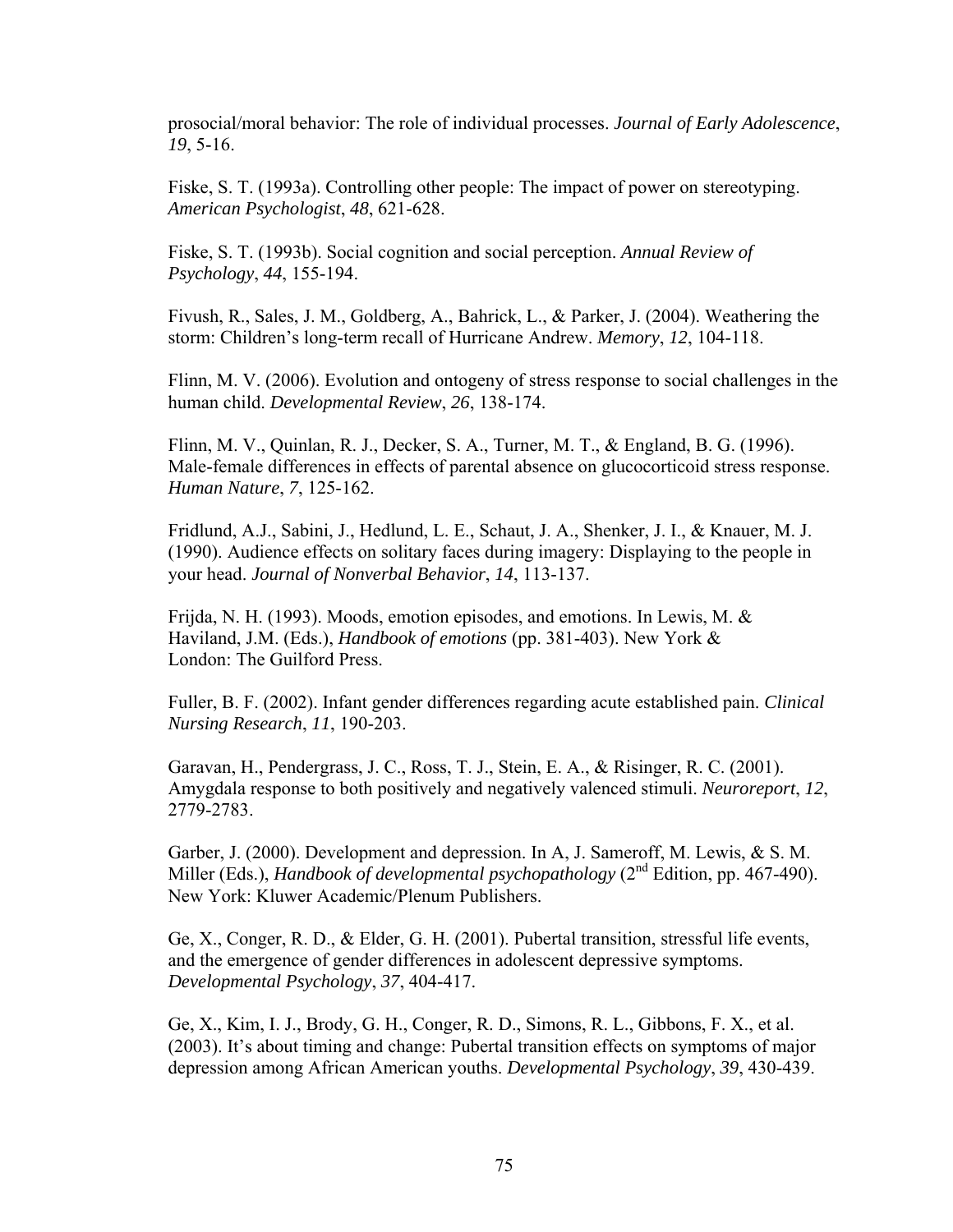prosocial/moral behavior: The role of individual processes. *Journal of Early Adolescence*, *19*, 5-16.

Fiske, S. T. (1993a). Controlling other people: The impact of power on stereotyping. *American Psychologist*, *48*, 621-628.

Fiske, S. T. (1993b). Social cognition and social perception. *Annual Review of Psychology*, *44*, 155-194.

Fivush, R., Sales, J. M., Goldberg, A., Bahrick, L., & Parker, J. (2004). Weathering the storm: Children's long-term recall of Hurricane Andrew. *Memory*, *12*, 104-118.

Flinn, M. V. (2006). Evolution and ontogeny of stress response to social challenges in the human child. *Developmental Review*, *26*, 138-174.

Flinn, M. V., Quinlan, R. J., Decker, S. A., Turner, M. T., & England, B. G. (1996). Male-female differences in effects of parental absence on glucocorticoid stress response. *Human Nature*, *7*, 125-162.

Fridlund, A.J., Sabini, J., Hedlund, L. E., Schaut, J. A., Shenker, J. I., & Knauer, M. J. (1990). Audience effects on solitary faces during imagery: Displaying to the people in your head. *Journal of Nonverbal Behavior*, *14*, 113-137.

Frijda, N. H. (1993). Moods, emotion episodes, and emotions. In Lewis, M. & Haviland, J.M. (Eds.), *Handbook of emotions* (pp. 381-403). New York & London: The Guilford Press.

Fuller, B. F. (2002). Infant gender differences regarding acute established pain. *Clinical Nursing Research*, *11*, 190-203.

Garavan, H., Pendergrass, J. C., Ross, T. J., Stein, E. A., & Risinger, R. C. (2001). Amygdala response to both positively and negatively valenced stimuli. *Neuroreport*, *12*, 2779-2783.

Garber, J. (2000). Development and depression. In A, J. Sameroff, M. Lewis, & S. M. Miller (Eds.), *Handbook of developmental psychopathology* (2nd Edition, pp. 467-490). New York: Kluwer Academic/Plenum Publishers.

Ge, X., Conger, R. D., & Elder, G. H. (2001). Pubertal transition, stressful life events, and the emergence of gender differences in adolescent depressive symptoms. *Developmental Psychology*, *37*, 404-417.

Ge, X., Kim, I. J., Brody, G. H., Conger, R. D., Simons, R. L., Gibbons, F. X., et al. (2003). It's about timing and change: Pubertal transition effects on symptoms of major depression among African American youths. *Developmental Psychology*, *39*, 430-439.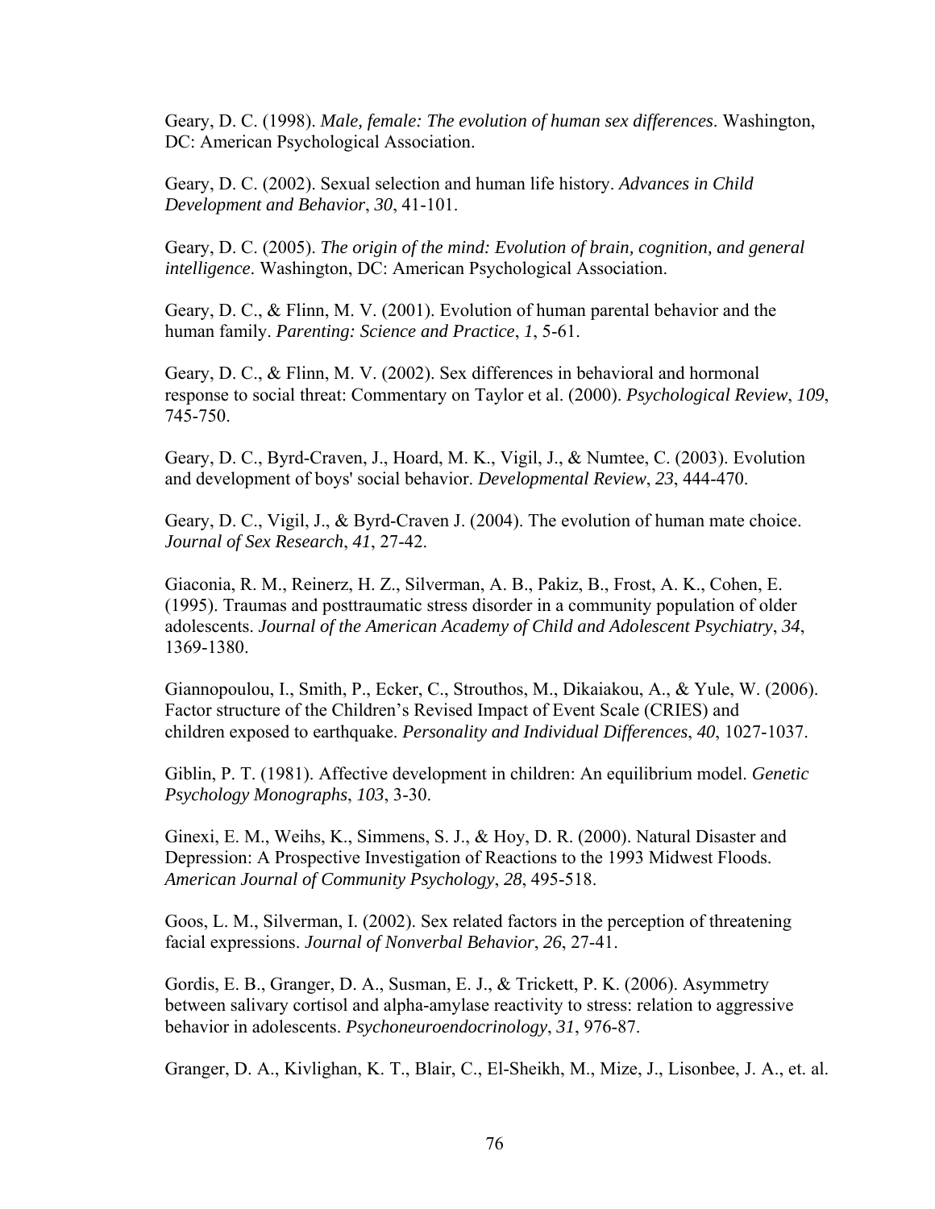Geary, D. C. (1998). *Male, female: The evolution of human sex differences*. Washington, DC: American Psychological Association.

Geary, D. C. (2002). Sexual selection and human life history. *Advances in Child Development and Behavior*, *30*, 41-101.

Geary, D. C. (2005). *The origin of the mind: Evolution of brain, cognition, and general intelligence*. Washington, DC: American Psychological Association.

Geary, D. C., & Flinn, M. V. (2001). Evolution of human parental behavior and the human family. *Parenting: Science and Practice*, *1*, 5-61.

Geary, D. C., & Flinn, M. V. (2002). Sex differences in behavioral and hormonal response to social threat: Commentary on Taylor et al. (2000). *Psychological Review*, *109*, 745-750.

Geary, D. C., Byrd-Craven, J., Hoard, M. K., Vigil, J., & Numtee, C. (2003). Evolution and development of boys' social behavior. *Developmental Review*, *23*, 444-470.

Geary, D. C., Vigil, J., & Byrd-Craven J. (2004). The evolution of human mate choice. *Journal of Sex Research*, *41*, 27-42.

Giaconia, R. M., Reinerz, H. Z., Silverman, A. B., Pakiz, B., Frost, A. K., Cohen, E. (1995). Traumas and posttraumatic stress disorder in a community population of older adolescents. *Journal of the American Academy of Child and Adolescent Psychiatry*, *34*, 1369-1380.

Giannopoulou, I., Smith, P., Ecker, C., Strouthos, M., Dikaiakou, A., & Yule, W. (2006). Factor structure of the Children's Revised Impact of Event Scale (CRIES) and children exposed to earthquake. *Personality and Individual Differences*, *40*, 1027-1037.

Giblin, P. T. (1981). Affective development in children: An equilibrium model. *Genetic Psychology Monographs*, *103*, 3-30.

Ginexi, E. M., Weihs, K., Simmens, S. J., & Hoy, D. R. (2000). Natural Disaster and Depression: A Prospective Investigation of Reactions to the 1993 Midwest Floods. *American Journal of Community Psychology*, *28*, 495-518.

Goos, L. M., Silverman, I. (2002). Sex related factors in the perception of threatening facial expressions. *Journal of Nonverbal Behavior*, *26*, 27-41.

Gordis, E. B., Granger, D. A., Susman, E. J., & Trickett, P. K. (2006). Asymmetry between salivary cortisol and alpha-amylase reactivity to stress: relation to aggressive behavior in adolescents. *Psychoneuroendocrinology*, *31*, 976-87.

Granger, D. A., Kivlighan, K. T., Blair, C., El-Sheikh, M., Mize, J., Lisonbee, J. A., et. al.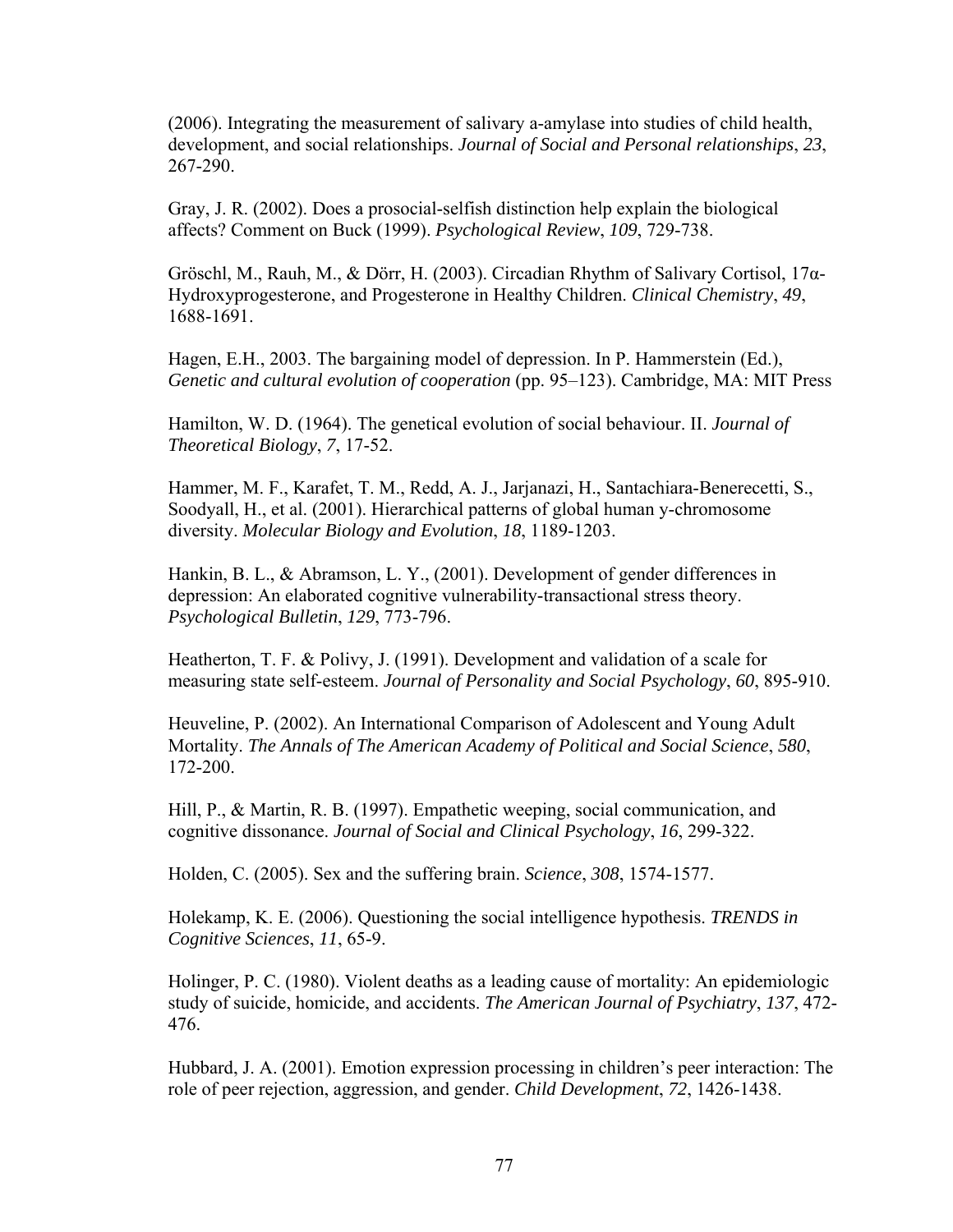(2006). Integrating the measurement of salivary a-amylase into studies of child health, development, and social relationships. *Journal of Social and Personal relationships*, *23*, 267-290.

Gray, J. R. (2002). Does a prosocial-selfish distinction help explain the biological affects? Comment on Buck (1999). *Psychological Review*, *109*, 729-738.

Gröschl, M., Rauh, M., & Dörr, H. (2003). Circadian Rhythm of Salivary Cortisol, 17α-Hydroxyprogesterone, and Progesterone in Healthy Children. *Clinical Chemistry*, *49*, 1688-1691.

Hagen, E.H., 2003. The bargaining model of depression. In P. Hammerstein (Ed.), *Genetic and cultural evolution of cooperation* (pp. 95–123). Cambridge, MA: MIT Press

Hamilton, W. D. (1964). The genetical evolution of social behaviour. II. *Journal of Theoretical Biology*, *7*, 17-52.

Hammer, M. F., Karafet, T. M., Redd, A. J., Jarjanazi, H., Santachiara-Benerecetti, S., Soodyall, H., et al. (2001). Hierarchical patterns of global human y-chromosome diversity. *Molecular Biology and Evolution*, *18*, 1189-1203.

Hankin, B. L., & Abramson, L. Y., (2001). Development of gender differences in depression: An elaborated cognitive vulnerability-transactional stress theory. *Psychological Bulletin*, *129*, 773-796.

Heatherton, T. F. & Polivy, J. (1991). Development and validation of a scale for measuring state self-esteem. *Journal of Personality and Social Psychology*, *60*, 895-910.

Heuveline, P. (2002). An International Comparison of Adolescent and Young Adult Mortality. *The Annals of The American Academy of Political and Social Science*, *580*, 172-200.

Hill, P., & Martin, R. B. (1997). Empathetic weeping, social communication, and cognitive dissonance. *Journal of Social and Clinical Psychology*, *16*, 299-322.

Holden, C. (2005). Sex and the suffering brain. *Science*, *308*, 1574-1577.

Holekamp, K. E. (2006). Questioning the social intelligence hypothesis. *TRENDS in Cognitive Sciences*, *11*, 65-9.

Holinger, P. C. (1980). Violent deaths as a leading cause of mortality: An epidemiologic study of suicide, homicide, and accidents. *The American Journal of Psychiatry*, *137*, 472-476.

Hubbard, J. A. (2001). Emotion expression processing in children's peer interaction: The role of peer rejection, aggression, and gender. *Child Development*, *72*, 1426-1438.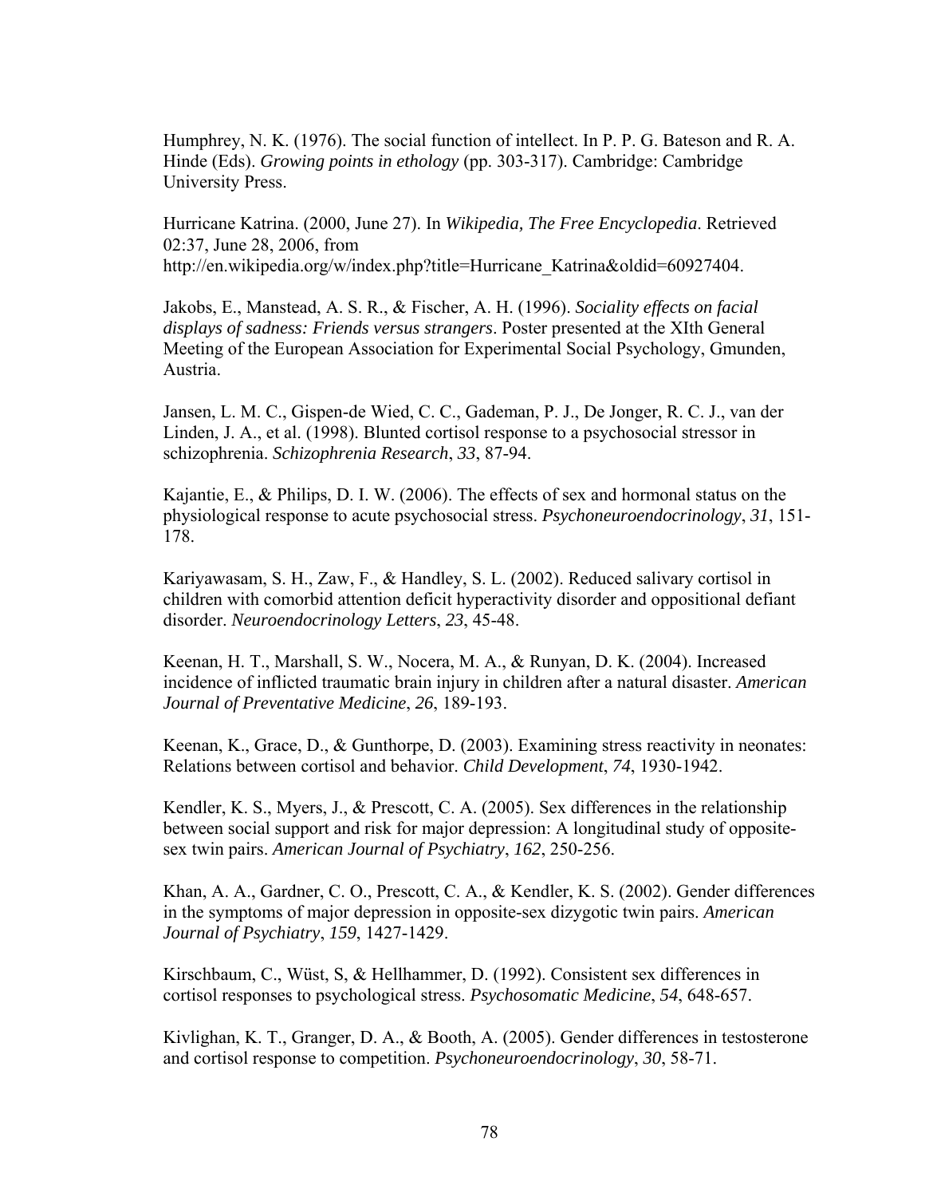Humphrey, N. K. (1976). The social function of intellect. In P. P. G. Bateson and R. A. Hinde (Eds). *Growing points in ethology* (pp. 303-317). Cambridge: Cambridge University Press.

Hurricane Katrina. (2000, June 27). In *Wikipedia, The Free Encyclopedia*. Retrieved 02:37, June 28, 2006, from http://en.wikipedia.org/w/index.php?title=Hurricane_Katrina&oldid=60927404.

Jakobs, E., Manstead, A. S. R., & Fischer, A. H. (1996). *Sociality effects on facial displays of sadness: Friends versus strangers*. Poster presented at the XIth General Meeting of the European Association for Experimental Social Psychology, Gmunden, Austria.

Jansen, L. M. C., Gispen-de Wied, C. C., Gademan, P. J., De Jonger, R. C. J., van der Linden, J. A., et al. (1998). Blunted cortisol response to a psychosocial stressor in schizophrenia. *Schizophrenia Research*, *33*, 87-94.

Kajantie, E., & Philips, D. I. W. (2006). The effects of sex and hormonal status on the physiological response to acute psychosocial stress. *Psychoneuroendocrinology*, *31*, 151-178.

Kariyawasam, S. H., Zaw, F., & Handley, S. L. (2002). Reduced salivary cortisol in children with comorbid attention deficit hyperactivity disorder and oppositional defiant disorder. *Neuroendocrinology Letters*, *23*, 45-48.

Keenan, H. T., Marshall, S. W., Nocera, M. A., & Runyan, D. K. (2004). Increased incidence of inflicted traumatic brain injury in children after a natural disaster. *American Journal of Preventative Medicine*, *26*, 189-193.

Keenan, K., Grace, D., & Gunthorpe, D. (2003). Examining stress reactivity in neonates: Relations between cortisol and behavior. *Child Development*, *74*, 1930-1942.

Kendler, K. S., Myers, J., & Prescott, C. A. (2005). Sex differences in the relationship between social support and risk for major depression: A longitudinal study of opposite-sex twin pairs. *American Journal of Psychiatry*, *162*, 250-256.

Khan, A. A., Gardner, C. O., Prescott, C. A., & Kendler, K. S. (2002). Gender differences in the symptoms of major depression in opposite-sex dizygotic twin pairs. *American Journal of Psychiatry*, *159*, 1427-1429.

Kirschbaum, C., Wüst, S, & Hellhammer, D. (1992). Consistent sex differences in cortisol responses to psychological stress. *Psychosomatic Medicine*, *54*, 648-657.

Kivlighan, K. T., Granger, D. A., & Booth, A. (2005). Gender differences in testosterone and cortisol response to competition. *Psychoneuroendocrinology*, *30*, 58-71.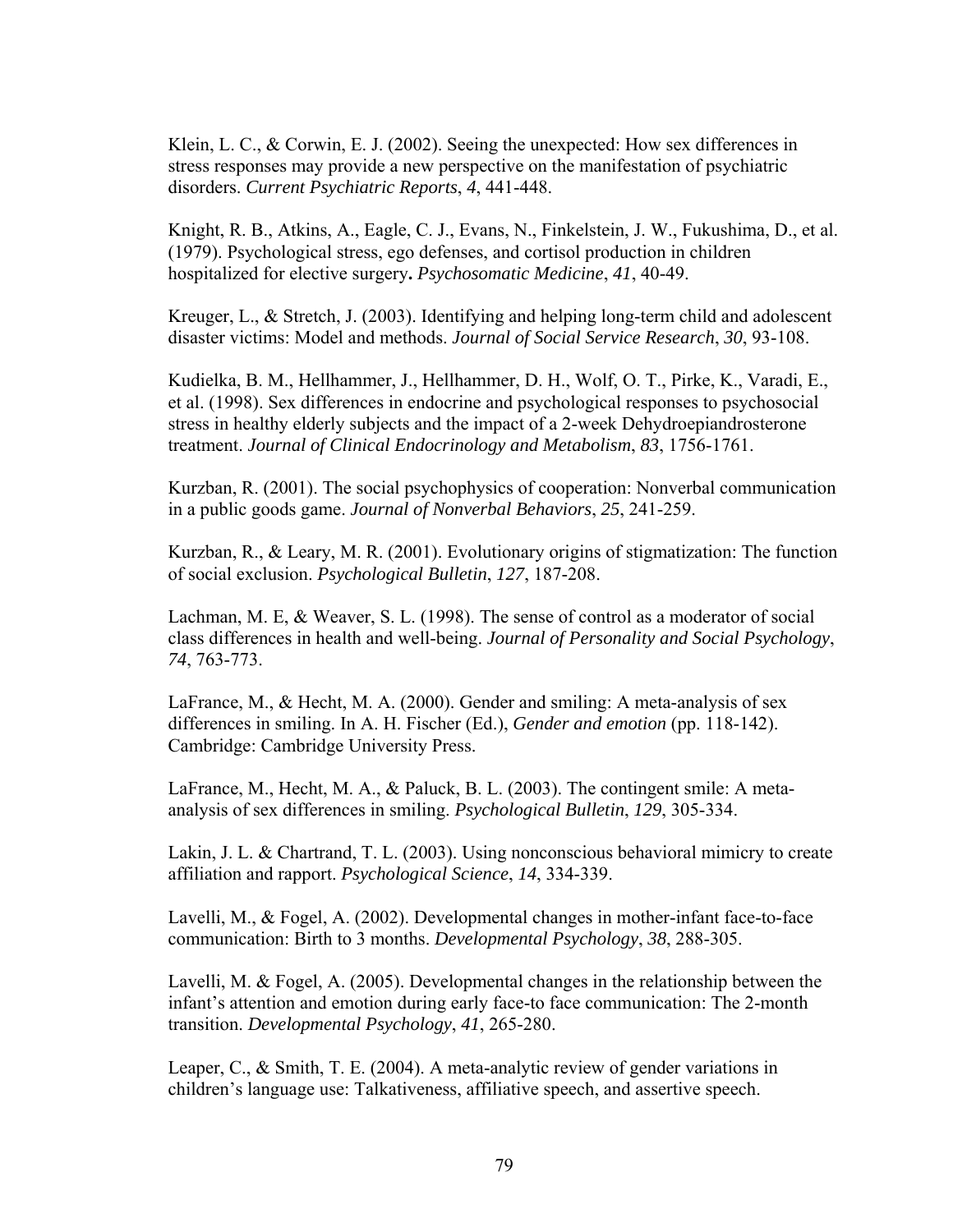Klein, L. C., & Corwin, E. J. (2002). Seeing the unexpected: How sex differences in stress responses may provide a new perspective on the manifestation of psychiatric disorders. *Current Psychiatric Reports*, *4*, 441-448.

Knight, R. B., Atkins, A., Eagle, C. J., Evans, N., Finkelstein, J. W., Fukushima, D., et al. (1979). Psychological stress, ego defenses, and cortisol production in children hospitalized for elective surgery**.** *Psychosomatic Medicine*, *41*, 40-49.

Kreuger, L., & Stretch, J. (2003). Identifying and helping long-term child and adolescent disaster victims: Model and methods. *Journal of Social Service Research*, *30*, 93-108.

Kudielka, B. M., Hellhammer, J., Hellhammer, D. H., Wolf, O. T., Pirke, K., Varadi, E., et al. (1998). Sex differences in endocrine and psychological responses to psychosocial stress in healthy elderly subjects and the impact of a 2-week Dehydroepiandrosterone treatment. *Journal of Clinical Endocrinology and Metabolism*, *83*, 1756-1761.

Kurzban, R. (2001). The social psychophysics of cooperation: Nonverbal communication in a public goods game. *Journal of Nonverbal Behaviors*, *25*, 241-259.

Kurzban, R., & Leary, M. R. (2001). Evolutionary origins of stigmatization: The function of social exclusion. *Psychological Bulletin*, *127*, 187-208.

Lachman, M. E, & Weaver, S. L. (1998). The sense of control as a moderator of social class differences in health and well-being. *Journal of Personality and Social Psychology*, *74*, 763-773.

LaFrance, M., & Hecht, M. A. (2000). Gender and smiling: A meta-analysis of sex differences in smiling. In A. H. Fischer (Ed.), *Gender and emotion* (pp. 118-142). Cambridge: Cambridge University Press.

LaFrance, M., Hecht, M. A., & Paluck, B. L. (2003). The contingent smile: A meta-analysis of sex differences in smiling. *Psychological Bulletin*, *129*, 305-334.

Lakin, J. L. & Chartrand, T. L. (2003). Using nonconscious behavioral mimicry to create affiliation and rapport. *Psychological Science*, *14*, 334-339.

Lavelli, M., & Fogel, A. (2002). Developmental changes in mother-infant face-to-face communication: Birth to 3 months. *Developmental Psychology*, *38*, 288-305.

Lavelli, M. & Fogel, A. (2005). Developmental changes in the relationship between the infant's attention and emotion during early face-to face communication: The 2-month transition. *Developmental Psychology*, *41*, 265-280.

Leaper, C., & Smith, T. E. (2004). A meta-analytic review of gender variations in children's language use: Talkativeness, affiliative speech, and assertive speech.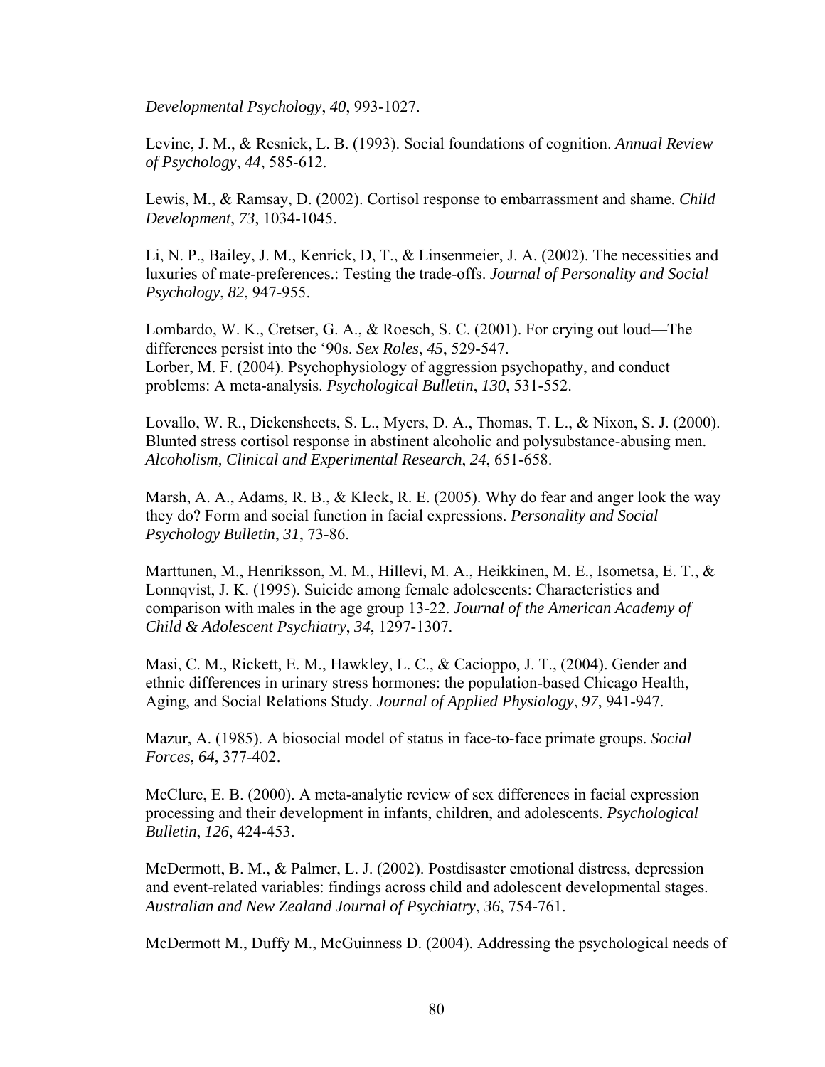*Developmental Psychology*, *40*, 993-1027.

Levine, J. M., & Resnick, L. B. (1993). Social foundations of cognition. *Annual Review of Psychology*, *44*, 585-612.

Lewis, M., & Ramsay, D. (2002). Cortisol response to embarrassment and shame. *Child Development*, *73*, 1034-1045.

Li, N. P., Bailey, J. M., Kenrick, D, T., & Linsenmeier, J. A. (2002). The necessities and luxuries of mate-preferences.: Testing the trade-offs. *Journal of Personality and Social Psychology*, *82*, 947-955.

Lombardo, W. K., Cretser, G. A., & Roesch, S. C. (2001). For crying out loud—The differences persist into the '90s. *Sex Roles*, *45*, 529-547.
Lorber, M. F. (2004). Psychophysiology of aggression psychopathy, and conduct problems: A meta-analysis. *Psychological Bulletin*, *130*, 531-552.

Lovallo, W. R., Dickensheets, S. L., Myers, D. A., Thomas, T. L., & Nixon, S. J. (2000). Blunted stress cortisol response in abstinent alcoholic and polysubstance-abusing men. *Alcoholism, Clinical and Experimental Research*, *24*, 651-658.

Marsh, A. A., Adams, R. B., & Kleck, R. E. (2005). Why do fear and anger look the way they do? Form and social function in facial expressions. *Personality and Social Psychology Bulletin*, *31*, 73-86.

Marttunen, M., Henriksson, M. M., Hillevi, M. A., Heikkinen, M. E., Isometsa, E. T., & Lonnqvist, J. K. (1995). Suicide among female adolescents: Characteristics and comparison with males in the age group 13-22. *Journal of the American Academy of Child & Adolescent Psychiatry*, *34*, 1297-1307.

Masi, C. M., Rickett, E. M., Hawkley, L. C., & Cacioppo, J. T., (2004). Gender and ethnic differences in urinary stress hormones: the population-based Chicago Health, Aging, and Social Relations Study. *Journal of Applied Physiology*, *97*, 941-947.

Mazur, A. (1985). A biosocial model of status in face-to-face primate groups. *Social Forces*, *64*, 377-402.

McClure, E. B. (2000). A meta-analytic review of sex differences in facial expression processing and their development in infants, children, and adolescents. *Psychological Bulletin*, *126*, 424-453.

McDermott, B. M., & Palmer, L. J. (2002). Postdisaster emotional distress, depression and event-related variables: findings across child and adolescent developmental stages. *Australian and New Zealand Journal of Psychiatry*, *36*, 754-761.

McDermott M., Duffy M., McGuinness D. (2004). Addressing the psychological needs of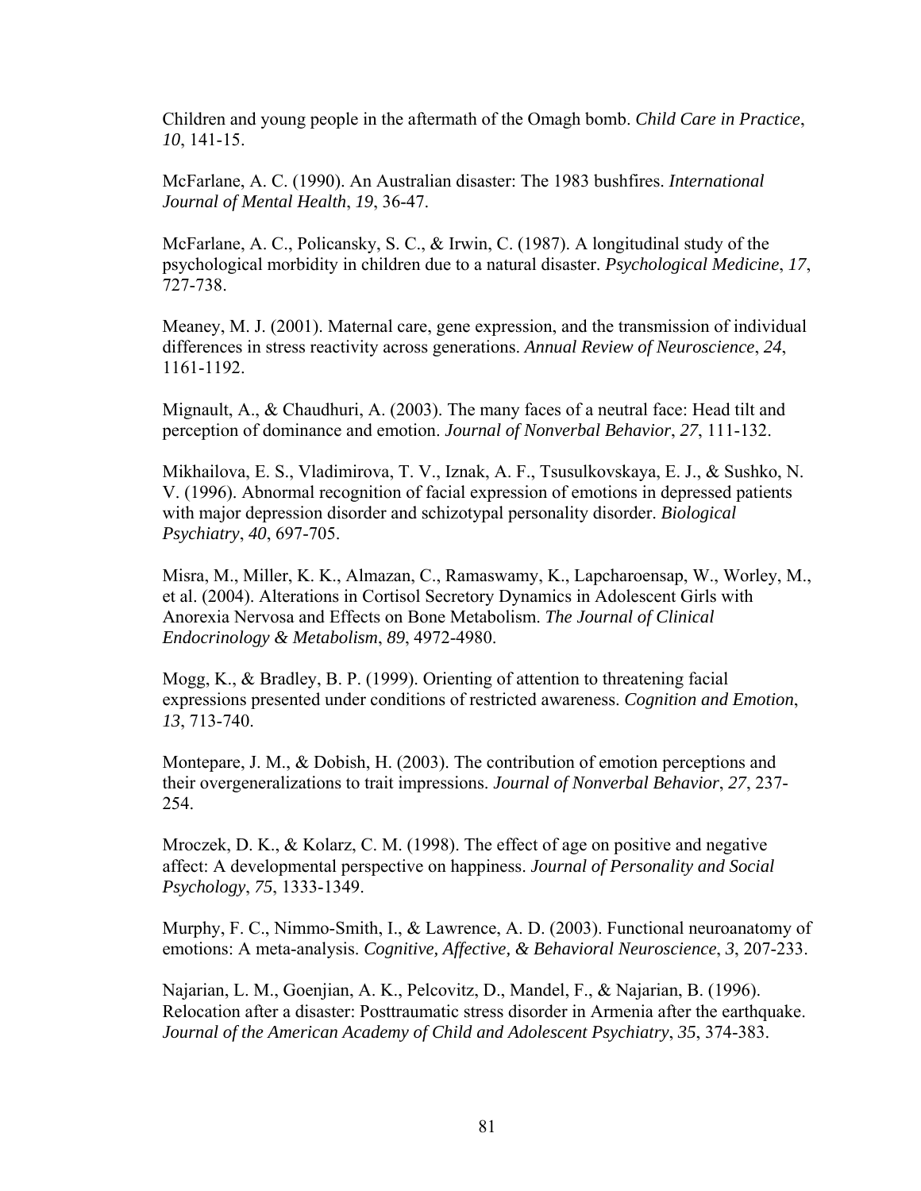Children and young people in the aftermath of the Omagh bomb. *Child Care in Practice*, *10*, 141-15.

McFarlane, A. C. (1990). An Australian disaster: The 1983 bushfires. *International Journal of Mental Health*, *19*, 36-47.

McFarlane, A. C., Policansky, S. C., & Irwin, C. (1987). A longitudinal study of the psychological morbidity in children due to a natural disaster. *Psychological Medicine*, *17*, 727-738.

Meaney, M. J. (2001). Maternal care, gene expression, and the transmission of individual differences in stress reactivity across generations. *Annual Review of Neuroscience*, *24*, 1161-1192.

Mignault, A., & Chaudhuri, A. (2003). The many faces of a neutral face: Head tilt and perception of dominance and emotion. *Journal of Nonverbal Behavior*, *27*, 111-132.

Mikhailova, E. S., Vladimirova, T. V., Iznak, A. F., Tsusulkovskaya, E. J., & Sushko, N. V. (1996). Abnormal recognition of facial expression of emotions in depressed patients with major depression disorder and schizotypal personality disorder. *Biological Psychiatry*, *40*, 697-705.

Misra, M., Miller, K. K., Almazan, C., Ramaswamy, K., Lapcharoensap, W., Worley, M., et al. (2004). Alterations in Cortisol Secretory Dynamics in Adolescent Girls with Anorexia Nervosa and Effects on Bone Metabolism. *The Journal of Clinical Endocrinology & Metabolism*, *89*, 4972-4980.

Mogg, K., & Bradley, B. P. (1999). Orienting of attention to threatening facial expressions presented under conditions of restricted awareness. *Cognition and Emotion*, *13*, 713-740.

Montepare, J. M., & Dobish, H. (2003). The contribution of emotion perceptions and their overgeneralizations to trait impressions. *Journal of Nonverbal Behavior*, *27*, 237-254.

Mroczek, D. K., & Kolarz, C. M. (1998). The effect of age on positive and negative affect: A developmental perspective on happiness. *Journal of Personality and Social Psychology*, *75*, 1333-1349.

Murphy, F. C., Nimmo-Smith, I., & Lawrence, A. D. (2003). Functional neuroanatomy of emotions: A meta-analysis. *Cognitive, Affective, & Behavioral Neuroscience*, *3*, 207-233.

Najarian, L. M., Goenjian, A. K., Pelcovitz, D., Mandel, F., & Najarian, B. (1996). Relocation after a disaster: Posttraumatic stress disorder in Armenia after the earthquake. *Journal of the American Academy of Child and Adolescent Psychiatry*, *35*, 374-383.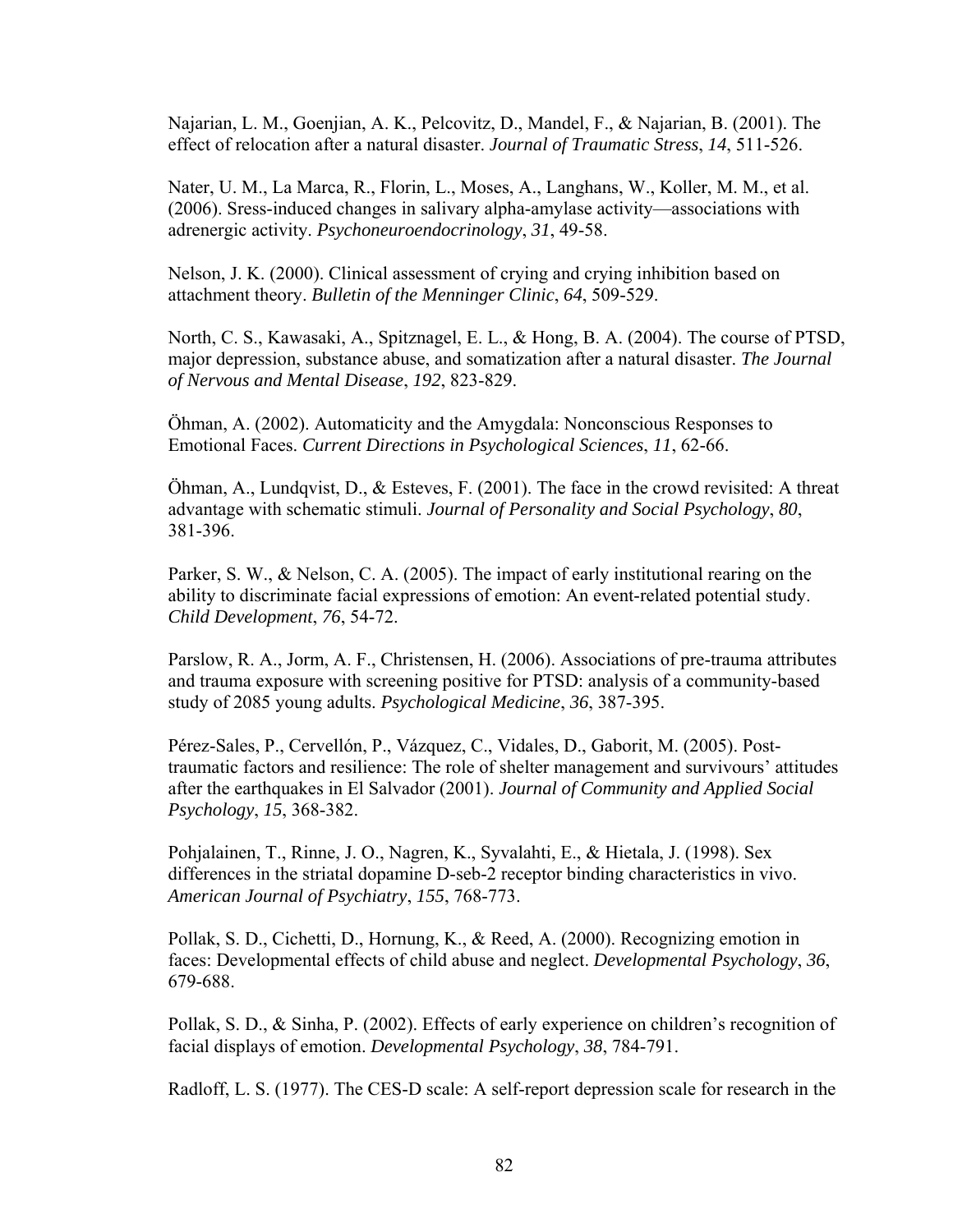Najarian, L. M., Goenjian, A. K., Pelcovitz, D., Mandel, F., & Najarian, B. (2001). The effect of relocation after a natural disaster. *Journal of Traumatic Stress*, *14*, 511-526.

Nater, U. M., La Marca, R., Florin, L., Moses, A., Langhans, W., Koller, M. M., et al. (2006). Sress-induced changes in salivary alpha-amylase activity—associations with adrenergic activity. *Psychoneuroendocrinology*, *31*, 49-58.

Nelson, J. K. (2000). Clinical assessment of crying and crying inhibition based on attachment theory. *Bulletin of the Menninger Clinic*, *64*, 509-529.

North, C. S., Kawasaki, A., Spitznagel, E. L., & Hong, B. A. (2004). The course of PTSD, major depression, substance abuse, and somatization after a natural disaster. *The Journal of Nervous and Mental Disease*, *192*, 823-829.

Öhman, A. (2002). Automaticity and the Amygdala: Nonconscious Responses to Emotional Faces. *Current Directions in Psychological Sciences*, *11*, 62-66.

Öhman, A., Lundqvist, D., & Esteves, F. (2001). The face in the crowd revisited: A threat advantage with schematic stimuli. *Journal of Personality and Social Psychology*, *80*, 381-396.

Parker, S. W., & Nelson, C. A. (2005). The impact of early institutional rearing on the ability to discriminate facial expressions of emotion: An event-related potential study. *Child Development*, *76*, 54-72.

Parslow, R. A., Jorm, A. F., Christensen, H. (2006). Associations of pre-trauma attributes and trauma exposure with screening positive for PTSD: analysis of a community-based study of 2085 young adults. *Psychological Medicine*, *36*, 387-395.

Pérez-Sales, P., Cervellón, P., Vázquez, C., Vidales, D., Gaborit, M. (2005). Post-traumatic factors and resilience: The role of shelter management and survivours' attitudes after the earthquakes in El Salvador (2001). *Journal of Community and Applied Social Psychology*, *15*, 368-382.

Pohjalainen, T., Rinne, J. O., Nagren, K., Syvalahti, E., & Hietala, J. (1998). Sex differences in the striatal dopamine D-seb-2 receptor binding characteristics in vivo. *American Journal of Psychiatry*, *155*, 768-773.

Pollak, S. D., Cichetti, D., Hornung, K., & Reed, A. (2000). Recognizing emotion in faces: Developmental effects of child abuse and neglect. *Developmental Psychology*, *36*, 679-688.

Pollak, S. D., & Sinha, P. (2002). Effects of early experience on children's recognition of facial displays of emotion. *Developmental Psychology*, *38*, 784-791.

Radloff, L. S. (1977). The CES-D scale: A self-report depression scale for research in the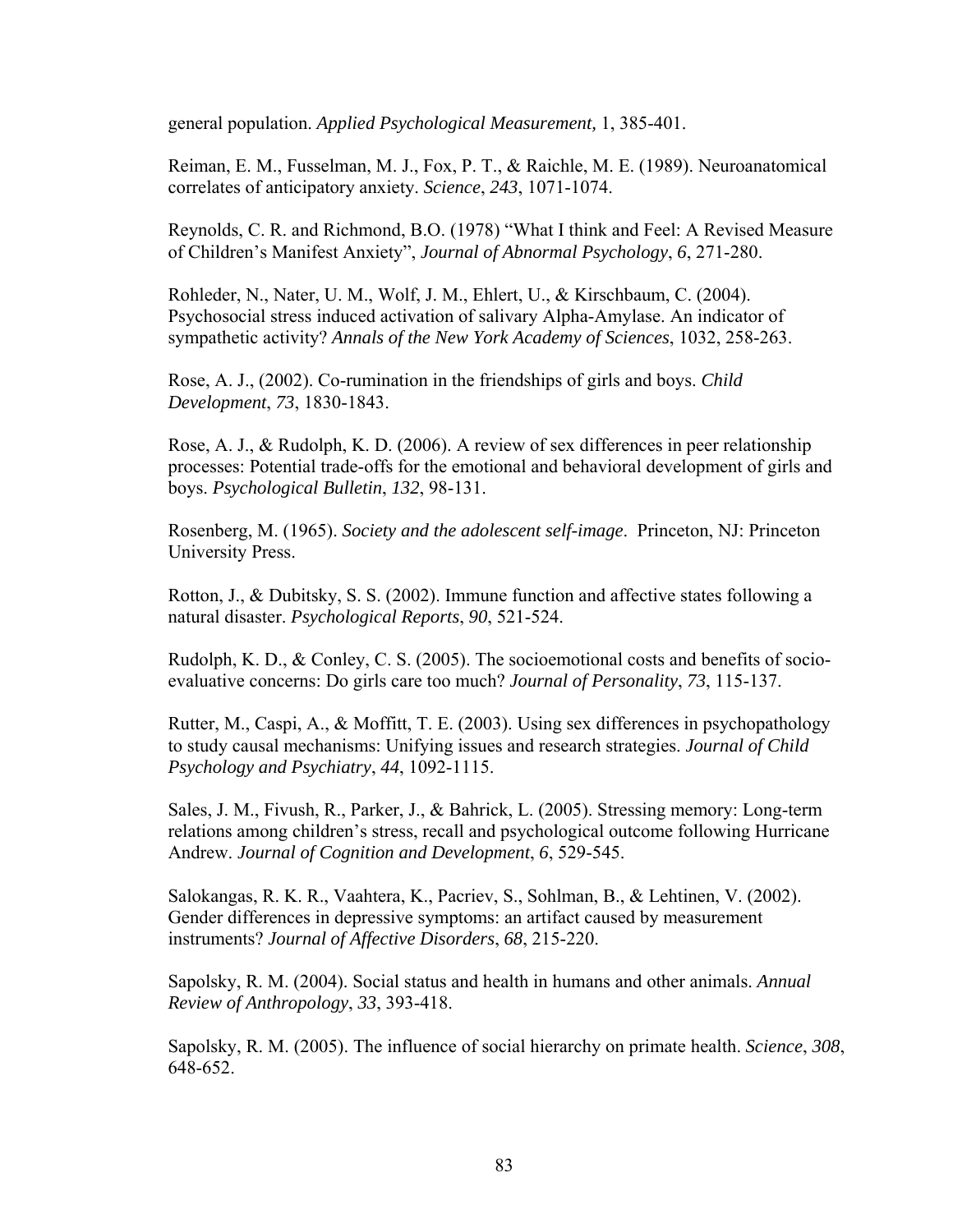general population. *Applied Psychological Measurement,* 1, 385-401.

Reiman, E. M., Fusselman, M. J., Fox, P. T., & Raichle, M. E. (1989). Neuroanatomical correlates of anticipatory anxiety. *Science*, *243*, 1071-1074.

Reynolds, C. R. and Richmond, B.O. (1978) "What I think and Feel: A Revised Measure of Children's Manifest Anxiety", *Journal of Abnormal Psychology*, *6*, 271-280.

Rohleder, N., Nater, U. M., Wolf, J. M., Ehlert, U., & Kirschbaum, C. (2004). Psychosocial stress induced activation of salivary Alpha-Amylase. An indicator of sympathetic activity? *Annals of the New York Academy of Sciences*, 1032, 258-263.

Rose, A. J., (2002). Co-rumination in the friendships of girls and boys. *Child Development*, *73*, 1830-1843.

Rose, A. J., & Rudolph, K. D. (2006). A review of sex differences in peer relationship processes: Potential trade-offs for the emotional and behavioral development of girls and boys. *Psychological Bulletin*, *132*, 98-131.

Rosenberg, M. (1965). *Society and the adolescent self-image*. Princeton, NJ: Princeton University Press.

Rotton, J., & Dubitsky, S. S. (2002). Immune function and affective states following a natural disaster. *Psychological Reports*, *90*, 521-524.

Rudolph, K. D., & Conley, C. S. (2005). The socioemotional costs and benefits of socio-evaluative concerns: Do girls care too much? *Journal of Personality*, *73*, 115-137.

Rutter, M., Caspi, A., & Moffitt, T. E. (2003). Using sex differences in psychopathology to study causal mechanisms: Unifying issues and research strategies. *Journal of Child Psychology and Psychiatry*, *44*, 1092-1115.

Sales, J. M., Fivush, R., Parker, J., & Bahrick, L. (2005). Stressing memory: Long-term relations among children's stress, recall and psychological outcome following Hurricane Andrew. *Journal of Cognition and Development*, *6*, 529-545.

Salokangas, R. K. R., Vaahtera, K., Pacriev, S., Sohlman, B., & Lehtinen, V. (2002). Gender differences in depressive symptoms: an artifact caused by measurement instruments? *Journal of Affective Disorders*, *68*, 215-220.

Sapolsky, R. M. (2004). Social status and health in humans and other animals. *Annual Review of Anthropology*, *33*, 393-418.

Sapolsky, R. M. (2005). The influence of social hierarchy on primate health. *Science*, *308*, 648-652.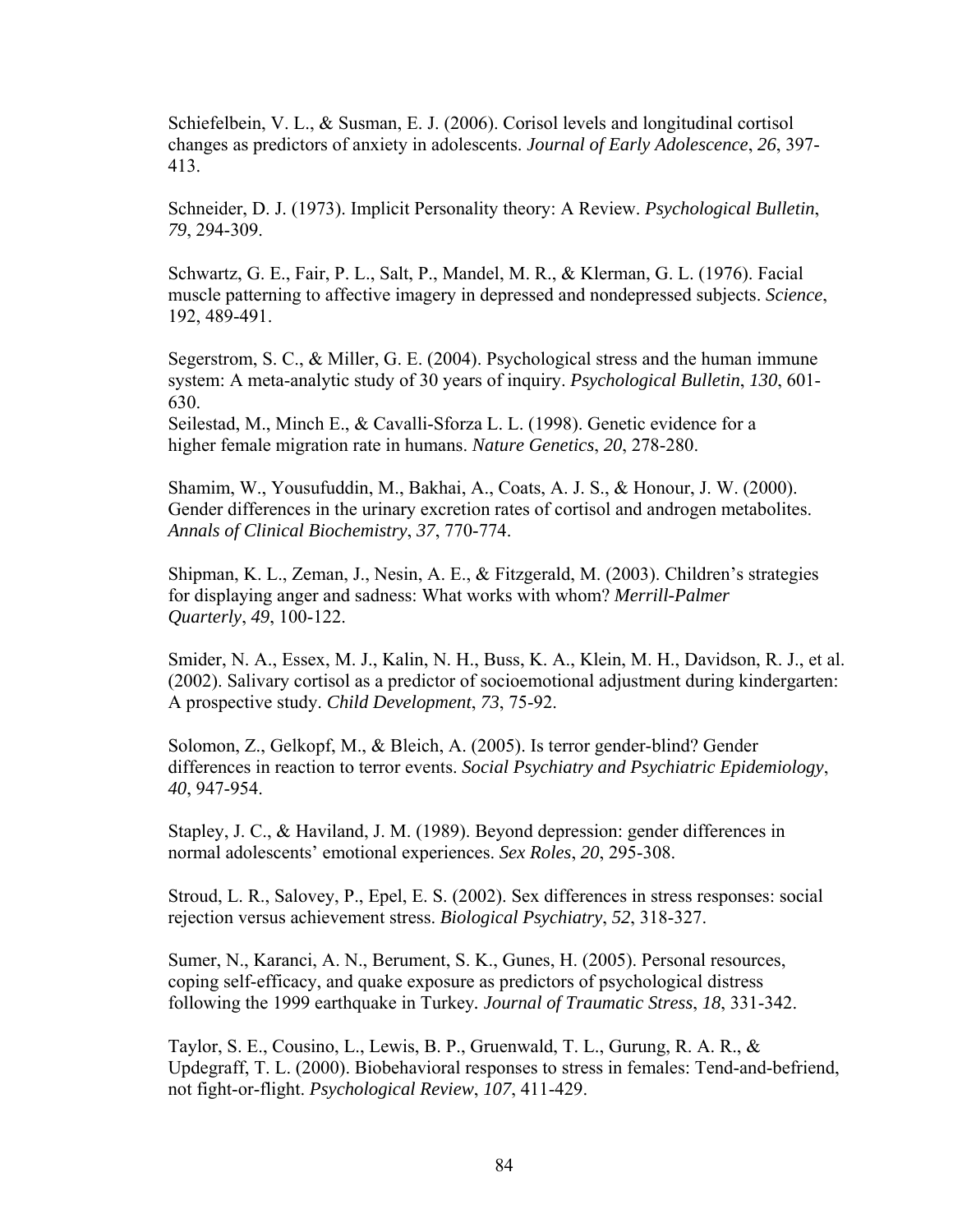Schiefelbein, V. L., & Susman, E. J. (2006). Corisol levels and longitudinal cortisol changes as predictors of anxiety in adolescents. *Journal of Early Adolescence*, *26*, 397-413.

Schneider, D. J. (1973). Implicit Personality theory: A Review. *Psychological Bulletin*, *79*, 294-309.

Schwartz, G. E., Fair, P. L., Salt, P., Mandel, M. R., & Klerman, G. L. (1976). Facial muscle patterning to affective imagery in depressed and nondepressed subjects. *Science*, 192, 489-491.

Segerstrom, S. C., & Miller, G. E. (2004). Psychological stress and the human immune system: A meta-analytic study of 30 years of inquiry. *Psychological Bulletin*, *130*, 601-630.

Seilestad, M., Minch E., & Cavalli-Sforza L. L. (1998). Genetic evidence for a higher female migration rate in humans. *Nature Genetics*, *20*, 278-280.

Shamim, W., Yousufuddin, M., Bakhai, A., Coats, A. J. S., & Honour, J. W. (2000). Gender differences in the urinary excretion rates of cortisol and androgen metabolites. *Annals of Clinical Biochemistry*, *37*, 770-774.

Shipman, K. L., Zeman, J., Nesin, A. E., & Fitzgerald, M. (2003). Children's strategies for displaying anger and sadness: What works with whom? *Merrill-Palmer Quarterly*, *49*, 100-122.

Smider, N. A., Essex, M. J., Kalin, N. H., Buss, K. A., Klein, M. H., Davidson, R. J., et al. (2002). Salivary cortisol as a predictor of socioemotional adjustment during kindergarten: A prospective study. *Child Development*, *73*, 75-92.

Solomon, Z., Gelkopf, M., & Bleich, A. (2005). Is terror gender-blind? Gender differences in reaction to terror events. *Social Psychiatry and Psychiatric Epidemiology*, *40*, 947-954.

Stapley, J. C., & Haviland, J. M. (1989). Beyond depression: gender differences in normal adolescents' emotional experiences. *Sex Roles*, *20*, 295-308.

Stroud, L. R., Salovey, P., Epel, E. S. (2002). Sex differences in stress responses: social rejection versus achievement stress. *Biological Psychiatry*, *52*, 318-327.

Sumer, N., Karanci, A. N., Berument, S. K., Gunes, H. (2005). Personal resources, coping self-efficacy, and quake exposure as predictors of psychological distress following the 1999 earthquake in Turkey. *Journal of Traumatic Stress*, *18*, 331-342.

Taylor, S. E., Cousino, L., Lewis, B. P., Gruenwald, T. L., Gurung, R. A. R., & Updegraff, T. L. (2000). Biobehavioral responses to stress in females: Tend-and-befriend, not fight-or-flight. *Psychological Review*, *107*, 411-429.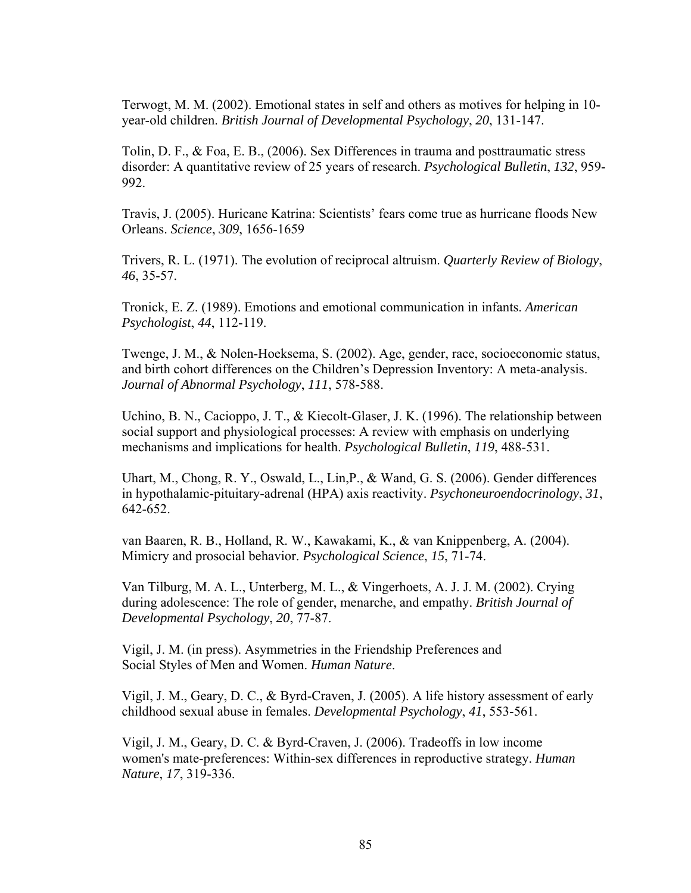Terwogt, M. M. (2002). Emotional states in self and others as motives for helping in 10-year-old children. *British Journal of Developmental Psychology*, *20*, 131-147.

Tolin, D. F., & Foa, E. B., (2006). Sex Differences in trauma and posttraumatic stress disorder: A quantitative review of 25 years of research. *Psychological Bulletin*, *132*, 959-992.

Travis, J. (2005). Huricane Katrina: Scientists' fears come true as hurricane floods New Orleans. *Science*, *309*, 1656-1659

Trivers, R. L. (1971). The evolution of reciprocal altruism. *Quarterly Review of Biology*, *46*, 35-57.

Tronick, E. Z. (1989). Emotions and emotional communication in infants. *American Psychologist*, *44*, 112-119.

Twenge, J. M., & Nolen-Hoeksema, S. (2002). Age, gender, race, socioeconomic status, and birth cohort differences on the Children's Depression Inventory: A meta-analysis. *Journal of Abnormal Psychology*, *111*, 578-588.

Uchino, B. N., Cacioppo, J. T., & Kiecolt-Glaser, J. K. (1996). The relationship between social support and physiological processes: A review with emphasis on underlying mechanisms and implications for health. *Psychological Bulletin*, *119*, 488-531.

Uhart, M., Chong, R. Y., Oswald, L., Lin,P., & Wand, G. S. (2006). Gender differences in hypothalamic-pituitary-adrenal (HPA) axis reactivity. *Psychoneuroendocrinology*, *31*, 642-652.

van Baaren, R. B., Holland, R. W., Kawakami, K., & van Knippenberg, A. (2004). Mimicry and prosocial behavior. *Psychological Science*, *15*, 71-74.

Van Tilburg, M. A. L., Unterberg, M. L., & Vingerhoets, A. J. J. M. (2002). Crying during adolescence: The role of gender, menarche, and empathy. *British Journal of Developmental Psychology*, *20*, 77-87.

Vigil, J. M. (in press). Asymmetries in the Friendship Preferences and Social Styles of Men and Women. *Human Nature*.

Vigil, J. M., Geary, D. C., & Byrd-Craven, J. (2005). A life history assessment of early childhood sexual abuse in females. *Developmental Psychology*, *41*, 553-561.

Vigil, J. M., Geary, D. C. & Byrd-Craven, J. (2006). Tradeoffs in low income women's mate-preferences: Within-sex differences in reproductive strategy. *Human Nature*, *17*, 319-336.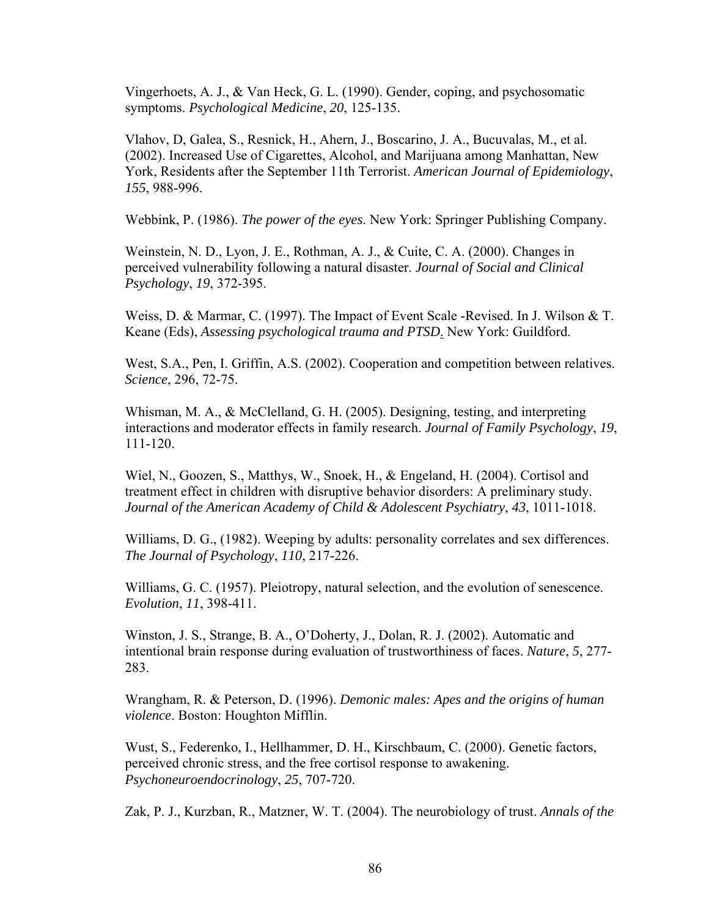Vingerhoets, A. J., & Van Heck, G. L. (1990). Gender, coping, and psychosomatic symptoms. *Psychological Medicine*, *20*, 125-135.

Vlahov, D, Galea, S., Resnick, H., Ahern, J., Boscarino, J. A., Bucuvalas, M., et al. (2002). Increased Use of Cigarettes, Alcohol, and Marijuana among Manhattan, New York, Residents after the September 11th Terrorist. *American Journal of Epidemiology*, *155*, 988-996.

Webbink, P. (1986). *The power of the eyes*. New York: Springer Publishing Company.

Weinstein, N. D., Lyon, J. E., Rothman, A. J., & Cuite, C. A. (2000). Changes in perceived vulnerability following a natural disaster. *Journal of Social and Clinical Psychology*, *19*, 372-395.

Weiss, D. & Marmar, C. (1997). The Impact of Event Scale -Revised. In J. Wilson & T. Keane (Eds), *Assessing psychological trauma and PTSD*. New York: Guildford.

West, S.A., Pen, I. Griffin, A.S. (2002). Cooperation and competition between relatives. *Science*, 296, 72-75.

Whisman, M. A., & McClelland, G. H. (2005). Designing, testing, and interpreting interactions and moderator effects in family research. *Journal of Family Psychology*, *19*, 111-120.

Wiel, N., Goozen, S., Matthys, W., Snoek, H., & Engeland, H. (2004). Cortisol and treatment effect in children with disruptive behavior disorders: A preliminary study. *Journal of the American Academy of Child & Adolescent Psychiatry*, *43*, 1011-1018.

Williams, D. G., (1982). Weeping by adults: personality correlates and sex differences. *The Journal of Psychology*, *110*, 217-226.

Williams, G. C. (1957). Pleiotropy, natural selection, and the evolution of senescence. *Evolution*, *11*, 398-411.

Winston, J. S., Strange, B. A., O'Doherty, J., Dolan, R. J. (2002). Automatic and intentional brain response during evaluation of trustworthiness of faces. *Nature*, *5*, 277-283.

Wrangham, R. & Peterson, D. (1996). *Demonic males: Apes and the origins of human violence*. Boston: Houghton Mifflin.

Wust, S., Federenko, I., Hellhammer, D. H., Kirschbaum, C. (2000). Genetic factors, perceived chronic stress, and the free cortisol response to awakening. *Psychoneuroendocrinology*, *25*, 707-720.

Zak, P. J., Kurzban, R., Matzner, W. T. (2004). The neurobiology of trust. *Annals of the*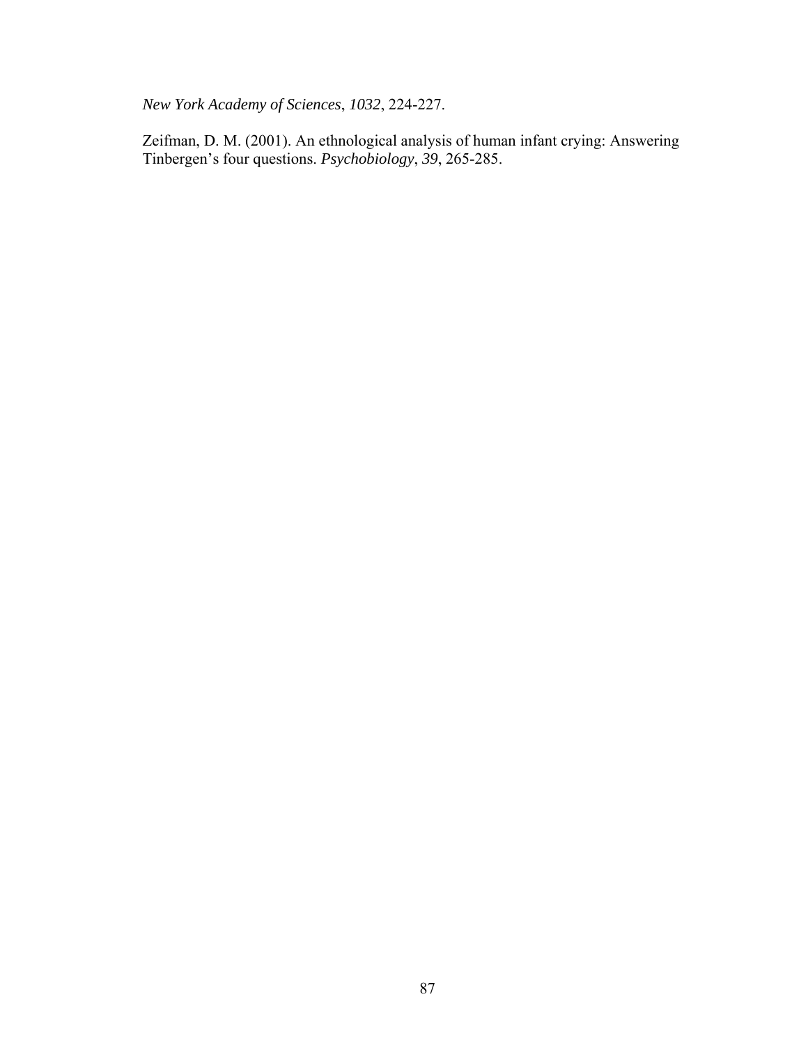*New York Academy of Sciences*, *1032*, 224-227.

Zeifman, D. M. (2001). An ethnological analysis of human infant crying: Answering Tinbergen's four questions. *Psychobiology*, *39*, 265-285.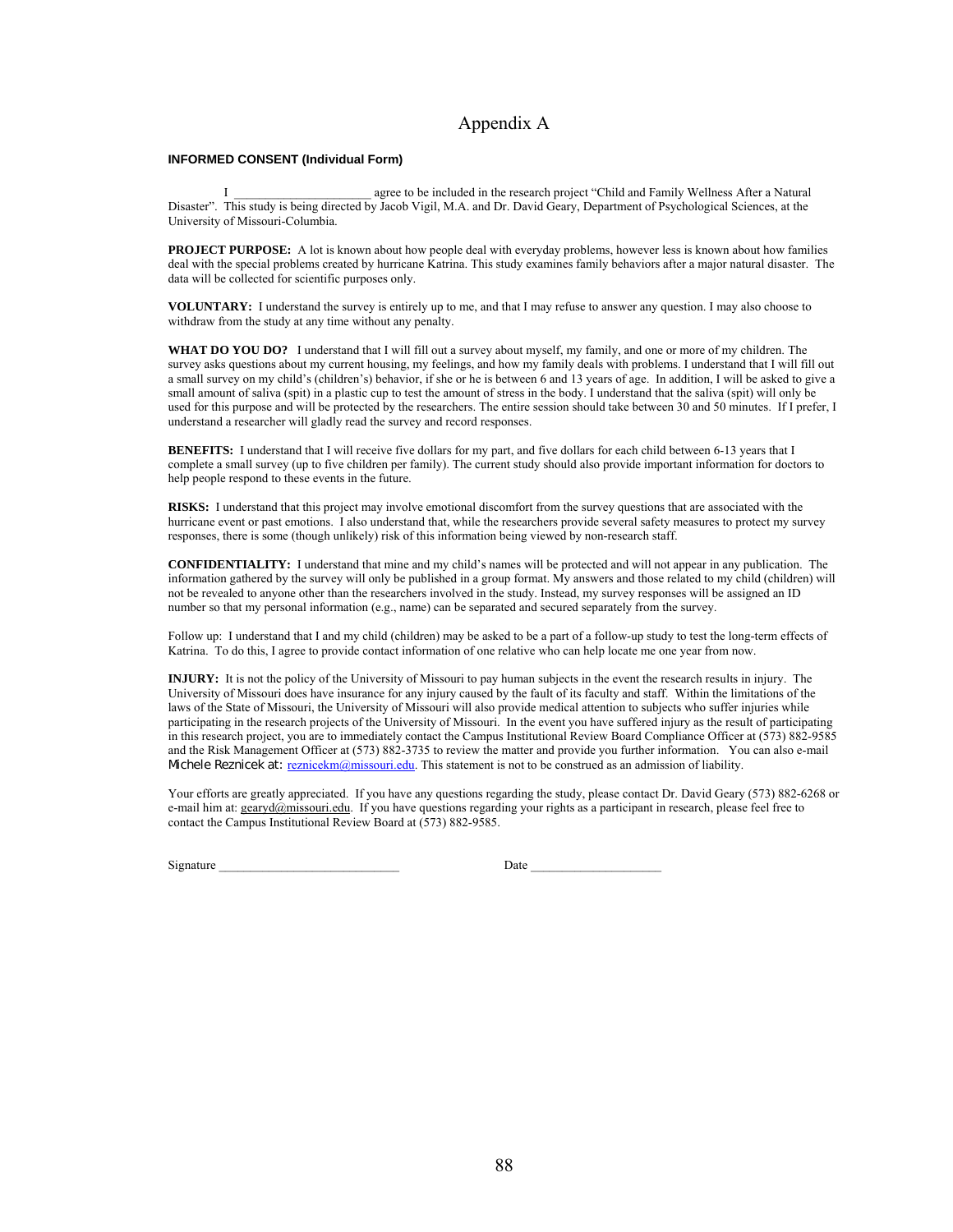# Appendix A

**INFORMED CONSENT (Individual Form)**

I _____________________ agree to be included in the research project "Child and Family Wellness After a Natural Disaster". This study is being directed by Jacob Vigil, M.A. and Dr. David Geary, Department of Psychological Sciences, at the University of Missouri-Columbia.

**PROJECT PURPOSE:** A lot is known about how people deal with everyday problems, however less is known about how families deal with the special problems created by hurricane Katrina. This study examines family behaviors after a major natural disaster. The data will be collected for scientific purposes only.

**VOLUNTARY:** I understand the survey is entirely up to me, and that I may refuse to answer any question. I may also choose to withdraw from the study at any time without any penalty.

**WHAT DO YOU DO?** I understand that I will fill out a survey about myself, my family, and one or more of my children. The survey asks questions about my current housing, my feelings, and how my family deals with problems. I understand that I will fill out a small survey on my child's (children's) behavior, if she or he is between 6 and 13 years of age. In addition, I will be asked to give a small amount of saliva (spit) in a plastic cup to test the amount of stress in the body. I understand that the saliva (spit) will only be used for this purpose and will be protected by the researchers. The entire session should take between 30 and 50 minutes. If I prefer, I understand a researcher will gladly read the survey and record responses.

**BENEFITS:** I understand that I will receive five dollars for my part, and five dollars for each child between 6-13 years that I complete a small survey (up to five children per family). The current study should also provide important information for doctors to help people respond to these events in the future.

**RISKS:** I understand that this project may involve emotional discomfort from the survey questions that are associated with the hurricane event or past emotions. I also understand that, while the researchers provide several safety measures to protect my survey responses, there is some (though unlikely) risk of this information being viewed by non-research staff.

**CONFIDENTIALITY:** I understand that mine and my child's names will be protected and will not appear in any publication. The information gathered by the survey will only be published in a group format. My answers and those related to my child (children) will not be revealed to anyone other than the researchers involved in the study. Instead, my survey responses will be assigned an ID number so that my personal information (e.g., name) can be separated and secured separately from the survey.

Follow up: I understand that I and my child (children) may be asked to be a part of a follow-up study to test the long-term effects of Katrina. To do this, I agree to provide contact information of one relative who can help locate me one year from now.

**INJURY:** It is not the policy of the University of Missouri to pay human subjects in the event the research results in injury. The University of Missouri does have insurance for any injury caused by the fault of its faculty and staff. Within the limitations of the laws of the State of Missouri, the University of Missouri will also provide medical attention to subjects who suffer injuries while participating in the research projects of the University of Missouri. In the event you have suffered injury as the result of participating in this research project, you are to immediately contact the Campus Institutional Review Board Compliance Officer at (573) 882-9585 and the Risk Management Officer at (573) 882-3735 to review the matter and provide you further information. You can also e-mail Michele Reznicek at: reznicekm@missouri.edu. This statement is not to be construed as an admission of liability.

Your efforts are greatly appreciated. If you have any questions regarding the study, please contact Dr. David Geary (573) 882-6268 or e-mail him at: gearyd@missouri.edu. If you have questions regarding your rights as a participant in research, please feel free to contact the Campus Institutional Review Board at (573) 882-9585.

Signature _____________________________ Date ____________________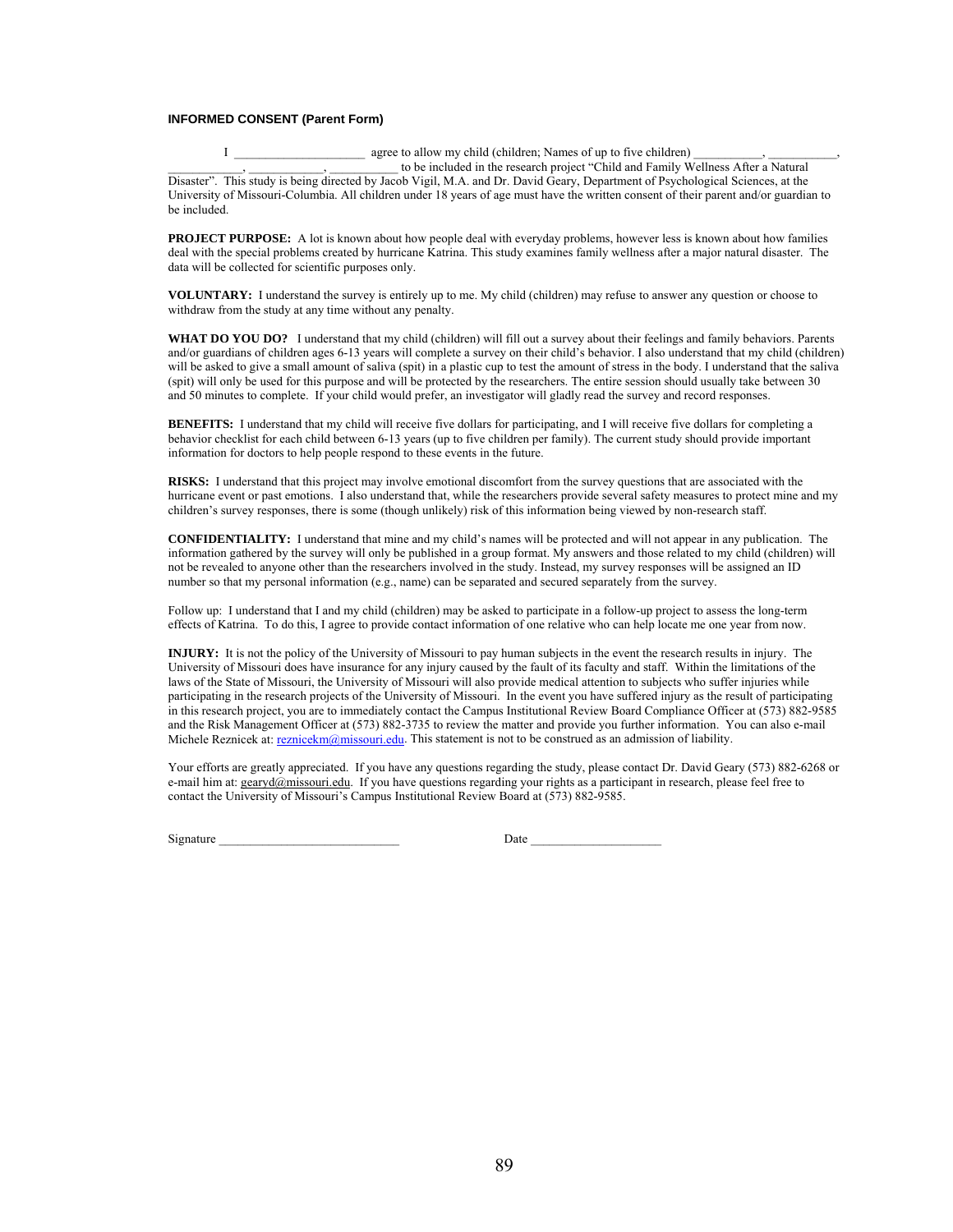**INFORMED CONSENT (Parent Form)**

I _____________________ agree to allow my child (children; Names of up to five children) ___________, ___________, ___________, ___________, ___________ to be included in the research project "Child and Family Wellness After a Natural Disaster". This study is being directed by Jacob Vigil, M.A. and Dr. David Geary, Department of Psychological Sciences, at the University of Missouri-Columbia. All children under 18 years of age must have the written consent of their parent and/or guardian to be included.

**PROJECT PURPOSE:** A lot is known about how people deal with everyday problems, however less is known about how families deal with the special problems created by hurricane Katrina. This study examines family wellness after a major natural disaster. The data will be collected for scientific purposes only.

**VOLUNTARY:** I understand the survey is entirely up to me. My child (children) may refuse to answer any question or choose to withdraw from the study at any time without any penalty.

**WHAT DO YOU DO?** I understand that my child (children) will fill out a survey about their feelings and family behaviors. Parents and/or guardians of children ages 6-13 years will complete a survey on their child's behavior. I also understand that my child (children) will be asked to give a small amount of saliva (spit) in a plastic cup to test the amount of stress in the body. I understand that the saliva (spit) will only be used for this purpose and will be protected by the researchers. The entire session should usually take between 30 and 50 minutes to complete. If your child would prefer, an investigator will gladly read the survey and record responses.

**BENEFITS:** I understand that my child will receive five dollars for participating, and I will receive five dollars for completing a behavior checklist for each child between 6-13 years (up to five children per family). The current study should provide important information for doctors to help people respond to these events in the future.

**RISKS:** I understand that this project may involve emotional discomfort from the survey questions that are associated with the hurricane event or past emotions. I also understand that, while the researchers provide several safety measures to protect mine and my children's survey responses, there is some (though unlikely) risk of this information being viewed by non-research staff.

**CONFIDENTIALITY:** I understand that mine and my child's names will be protected and will not appear in any publication. The information gathered by the survey will only be published in a group format. My answers and those related to my child (children) will not be revealed to anyone other than the researchers involved in the study. Instead, my survey responses will be assigned an ID number so that my personal information (e.g., name) can be separated and secured separately from the survey.

Follow up: I understand that I and my child (children) may be asked to participate in a follow-up project to assess the long-term effects of Katrina. To do this, I agree to provide contact information of one relative who can help locate me one year from now.

**INJURY:** It is not the policy of the University of Missouri to pay human subjects in the event the research results in injury. The University of Missouri does have insurance for any injury caused by the fault of its faculty and staff. Within the limitations of the laws of the State of Missouri, the University of Missouri will also provide medical attention to subjects who suffer injuries while participating in the research projects of the University of Missouri. In the event you have suffered injury as the result of participating in this research project, you are to immediately contact the Campus Institutional Review Board Compliance Officer at (573) 882-9585 and the Risk Management Officer at (573) 882-3735 to review the matter and provide you further information. You can also e-mail Michele Reznicek at: reznicekm@missouri.edu. This statement is not to be construed as an admission of liability.

Your efforts are greatly appreciated. If you have any questions regarding the study, please contact Dr. David Geary (573) 882-6268 or e-mail him at: gearyd@missouri.edu. If you have questions regarding your rights as a participant in research, please feel free to contact the University of Missouri's Campus Institutional Review Board at (573) 882-9585.

Signature _____________________________ Date _____________________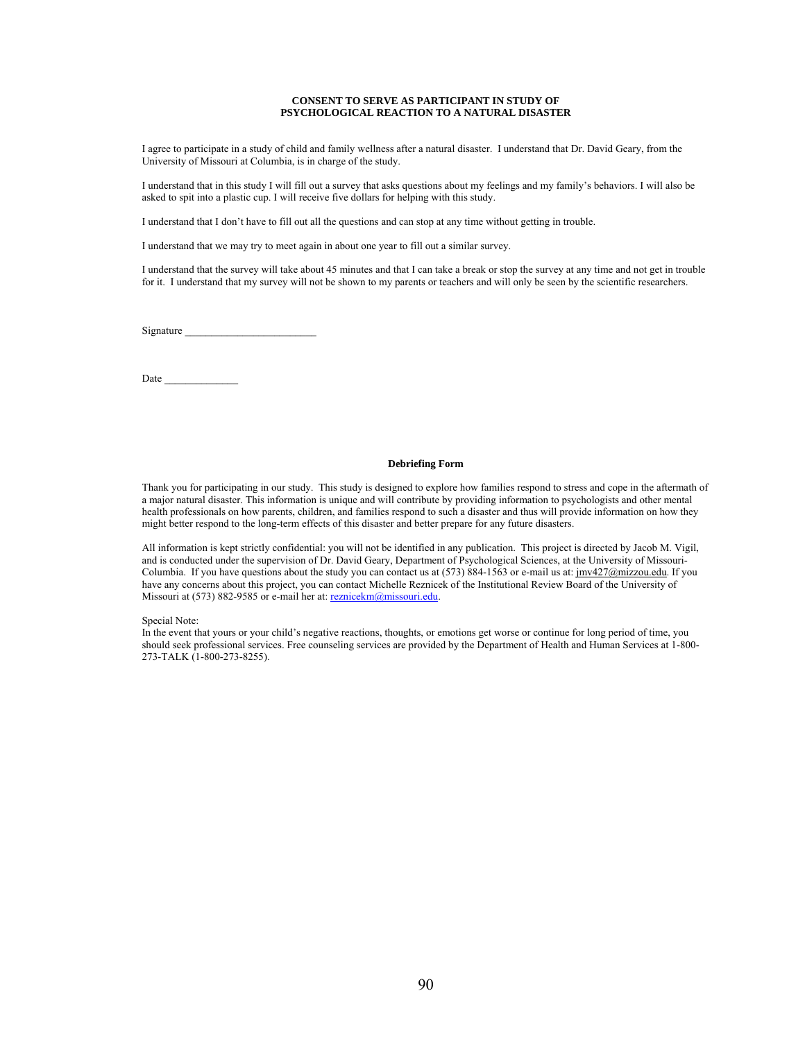**CONSENT TO SERVE AS PARTICIPANT IN STUDY OF PSYCHOLOGICAL REACTION TO A NATURAL DISASTER**

I agree to participate in a study of child and family wellness after a natural disaster. I understand that Dr. David Geary, from the University of Missouri at Columbia, is in charge of the study.

I understand that in this study I will fill out a survey that asks questions about my feelings and my family's behaviors. I will also be asked to spit into a plastic cup. I will receive five dollars for helping with this study.

I understand that I don't have to fill out all the questions and can stop at any time without getting in trouble.

I understand that we may try to meet again in about one year to fill out a similar survey.

I understand that the survey will take about 45 minutes and that I can take a break or stop the survey at any time and not get in trouble for it. I understand that my survey will not be shown to my parents or teachers and will only be seen by the scientific researchers.

Signature ________________________

Date ______________

**Debriefing Form**

Thank you for participating in our study. This study is designed to explore how families respond to stress and cope in the aftermath of a major natural disaster. This information is unique and will contribute by providing information to psychologists and other mental health professionals on how parents, children, and families respond to such a disaster and thus will provide information on how they might better respond to the long-term effects of this disaster and better prepare for any future disasters.

All information is kept strictly confidential: you will not be identified in any publication. This project is directed by Jacob M. Vigil, and is conducted under the supervision of Dr. David Geary, Department of Psychological Sciences, at the University of Missouri-Columbia. If you have questions about the study you can contact us at (573) 884-1563 or e-mail us at: jmv427@mizzou.edu. If you have any concerns about this project, you can contact Michelle Reznicek of the Institutional Review Board of the University of Missouri at (573) 882-9585 or e-mail her at: reznicekm@missouri.edu.

Special Note:
In the event that yours or your child's negative reactions, thoughts, or emotions get worse or continue for long period of time, you should seek professional services. Free counseling services are provided by the Department of Health and Human Services at 1-800-273-TALK (1-800-273-8255).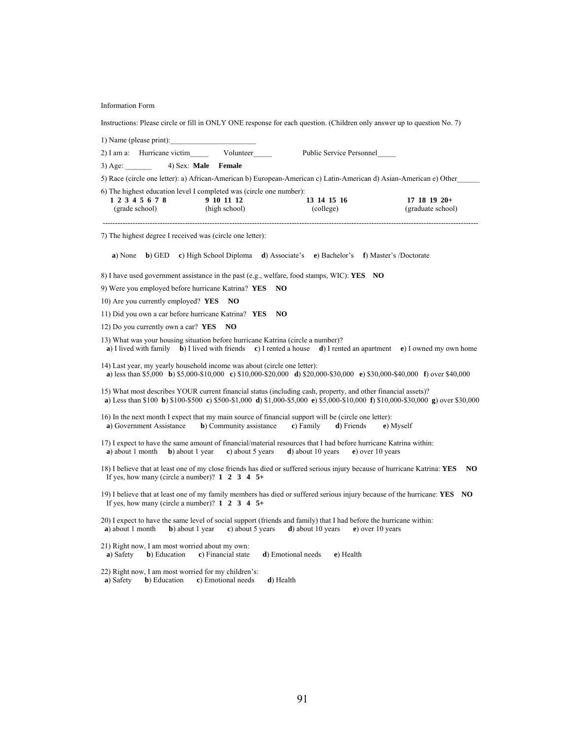Information Form

Instructions: Please circle or fill in ONLY ONE response for each question. (Children only answer up to question No. 7)

1) Name (please print):_______________________

2) I am a: Hurricane victim_____ Volunteer_____ Public Service Personnel_____

3) Age: _______ 4) Sex: **Male Female**

5) Race (circle one letter): a) African-American b) European-American c) Latin-American d) Asian-American e) Other______

6) The highest education level I completed was (circle one number):

| **1 2 3 4 5 6 7 8** | **9 10 11 12** | **13 14 15 16** | **17 18 19 20+** |
|---|---|---|---|
| (grade school) | (high school) | (college) | (graduate school) |

---

7) The highest degree I received was (circle one letter):

**a**) None **b**) GED **c**) High School Diploma **d**) Associate's **e**) Bachelor's **f**) Master's /Doctorate

8) I have used government assistance in the past (e.g., welfare, food stamps, WIC): **YES NO**

9) Were you employed before hurricane Katrina? **YES NO**

10) Are you currently employed? **YES NO**

11) Did you own a car before hurricane Katrina? **YES NO**

12) Do you currently own a car? **YES NO**

13) What was your housing situation before hurricane Katrina (circle a number)?
**a**) I lived with family **b**) I lived with friends **c**) I rented a house **d**) I rented an apartment **e**) I owned my own home

14) Last year, my yearly household income was about (circle one letter):
**a**) less than $5,000 **b**) $5,000-$10,000 **c**) $10,000-$20,000 **d**) $20,000-$30,000 **e**) $30,000-$40,000 **f**) over $40,000

15) What most describes YOUR current financial status (including cash, property, and other financial assets)?
**a**) Less than $100 **b**) $100-$500 **c**) $500-$1,000 **d**) $1,000-$5,000 **e**) $5,000-$10,000 **f**) $10,000-$30,000 **g**) over $30,000

16) In the next month I expect that my main source of financial support will be (circle one letter):
**a**) Government Assistance **b**) Community assistance **c**) Family **d**) Friends **e**) Myself

17) I expect to have the same amount of financial/material resources that I had before hurricane Katrina within:
**a**) about 1 month **b**) about 1 year **c**) about 5 years **d**) about 10 years **e**) over 10 years

18) I believe that at least one of my close friends has died or suffered serious injury because of hurricane Katrina: **YES NO**
If yes, how many (circle a number)? **1 2 3 4 5+**

19) I believe that at least one of my family members has died or suffered serious injury because of the hurricane: **YES NO**
If yes, how many (circle a number)? **1 2 3 4 5+**

20) I expect to have the same level of social support (friends and family) that I had before the hurricane within:
**a**) about 1 month **b**) about 1 year **c**) about 5 years **d**) about 10 years **e**) over 10 years

21) Right now, I am most worried about my own:
**a**) Safety **b**) Education **c**) Financial state **d**) Emotional needs **e**) Health

22) Right now, I am most worried for my children's:
**a**) Safety **b**) Education **c**) Emotional needs **d**) Health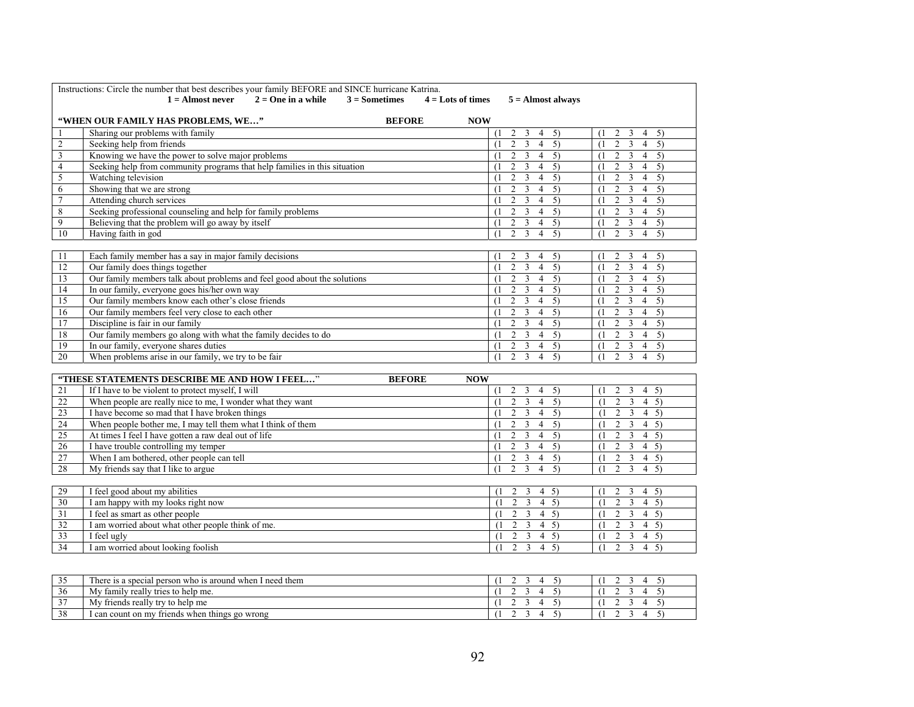Instructions: Circle the number that best describes your family BEFORE and SINCE hurricane Katrina.

**1 = Almost never  2 = One in a while  3 = Sometimes  4 = Lots of times  5 = Almost always**

| | **"WHEN OUR FAMILY HAS PROBLEMS, WE…"** | **BEFORE** | **NOW** |
|---|---|---|---|
| 1 | Sharing our problems with family | (1 2 3 4 5) | (1 2 3 4 5) |
| 2 | Seeking help from friends | (1 2 3 4 5) | (1 2 3 4 5) |
| 3 | Knowing we have the power to solve major problems | (1 2 3 4 5) | (1 2 3 4 5) |
| 4 | Seeking help from community programs that help families in this situation | (1 2 3 4 5) | (1 2 3 4 5) |
| 5 | Watching television | (1 2 3 4 5) | (1 2 3 4 5) |
| 6 | Showing that we are strong | (1 2 3 4 5) | (1 2 3 4 5) |
| 7 | Attending church services | (1 2 3 4 5) | (1 2 3 4 5) |
| 8 | Seeking professional counseling and help for family problems | (1 2 3 4 5) | (1 2 3 4 5) |
| 9 | Believing that the problem will go away by itself | (1 2 3 4 5) | (1 2 3 4 5) |
| 10 | Having faith in god | (1 2 3 4 5) | (1 2 3 4 5) |
| 11 | Each family member has a say in major family decisions | (1 2 3 4 5) | (1 2 3 4 5) |
| 12 | Our family does things together | (1 2 3 4 5) | (1 2 3 4 5) |
| 13 | Our family members talk about problems and feel good about the solutions | (1 2 3 4 5) | (1 2 3 4 5) |
| 14 | In our family, everyone goes his/her own way | (1 2 3 4 5) | (1 2 3 4 5) |
| 15 | Our family members know each other's close friends | (1 2 3 4 5) | (1 2 3 4 5) |
| 16 | Our family members feel very close to each other | (1 2 3 4 5) | (1 2 3 4 5) |
| 17 | Discipline is fair in our family | (1 2 3 4 5) | (1 2 3 4 5) |
| 18 | Our family members go along with what the family decides to do | (1 2 3 4 5) | (1 2 3 4 5) |
| 19 | In our family, everyone shares duties | (1 2 3 4 5) | (1 2 3 4 5) |
| 20 | When problems arise in our family, we try to be fair | (1 2 3 4 5) | (1 2 3 4 5) |

| | **"THESE STATEMENTS DESCRIBE ME AND HOW I FEEL…"** | **BEFORE** | **NOW** |
|---|---|---|---|
| 21 | If I have to be violent to protect myself, I will | (1 2 3 4 5) | (1 2 3 4 5) |
| 22 | When people are really nice to me, I wonder what they want | (1 2 3 4 5) | (1 2 3 4 5) |
| 23 | I have become so mad that I have broken things | (1 2 3 4 5) | (1 2 3 4 5) |
| 24 | When people bother me, I may tell them what I think of them | (1 2 3 4 5) | (1 2 3 4 5) |
| 25 | At times I feel I have gotten a raw deal out of life | (1 2 3 4 5) | (1 2 3 4 5) |
| 26 | I have trouble controlling my temper | (1 2 3 4 5) | (1 2 3 4 5) |
| 27 | When I am bothered, other people can tell | (1 2 3 4 5) | (1 2 3 4 5) |
| 28 | My friends say that I like to argue | (1 2 3 4 5) | (1 2 3 4 5) |
| 29 | I feel good about my abilities | (1 2 3 4 5) | (1 2 3 4 5) |
| 30 | I am happy with my looks right now | (1 2 3 4 5) | (1 2 3 4 5) |
| 31 | I feel as smart as other people | (1 2 3 4 5) | (1 2 3 4 5) |
| 32 | I am worried about what other people think of me. | (1 2 3 4 5) | (1 2 3 4 5) |
| 33 | I feel ugly | (1 2 3 4 5) | (1 2 3 4 5) |
| 34 | I am worried about looking foolish | (1 2 3 4 5) | (1 2 3 4 5) |
| 35 | There is a special person who is around when I need them | (1 2 3 4 5) | (1 2 3 4 5) |
| 36 | My family really tries to help me. | (1 2 3 4 5) | (1 2 3 4 5) |
| 37 | My friends really try to help me | (1 2 3 4 5) | (1 2 3 4 5) |
| 38 | I can count on my friends when things go wrong | (1 2 3 4 5) | (1 2 3 4 5) |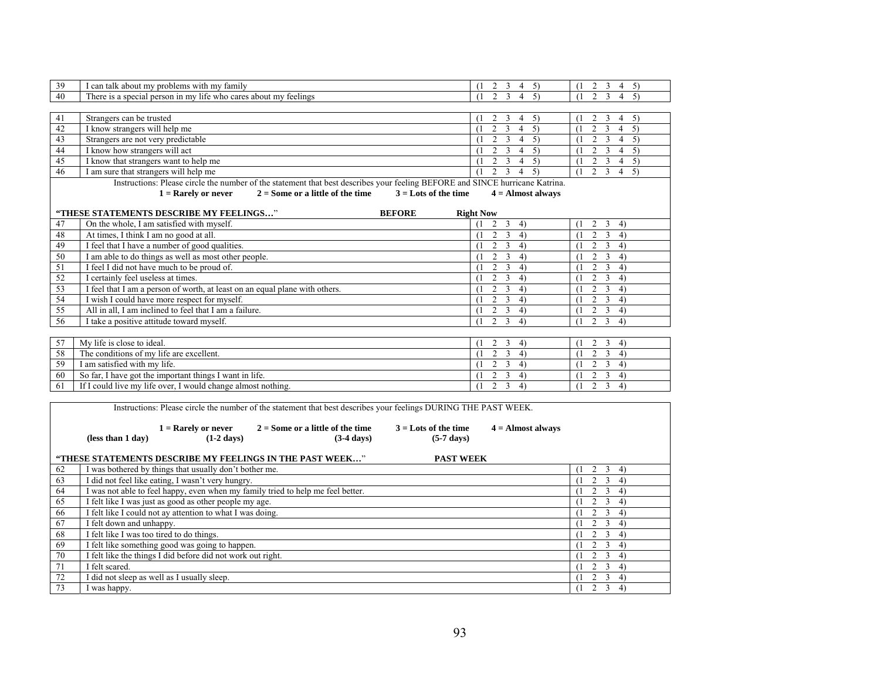| | | | |
|---|---|---|---|
| 39 | I can talk about my problems with my family | (1 2 3 4 5) | (1 2 3 4 5) |
| 40 | There is a special person in my life who cares about my feelings | (1 2 3 4 5) | (1 2 3 4 5) |

| | | | |
|---|---|---|---|
| 41 | Strangers can be trusted | (1 2 3 4 5) | (1 2 3 4 5) |
| 42 | I know strangers will help me | (1 2 3 4 5) | (1 2 3 4 5) |
| 43 | Strangers are not very predictable | (1 2 3 4 5) | (1 2 3 4 5) |
| 44 | I know how strangers will act | (1 2 3 4 5) | (1 2 3 4 5) |
| 45 | I know that strangers want to help me | (1 2 3 4 5) | (1 2 3 4 5) |
| 46 | I am sure that strangers will help me | (1 2 3 4 5) | (1 2 3 4 5) |

Instructions: Please circle the number of the statement that best describes your feeling BEFORE and SINCE hurricane Katrina.

**1 = Rarely or never** **2 = Some or a little of the time** **3 = Lots of the time** **4 = Almost always**

| | **"THESE STATEMENTS DESCRIBE MY FEELINGS…"** | **BEFORE** | **Right Now** |
|---|---|---|---|
| 47 | On the whole, I am satisfied with myself. | (1 2 3 4) | (1 2 3 4) |
| 48 | At times, I think I am no good at all. | (1 2 3 4) | (1 2 3 4) |
| 49 | I feel that I have a number of good qualities. | (1 2 3 4) | (1 2 3 4) |
| 50 | I am able to do things as well as most other people. | (1 2 3 4) | (1 2 3 4) |
| 51 | I feel I did not have much to be proud of. | (1 2 3 4) | (1 2 3 4) |
| 52 | I certainly feel useless at times. | (1 2 3 4) | (1 2 3 4) |
| 53 | I feel that I am a person of worth, at least on an equal plane with others. | (1 2 3 4) | (1 2 3 4) |
| 54 | I wish I could have more respect for myself. | (1 2 3 4) | (1 2 3 4) |
| 55 | All in all, I am inclined to feel that I am a failure. | (1 2 3 4) | (1 2 3 4) |
| 56 | I take a positive attitude toward myself. | (1 2 3 4) | (1 2 3 4) |

| | | | |
|---|---|---|---|
| 57 | My life is close to ideal. | (1 2 3 4) | (1 2 3 4) |
| 58 | The conditions of my life are excellent. | (1 2 3 4) | (1 2 3 4) |
| 59 | I am satisfied with my life. | (1 2 3 4) | (1 2 3 4) |
| 60 | So far, I have got the important things I want in life. | (1 2 3 4) | (1 2 3 4) |
| 61 | If I could live my life over, I would change almost nothing. | (1 2 3 4) | (1 2 3 4) |

Instructions: Please circle the number of the statement that best describes your feelings DURING THE PAST WEEK.

**1 = Rarely or never (less than 1 day)** **2 = Some or a little of the time (1-2 days)** **3 = Lots of the time (3-4 days)** **4 = Almost always (5-7 days)**

| | **"THESE STATEMENTS DESCRIBE MY FEELINGS IN THE PAST WEEK…"** | **PAST WEEK** |
|---|---|---|
| 62 | I was bothered by things that usually don't bother me. | (1 2 3 4) |
| 63 | I did not feel like eating, I wasn't very hungry. | (1 2 3 4) |
| 64 | I was not able to feel happy, even when my family tried to help me feel better. | (1 2 3 4) |
| 65 | I felt like I was just as good as other people my age. | (1 2 3 4) |
| 66 | I felt like I could not ay attention to what I was doing. | (1 2 3 4) |
| 67 | I felt down and unhappy. | (1 2 3 4) |
| 68 | I felt like I was too tired to do things. | (1 2 3 4) |
| 69 | I felt like something good was going to happen. | (1 2 3 4) |
| 70 | I felt like the things I did before did not work out right. | (1 2 3 4) |
| 71 | I felt scared. | (1 2 3 4) |
| 72 | I did not sleep as well as I usually sleep. | (1 2 3 4) |
| 73 | I was happy. | (1 2 3 4) |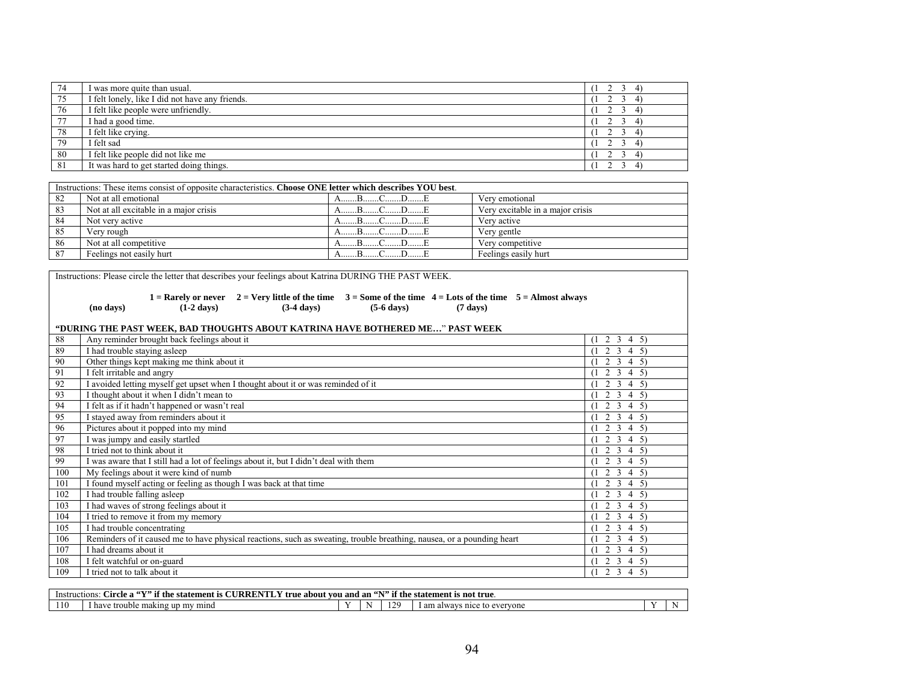| 74 | I was more quite than usual. | (1 2 3 4) |
|---|---|---|
| 75 | I felt lonely, like I did not have any friends. | (1 2 3 4) |
| 76 | I felt like people were unfriendly. | (1 2 3 4) |
| 77 | I had a good time. | (1 2 3 4) |
| 78 | I felt like crying. | (1 2 3 4) |
| 79 | I felt sad | (1 2 3 4) |
| 80 | I felt like people did not like me | (1 2 3 4) |
| 81 | It was hard to get started doing things. | (1 2 3 4) |

Instructions: These items consist of opposite characteristics. **Choose ONE letter which describes YOU best**.

| | | | |
|---|---|---|---|
| 82 | Not at all emotional | A.......B.......C.......D.......E | Very emotional |
| 83 | Not at all excitable in a major crisis | A.......B.......C.......D.......E | Very excitable in a major crisis |
| 84 | Not very active | A.......B.......C.......D.......E | Very active |
| 85 | Very rough | A.......B.......C.......D.......E | Very gentle |
| 86 | Not at all competitive | A.......B.......C.......D.......E | Very competitive |
| 87 | Feelings not easily hurt | A.......B.......C.......D.......E | Feelings easily hurt |

Instructions: Please circle the letter that describes your feelings about Katrina DURING THE PAST WEEK.

**1 = Rarely or never (no days)** **2 = Very little of the time (1-2 days)** **3 = Some of the time (3-4 days)** **4 = Lots of the time (5-6 days)** **5 = Almost always (7 days)**

**"DURING THE PAST WEEK, BAD THOUGHTS ABOUT KATRINA HAVE BOTHERED ME…" PAST WEEK**

| | | |
|---|---|---|
| 88 | Any reminder brought back feelings about it | (1 2 3 4 5) |
| 89 | I had trouble staying asleep | (1 2 3 4 5) |
| 90 | Other things kept making me think about it | (1 2 3 4 5) |
| 91 | I felt irritable and angry | (1 2 3 4 5) |
| 92 | I avoided letting myself get upset when I thought about it or was reminded of it | (1 2 3 4 5) |
| 93 | I thought about it when I didn't mean to | (1 2 3 4 5) |
| 94 | I felt as if it hadn't happened or wasn't real | (1 2 3 4 5) |
| 95 | I stayed away from reminders about it | (1 2 3 4 5) |
| 96 | Pictures about it popped into my mind | (1 2 3 4 5) |
| 97 | I was jumpy and easily startled | (1 2 3 4 5) |
| 98 | I tried not to think about it | (1 2 3 4 5) |
| 99 | I was aware that I still had a lot of feelings about it, but I didn't deal with them | (1 2 3 4 5) |
| 100 | My feelings about it were kind of numb | (1 2 3 4 5) |
| 101 | I found myself acting or feeling as though I was back at that time | (1 2 3 4 5) |
| 102 | I had trouble falling asleep | (1 2 3 4 5) |
| 103 | I had waves of strong feelings about it | (1 2 3 4 5) |
| 104 | I tried to remove it from my memory | (1 2 3 4 5) |
| 105 | I had trouble concentrating | (1 2 3 4 5) |
| 106 | Reminders of it caused me to have physical reactions, such as sweating, trouble breathing, nausea, or a pounding heart | (1 2 3 4 5) |
| 107 | I had dreams about it | (1 2 3 4 5) |
| 108 | I felt watchful or on-guard | (1 2 3 4 5) |
| 109 | I tried not to talk about it | (1 2 3 4 5) |

Instructions: **Circle a "Y" if the statement is CURRENTLY true about you and an "N" if the statement is not true**.

| | | | | | | | |
|---|---|---|---|---|---|---|---|
| 110 | I have trouble making up my mind | Y | N | 129 | I am always nice to everyone | Y | N |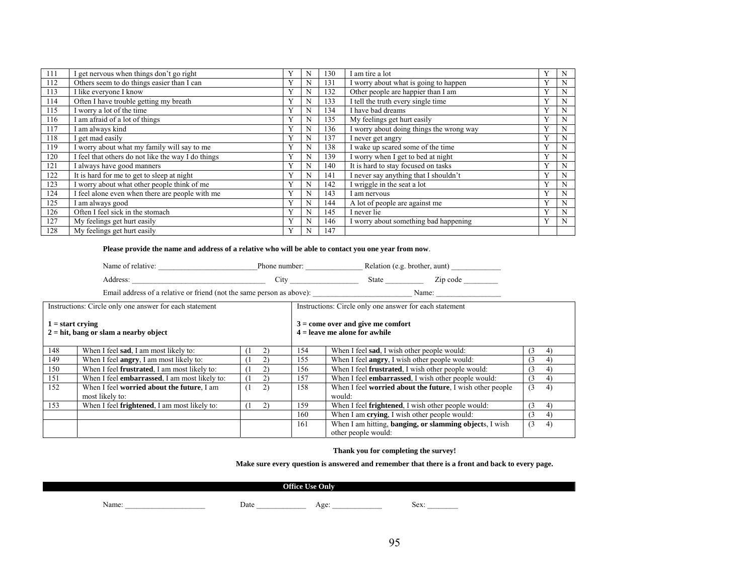| | | | | | | | |
|---|---|---|---|---|---|---|---|
| 111 | I get nervous when things don't go right | Y | N | 130 | I am tire a lot | Y | N |
| 112 | Others seem to do things easier than I can | Y | N | 131 | I worry about what is going to happen | Y | N |
| 113 | I like everyone I know | Y | N | 132 | Other people are happier than I am | Y | N |
| 114 | Often I have trouble getting my breath | Y | N | 133 | I tell the truth every single time | Y | N |
| 115 | I worry a lot of the time | Y | N | 134 | I have bad dreams | Y | N |
| 116 | I am afraid of a lot of things | Y | N | 135 | My feelings get hurt easily | Y | N |
| 117 | I am always kind | Y | N | 136 | I worry about doing things the wrong way | Y | N |
| 118 | I get mad easily | Y | N | 137 | I never get angry | Y | N |
| 119 | I worry about what my family will say to me | Y | N | 138 | I wake up scared some of the time | Y | N |
| 120 | I feel that others do not like the way I do things | Y | N | 139 | I worry when I get to bed at night | Y | N |
| 121 | I always have good manners | Y | N | 140 | It is hard to stay focused on tasks | Y | N |
| 122 | It is hard for me to get to sleep at night | Y | N | 141 | I never say anything that I shouldn't | Y | N |
| 123 | I worry about what other people think of me | Y | N | 142 | I wriggle in the seat a lot | Y | N |
| 124 | I feel alone even when there are people with me | Y | N | 143 | I am nervous | Y | N |
| 125 | I am always good | Y | N | 144 | A lot of people are against me | Y | N |
| 126 | Often I feel sick in the stomach | Y | N | 145 | I never lie | Y | N |
| 127 | My feelings get hurt easily | Y | N | 146 | I worry about something bad happening | Y | N |
| 128 | My feelings get hurt easily | Y | N | 147 | | | |

**Please provide the name and address of a relative who will be able to contact you one year from now**.

Name of relative: ________________________ Phone number: ______________ Relation (e.g. brother, aunt) ____________

Address: ________________________________ City ________________ State _________ Zip code ________

Email address of a relative or friend (not the same person as above): ________________________ Name: ________________

| Instructions: Circle only one answer for each statement<br><br>**1 = start crying**<br>**2 = hit, bang or slam a nearby object** | | | Instructions: Circle only one answer for each statement<br><br>**3 = come over and give me comfort**<br>**4 = leave me alone for awhile** | | |
|---|---|---|---|---|---|
| 148 | When I feel **sad**, I am most likely to: | (1 2) | 154 | When I feel **sad**, I wish other people would: | (3 4) |
| 149 | When I feel **angry**, I am most likely to: | (1 2) | 155 | When I feel **angry**, I wish other people would: | (3 4) |
| 150 | When I feel **frustrated**, I am most likely to: | (1 2) | 156 | When I feel **frustrated**, I wish other people would: | (3 4) |
| 151 | When I feel **embarrassed**, I am most likely to: | (1 2) | 157 | When I feel **embarrassed**, I wish other people would: | (3 4) |
| 152 | When I feel **worried about the future**, I am most likely to: | (1 2) | 158 | When I feel **worried about the future**, I wish other people would: | (3 4) |
| 153 | When I feel **frightened**, I am most likely to: | (1 2) | 159 | When I feel **frightened**, I wish other people would: | (3 4) |
| | | | 160 | When I am **crying**, I wish other people would: | (3 4) |
| | | | 161 | When I am hitting, **banging, or slamming object**s, I wish other people would: | (3 4) |

**Thank you for completing the survey!**

**Make sure every question is answered and remember that there is a front and back to every page.**

**Office Use Only**

Name: ____________________ Date ____________ Age: ____________ Sex: ________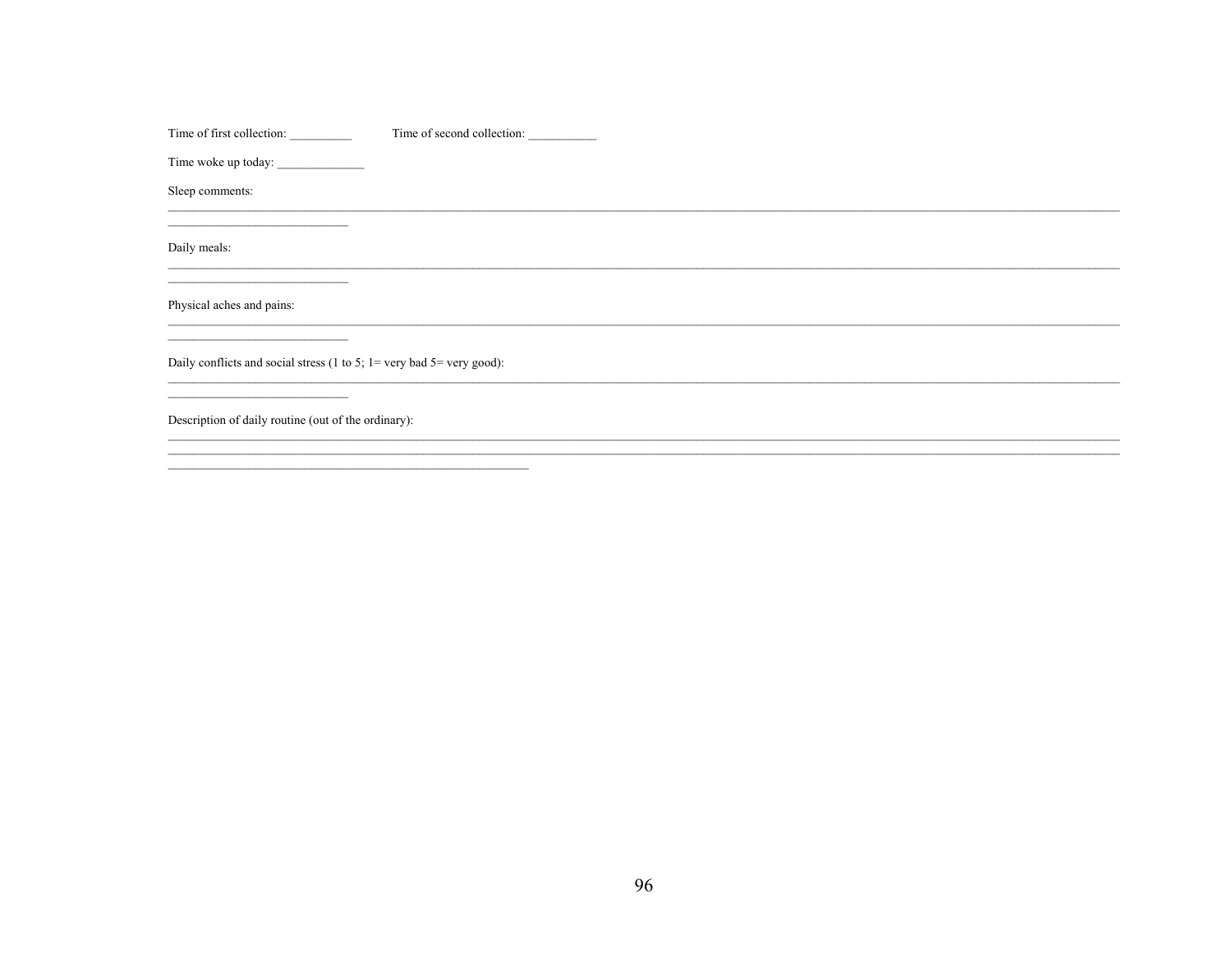Time of first collection: __________ Time of second collection: ___________

Time woke up today: ______________

Sleep comments:

______________________________________________________________________________________________________________________________________________________
____________________________

Daily meals:

______________________________________________________________________________________________________________________________________________________
____________________________

Physical aches and pains:

______________________________________________________________________________________________________________________________________________________
____________________________

Daily conflicts and social stress (1 to 5; 1= very bad 5= very good):

______________________________________________________________________________________________________________________________________________________
____________________________

Description of daily routine (out of the ordinary):

______________________________________________________________________________________________________________________________________________________
______________________________________________________________________________________________________________________________________________________
________________________________________________________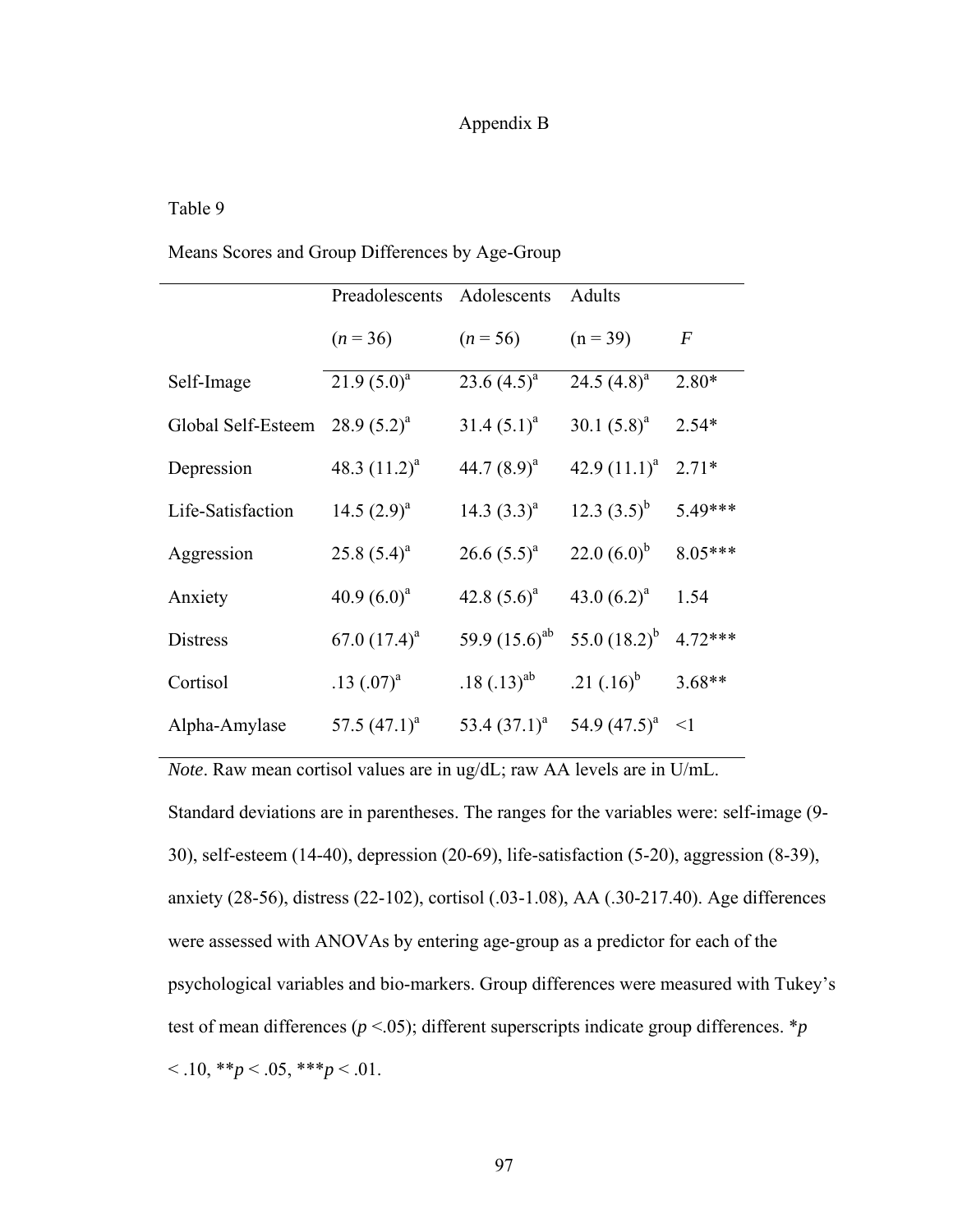# Appendix B

Table 9

Means Scores and Group Differences by Age-Group

| | Preadolescents ($n$ = 36) | Adolescents ($n$ = 56) | Adults (n = 39) | $F$ |
|---|---|---|---|---|
| Self-Image | 21.9 (5.0)[a] | 23.6 (4.5)[a] | 24.5 (4.8)[a] | 2.80* |
| Global Self-Esteem | 28.9 (5.2)[a] | 31.4 (5.1)[a] | 30.1 (5.8)[a] | 2.54* |
| Depression | 48.3 (11.2)[a] | 44.7 (8.9)[a] | 42.9 (11.1)[a] | 2.71* |
| Life-Satisfaction | 14.5 (2.9)[a] | 14.3 (3.3)[a] | 12.3 (3.5)[b] | 5.49*** |
| Aggression | 25.8 (5.4)[a] | 26.6 (5.5)[a] | 22.0 (6.0)[b] | 8.05*** |
| Anxiety | 40.9 (6.0)[a] | 42.8 (5.6)[a] | 43.0 (6.2)[a] | 1.54 |
| Distress | 67.0 (17.4)[a] | 59.9 (15.6)[ab] | 55.0 (18.2)[b] | 4.72*** |
| Cortisol | .13 (.07)[a] | .18 (.13)[ab] | .21 (.16)[b] | 3.68** |
| Alpha-Amylase | 57.5 (47.1)[a] | 53.4 (37.1)[a] | 54.9 (47.5)[a] | <1 |

*Note*. Raw mean cortisol values are in ug/dL; raw AA levels are in U/mL. Standard deviations are in parentheses. The ranges for the variables were: self-image (9-30), self-esteem (14-40), depression (20-69), life-satisfaction (5-20), aggression (8-39), anxiety (28-56), distress (22-102), cortisol (.03-1.08), AA (.30-217.40). Age differences were assessed with ANOVAs by entering age-group as a predictor for each of the psychological variables and bio-markers. Group differences were measured with Tukey's test of mean differences ($p$ <.05); different superscripts indicate group differences. *$p$ < .10, **$p$ < .05, ***$p$ < .01.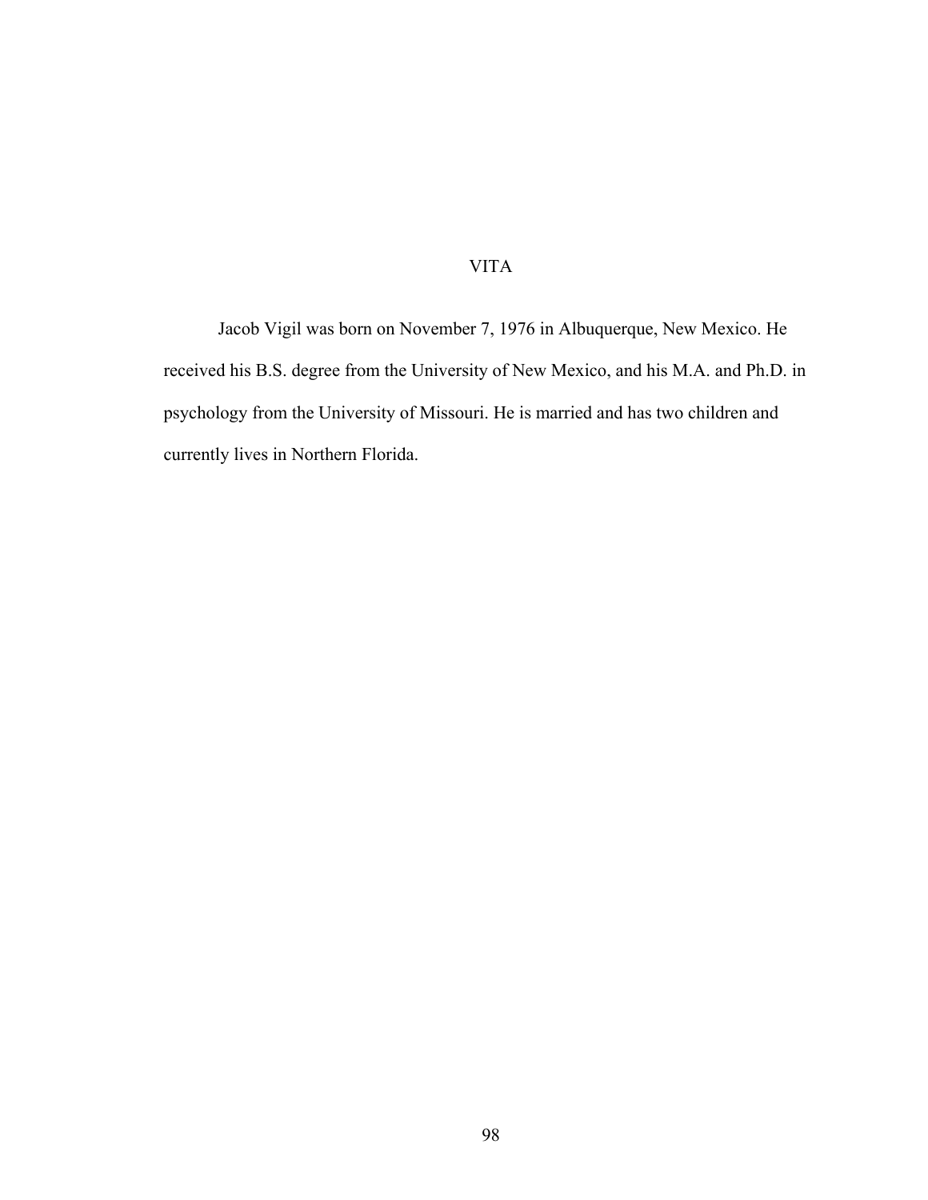# VITA

Jacob Vigil was born on November 7, 1976 in Albuquerque, New Mexico. He received his B.S. degree from the University of New Mexico, and his M.A. and Ph.D. in psychology from the University of Missouri. He is married and has two children and currently lives in Northern Florida.